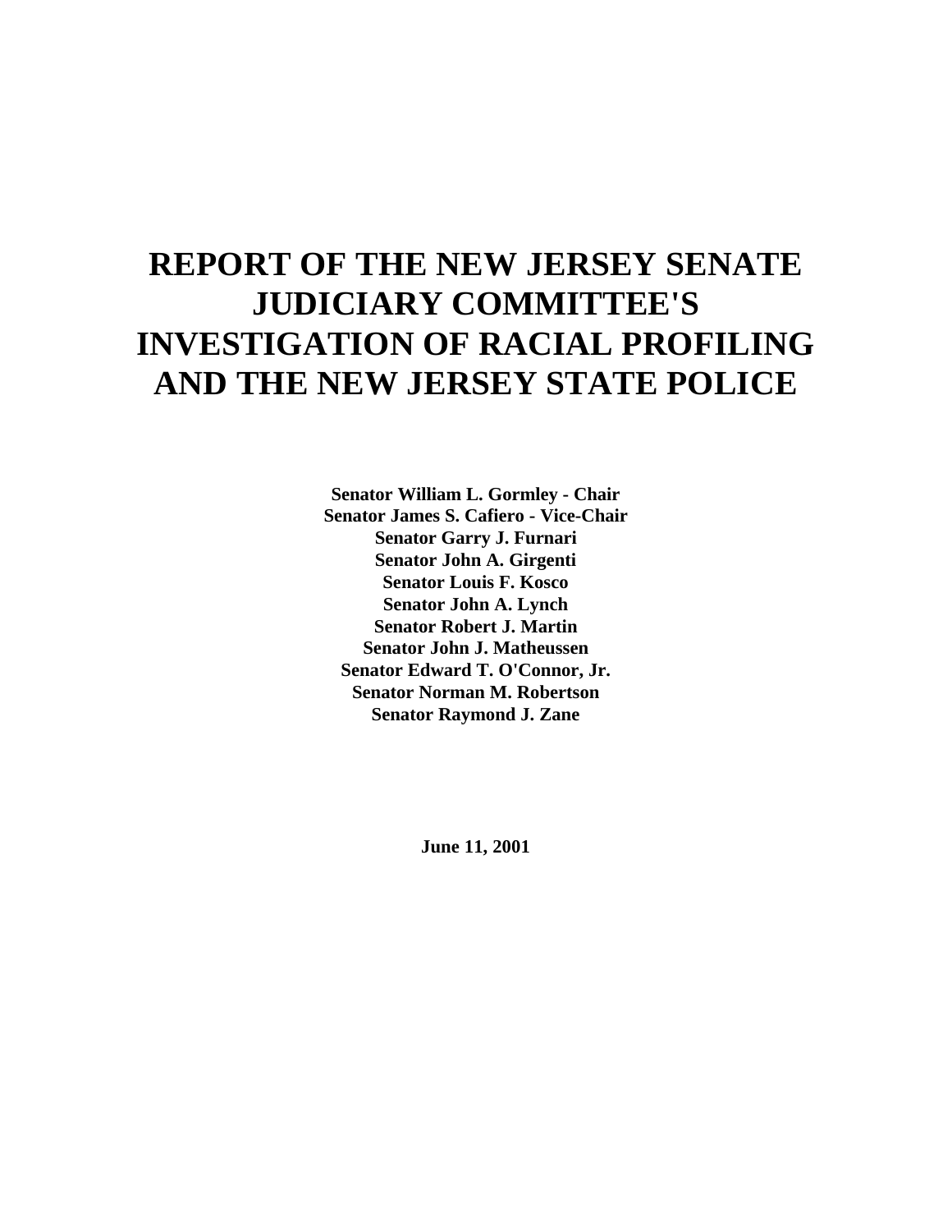# REPORT OF THE NEW JERSEY SENATE JUDICIARY COMMITTEE'S INVESTIGATION OF RACIAL PROFILING AND THE NEW JERSEY STATE POLICE

**Senator William L. Gormley - Chair**
**Senator James S. Cafiero - Vice-Chair**
**Senator Garry J. Furnari**
**Senator John A. Girgenti**
**Senator Louis F. Kosco**
**Senator John A. Lynch**
**Senator Robert J. Martin**
**Senator John J. Matheussen**
**Senator Edward T. O'Connor, Jr.**
**Senator Norman M. Robertson**
**Senator Raymond J. Zane**

**June 11, 2001**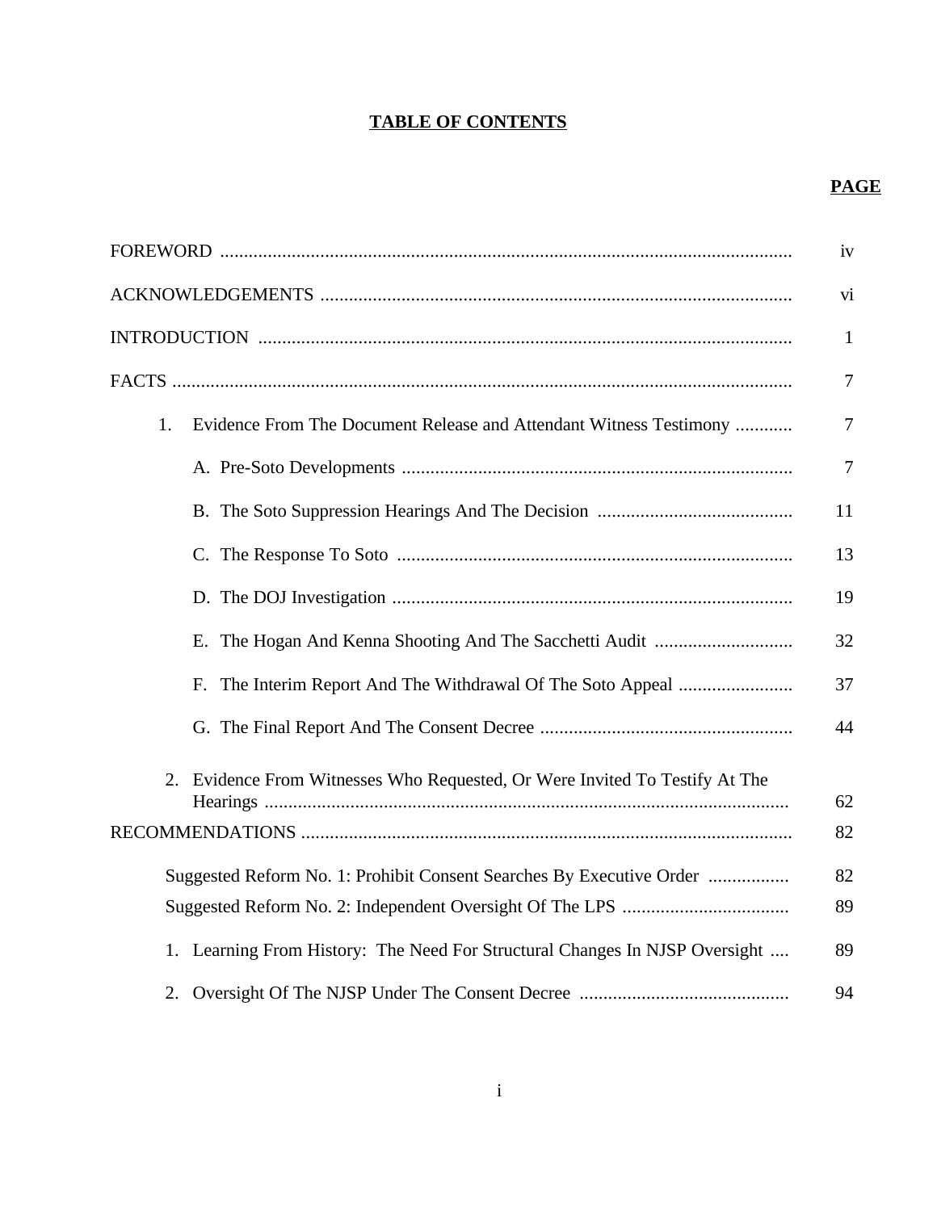# TABLE OF CONTENTS

| | PAGE |
|---|---|
| FOREWORD | iv |
| ACKNOWLEDGEMENTS | vi |
| INTRODUCTION | 1 |
| FACTS | 7 |
| 1. Evidence From The Document Release and Attendant Witness Testimony | 7 |
| A. Pre-Soto Developments | 7 |
| B. The Soto Suppression Hearings And The Decision | 11 |
| C. The Response To Soto | 13 |
| D. The DOJ Investigation | 19 |
| E. The Hogan And Kenna Shooting And The Sacchetti Audit | 32 |
| F. The Interim Report And The Withdrawal Of The Soto Appeal | 37 |
| G. The Final Report And The Consent Decree | 44 |
| 2. Evidence From Witnesses Who Requested, Or Were Invited To Testify At The Hearings | 62 |
| RECOMMENDATIONS | 82 |
| Suggested Reform No. 1: Prohibit Consent Searches By Executive Order | 82 |
| Suggested Reform No. 2: Independent Oversight Of The LPS | 89 |
| 1. Learning From History: The Need For Structural Changes In NJSP Oversight | 89 |
| 2. Oversight Of The NJSP Under The Consent Decree | 94 |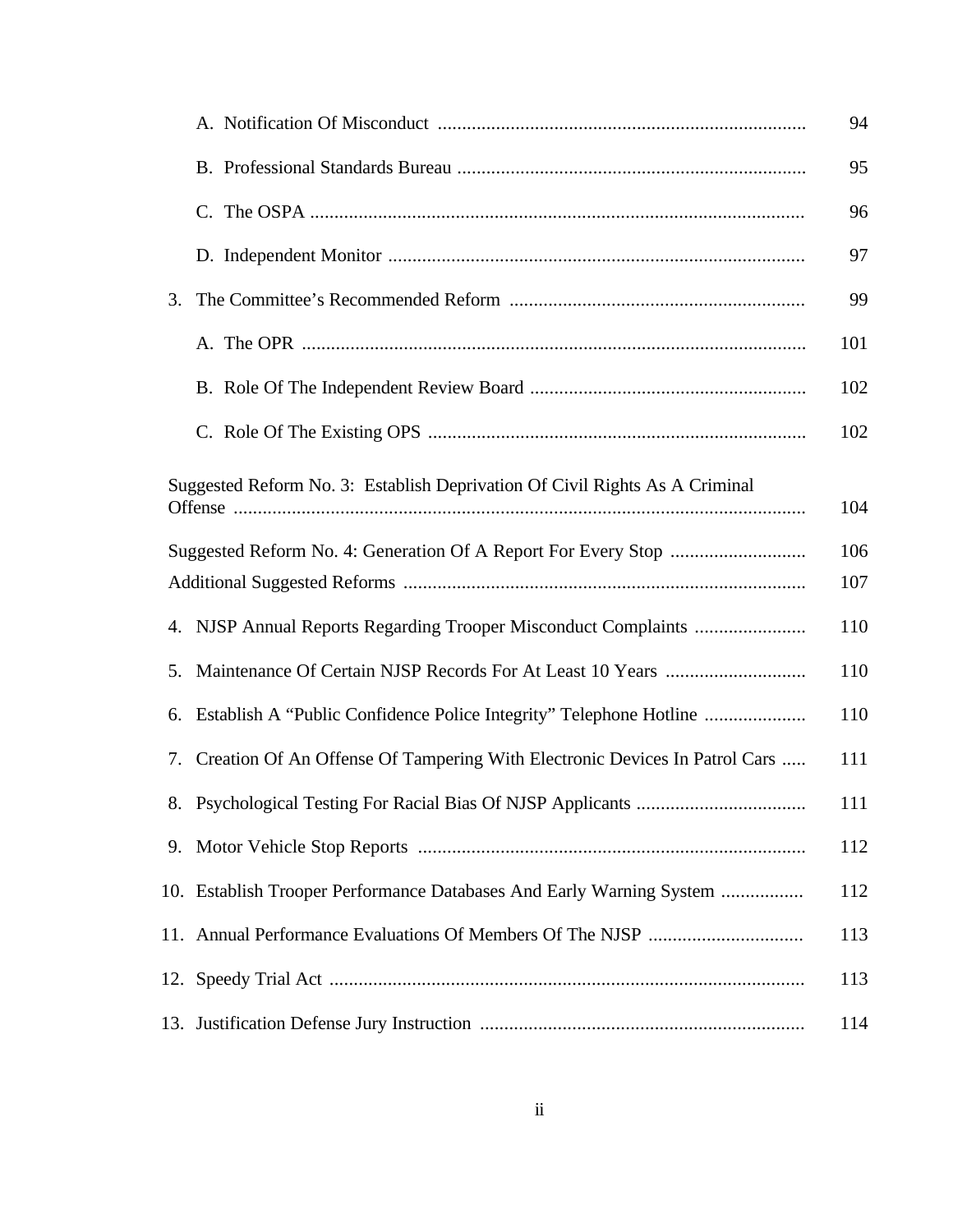A. Notification Of Misconduct ........................................................................... 94

B. Professional Standards Bureau ....................................................................... 95

C. The OSPA ..................................................................................................... 96

D. Independent Monitor ..................................................................................... 97

3. The Committee's Recommended Reform ............................................................ 99

A. The OPR ....................................................................................................... 101

B. Role Of The Independent Review Board ........................................................ 102

C. Role Of The Existing OPS ............................................................................. 102

Suggested Reform No. 3: Establish Deprivation Of Civil Rights As A Criminal Offense .................................................................................................................... 104

Suggested Reform No. 4: Generation Of A Report For Every Stop ............................ 106

Additional Suggested Reforms .................................................................................. 107

4. NJSP Annual Reports Regarding Trooper Misconduct Complaints ....................... 110

5. Maintenance Of Certain NJSP Records For At Least 10 Years ............................. 110

6. Establish A "Public Confidence Police Integrity" Telephone Hotline ..................... 110

7. Creation Of An Offense Of Tampering With Electronic Devices In Patrol Cars ..... 111

8. Psychological Testing For Racial Bias Of NJSP Applicants ................................... 111

9. Motor Vehicle Stop Reports ................................................................................ 112

10. Establish Trooper Performance Databases And Early Warning System ................. 112

11. Annual Performance Evaluations Of Members Of The NJSP ................................ 113

12. Speedy Trial Act ................................................................................................. 113

13. Justification Defense Jury Instruction .................................................................. 114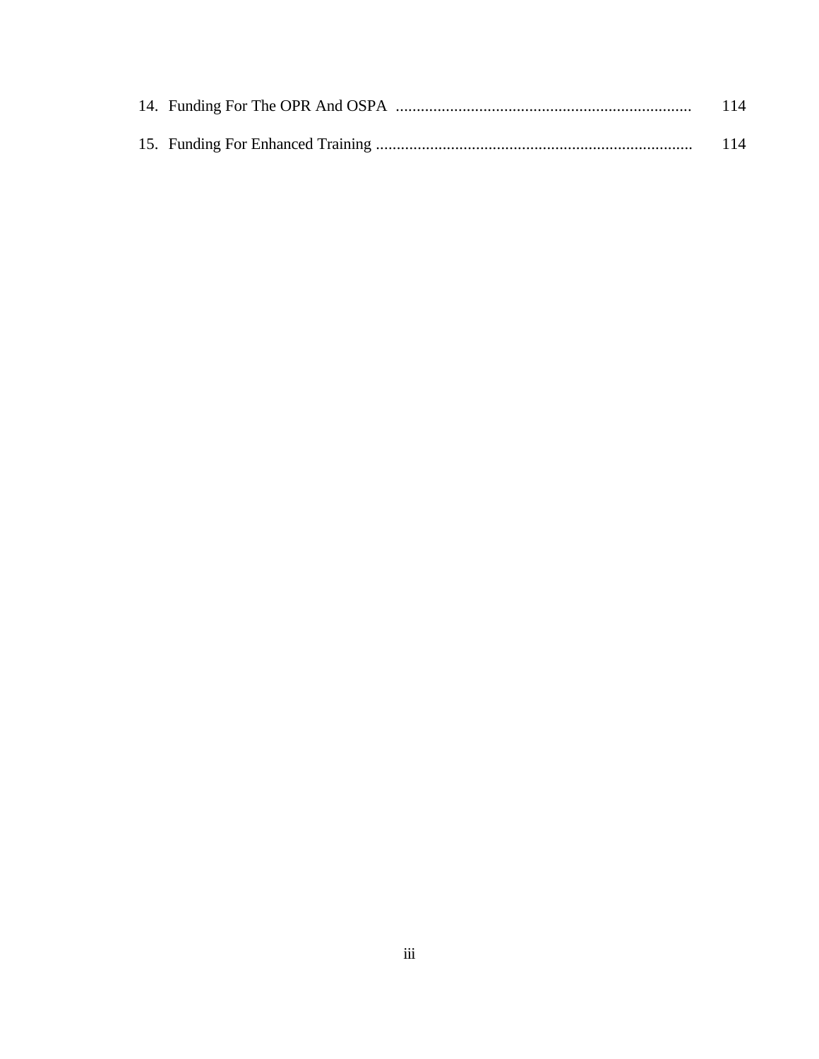14. Funding For The OPR And OSPA ....................................................................... 114

15. Funding For Enhanced Training ............................................................................ 114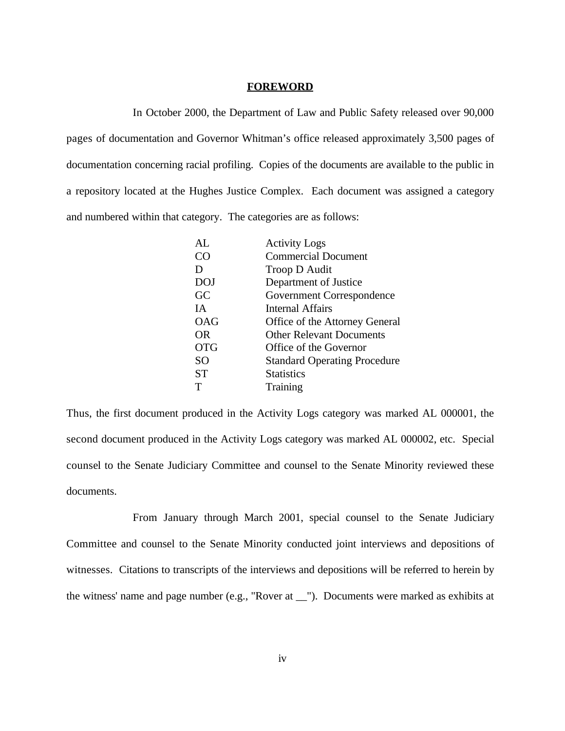# FOREWORD

In October 2000, the Department of Law and Public Safety released over 90,000 pages of documentation and Governor Whitman's office released approximately 3,500 pages of documentation concerning racial profiling. Copies of the documents are available to the public in a repository located at the Hughes Justice Complex. Each document was assigned a category and numbered within that category. The categories are as follows:

| | |
|---|---|
| AL | Activity Logs |
| CO | Commercial Document |
| D | Troop D Audit |
| DOJ | Department of Justice |
| GC | Government Correspondence |
| IA | Internal Affairs |
| OAG | Office of the Attorney General |
| OR | Other Relevant Documents |
| OTG | Office of the Governor |
| SO | Standard Operating Procedure |
| ST | Statistics |
| T | Training |

Thus, the first document produced in the Activity Logs category was marked AL 000001, the second document produced in the Activity Logs category was marked AL 000002, etc. Special counsel to the Senate Judiciary Committee and counsel to the Senate Minority reviewed these documents.

From January through March 2001, special counsel to the Senate Judiciary Committee and counsel to the Senate Minority conducted joint interviews and depositions of witnesses. Citations to transcripts of the interviews and depositions will be referred to herein by the witness' name and page number (e.g., "Rover at __"). Documents were marked as exhibits at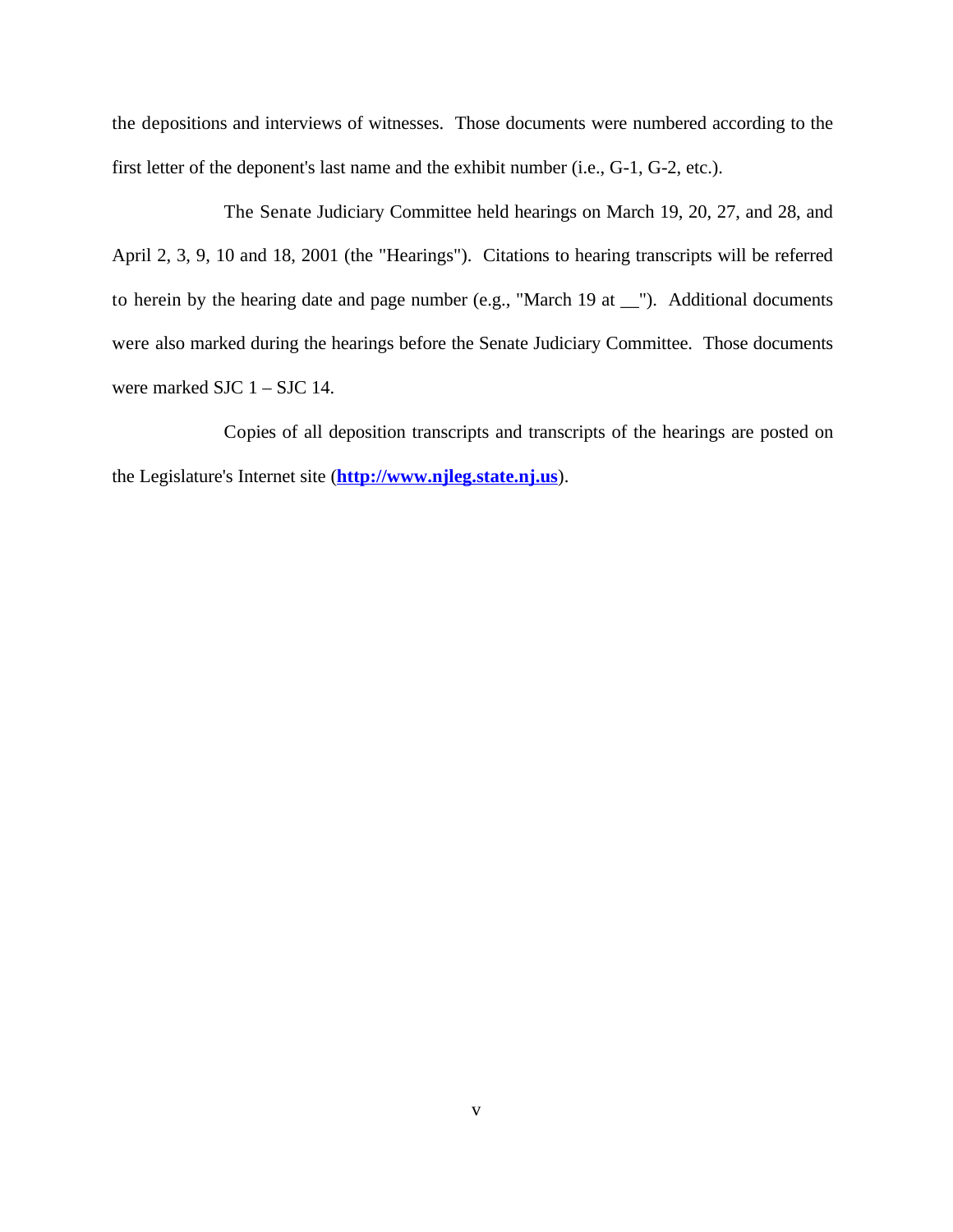the depositions and interviews of witnesses. Those documents were numbered according to the first letter of the deponent's last name and the exhibit number (i.e., G-1, G-2, etc.).

The Senate Judiciary Committee held hearings on March 19, 20, 27, and 28, and April 2, 3, 9, 10 and 18, 2001 (the "Hearings"). Citations to hearing transcripts will be referred to herein by the hearing date and page number (e.g., "March 19 at __"). Additional documents were also marked during the hearings before the Senate Judiciary Committee. Those documents were marked SJC 1 – SJC 14.

Copies of all deposition transcripts and transcripts of the hearings are posted on the Legislature's Internet site (**http://www.njleg.state.nj.us**).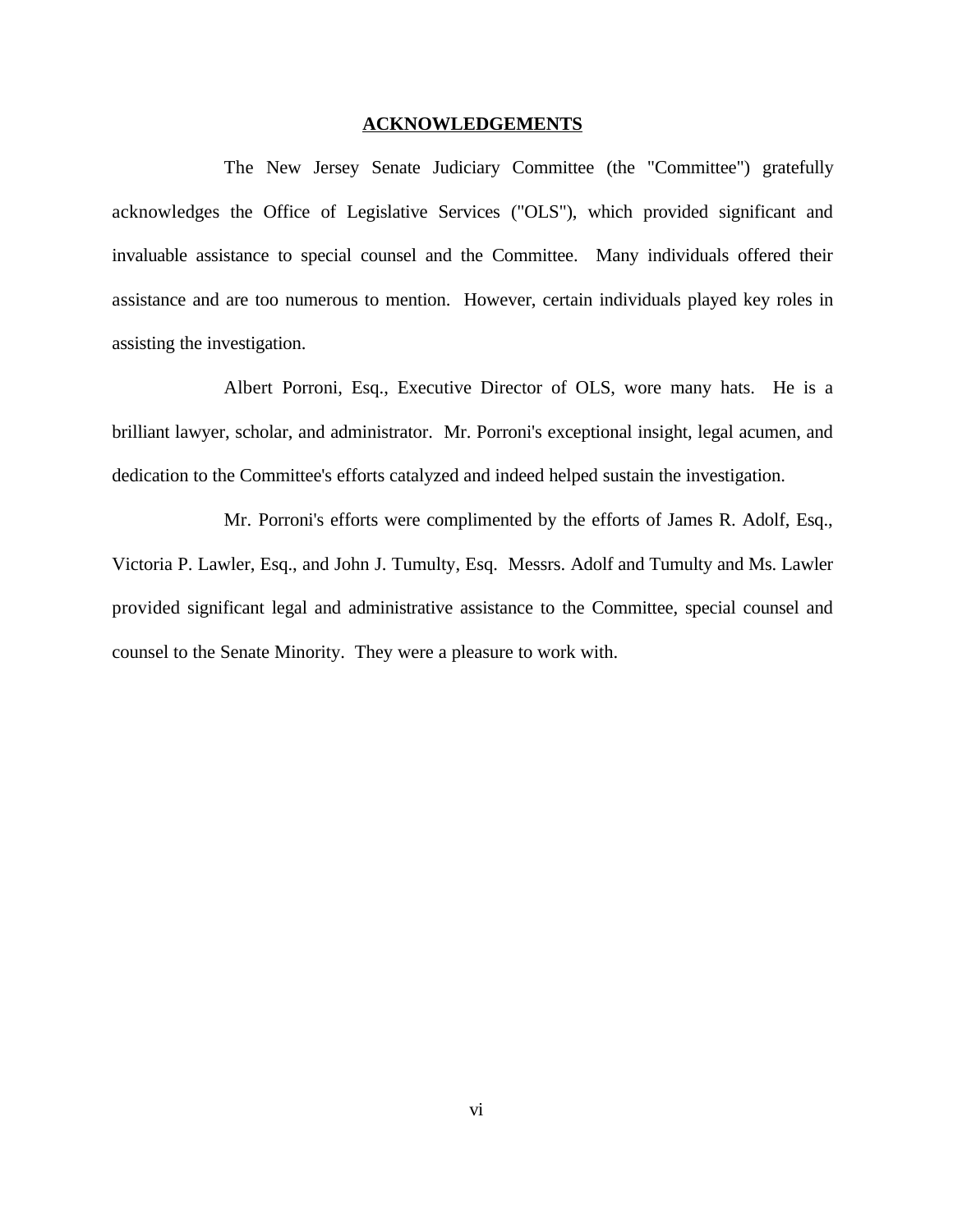## ACKNOWLEDGEMENTS

The New Jersey Senate Judiciary Committee (the "Committee") gratefully acknowledges the Office of Legislative Services ("OLS"), which provided significant and invaluable assistance to special counsel and the Committee. Many individuals offered their assistance and are too numerous to mention. However, certain individuals played key roles in assisting the investigation.

Albert Porroni, Esq., Executive Director of OLS, wore many hats. He is a brilliant lawyer, scholar, and administrator. Mr. Porroni's exceptional insight, legal acumen, and dedication to the Committee's efforts catalyzed and indeed helped sustain the investigation.

Mr. Porroni's efforts were complimented by the efforts of James R. Adolf, Esq., Victoria P. Lawler, Esq., and John J. Tumulty, Esq. Messrs. Adolf and Tumulty and Ms. Lawler provided significant legal and administrative assistance to the Committee, special counsel and counsel to the Senate Minority. They were a pleasure to work with.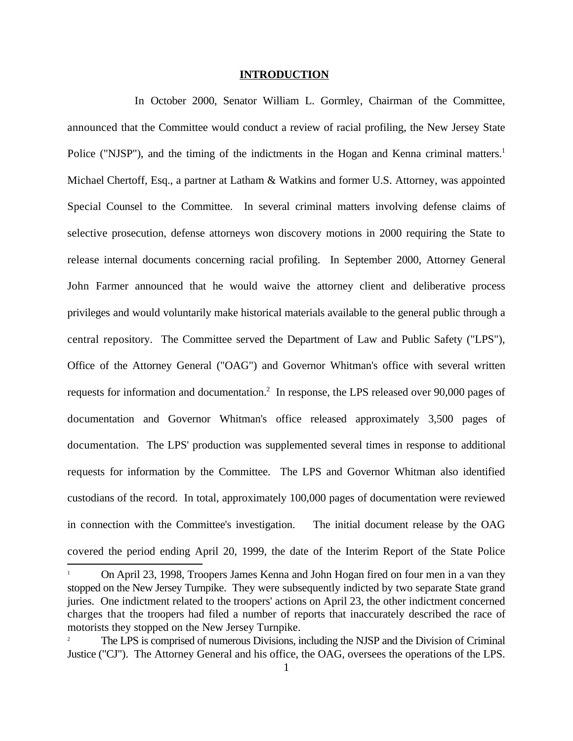## INTRODUCTION

In October 2000, Senator William L. Gormley, Chairman of the Committee, announced that the Committee would conduct a review of racial profiling, the New Jersey State Police ("NJSP"), and the timing of the indictments in the Hogan and Kenna criminal matters.[1] Michael Chertoff, Esq., a partner at Latham & Watkins and former U.S. Attorney, was appointed Special Counsel to the Committee. In several criminal matters involving defense claims of selective prosecution, defense attorneys won discovery motions in 2000 requiring the State to release internal documents concerning racial profiling. In September 2000, Attorney General John Farmer announced that he would waive the attorney client and deliberative process privileges and would voluntarily make historical materials available to the general public through a central repository. The Committee served the Department of Law and Public Safety ("LPS"), Office of the Attorney General ("OAG") and Governor Whitman's office with several written requests for information and documentation.[2] In response, the LPS released over 90,000 pages of documentation and Governor Whitman's office released approximately 3,500 pages of documentation. The LPS' production was supplemented several times in response to additional requests for information by the Committee. The LPS and Governor Whitman also identified custodians of the record. In total, approximately 100,000 pages of documentation were reviewed in connection with the Committee's investigation. The initial document release by the OAG covered the period ending April 20, 1999, the date of the Interim Report of the State Police

---

[1] On April 23, 1998, Troopers James Kenna and John Hogan fired on four men in a van they stopped on the New Jersey Turnpike. They were subsequently indicted by two separate State grand juries. One indictment related to the troopers' actions on April 23, the other indictment concerned charges that the troopers had filed a number of reports that inaccurately described the race of motorists they stopped on the New Jersey Turnpike.

[2] The LPS is comprised of numerous Divisions, including the NJSP and the Division of Criminal Justice ("CJ"). The Attorney General and his office, the OAG, oversees the operations of the LPS.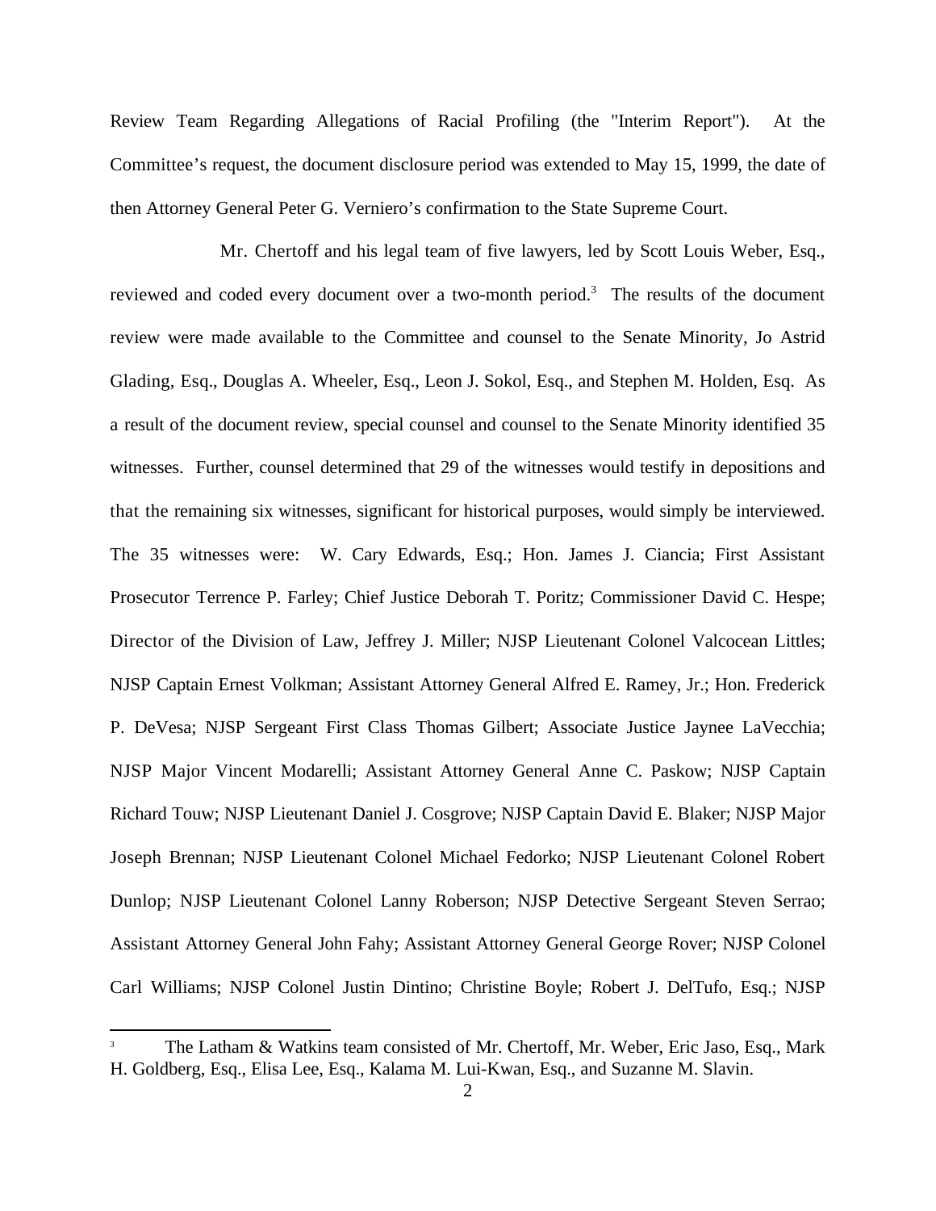Review Team Regarding Allegations of Racial Profiling (the "Interim Report"). At the Committee's request, the document disclosure period was extended to May 15, 1999, the date of then Attorney General Peter G. Verniero's confirmation to the State Supreme Court.

Mr. Chertoff and his legal team of five lawyers, led by Scott Louis Weber, Esq., reviewed and coded every document over a two-month period.[3] The results of the document review were made available to the Committee and counsel to the Senate Minority, Jo Astrid Glading, Esq., Douglas A. Wheeler, Esq., Leon J. Sokol, Esq., and Stephen M. Holden, Esq. As a result of the document review, special counsel and counsel to the Senate Minority identified 35 witnesses. Further, counsel determined that 29 of the witnesses would testify in depositions and that the remaining six witnesses, significant for historical purposes, would simply be interviewed. The 35 witnesses were: W. Cary Edwards, Esq.; Hon. James J. Ciancia; First Assistant Prosecutor Terrence P. Farley; Chief Justice Deborah T. Poritz; Commissioner David C. Hespe; Director of the Division of Law, Jeffrey J. Miller; NJSP Lieutenant Colonel Valcocean Littles; NJSP Captain Ernest Volkman; Assistant Attorney General Alfred E. Ramey, Jr.; Hon. Frederick P. DeVesa; NJSP Sergeant First Class Thomas Gilbert; Associate Justice Jaynee LaVecchia; NJSP Major Vincent Modarelli; Assistant Attorney General Anne C. Paskow; NJSP Captain Richard Touw; NJSP Lieutenant Daniel J. Cosgrove; NJSP Captain David E. Blaker; NJSP Major Joseph Brennan; NJSP Lieutenant Colonel Michael Fedorko; NJSP Lieutenant Colonel Robert Dunlop; NJSP Lieutenant Colonel Lanny Roberson; NJSP Detective Sergeant Steven Serrao; Assistant Attorney General John Fahy; Assistant Attorney General George Rover; NJSP Colonel Carl Williams; NJSP Colonel Justin Dintino; Christine Boyle; Robert J. DelTufo, Esq.; NJSP

[3] The Latham & Watkins team consisted of Mr. Chertoff, Mr. Weber, Eric Jaso, Esq., Mark H. Goldberg, Esq., Elisa Lee, Esq., Kalama M. Lui-Kwan, Esq., and Suzanne M. Slavin.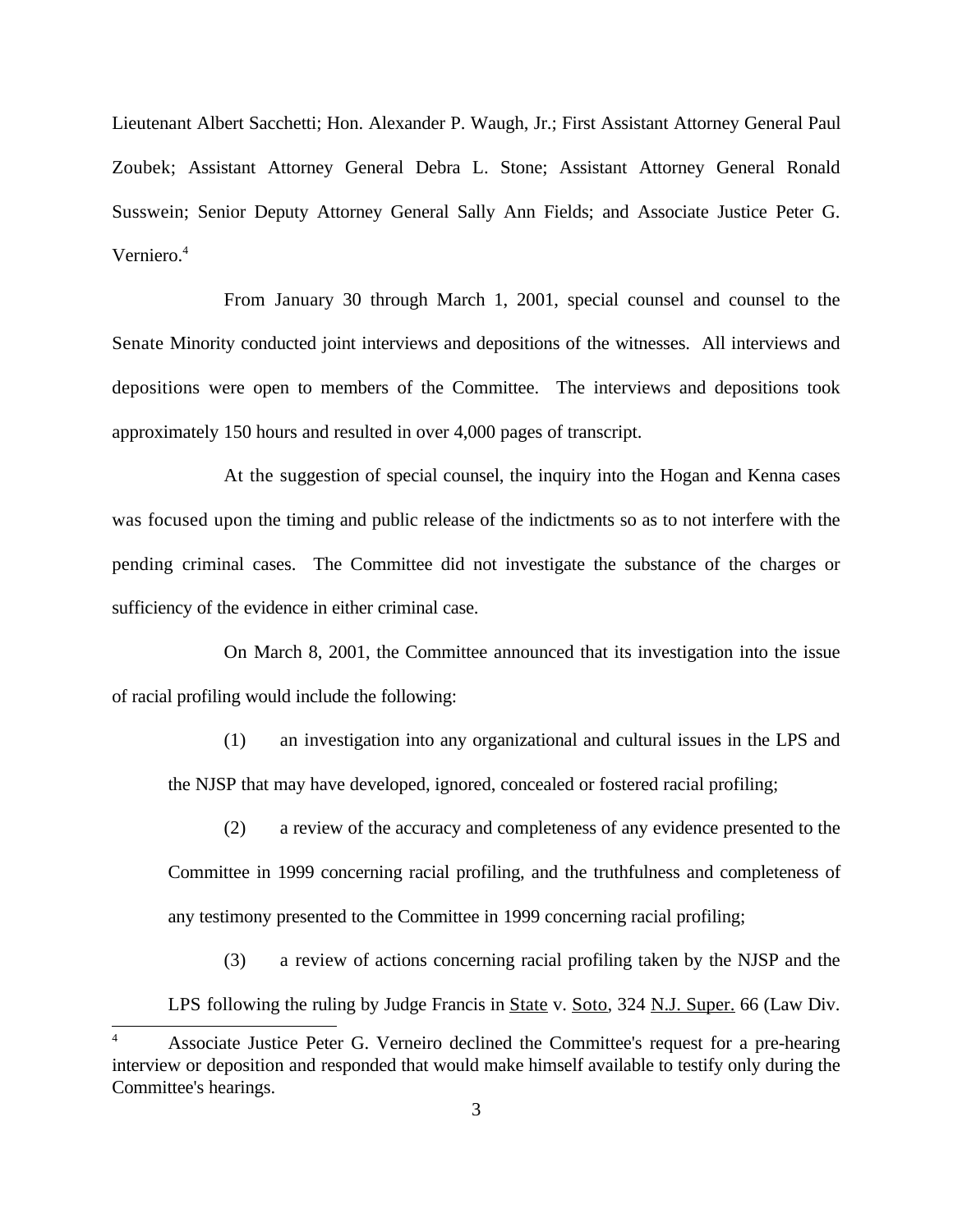Lieutenant Albert Sacchetti; Hon. Alexander P. Waugh, Jr.; First Assistant Attorney General Paul Zoubek; Assistant Attorney General Debra L. Stone; Assistant Attorney General Ronald Susswein; Senior Deputy Attorney General Sally Ann Fields; and Associate Justice Peter G. Verniero.[4]

From January 30 through March 1, 2001, special counsel and counsel to the Senate Minority conducted joint interviews and depositions of the witnesses. All interviews and depositions were open to members of the Committee. The interviews and depositions took approximately 150 hours and resulted in over 4,000 pages of transcript.

At the suggestion of special counsel, the inquiry into the Hogan and Kenna cases was focused upon the timing and public release of the indictments so as to not interfere with the pending criminal cases. The Committee did not investigate the substance of the charges or sufficiency of the evidence in either criminal case.

On March 8, 2001, the Committee announced that its investigation into the issue of racial profiling would include the following:

(1) an investigation into any organizational and cultural issues in the LPS and the NJSP that may have developed, ignored, concealed or fostered racial profiling;

(2) a review of the accuracy and completeness of any evidence presented to the Committee in 1999 concerning racial profiling, and the truthfulness and completeness of any testimony presented to the Committee in 1999 concerning racial profiling;

(3) a review of actions concerning racial profiling taken by the NJSP and the LPS following the ruling by Judge Francis in State v. Soto, 324 N.J. Super. 66 (Law Div.

---

[4] Associate Justice Peter G. Verneiro declined the Committee's request for a pre-hearing interview or deposition and responded that would make himself available to testify only during the Committee's hearings.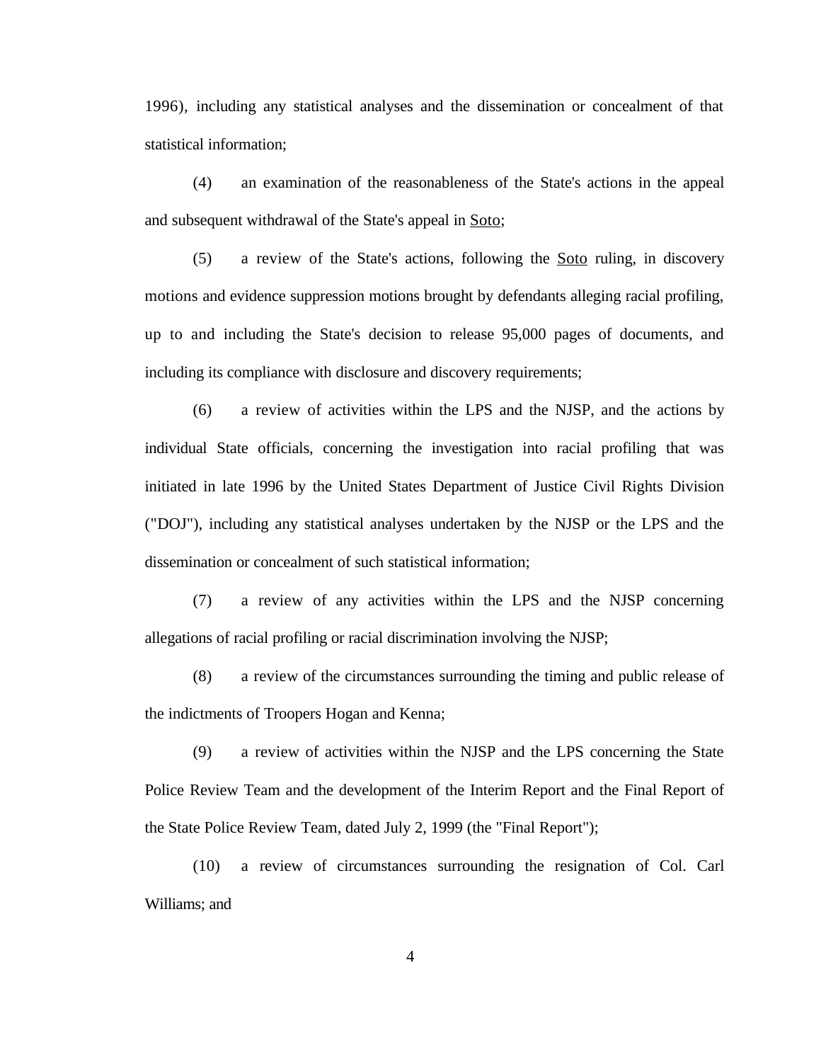1996), including any statistical analyses and the dissemination or concealment of that statistical information;

(4) an examination of the reasonableness of the State's actions in the appeal and subsequent withdrawal of the State's appeal in Soto;

(5) a review of the State's actions, following the Soto ruling, in discovery motions and evidence suppression motions brought by defendants alleging racial profiling, up to and including the State's decision to release 95,000 pages of documents, and including its compliance with disclosure and discovery requirements;

(6) a review of activities within the LPS and the NJSP, and the actions by individual State officials, concerning the investigation into racial profiling that was initiated in late 1996 by the United States Department of Justice Civil Rights Division ("DOJ"), including any statistical analyses undertaken by the NJSP or the LPS and the dissemination or concealment of such statistical information;

(7) a review of any activities within the LPS and the NJSP concerning allegations of racial profiling or racial discrimination involving the NJSP;

(8) a review of the circumstances surrounding the timing and public release of the indictments of Troopers Hogan and Kenna;

(9) a review of activities within the NJSP and the LPS concerning the State Police Review Team and the development of the Interim Report and the Final Report of the State Police Review Team, dated July 2, 1999 (the "Final Report");

(10) a review of circumstances surrounding the resignation of Col. Carl Williams; and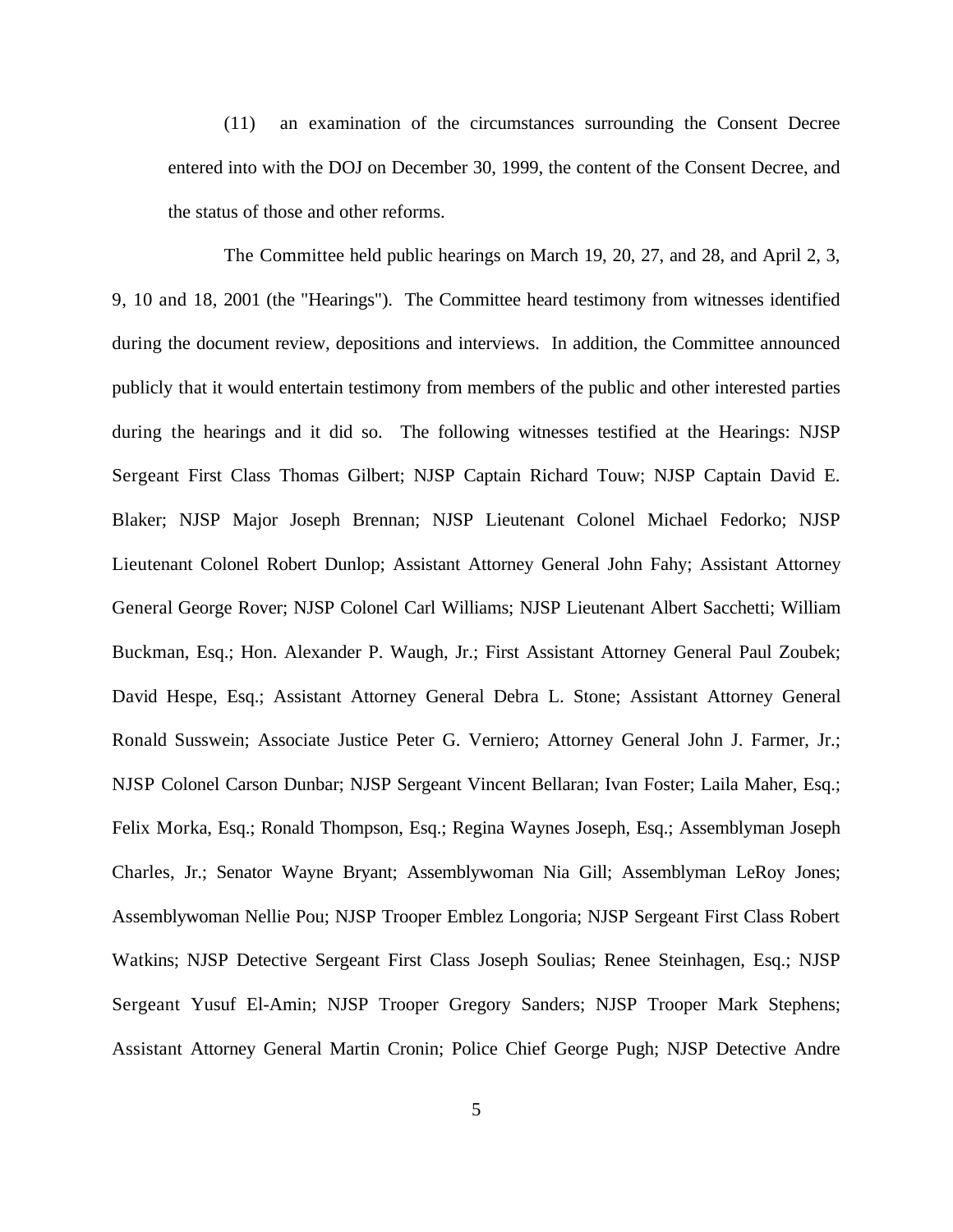(11) an examination of the circumstances surrounding the Consent Decree entered into with the DOJ on December 30, 1999, the content of the Consent Decree, and the status of those and other reforms.

The Committee held public hearings on March 19, 20, 27, and 28, and April 2, 3, 9, 10 and 18, 2001 (the "Hearings"). The Committee heard testimony from witnesses identified during the document review, depositions and interviews. In addition, the Committee announced publicly that it would entertain testimony from members of the public and other interested parties during the hearings and it did so. The following witnesses testified at the Hearings: NJSP Sergeant First Class Thomas Gilbert; NJSP Captain Richard Touw; NJSP Captain David E. Blaker; NJSP Major Joseph Brennan; NJSP Lieutenant Colonel Michael Fedorko; NJSP Lieutenant Colonel Robert Dunlop; Assistant Attorney General John Fahy; Assistant Attorney General George Rover; NJSP Colonel Carl Williams; NJSP Lieutenant Albert Sacchetti; William Buckman, Esq.; Hon. Alexander P. Waugh, Jr.; First Assistant Attorney General Paul Zoubek; David Hespe, Esq.; Assistant Attorney General Debra L. Stone; Assistant Attorney General Ronald Susswein; Associate Justice Peter G. Verniero; Attorney General John J. Farmer, Jr.; NJSP Colonel Carson Dunbar; NJSP Sergeant Vincent Bellaran; Ivan Foster; Laila Maher, Esq.; Felix Morka, Esq.; Ronald Thompson, Esq.; Regina Waynes Joseph, Esq.; Assemblyman Joseph Charles, Jr.; Senator Wayne Bryant; Assemblywoman Nia Gill; Assemblyman LeRoy Jones; Assemblywoman Nellie Pou; NJSP Trooper Emblez Longoria; NJSP Sergeant First Class Robert Watkins; NJSP Detective Sergeant First Class Joseph Soulias; Renee Steinhagen, Esq.; NJSP Sergeant Yusuf El-Amin; NJSP Trooper Gregory Sanders; NJSP Trooper Mark Stephens; Assistant Attorney General Martin Cronin; Police Chief George Pugh; NJSP Detective Andre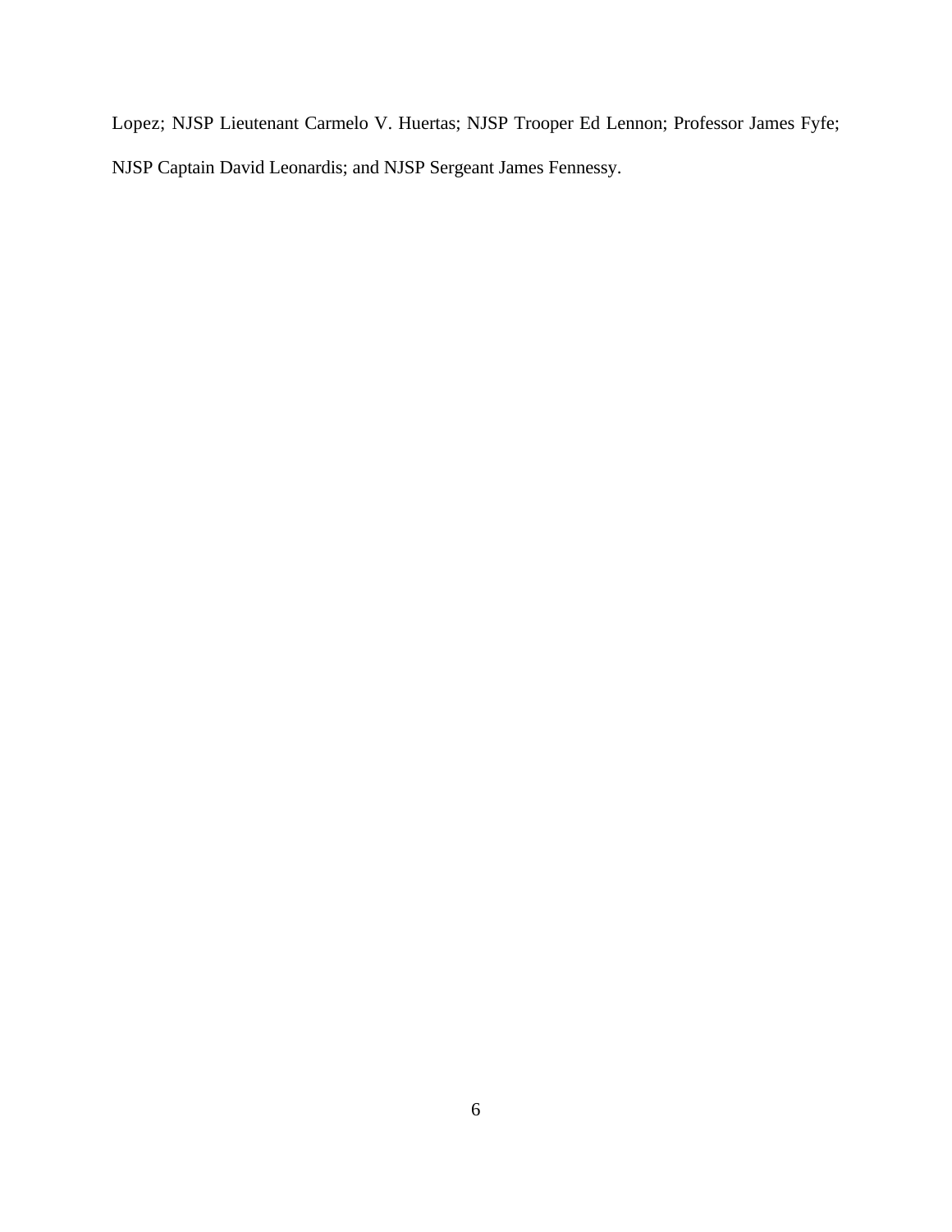Lopez; NJSP Lieutenant Carmelo V. Huertas; NJSP Trooper Ed Lennon; Professor James Fyfe; NJSP Captain David Leonardis; and NJSP Sergeant James Fennessy.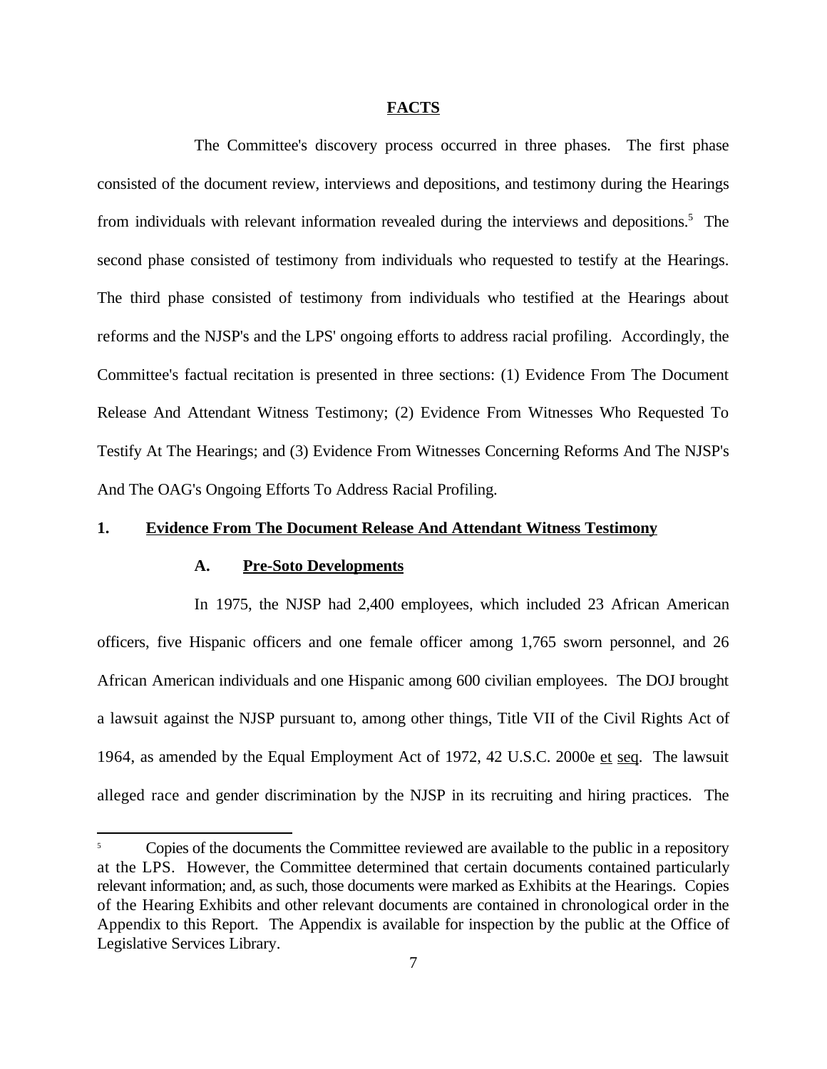## FACTS

The Committee's discovery process occurred in three phases. The first phase consisted of the document review, interviews and depositions, and testimony during the Hearings from individuals with relevant information revealed during the interviews and depositions.[5] The second phase consisted of testimony from individuals who requested to testify at the Hearings. The third phase consisted of testimony from individuals who testified at the Hearings about reforms and the NJSP's and the LPS' ongoing efforts to address racial profiling. Accordingly, the Committee's factual recitation is presented in three sections: (1) Evidence From The Document Release And Attendant Witness Testimony; (2) Evidence From Witnesses Who Requested To Testify At The Hearings; and (3) Evidence From Witnesses Concerning Reforms And The NJSP's And The OAG's Ongoing Efforts To Address Racial Profiling.

### 1. Evidence From The Document Release And Attendant Witness Testimony

#### A. Pre-Soto Developments

In 1975, the NJSP had 2,400 employees, which included 23 African American officers, five Hispanic officers and one female officer among 1,765 sworn personnel, and 26 African American individuals and one Hispanic among 600 civilian employees. The DOJ brought a lawsuit against the NJSP pursuant to, among other things, Title VII of the Civil Rights Act of 1964, as amended by the Equal Employment Act of 1972, 42 U.S.C. 2000e et seq. The lawsuit alleged race and gender discrimination by the NJSP in its recruiting and hiring practices. The

---

[5] Copies of the documents the Committee reviewed are available to the public in a repository at the LPS. However, the Committee determined that certain documents contained particularly relevant information; and, as such, those documents were marked as Exhibits at the Hearings. Copies of the Hearing Exhibits and other relevant documents are contained in chronological order in the Appendix to this Report. The Appendix is available for inspection by the public at the Office of Legislative Services Library.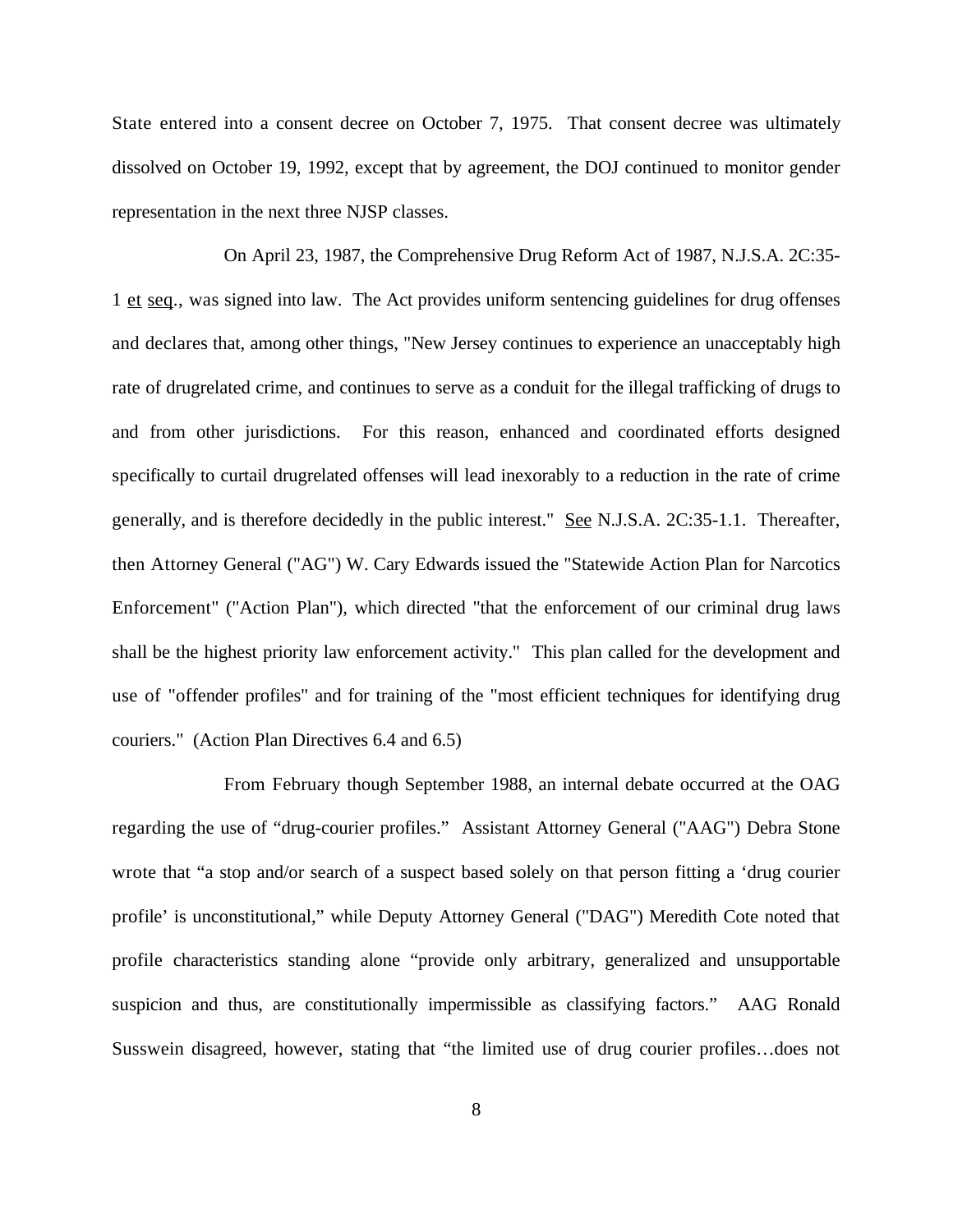State entered into a consent decree on October 7, 1975. That consent decree was ultimately dissolved on October 19, 1992, except that by agreement, the DOJ continued to monitor gender representation in the next three NJSP classes.

On April 23, 1987, the Comprehensive Drug Reform Act of 1987, N.J.S.A. 2C:35-1 et seq., was signed into law. The Act provides uniform sentencing guidelines for drug offenses and declares that, among other things, "New Jersey continues to experience an unacceptably high rate of drugrelated crime, and continues to serve as a conduit for the illegal trafficking of drugs to and from other jurisdictions. For this reason, enhanced and coordinated efforts designed specifically to curtail drugrelated offenses will lead inexorably to a reduction in the rate of crime generally, and is therefore decidedly in the public interest." See N.J.S.A. 2C:35-1.1. Thereafter, then Attorney General ("AG") W. Cary Edwards issued the "Statewide Action Plan for Narcotics Enforcement" ("Action Plan"), which directed "that the enforcement of our criminal drug laws shall be the highest priority law enforcement activity." This plan called for the development and use of "offender profiles" and for training of the "most efficient techniques for identifying drug couriers." (Action Plan Directives 6.4 and 6.5)

From February though September 1988, an internal debate occurred at the OAG regarding the use of "drug-courier profiles." Assistant Attorney General ("AAG") Debra Stone wrote that "a stop and/or search of a suspect based solely on that person fitting a 'drug courier profile' is unconstitutional," while Deputy Attorney General ("DAG") Meredith Cote noted that profile characteristics standing alone "provide only arbitrary, generalized and unsupportable suspicion and thus, are constitutionally impermissible as classifying factors." AAG Ronald Susswein disagreed, however, stating that "the limited use of drug courier profiles…does not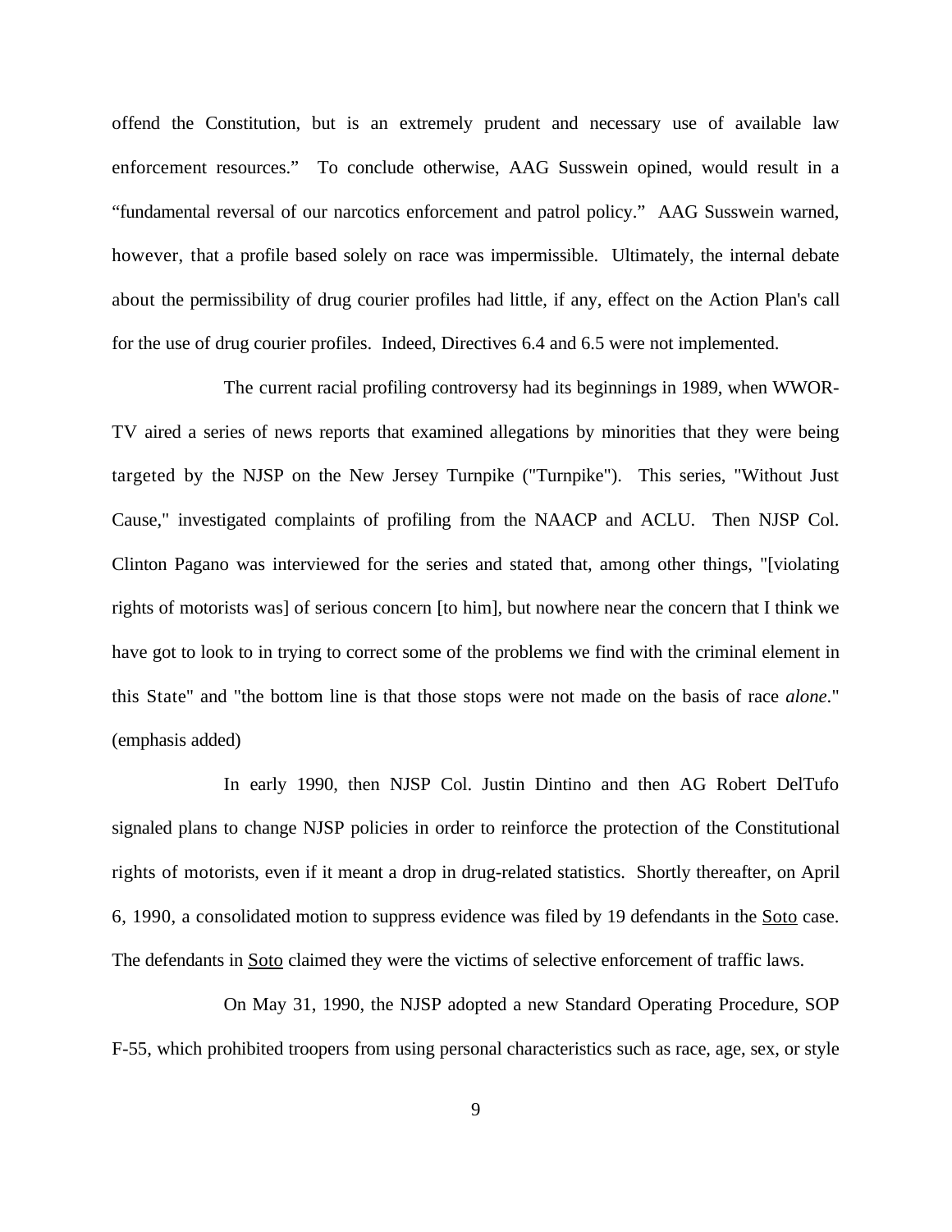offend the Constitution, but is an extremely prudent and necessary use of available law enforcement resources." To conclude otherwise, AAG Susswein opined, would result in a "fundamental reversal of our narcotics enforcement and patrol policy." AAG Susswein warned, however, that a profile based solely on race was impermissible. Ultimately, the internal debate about the permissibility of drug courier profiles had little, if any, effect on the Action Plan's call for the use of drug courier profiles. Indeed, Directives 6.4 and 6.5 were not implemented.

The current racial profiling controversy had its beginnings in 1989, when WWOR-TV aired a series of news reports that examined allegations by minorities that they were being targeted by the NJSP on the New Jersey Turnpike ("Turnpike"). This series, "Without Just Cause," investigated complaints of profiling from the NAACP and ACLU. Then NJSP Col. Clinton Pagano was interviewed for the series and stated that, among other things, "[violating rights of motorists was] of serious concern [to him], but nowhere near the concern that I think we have got to look to in trying to correct some of the problems we find with the criminal element in this State" and "the bottom line is that those stops were not made on the basis of race *alone*." (emphasis added)

In early 1990, then NJSP Col. Justin Dintino and then AG Robert DelTufo signaled plans to change NJSP policies in order to reinforce the protection of the Constitutional rights of motorists, even if it meant a drop in drug-related statistics. Shortly thereafter, on April 6, 1990, a consolidated motion to suppress evidence was filed by 19 defendants in the Soto case. The defendants in Soto claimed they were the victims of selective enforcement of traffic laws.

On May 31, 1990, the NJSP adopted a new Standard Operating Procedure, SOP F-55, which prohibited troopers from using personal characteristics such as race, age, sex, or style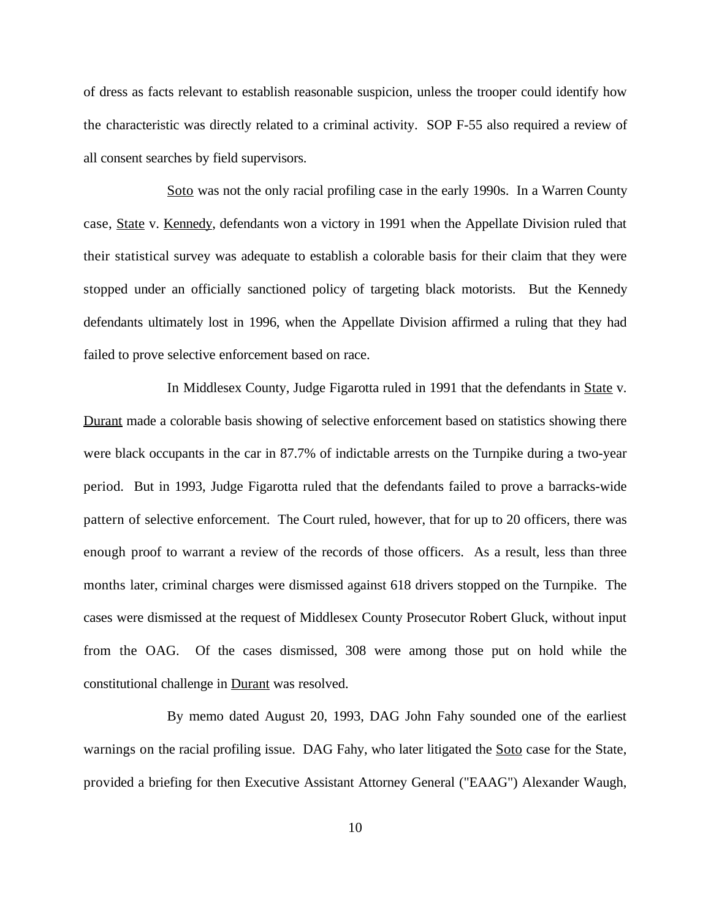of dress as facts relevant to establish reasonable suspicion, unless the trooper could identify how the characteristic was directly related to a criminal activity. SOP F-55 also required a review of all consent searches by field supervisors.

Soto was not the only racial profiling case in the early 1990s. In a Warren County case, State v. Kennedy, defendants won a victory in 1991 when the Appellate Division ruled that their statistical survey was adequate to establish a colorable basis for their claim that they were stopped under an officially sanctioned policy of targeting black motorists. But the Kennedy defendants ultimately lost in 1996, when the Appellate Division affirmed a ruling that they had failed to prove selective enforcement based on race.

In Middlesex County, Judge Figarotta ruled in 1991 that the defendants in State v. Durant made a colorable basis showing of selective enforcement based on statistics showing there were black occupants in the car in 87.7% of indictable arrests on the Turnpike during a two-year period. But in 1993, Judge Figarotta ruled that the defendants failed to prove a barracks-wide pattern of selective enforcement. The Court ruled, however, that for up to 20 officers, there was enough proof to warrant a review of the records of those officers. As a result, less than three months later, criminal charges were dismissed against 618 drivers stopped on the Turnpike. The cases were dismissed at the request of Middlesex County Prosecutor Robert Gluck, without input from the OAG. Of the cases dismissed, 308 were among those put on hold while the constitutional challenge in Durant was resolved.

By memo dated August 20, 1993, DAG John Fahy sounded one of the earliest warnings on the racial profiling issue. DAG Fahy, who later litigated the Soto case for the State, provided a briefing for then Executive Assistant Attorney General ("EAAG") Alexander Waugh,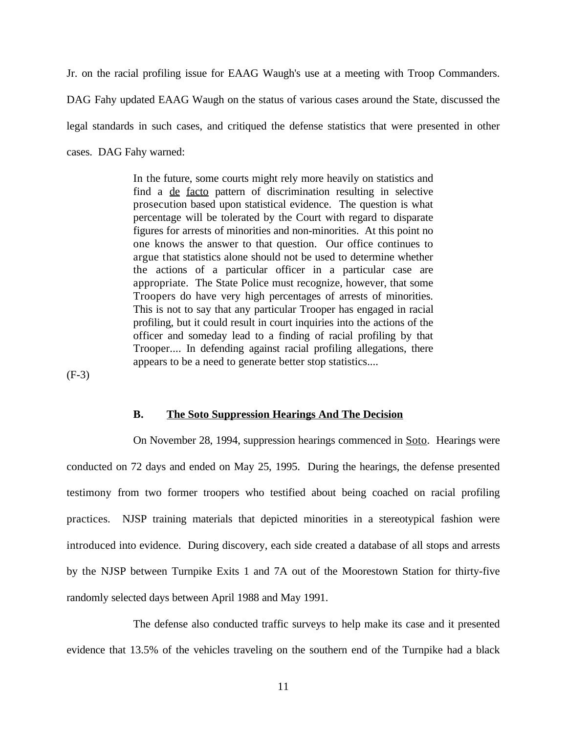Jr. on the racial profiling issue for EAAG Waugh's use at a meeting with Troop Commanders. DAG Fahy updated EAAG Waugh on the status of various cases around the State, discussed the legal standards in such cases, and critiqued the defense statistics that were presented in other cases. DAG Fahy warned:

> In the future, some courts might rely more heavily on statistics and find a de facto pattern of discrimination resulting in selective prosecution based upon statistical evidence. The question is what percentage will be tolerated by the Court with regard to disparate figures for arrests of minorities and non-minorities. At this point no one knows the answer to that question. Our office continues to argue that statistics alone should not be used to determine whether the actions of a particular officer in a particular case are appropriate. The State Police must recognize, however, that some Troopers do have very high percentages of arrests of minorities. This is not to say that any particular Trooper has engaged in racial profiling, but it could result in court inquiries into the actions of the officer and someday lead to a finding of racial profiling by that Trooper.... In defending against racial profiling allegations, there appears to be a need to generate better stop statistics....

(F-3)

### B. The Soto Suppression Hearings And The Decision

On November 28, 1994, suppression hearings commenced in Soto. Hearings were conducted on 72 days and ended on May 25, 1995. During the hearings, the defense presented testimony from two former troopers who testified about being coached on racial profiling practices. NJSP training materials that depicted minorities in a stereotypical fashion were introduced into evidence. During discovery, each side created a database of all stops and arrests by the NJSP between Turnpike Exits 1 and 7A out of the Moorestown Station for thirty-five randomly selected days between April 1988 and May 1991.

The defense also conducted traffic surveys to help make its case and it presented evidence that 13.5% of the vehicles traveling on the southern end of the Turnpike had a black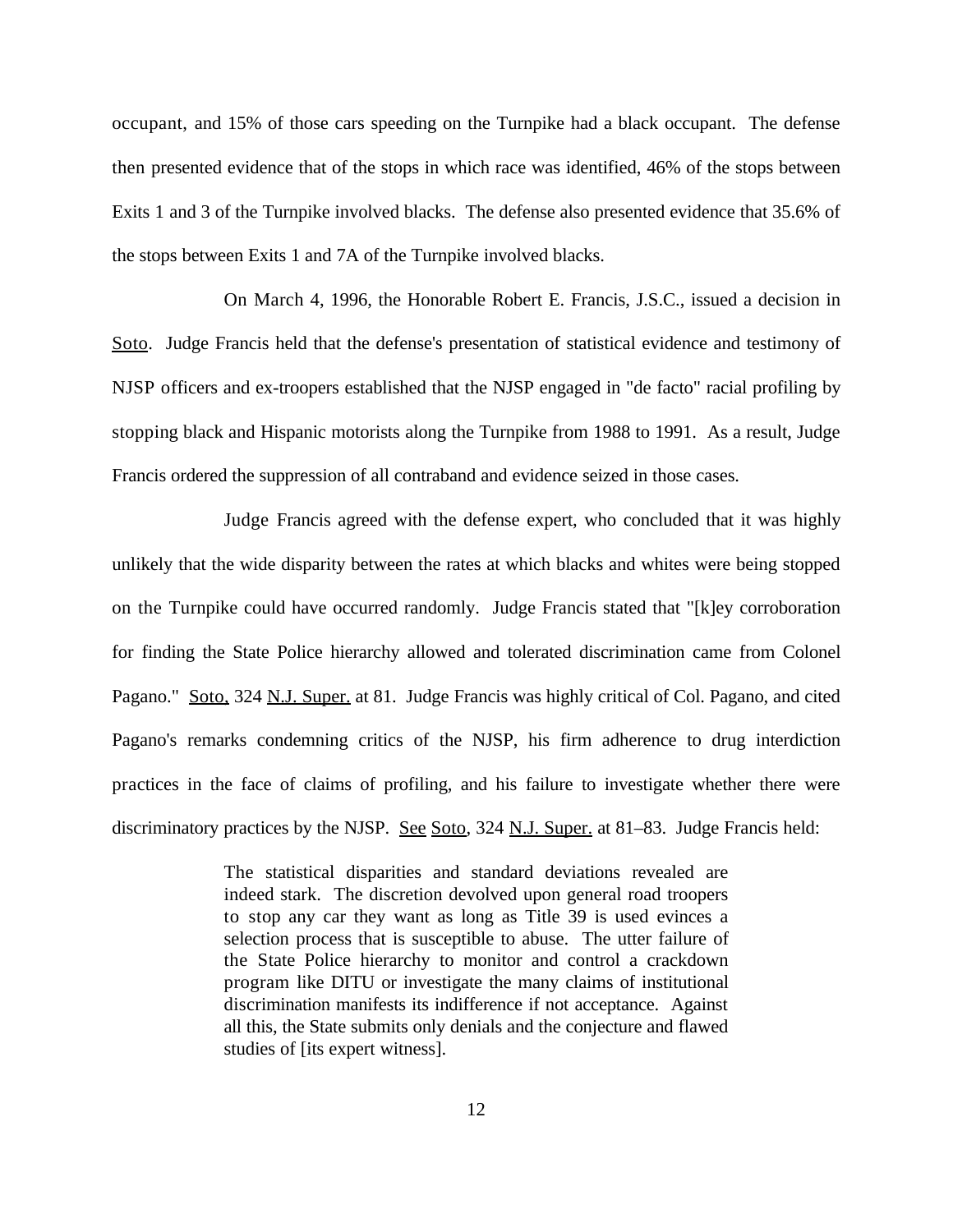occupant, and 15% of those cars speeding on the Turnpike had a black occupant. The defense then presented evidence that of the stops in which race was identified, 46% of the stops between Exits 1 and 3 of the Turnpike involved blacks. The defense also presented evidence that 35.6% of the stops between Exits 1 and 7A of the Turnpike involved blacks.

On March 4, 1996, the Honorable Robert E. Francis, J.S.C., issued a decision in Soto. Judge Francis held that the defense's presentation of statistical evidence and testimony of NJSP officers and ex-troopers established that the NJSP engaged in "de facto" racial profiling by stopping black and Hispanic motorists along the Turnpike from 1988 to 1991. As a result, Judge Francis ordered the suppression of all contraband and evidence seized in those cases.

Judge Francis agreed with the defense expert, who concluded that it was highly unlikely that the wide disparity between the rates at which blacks and whites were being stopped on the Turnpike could have occurred randomly. Judge Francis stated that "[k]ey corroboration for finding the State Police hierarchy allowed and tolerated discrimination came from Colonel Pagano." Soto, 324 N.J. Super. at 81. Judge Francis was highly critical of Col. Pagano, and cited Pagano's remarks condemning critics of the NJSP, his firm adherence to drug interdiction practices in the face of claims of profiling, and his failure to investigate whether there were discriminatory practices by the NJSP. See Soto, 324 N.J. Super. at 81–83. Judge Francis held:

> The statistical disparities and standard deviations revealed are indeed stark. The discretion devolved upon general road troopers to stop any car they want as long as Title 39 is used evinces a selection process that is susceptible to abuse. The utter failure of the State Police hierarchy to monitor and control a crackdown program like DITU or investigate the many claims of institutional discrimination manifests its indifference if not acceptance. Against all this, the State submits only denials and the conjecture and flawed studies of [its expert witness].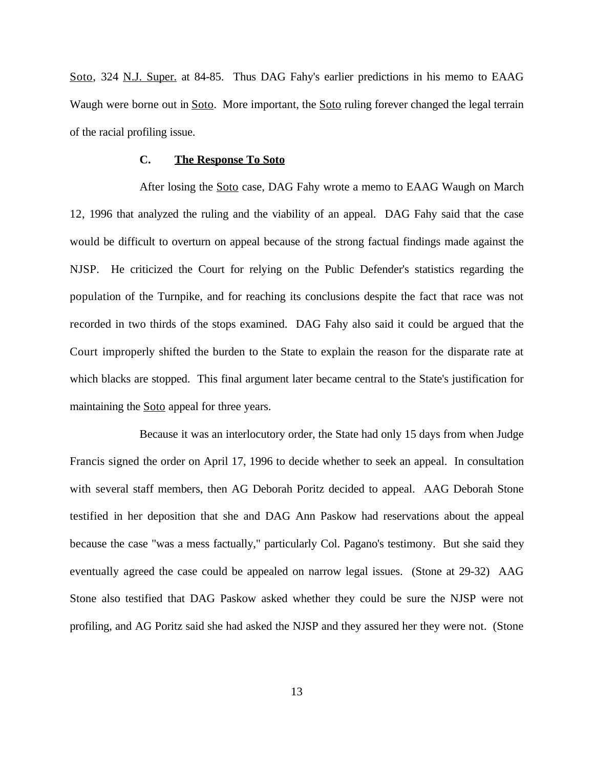Soto, 324 N.J. Super. at 84-85. Thus DAG Fahy's earlier predictions in his memo to EAAG Waugh were borne out in Soto. More important, the Soto ruling forever changed the legal terrain of the racial profiling issue.

### C. The Response To Soto

After losing the Soto case, DAG Fahy wrote a memo to EAAG Waugh on March 12, 1996 that analyzed the ruling and the viability of an appeal. DAG Fahy said that the case would be difficult to overturn on appeal because of the strong factual findings made against the NJSP. He criticized the Court for relying on the Public Defender's statistics regarding the population of the Turnpike, and for reaching its conclusions despite the fact that race was not recorded in two thirds of the stops examined. DAG Fahy also said it could be argued that the Court improperly shifted the burden to the State to explain the reason for the disparate rate at which blacks are stopped. This final argument later became central to the State's justification for maintaining the Soto appeal for three years.

Because it was an interlocutory order, the State had only 15 days from when Judge Francis signed the order on April 17, 1996 to decide whether to seek an appeal. In consultation with several staff members, then AG Deborah Poritz decided to appeal. AAG Deborah Stone testified in her deposition that she and DAG Ann Paskow had reservations about the appeal because the case "was a mess factually," particularly Col. Pagano's testimony. But she said they eventually agreed the case could be appealed on narrow legal issues. (Stone at 29-32) AAG Stone also testified that DAG Paskow asked whether they could be sure the NJSP were not profiling, and AG Poritz said she had asked the NJSP and they assured her they were not. (Stone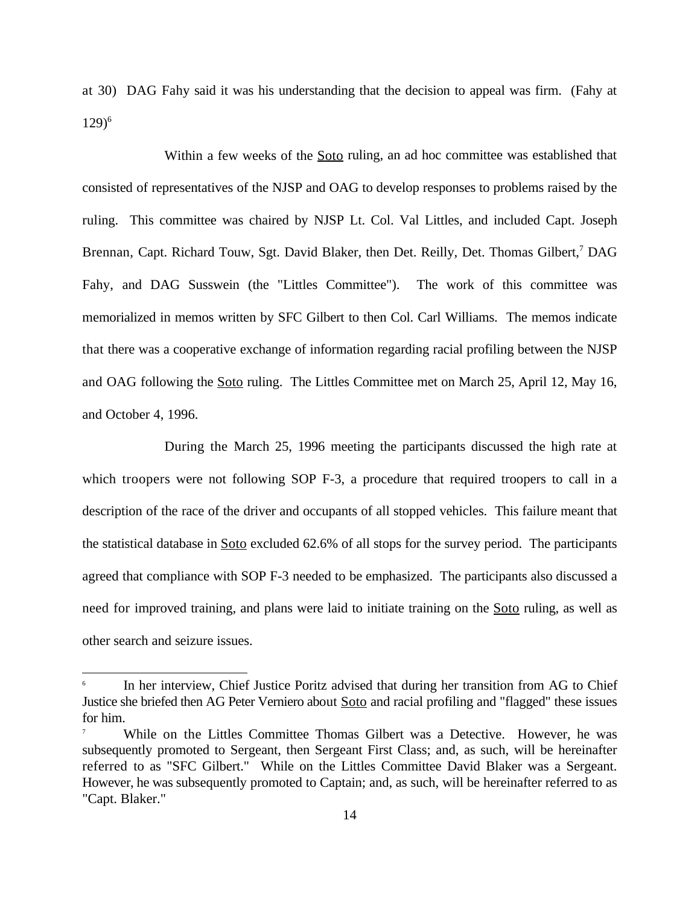at 30) DAG Fahy said it was his understanding that the decision to appeal was firm. (Fahy at 129)[6]

Within a few weeks of the Soto ruling, an ad hoc committee was established that consisted of representatives of the NJSP and OAG to develop responses to problems raised by the ruling. This committee was chaired by NJSP Lt. Col. Val Littles, and included Capt. Joseph Brennan, Capt. Richard Touw, Sgt. David Blaker, then Det. Reilly, Det. Thomas Gilbert,[7] DAG Fahy, and DAG Susswein (the "Littles Committee"). The work of this committee was memorialized in memos written by SFC Gilbert to then Col. Carl Williams. The memos indicate that there was a cooperative exchange of information regarding racial profiling between the NJSP and OAG following the Soto ruling. The Littles Committee met on March 25, April 12, May 16, and October 4, 1996.

During the March 25, 1996 meeting the participants discussed the high rate at which troopers were not following SOP F-3, a procedure that required troopers to call in a description of the race of the driver and occupants of all stopped vehicles. This failure meant that the statistical database in Soto excluded 62.6% of all stops for the survey period. The participants agreed that compliance with SOP F-3 needed to be emphasized. The participants also discussed a need for improved training, and plans were laid to initiate training on the Soto ruling, as well as other search and seizure issues.

---

[6] In her interview, Chief Justice Poritz advised that during her transition from AG to Chief Justice she briefed then AG Peter Verniero about Soto and racial profiling and "flagged" these issues for him.

[7] While on the Littles Committee Thomas Gilbert was a Detective. However, he was subsequently promoted to Sergeant, then Sergeant First Class; and, as such, will be hereinafter referred to as "SFC Gilbert." While on the Littles Committee David Blaker was a Sergeant. However, he was subsequently promoted to Captain; and, as such, will be hereinafter referred to as "Capt. Blaker."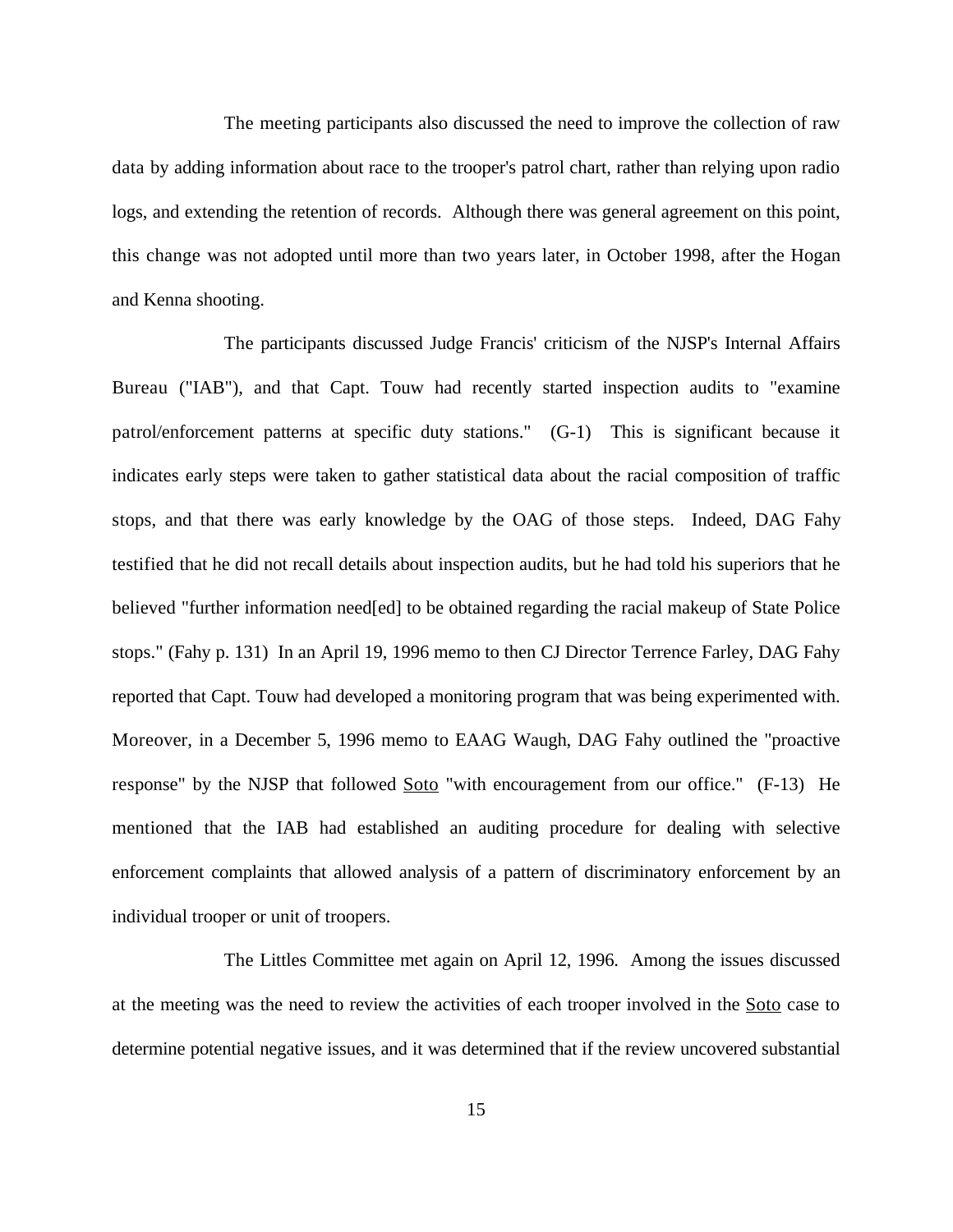The meeting participants also discussed the need to improve the collection of raw data by adding information about race to the trooper's patrol chart, rather than relying upon radio logs, and extending the retention of records. Although there was general agreement on this point, this change was not adopted until more than two years later, in October 1998, after the Hogan and Kenna shooting.

The participants discussed Judge Francis' criticism of the NJSP's Internal Affairs Bureau ("IAB"), and that Capt. Touw had recently started inspection audits to "examine patrol/enforcement patterns at specific duty stations." (G-1) This is significant because it indicates early steps were taken to gather statistical data about the racial composition of traffic stops, and that there was early knowledge by the OAG of those steps. Indeed, DAG Fahy testified that he did not recall details about inspection audits, but he had told his superiors that he believed "further information need[ed] to be obtained regarding the racial makeup of State Police stops." (Fahy p. 131) In an April 19, 1996 memo to then CJ Director Terrence Farley, DAG Fahy reported that Capt. Touw had developed a monitoring program that was being experimented with. Moreover, in a December 5, 1996 memo to EAAG Waugh, DAG Fahy outlined the "proactive response" by the NJSP that followed Soto "with encouragement from our office." (F-13) He mentioned that the IAB had established an auditing procedure for dealing with selective enforcement complaints that allowed analysis of a pattern of discriminatory enforcement by an individual trooper or unit of troopers.

The Littles Committee met again on April 12, 1996. Among the issues discussed at the meeting was the need to review the activities of each trooper involved in the Soto case to determine potential negative issues, and it was determined that if the review uncovered substantial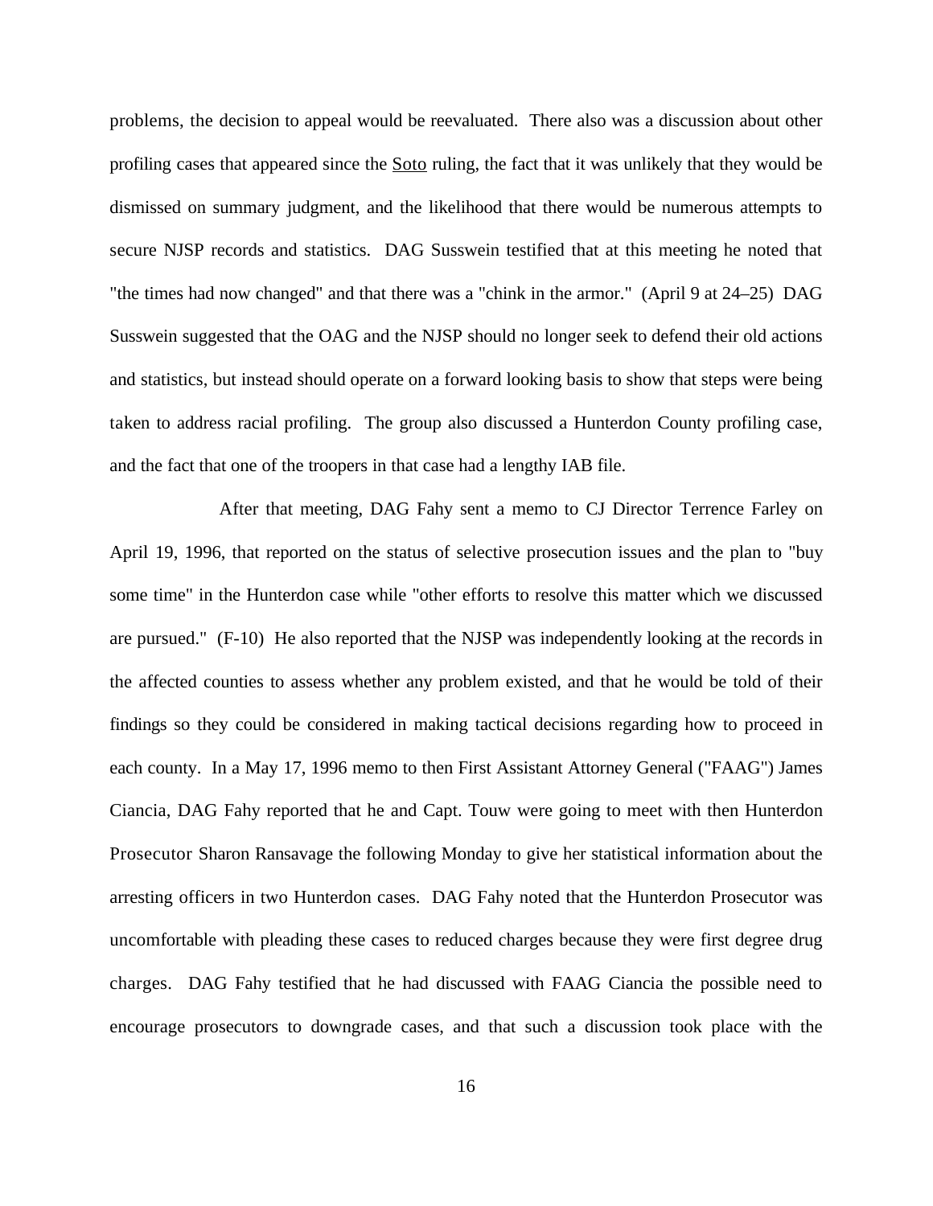problems, the decision to appeal would be reevaluated. There also was a discussion about other profiling cases that appeared since the Soto ruling, the fact that it was unlikely that they would be dismissed on summary judgment, and the likelihood that there would be numerous attempts to secure NJSP records and statistics. DAG Susswein testified that at this meeting he noted that "the times had now changed" and that there was a "chink in the armor." (April 9 at 24–25) DAG Susswein suggested that the OAG and the NJSP should no longer seek to defend their old actions and statistics, but instead should operate on a forward looking basis to show that steps were being taken to address racial profiling. The group also discussed a Hunterdon County profiling case, and the fact that one of the troopers in that case had a lengthy IAB file.

After that meeting, DAG Fahy sent a memo to CJ Director Terrence Farley on April 19, 1996, that reported on the status of selective prosecution issues and the plan to "buy some time" in the Hunterdon case while "other efforts to resolve this matter which we discussed are pursued." (F-10) He also reported that the NJSP was independently looking at the records in the affected counties to assess whether any problem existed, and that he would be told of their findings so they could be considered in making tactical decisions regarding how to proceed in each county. In a May 17, 1996 memo to then First Assistant Attorney General ("FAAG") James Ciancia, DAG Fahy reported that he and Capt. Touw were going to meet with then Hunterdon Prosecutor Sharon Ransavage the following Monday to give her statistical information about the arresting officers in two Hunterdon cases. DAG Fahy noted that the Hunterdon Prosecutor was uncomfortable with pleading these cases to reduced charges because they were first degree drug charges. DAG Fahy testified that he had discussed with FAAG Ciancia the possible need to encourage prosecutors to downgrade cases, and that such a discussion took place with the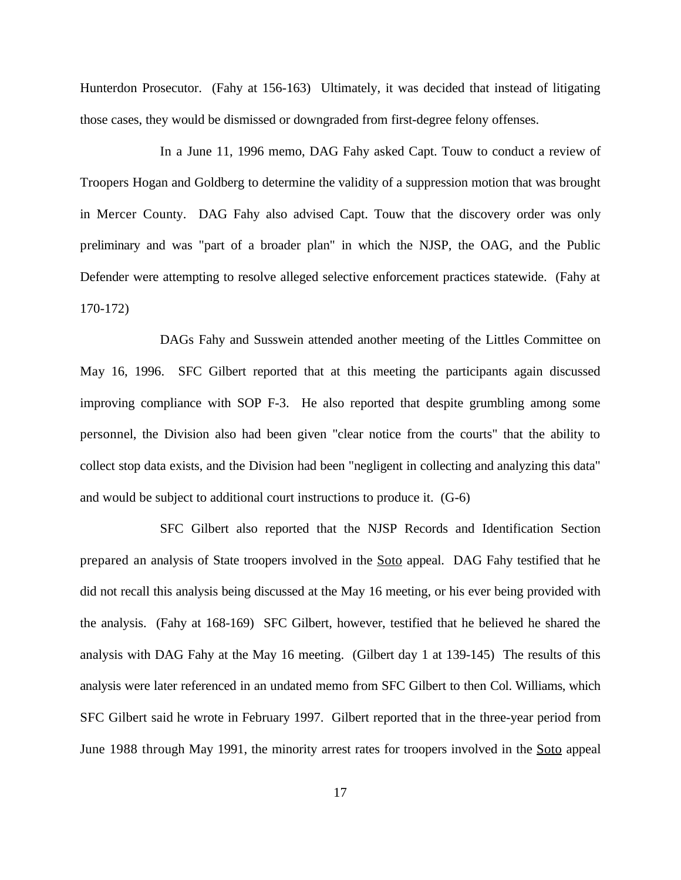Hunterdon Prosecutor. (Fahy at 156-163) Ultimately, it was decided that instead of litigating those cases, they would be dismissed or downgraded from first-degree felony offenses.

In a June 11, 1996 memo, DAG Fahy asked Capt. Touw to conduct a review of Troopers Hogan and Goldberg to determine the validity of a suppression motion that was brought in Mercer County. DAG Fahy also advised Capt. Touw that the discovery order was only preliminary and was "part of a broader plan" in which the NJSP, the OAG, and the Public Defender were attempting to resolve alleged selective enforcement practices statewide. (Fahy at 170-172)

DAGs Fahy and Susswein attended another meeting of the Littles Committee on May 16, 1996. SFC Gilbert reported that at this meeting the participants again discussed improving compliance with SOP F-3. He also reported that despite grumbling among some personnel, the Division also had been given "clear notice from the courts" that the ability to collect stop data exists, and the Division had been "negligent in collecting and analyzing this data" and would be subject to additional court instructions to produce it. (G-6)

SFC Gilbert also reported that the NJSP Records and Identification Section prepared an analysis of State troopers involved in the <u>Soto</u> appeal. DAG Fahy testified that he did not recall this analysis being discussed at the May 16 meeting, or his ever being provided with the analysis. (Fahy at 168-169) SFC Gilbert, however, testified that he believed he shared the analysis with DAG Fahy at the May 16 meeting. (Gilbert day 1 at 139-145) The results of this analysis were later referenced in an undated memo from SFC Gilbert to then Col. Williams, which SFC Gilbert said he wrote in February 1997. Gilbert reported that in the three-year period from June 1988 through May 1991, the minority arrest rates for troopers involved in the <u>Soto</u> appeal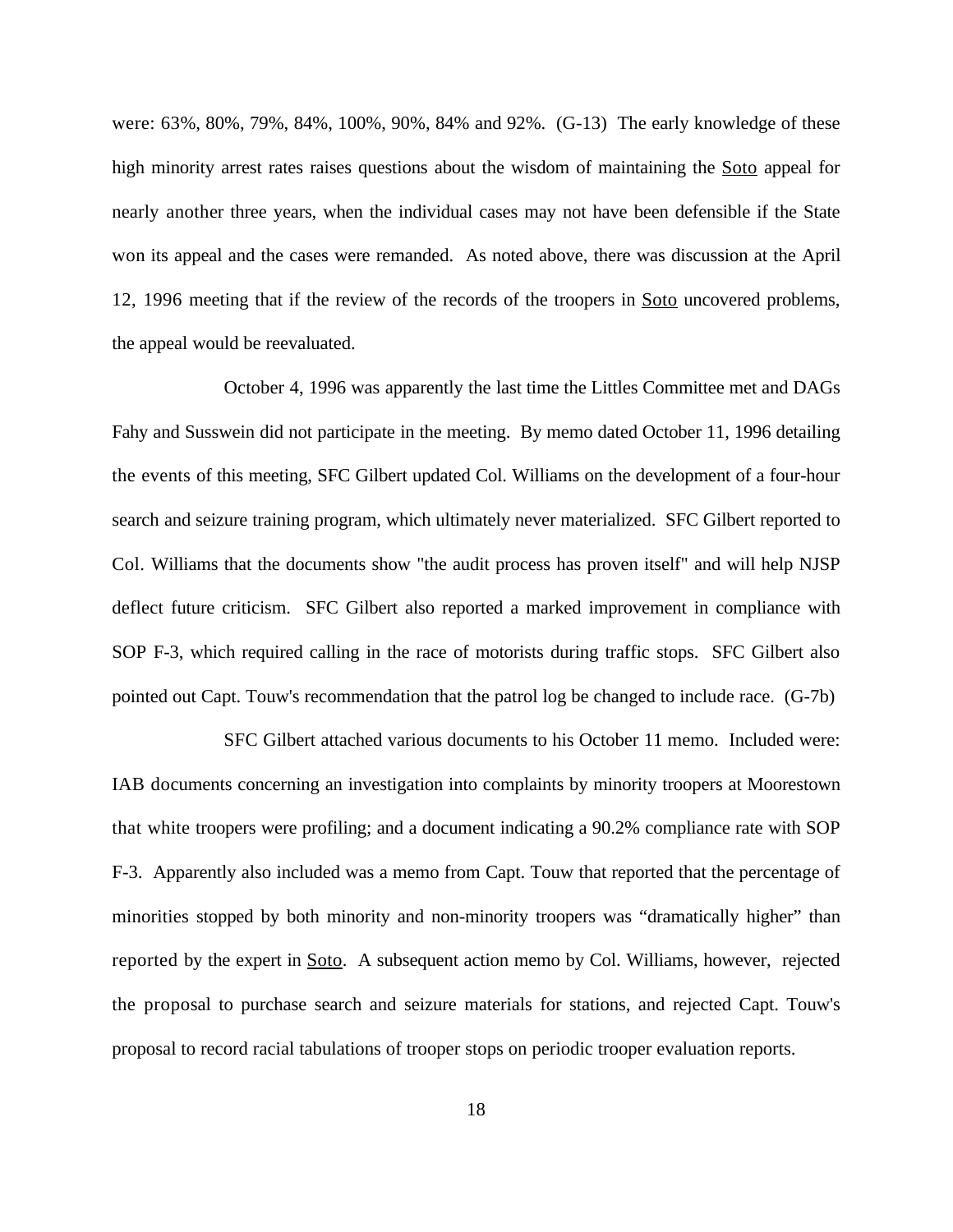were: 63%, 80%, 79%, 84%, 100%, 90%, 84% and 92%. (G-13) The early knowledge of these high minority arrest rates raises questions about the wisdom of maintaining the Soto appeal for nearly another three years, when the individual cases may not have been defensible if the State won its appeal and the cases were remanded. As noted above, there was discussion at the April 12, 1996 meeting that if the review of the records of the troopers in Soto uncovered problems, the appeal would be reevaluated.

October 4, 1996 was apparently the last time the Littles Committee met and DAGs Fahy and Susswein did not participate in the meeting. By memo dated October 11, 1996 detailing the events of this meeting, SFC Gilbert updated Col. Williams on the development of a four-hour search and seizure training program, which ultimately never materialized. SFC Gilbert reported to Col. Williams that the documents show "the audit process has proven itself" and will help NJSP deflect future criticism. SFC Gilbert also reported a marked improvement in compliance with SOP F-3, which required calling in the race of motorists during traffic stops. SFC Gilbert also pointed out Capt. Touw's recommendation that the patrol log be changed to include race. (G-7b)

SFC Gilbert attached various documents to his October 11 memo. Included were: IAB documents concerning an investigation into complaints by minority troopers at Moorestown that white troopers were profiling; and a document indicating a 90.2% compliance rate with SOP F-3. Apparently also included was a memo from Capt. Touw that reported that the percentage of minorities stopped by both minority and non-minority troopers was "dramatically higher" than reported by the expert in Soto. A subsequent action memo by Col. Williams, however, rejected the proposal to purchase search and seizure materials for stations, and rejected Capt. Touw's proposal to record racial tabulations of trooper stops on periodic trooper evaluation reports.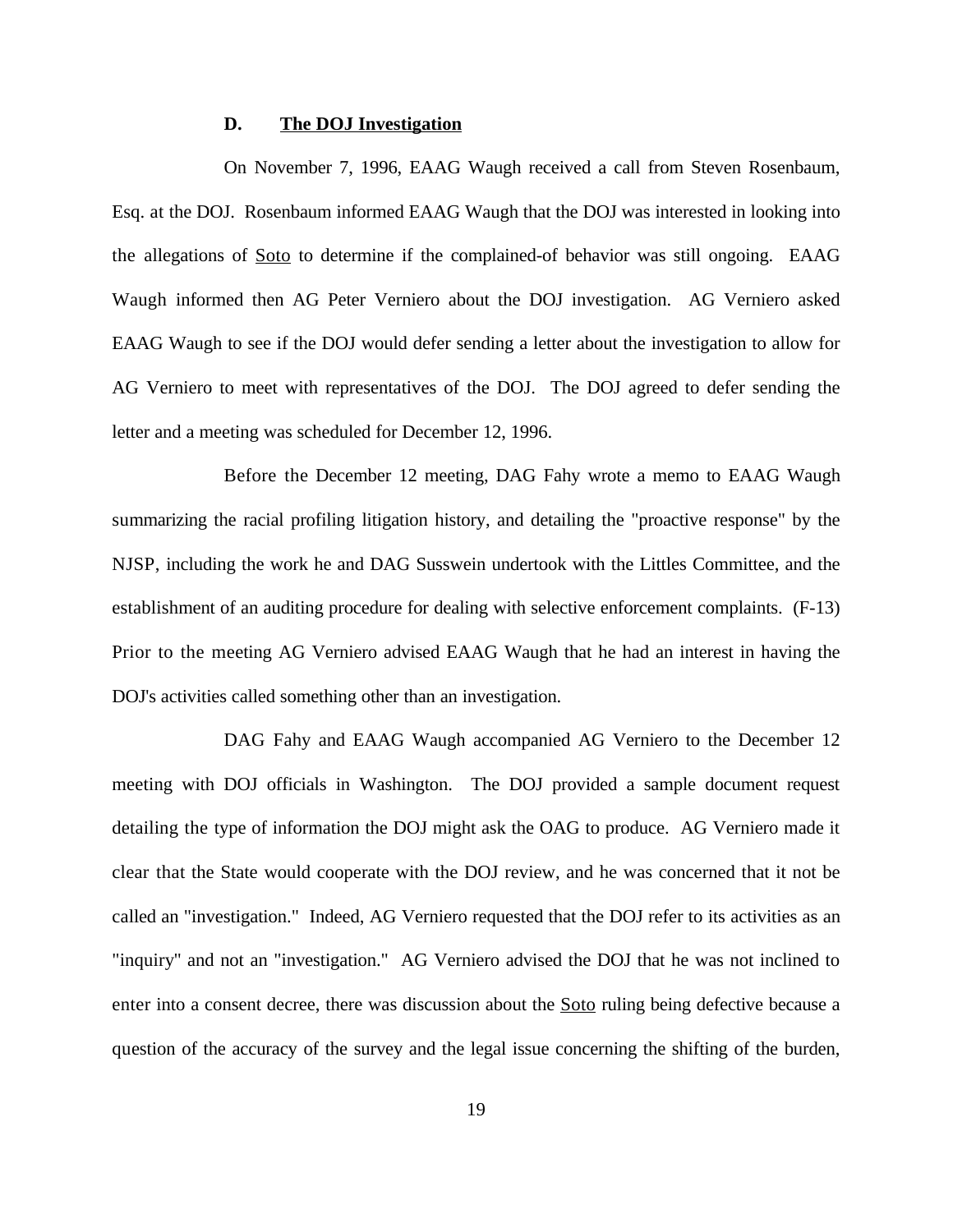### D. The DOJ Investigation

On November 7, 1996, EAAG Waugh received a call from Steven Rosenbaum, Esq. at the DOJ. Rosenbaum informed EAAG Waugh that the DOJ was interested in looking into the allegations of Soto to determine if the complained-of behavior was still ongoing. EAAG Waugh informed then AG Peter Verniero about the DOJ investigation. AG Verniero asked EAAG Waugh to see if the DOJ would defer sending a letter about the investigation to allow for AG Verniero to meet with representatives of the DOJ. The DOJ agreed to defer sending the letter and a meeting was scheduled for December 12, 1996.

Before the December 12 meeting, DAG Fahy wrote a memo to EAAG Waugh summarizing the racial profiling litigation history, and detailing the "proactive response" by the NJSP, including the work he and DAG Susswein undertook with the Littles Committee, and the establishment of an auditing procedure for dealing with selective enforcement complaints. (F-13) Prior to the meeting AG Verniero advised EAAG Waugh that he had an interest in having the DOJ's activities called something other than an investigation.

DAG Fahy and EAAG Waugh accompanied AG Verniero to the December 12 meeting with DOJ officials in Washington. The DOJ provided a sample document request detailing the type of information the DOJ might ask the OAG to produce. AG Verniero made it clear that the State would cooperate with the DOJ review, and he was concerned that it not be called an "investigation." Indeed, AG Verniero requested that the DOJ refer to its activities as an "inquiry" and not an "investigation." AG Verniero advised the DOJ that he was not inclined to enter into a consent decree, there was discussion about the Soto ruling being defective because a question of the accuracy of the survey and the legal issue concerning the shifting of the burden,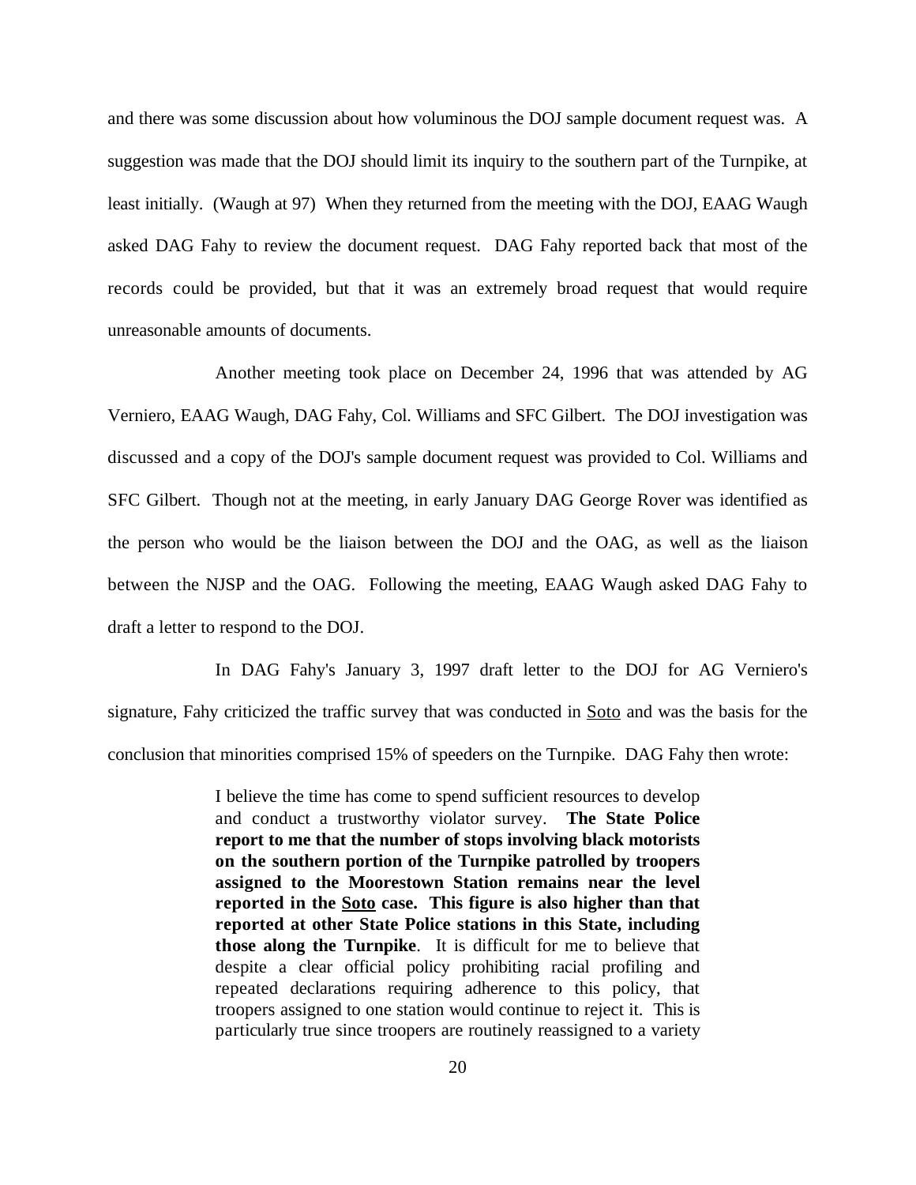and there was some discussion about how voluminous the DOJ sample document request was. A suggestion was made that the DOJ should limit its inquiry to the southern part of the Turnpike, at least initially. (Waugh at 97) When they returned from the meeting with the DOJ, EAAG Waugh asked DAG Fahy to review the document request. DAG Fahy reported back that most of the records could be provided, but that it was an extremely broad request that would require unreasonable amounts of documents.

Another meeting took place on December 24, 1996 that was attended by AG Verniero, EAAG Waugh, DAG Fahy, Col. Williams and SFC Gilbert. The DOJ investigation was discussed and a copy of the DOJ's sample document request was provided to Col. Williams and SFC Gilbert. Though not at the meeting, in early January DAG George Rover was identified as the person who would be the liaison between the DOJ and the OAG, as well as the liaison between the NJSP and the OAG. Following the meeting, EAAG Waugh asked DAG Fahy to draft a letter to respond to the DOJ.

In DAG Fahy's January 3, 1997 draft letter to the DOJ for AG Verniero's signature, Fahy criticized the traffic survey that was conducted in <u>Soto</u> and was the basis for the conclusion that minorities comprised 15% of speeders on the Turnpike. DAG Fahy then wrote:

> I believe the time has come to spend sufficient resources to develop and conduct a trustworthy violator survey. **The State Police report to me that the number of stops involving black motorists on the southern portion of the Turnpike patrolled by troopers assigned to the Moorestown Station remains near the level reported in the <u>Soto</u> case. This figure is also higher than that reported at other State Police stations in this State, including those along the Turnpike**. It is difficult for me to believe that despite a clear official policy prohibiting racial profiling and repeated declarations requiring adherence to this policy, that troopers assigned to one station would continue to reject it. This is particularly true since troopers are routinely reassigned to a variety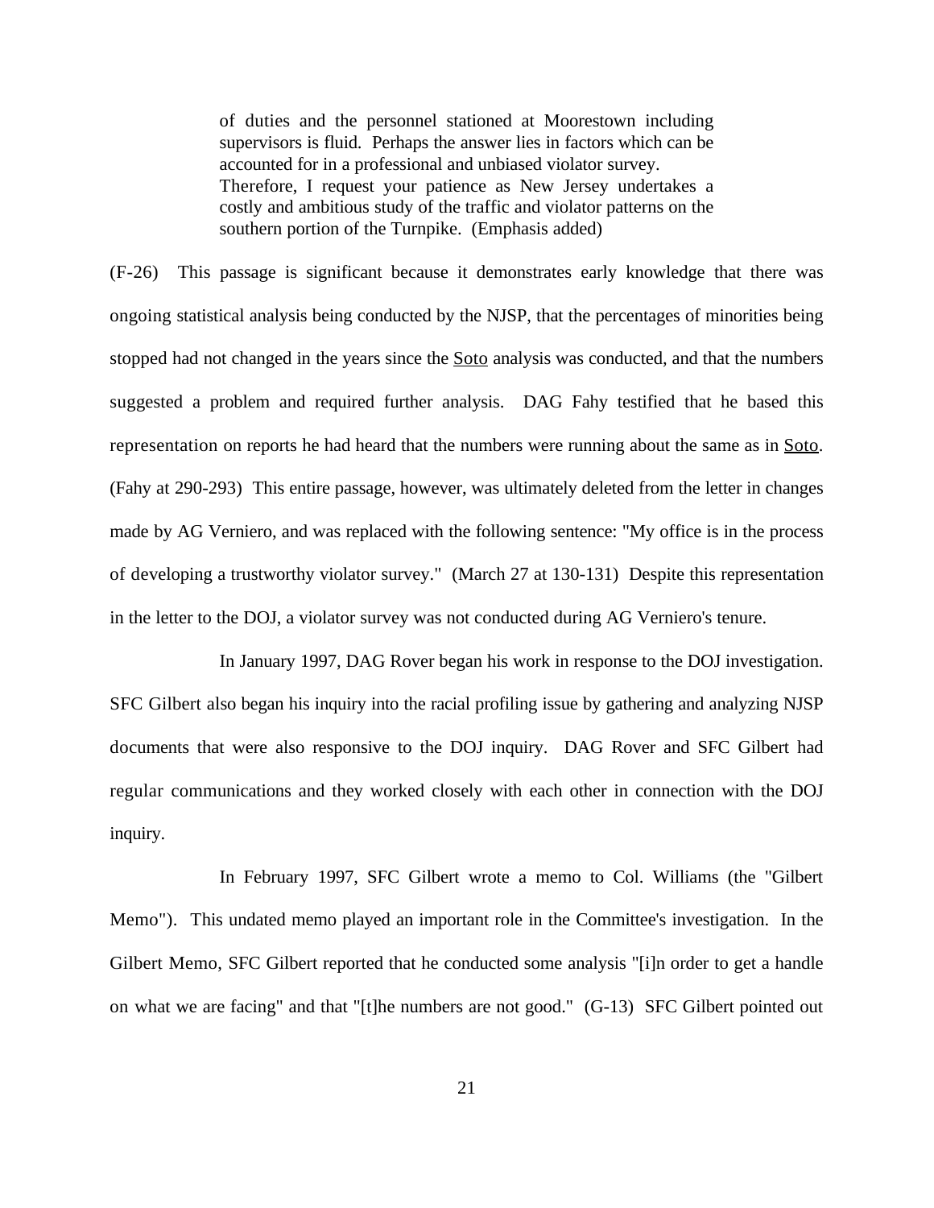> of duties and the personnel stationed at Moorestown including supervisors is fluid. Perhaps the answer lies in factors which can be accounted for in a professional and unbiased violator survey. Therefore, I request your patience as New Jersey undertakes a costly and ambitious study of the traffic and violator patterns on the southern portion of the Turnpike. (Emphasis added)

(F-26) This passage is significant because it demonstrates early knowledge that there was ongoing statistical analysis being conducted by the NJSP, that the percentages of minorities being stopped had not changed in the years since the Soto analysis was conducted, and that the numbers suggested a problem and required further analysis. DAG Fahy testified that he based this representation on reports he had heard that the numbers were running about the same as in Soto. (Fahy at 290-293) This entire passage, however, was ultimately deleted from the letter in changes made by AG Verniero, and was replaced with the following sentence: "My office is in the process of developing a trustworthy violator survey." (March 27 at 130-131) Despite this representation in the letter to the DOJ, a violator survey was not conducted during AG Verniero's tenure.

In January 1997, DAG Rover began his work in response to the DOJ investigation. SFC Gilbert also began his inquiry into the racial profiling issue by gathering and analyzing NJSP documents that were also responsive to the DOJ inquiry. DAG Rover and SFC Gilbert had regular communications and they worked closely with each other in connection with the DOJ inquiry.

In February 1997, SFC Gilbert wrote a memo to Col. Williams (the "Gilbert Memo"). This undated memo played an important role in the Committee's investigation. In the Gilbert Memo, SFC Gilbert reported that he conducted some analysis "[i]n order to get a handle on what we are facing" and that "[t]he numbers are not good." (G-13) SFC Gilbert pointed out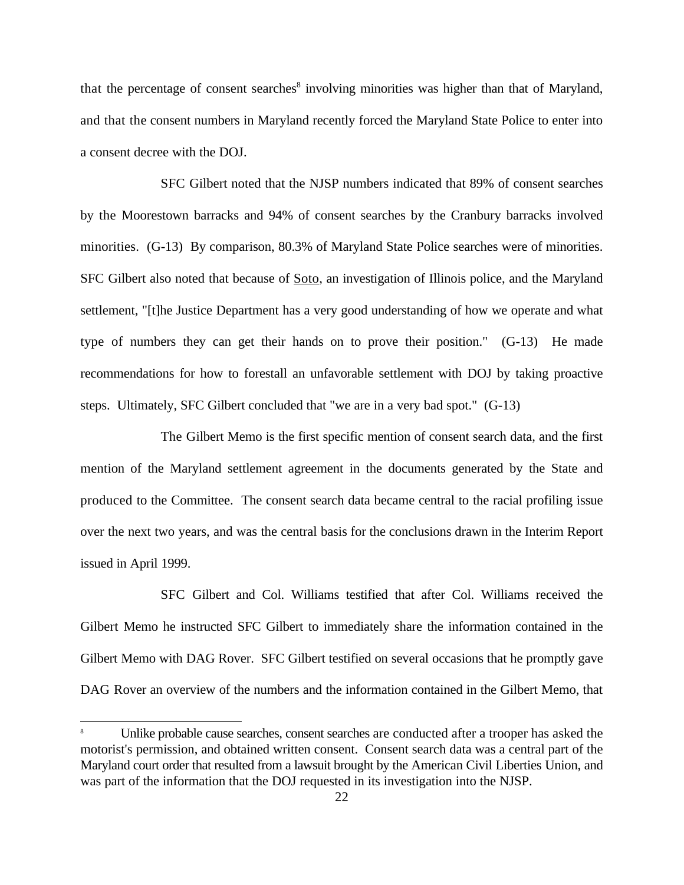that the percentage of consent searches[8] involving minorities was higher than that of Maryland, and that the consent numbers in Maryland recently forced the Maryland State Police to enter into a consent decree with the DOJ.

SFC Gilbert noted that the NJSP numbers indicated that 89% of consent searches by the Moorestown barracks and 94% of consent searches by the Cranbury barracks involved minorities. (G-13) By comparison, 80.3% of Maryland State Police searches were of minorities. SFC Gilbert also noted that because of Soto, an investigation of Illinois police, and the Maryland settlement, "[t]he Justice Department has a very good understanding of how we operate and what type of numbers they can get their hands on to prove their position." (G-13) He made recommendations for how to forestall an unfavorable settlement with DOJ by taking proactive steps. Ultimately, SFC Gilbert concluded that "we are in a very bad spot." (G-13)

The Gilbert Memo is the first specific mention of consent search data, and the first mention of the Maryland settlement agreement in the documents generated by the State and produced to the Committee. The consent search data became central to the racial profiling issue over the next two years, and was the central basis for the conclusions drawn in the Interim Report issued in April 1999.

SFC Gilbert and Col. Williams testified that after Col. Williams received the Gilbert Memo he instructed SFC Gilbert to immediately share the information contained in the Gilbert Memo with DAG Rover. SFC Gilbert testified on several occasions that he promptly gave DAG Rover an overview of the numbers and the information contained in the Gilbert Memo, that

[8] Unlike probable cause searches, consent searches are conducted after a trooper has asked the motorist's permission, and obtained written consent. Consent search data was a central part of the Maryland court order that resulted from a lawsuit brought by the American Civil Liberties Union, and was part of the information that the DOJ requested in its investigation into the NJSP.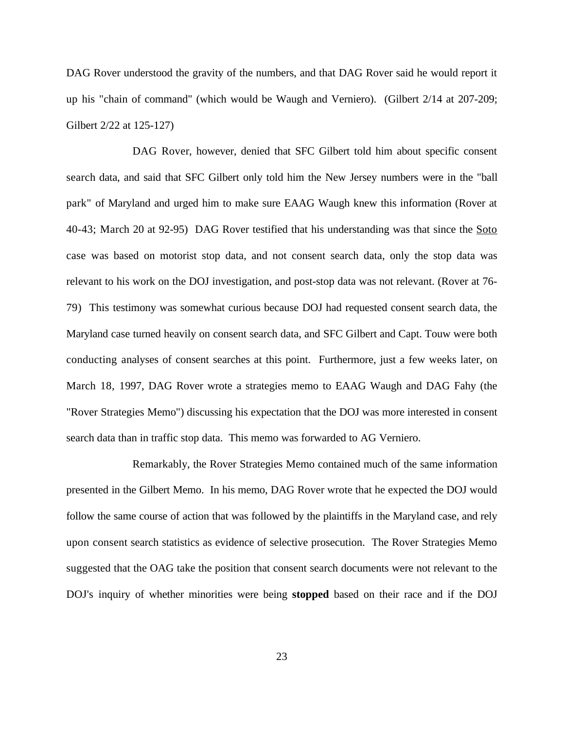DAG Rover understood the gravity of the numbers, and that DAG Rover said he would report it up his "chain of command" (which would be Waugh and Verniero). (Gilbert 2/14 at 207-209; Gilbert 2/22 at 125-127)

DAG Rover, however, denied that SFC Gilbert told him about specific consent search data, and said that SFC Gilbert only told him the New Jersey numbers were in the "ball park" of Maryland and urged him to make sure EAAG Waugh knew this information (Rover at 40-43; March 20 at 92-95) DAG Rover testified that his understanding was that since the Soto case was based on motorist stop data, and not consent search data, only the stop data was relevant to his work on the DOJ investigation, and post-stop data was not relevant. (Rover at 76-79) This testimony was somewhat curious because DOJ had requested consent search data, the Maryland case turned heavily on consent search data, and SFC Gilbert and Capt. Touw were both conducting analyses of consent searches at this point. Furthermore, just a few weeks later, on March 18, 1997, DAG Rover wrote a strategies memo to EAAG Waugh and DAG Fahy (the "Rover Strategies Memo") discussing his expectation that the DOJ was more interested in consent search data than in traffic stop data. This memo was forwarded to AG Verniero.

Remarkably, the Rover Strategies Memo contained much of the same information presented in the Gilbert Memo. In his memo, DAG Rover wrote that he expected the DOJ would follow the same course of action that was followed by the plaintiffs in the Maryland case, and rely upon consent search statistics as evidence of selective prosecution. The Rover Strategies Memo suggested that the OAG take the position that consent search documents were not relevant to the DOJ's inquiry of whether minorities were being **stopped** based on their race and if the DOJ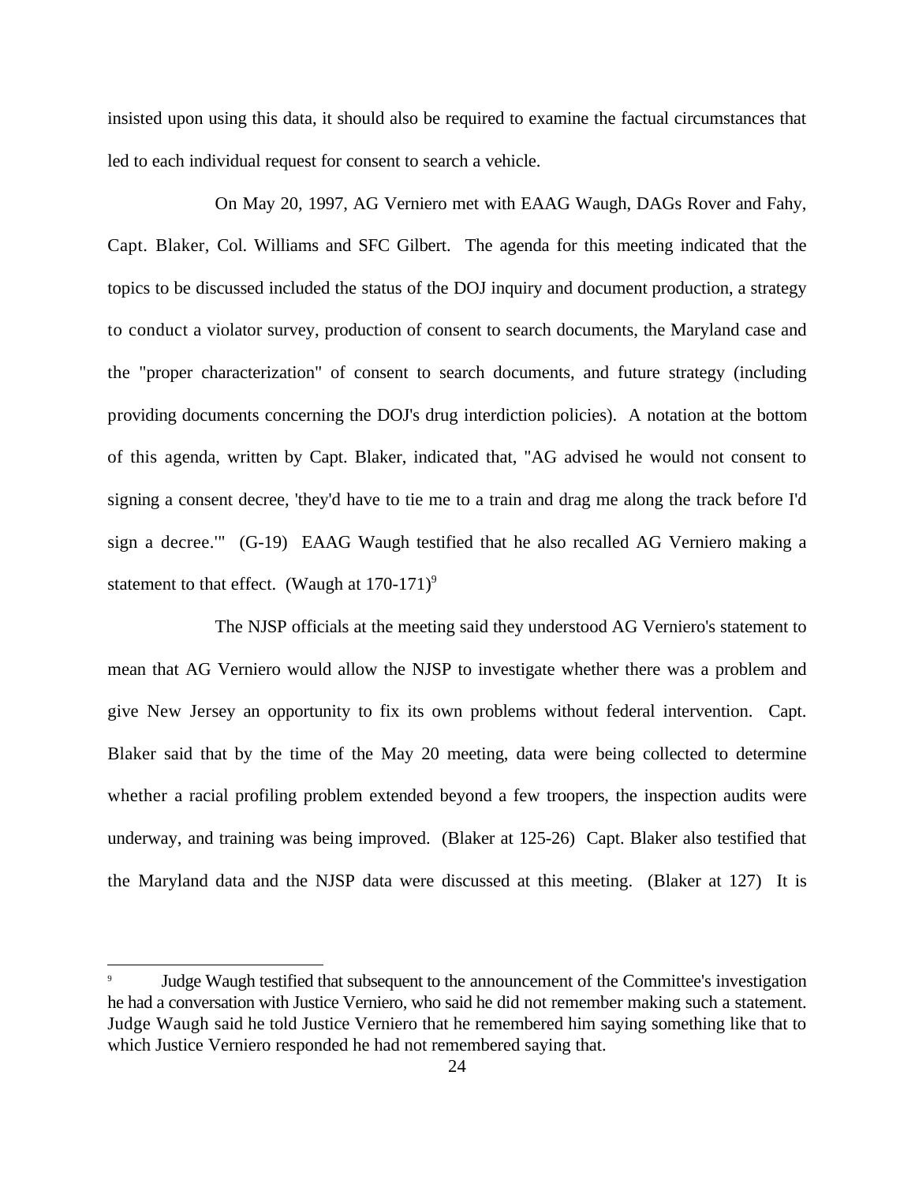insisted upon using this data, it should also be required to examine the factual circumstances that led to each individual request for consent to search a vehicle.

On May 20, 1997, AG Verniero met with EAAG Waugh, DAGs Rover and Fahy, Capt. Blaker, Col. Williams and SFC Gilbert. The agenda for this meeting indicated that the topics to be discussed included the status of the DOJ inquiry and document production, a strategy to conduct a violator survey, production of consent to search documents, the Maryland case and the "proper characterization" of consent to search documents, and future strategy (including providing documents concerning the DOJ's drug interdiction policies). A notation at the bottom of this agenda, written by Capt. Blaker, indicated that, "AG advised he would not consent to signing a consent decree, 'they'd have to tie me to a train and drag me along the track before I'd sign a decree.'" (G-19) EAAG Waugh testified that he also recalled AG Verniero making a statement to that effect. (Waugh at 170-171)[9]

The NJSP officials at the meeting said they understood AG Verniero's statement to mean that AG Verniero would allow the NJSP to investigate whether there was a problem and give New Jersey an opportunity to fix its own problems without federal intervention. Capt. Blaker said that by the time of the May 20 meeting, data were being collected to determine whether a racial profiling problem extended beyond a few troopers, the inspection audits were underway, and training was being improved. (Blaker at 125-26) Capt. Blaker also testified that the Maryland data and the NJSP data were discussed at this meeting. (Blaker at 127) It is

[9] Judge Waugh testified that subsequent to the announcement of the Committee's investigation he had a conversation with Justice Verniero, who said he did not remember making such a statement. Judge Waugh said he told Justice Verniero that he remembered him saying something like that to which Justice Verniero responded he had not remembered saying that.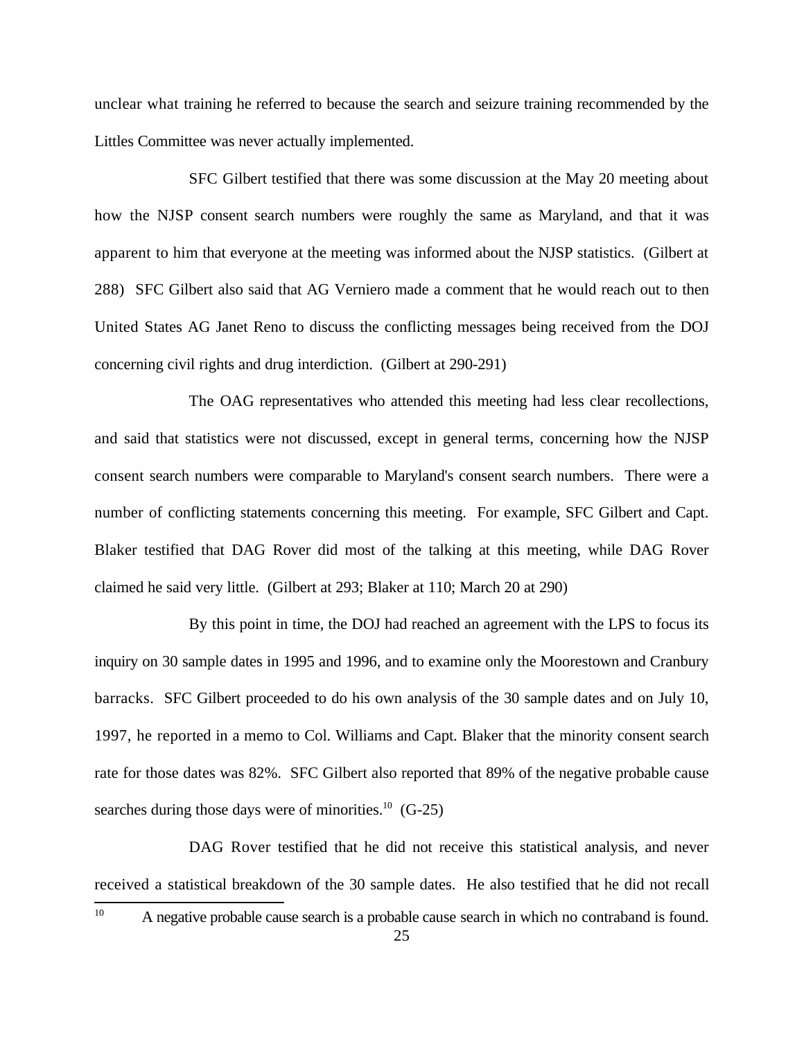unclear what training he referred to because the search and seizure training recommended by the Littles Committee was never actually implemented.

SFC Gilbert testified that there was some discussion at the May 20 meeting about how the NJSP consent search numbers were roughly the same as Maryland, and that it was apparent to him that everyone at the meeting was informed about the NJSP statistics. (Gilbert at 288) SFC Gilbert also said that AG Verniero made a comment that he would reach out to then United States AG Janet Reno to discuss the conflicting messages being received from the DOJ concerning civil rights and drug interdiction. (Gilbert at 290-291)

The OAG representatives who attended this meeting had less clear recollections, and said that statistics were not discussed, except in general terms, concerning how the NJSP consent search numbers were comparable to Maryland's consent search numbers. There were a number of conflicting statements concerning this meeting. For example, SFC Gilbert and Capt. Blaker testified that DAG Rover did most of the talking at this meeting, while DAG Rover claimed he said very little. (Gilbert at 293; Blaker at 110; March 20 at 290)

By this point in time, the DOJ had reached an agreement with the LPS to focus its inquiry on 30 sample dates in 1995 and 1996, and to examine only the Moorestown and Cranbury barracks. SFC Gilbert proceeded to do his own analysis of the 30 sample dates and on July 10, 1997, he reported in a memo to Col. Williams and Capt. Blaker that the minority consent search rate for those dates was 82%. SFC Gilbert also reported that 89% of the negative probable cause searches during those days were of minorities.[10] (G-25)

DAG Rover testified that he did not receive this statistical analysis, and never received a statistical breakdown of the 30 sample dates. He also testified that he did not recall

[10] A negative probable cause search is a probable cause search in which no contraband is found.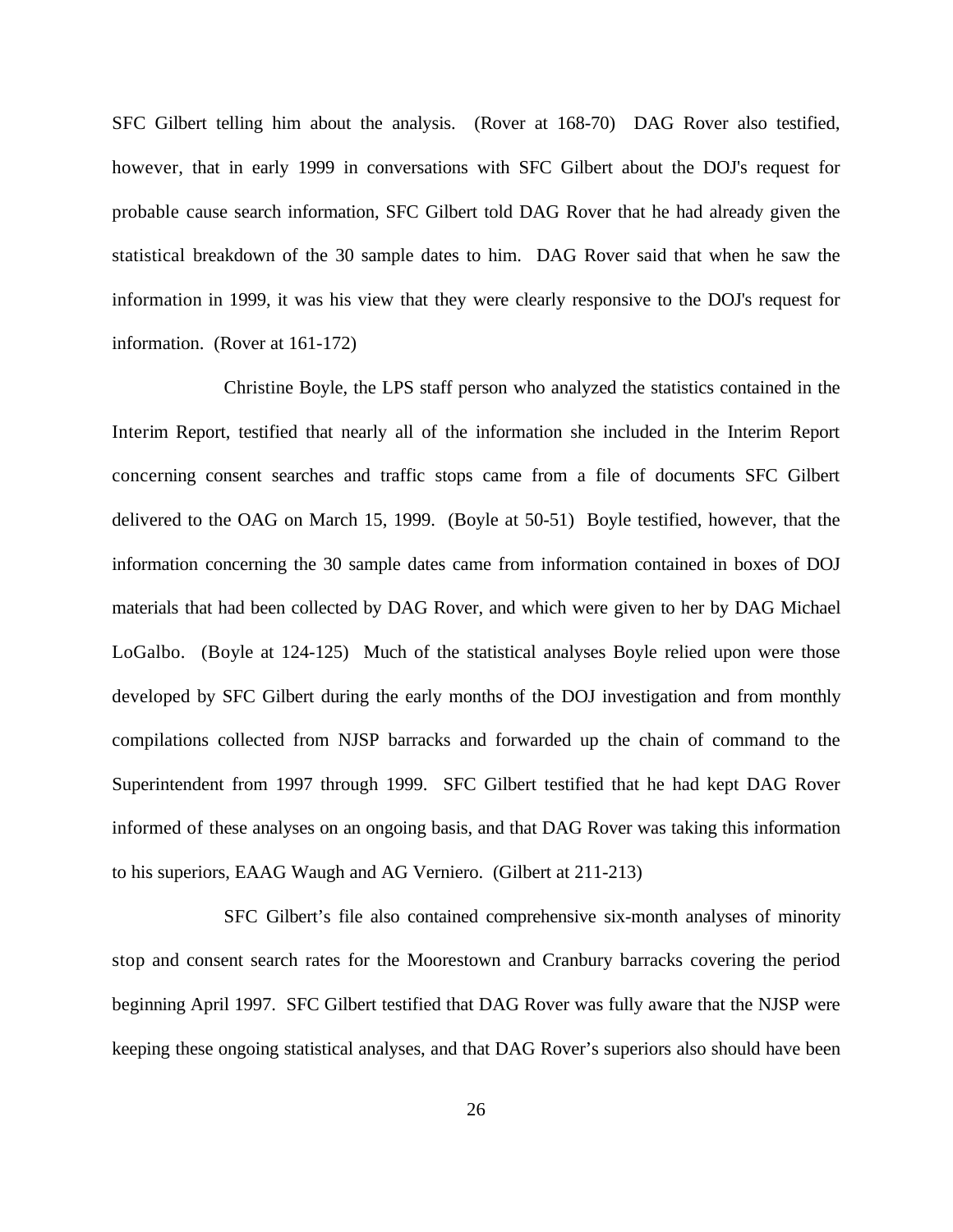SFC Gilbert telling him about the analysis. (Rover at 168-70) DAG Rover also testified, however, that in early 1999 in conversations with SFC Gilbert about the DOJ's request for probable cause search information, SFC Gilbert told DAG Rover that he had already given the statistical breakdown of the 30 sample dates to him. DAG Rover said that when he saw the information in 1999, it was his view that they were clearly responsive to the DOJ's request for information. (Rover at 161-172)

Christine Boyle, the LPS staff person who analyzed the statistics contained in the Interim Report, testified that nearly all of the information she included in the Interim Report concerning consent searches and traffic stops came from a file of documents SFC Gilbert delivered to the OAG on March 15, 1999. (Boyle at 50-51) Boyle testified, however, that the information concerning the 30 sample dates came from information contained in boxes of DOJ materials that had been collected by DAG Rover, and which were given to her by DAG Michael LoGalbo. (Boyle at 124-125) Much of the statistical analyses Boyle relied upon were those developed by SFC Gilbert during the early months of the DOJ investigation and from monthly compilations collected from NJSP barracks and forwarded up the chain of command to the Superintendent from 1997 through 1999. SFC Gilbert testified that he had kept DAG Rover informed of these analyses on an ongoing basis, and that DAG Rover was taking this information to his superiors, EAAG Waugh and AG Verniero. (Gilbert at 211-213)

SFC Gilbert's file also contained comprehensive six-month analyses of minority stop and consent search rates for the Moorestown and Cranbury barracks covering the period beginning April 1997. SFC Gilbert testified that DAG Rover was fully aware that the NJSP were keeping these ongoing statistical analyses, and that DAG Rover's superiors also should have been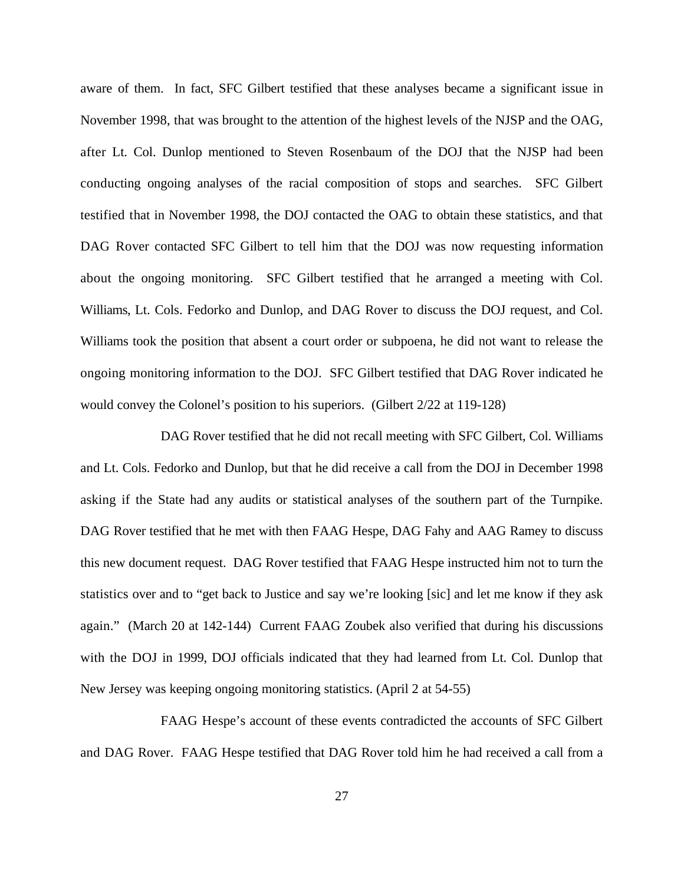aware of them. In fact, SFC Gilbert testified that these analyses became a significant issue in November 1998, that was brought to the attention of the highest levels of the NJSP and the OAG, after Lt. Col. Dunlop mentioned to Steven Rosenbaum of the DOJ that the NJSP had been conducting ongoing analyses of the racial composition of stops and searches. SFC Gilbert testified that in November 1998, the DOJ contacted the OAG to obtain these statistics, and that DAG Rover contacted SFC Gilbert to tell him that the DOJ was now requesting information about the ongoing monitoring. SFC Gilbert testified that he arranged a meeting with Col. Williams, Lt. Cols. Fedorko and Dunlop, and DAG Rover to discuss the DOJ request, and Col. Williams took the position that absent a court order or subpoena, he did not want to release the ongoing monitoring information to the DOJ. SFC Gilbert testified that DAG Rover indicated he would convey the Colonel's position to his superiors. (Gilbert 2/22 at 119-128)

DAG Rover testified that he did not recall meeting with SFC Gilbert, Col. Williams and Lt. Cols. Fedorko and Dunlop, but that he did receive a call from the DOJ in December 1998 asking if the State had any audits or statistical analyses of the southern part of the Turnpike. DAG Rover testified that he met with then FAAG Hespe, DAG Fahy and AAG Ramey to discuss this new document request. DAG Rover testified that FAAG Hespe instructed him not to turn the statistics over and to "get back to Justice and say we're looking [sic] and let me know if they ask again." (March 20 at 142-144) Current FAAG Zoubek also verified that during his discussions with the DOJ in 1999, DOJ officials indicated that they had learned from Lt. Col. Dunlop that New Jersey was keeping ongoing monitoring statistics. (April 2 at 54-55)

FAAG Hespe's account of these events contradicted the accounts of SFC Gilbert and DAG Rover. FAAG Hespe testified that DAG Rover told him he had received a call from a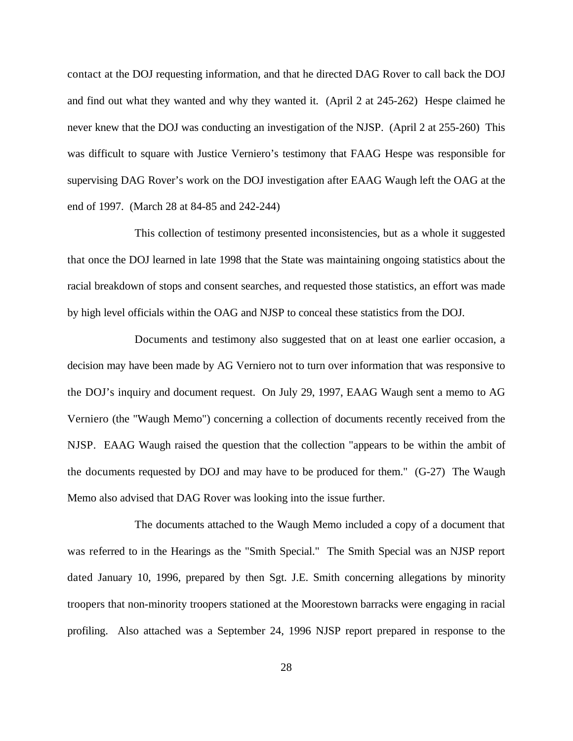contact at the DOJ requesting information, and that he directed DAG Rover to call back the DOJ and find out what they wanted and why they wanted it. (April 2 at 245-262) Hespe claimed he never knew that the DOJ was conducting an investigation of the NJSP. (April 2 at 255-260) This was difficult to square with Justice Verniero's testimony that FAAG Hespe was responsible for supervising DAG Rover's work on the DOJ investigation after EAAG Waugh left the OAG at the end of 1997. (March 28 at 84-85 and 242-244)

This collection of testimony presented inconsistencies, but as a whole it suggested that once the DOJ learned in late 1998 that the State was maintaining ongoing statistics about the racial breakdown of stops and consent searches, and requested those statistics, an effort was made by high level officials within the OAG and NJSP to conceal these statistics from the DOJ.

Documents and testimony also suggested that on at least one earlier occasion, a decision may have been made by AG Verniero not to turn over information that was responsive to the DOJ's inquiry and document request. On July 29, 1997, EAAG Waugh sent a memo to AG Verniero (the "Waugh Memo") concerning a collection of documents recently received from the NJSP. EAAG Waugh raised the question that the collection "appears to be within the ambit of the documents requested by DOJ and may have to be produced for them." (G-27) The Waugh Memo also advised that DAG Rover was looking into the issue further.

The documents attached to the Waugh Memo included a copy of a document that was referred to in the Hearings as the "Smith Special." The Smith Special was an NJSP report dated January 10, 1996, prepared by then Sgt. J.E. Smith concerning allegations by minority troopers that non-minority troopers stationed at the Moorestown barracks were engaging in racial profiling. Also attached was a September 24, 1996 NJSP report prepared in response to the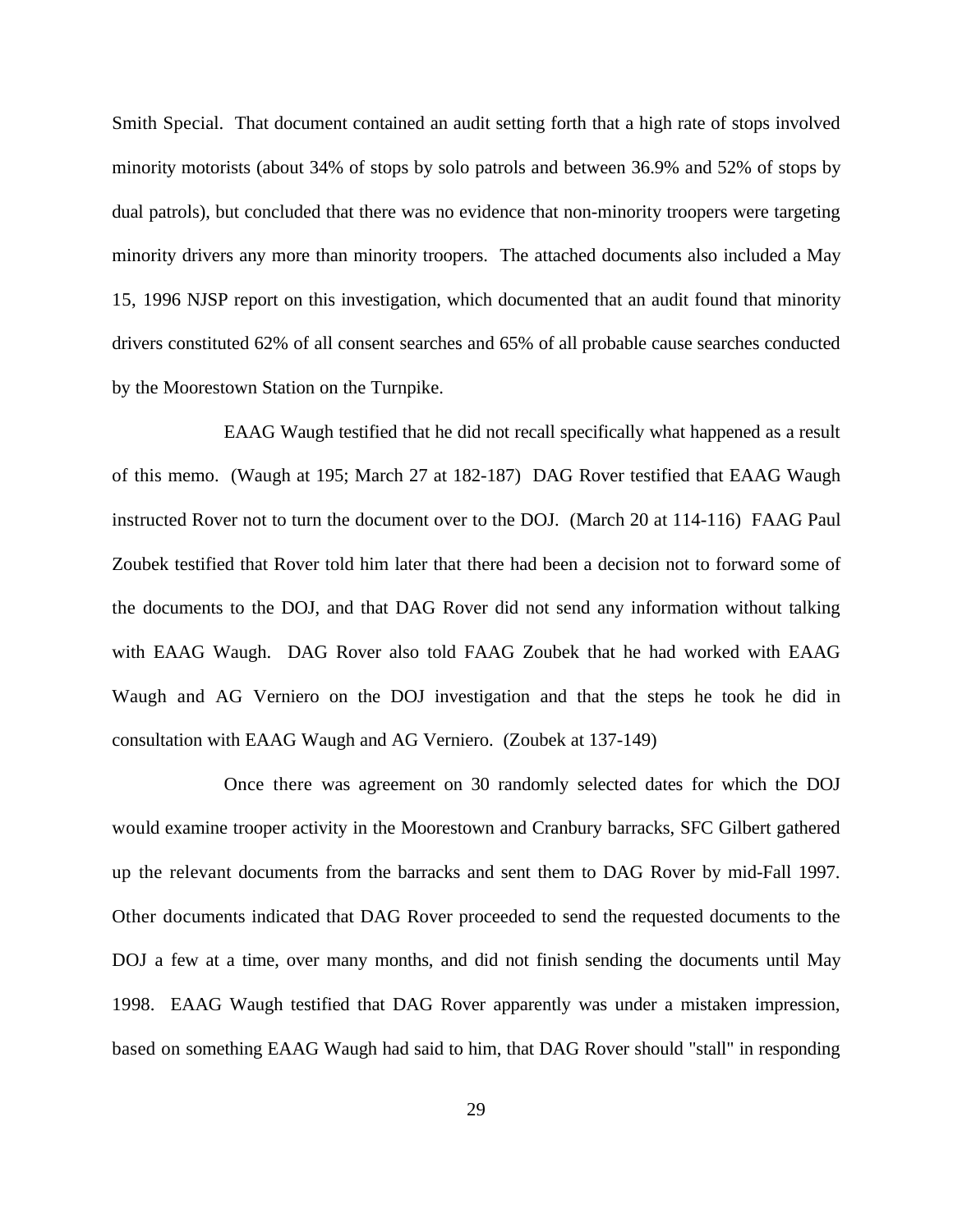Smith Special. That document contained an audit setting forth that a high rate of stops involved minority motorists (about 34% of stops by solo patrols and between 36.9% and 52% of stops by dual patrols), but concluded that there was no evidence that non-minority troopers were targeting minority drivers any more than minority troopers. The attached documents also included a May 15, 1996 NJSP report on this investigation, which documented that an audit found that minority drivers constituted 62% of all consent searches and 65% of all probable cause searches conducted by the Moorestown Station on the Turnpike.

EAAG Waugh testified that he did not recall specifically what happened as a result of this memo. (Waugh at 195; March 27 at 182-187) DAG Rover testified that EAAG Waugh instructed Rover not to turn the document over to the DOJ. (March 20 at 114-116) FAAG Paul Zoubek testified that Rover told him later that there had been a decision not to forward some of the documents to the DOJ, and that DAG Rover did not send any information without talking with EAAG Waugh. DAG Rover also told FAAG Zoubek that he had worked with EAAG Waugh and AG Verniero on the DOJ investigation and that the steps he took he did in consultation with EAAG Waugh and AG Verniero. (Zoubek at 137-149)

Once there was agreement on 30 randomly selected dates for which the DOJ would examine trooper activity in the Moorestown and Cranbury barracks, SFC Gilbert gathered up the relevant documents from the barracks and sent them to DAG Rover by mid-Fall 1997. Other documents indicated that DAG Rover proceeded to send the requested documents to the DOJ a few at a time, over many months, and did not finish sending the documents until May 1998. EAAG Waugh testified that DAG Rover apparently was under a mistaken impression, based on something EAAG Waugh had said to him, that DAG Rover should "stall" in responding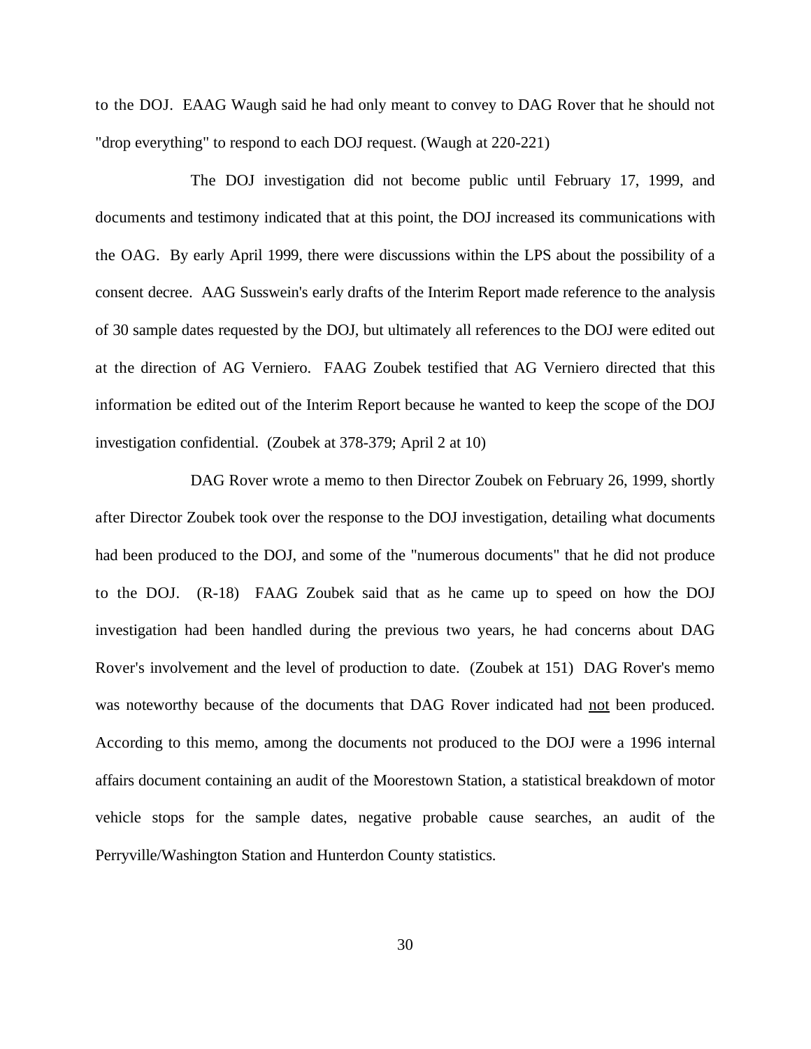to the DOJ. EAAG Waugh said he had only meant to convey to DAG Rover that he should not "drop everything" to respond to each DOJ request. (Waugh at 220-221)

The DOJ investigation did not become public until February 17, 1999, and documents and testimony indicated that at this point, the DOJ increased its communications with the OAG. By early April 1999, there were discussions within the LPS about the possibility of a consent decree. AAG Susswein's early drafts of the Interim Report made reference to the analysis of 30 sample dates requested by the DOJ, but ultimately all references to the DOJ were edited out at the direction of AG Verniero. FAAG Zoubek testified that AG Verniero directed that this information be edited out of the Interim Report because he wanted to keep the scope of the DOJ investigation confidential. (Zoubek at 378-379; April 2 at 10)

DAG Rover wrote a memo to then Director Zoubek on February 26, 1999, shortly after Director Zoubek took over the response to the DOJ investigation, detailing what documents had been produced to the DOJ, and some of the "numerous documents" that he did not produce to the DOJ. (R-18) FAAG Zoubek said that as he came up to speed on how the DOJ investigation had been handled during the previous two years, he had concerns about DAG Rover's involvement and the level of production to date. (Zoubek at 151) DAG Rover's memo was noteworthy because of the documents that DAG Rover indicated had <u>not</u> been produced. According to this memo, among the documents not produced to the DOJ were a 1996 internal affairs document containing an audit of the Moorestown Station, a statistical breakdown of motor vehicle stops for the sample dates, negative probable cause searches, an audit of the Perryville/Washington Station and Hunterdon County statistics.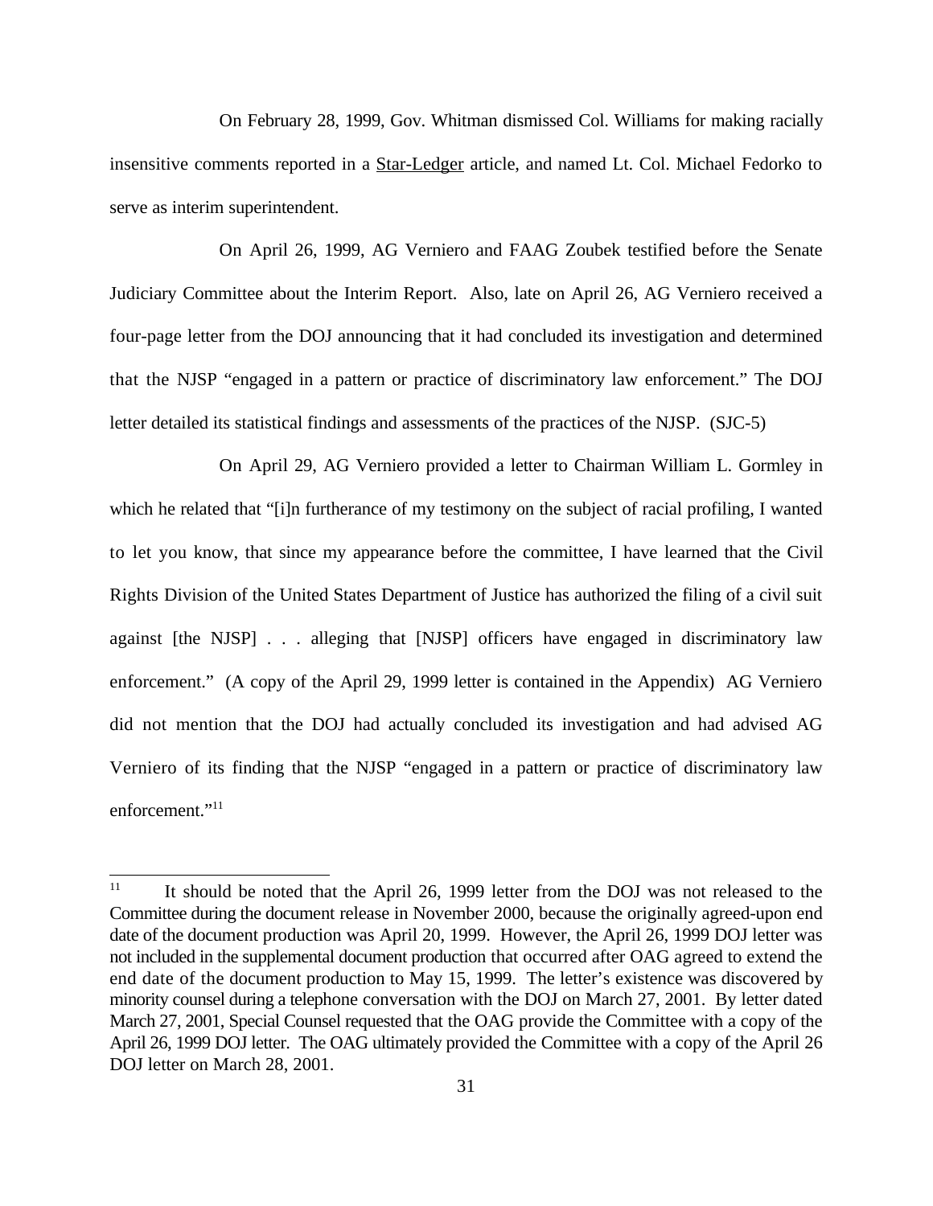On February 28, 1999, Gov. Whitman dismissed Col. Williams for making racially insensitive comments reported in a Star-Ledger article, and named Lt. Col. Michael Fedorko to serve as interim superintendent.

On April 26, 1999, AG Verniero and FAAG Zoubek testified before the Senate Judiciary Committee about the Interim Report. Also, late on April 26, AG Verniero received a four-page letter from the DOJ announcing that it had concluded its investigation and determined that the NJSP "engaged in a pattern or practice of discriminatory law enforcement." The DOJ letter detailed its statistical findings and assessments of the practices of the NJSP. (SJC-5)

On April 29, AG Verniero provided a letter to Chairman William L. Gormley in which he related that "[i]n furtherance of my testimony on the subject of racial profiling, I wanted to let you know, that since my appearance before the committee, I have learned that the Civil Rights Division of the United States Department of Justice has authorized the filing of a civil suit against [the NJSP] . . . alleging that [NJSP] officers have engaged in discriminatory law enforcement." (A copy of the April 29, 1999 letter is contained in the Appendix) AG Verniero did not mention that the DOJ had actually concluded its investigation and had advised AG Verniero of its finding that the NJSP "engaged in a pattern or practice of discriminatory law enforcement."[11]

---

[11] It should be noted that the April 26, 1999 letter from the DOJ was not released to the Committee during the document release in November 2000, because the originally agreed-upon end date of the document production was April 20, 1999. However, the April 26, 1999 DOJ letter was not included in the supplemental document production that occurred after OAG agreed to extend the end date of the document production to May 15, 1999. The letter's existence was discovered by minority counsel during a telephone conversation with the DOJ on March 27, 2001. By letter dated March 27, 2001, Special Counsel requested that the OAG provide the Committee with a copy of the April 26, 1999 DOJ letter. The OAG ultimately provided the Committee with a copy of the April 26 DOJ letter on March 28, 2001.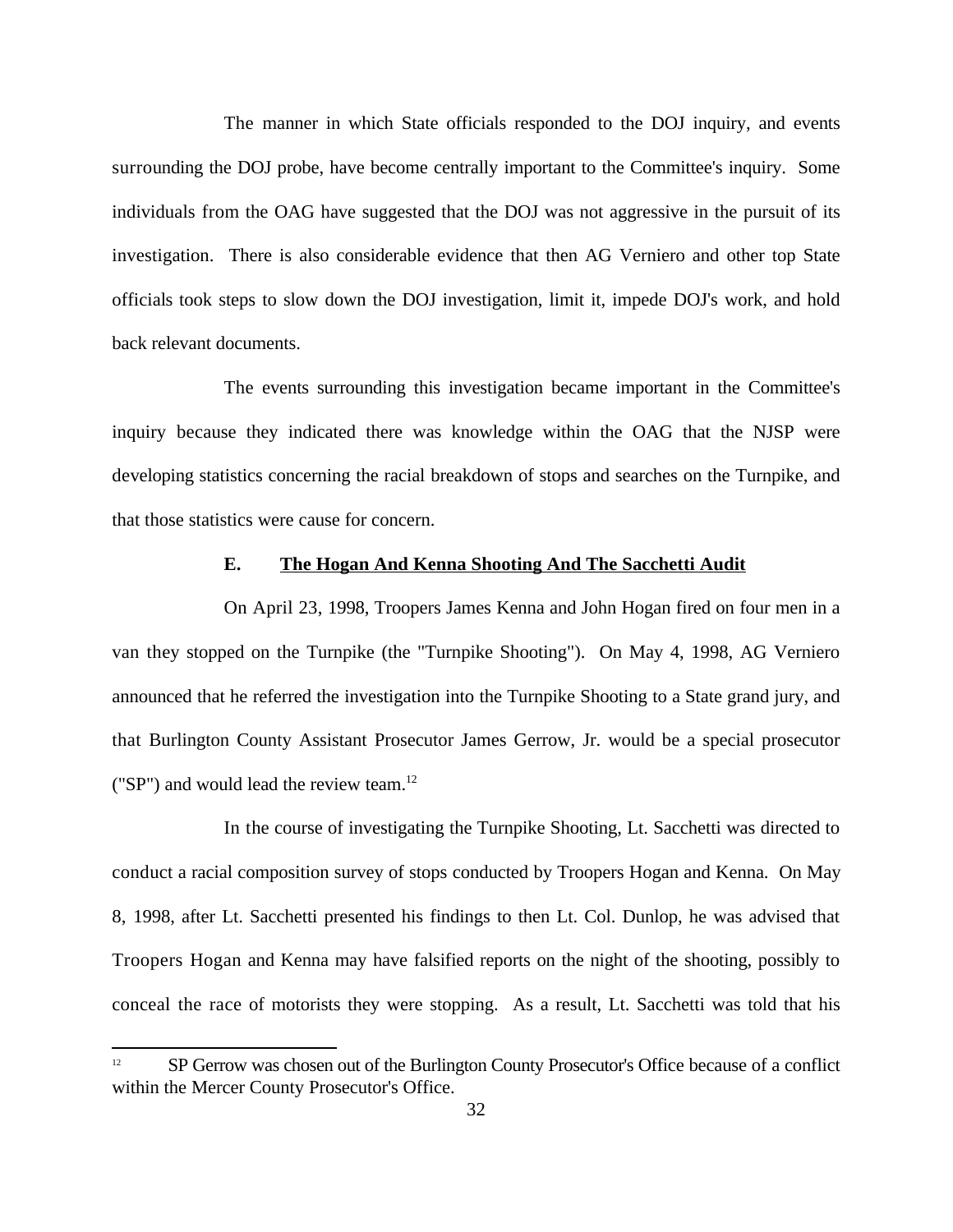The manner in which State officials responded to the DOJ inquiry, and events surrounding the DOJ probe, have become centrally important to the Committee's inquiry. Some individuals from the OAG have suggested that the DOJ was not aggressive in the pursuit of its investigation. There is also considerable evidence that then AG Verniero and other top State officials took steps to slow down the DOJ investigation, limit it, impede DOJ's work, and hold back relevant documents.

The events surrounding this investigation became important in the Committee's inquiry because they indicated there was knowledge within the OAG that the NJSP were developing statistics concerning the racial breakdown of stops and searches on the Turnpike, and that those statistics were cause for concern.

### E. <u>The Hogan And Kenna Shooting And The Sacchetti Audit</u>

On April 23, 1998, Troopers James Kenna and John Hogan fired on four men in a van they stopped on the Turnpike (the "Turnpike Shooting"). On May 4, 1998, AG Verniero announced that he referred the investigation into the Turnpike Shooting to a State grand jury, and that Burlington County Assistant Prosecutor James Gerrow, Jr. would be a special prosecutor ("SP") and would lead the review team.[12]

In the course of investigating the Turnpike Shooting, Lt. Sacchetti was directed to conduct a racial composition survey of stops conducted by Troopers Hogan and Kenna. On May 8, 1998, after Lt. Sacchetti presented his findings to then Lt. Col. Dunlop, he was advised that Troopers Hogan and Kenna may have falsified reports on the night of the shooting, possibly to conceal the race of motorists they were stopping. As a result, Lt. Sacchetti was told that his

---

[12] SP Gerrow was chosen out of the Burlington County Prosecutor's Office because of a conflict within the Mercer County Prosecutor's Office.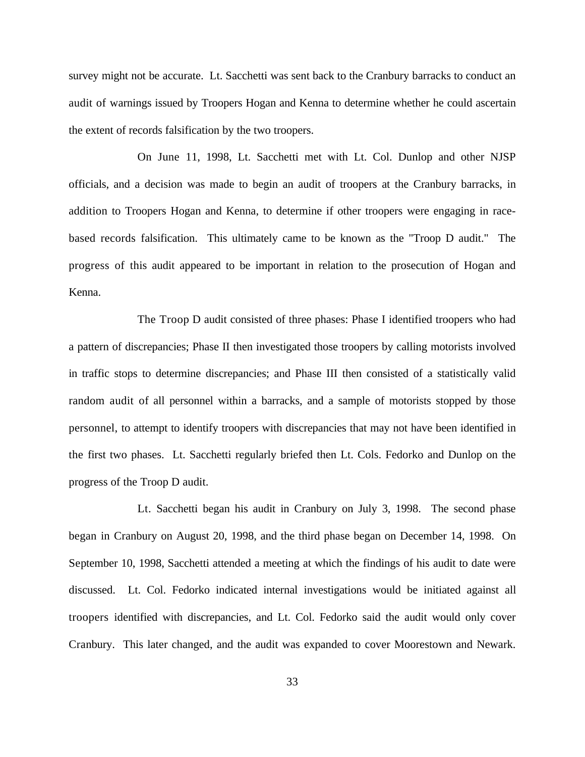survey might not be accurate. Lt. Sacchetti was sent back to the Cranbury barracks to conduct an audit of warnings issued by Troopers Hogan and Kenna to determine whether he could ascertain the extent of records falsification by the two troopers.

On June 11, 1998, Lt. Sacchetti met with Lt. Col. Dunlop and other NJSP officials, and a decision was made to begin an audit of troopers at the Cranbury barracks, in addition to Troopers Hogan and Kenna, to determine if other troopers were engaging in race-based records falsification. This ultimately came to be known as the "Troop D audit." The progress of this audit appeared to be important in relation to the prosecution of Hogan and Kenna.

The Troop D audit consisted of three phases: Phase I identified troopers who had a pattern of discrepancies; Phase II then investigated those troopers by calling motorists involved in traffic stops to determine discrepancies; and Phase III then consisted of a statistically valid random audit of all personnel within a barracks, and a sample of motorists stopped by those personnel, to attempt to identify troopers with discrepancies that may not have been identified in the first two phases. Lt. Sacchetti regularly briefed then Lt. Cols. Fedorko and Dunlop on the progress of the Troop D audit.

Lt. Sacchetti began his audit in Cranbury on July 3, 1998. The second phase began in Cranbury on August 20, 1998, and the third phase began on December 14, 1998. On September 10, 1998, Sacchetti attended a meeting at which the findings of his audit to date were discussed. Lt. Col. Fedorko indicated internal investigations would be initiated against all troopers identified with discrepancies, and Lt. Col. Fedorko said the audit would only cover Cranbury. This later changed, and the audit was expanded to cover Moorestown and Newark.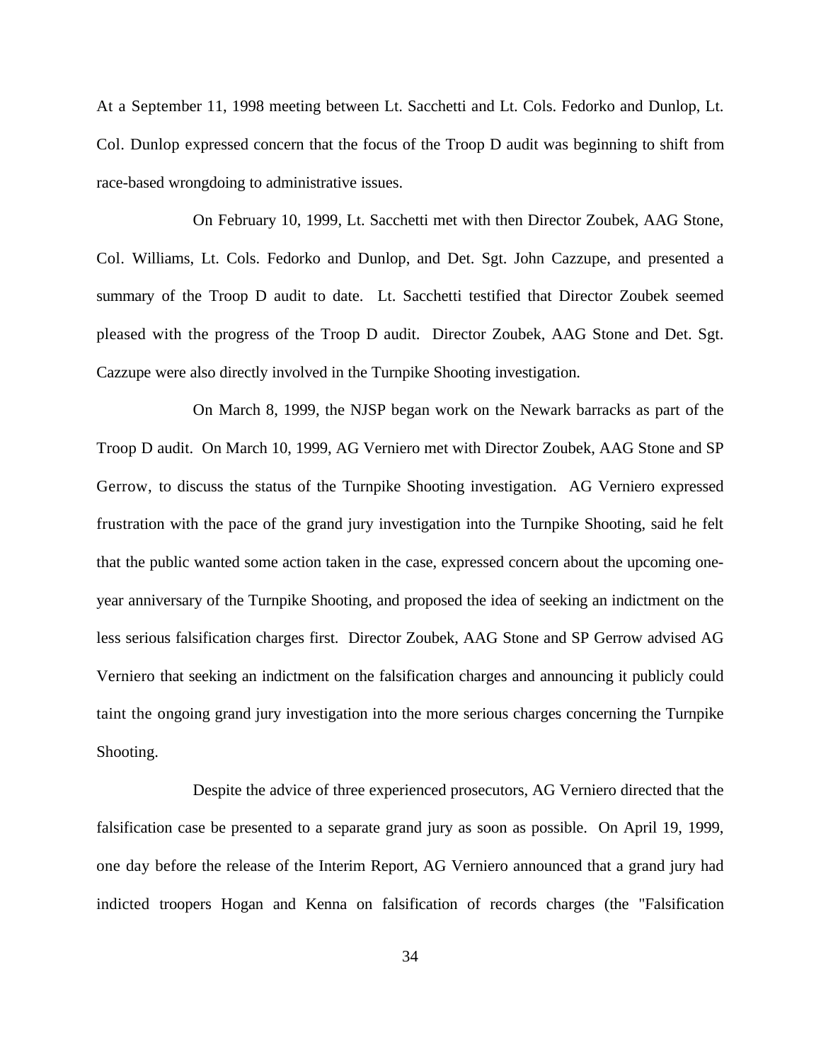At a September 11, 1998 meeting between Lt. Sacchetti and Lt. Cols. Fedorko and Dunlop, Lt. Col. Dunlop expressed concern that the focus of the Troop D audit was beginning to shift from race-based wrongdoing to administrative issues.

On February 10, 1999, Lt. Sacchetti met with then Director Zoubek, AAG Stone, Col. Williams, Lt. Cols. Fedorko and Dunlop, and Det. Sgt. John Cazzupe, and presented a summary of the Troop D audit to date. Lt. Sacchetti testified that Director Zoubek seemed pleased with the progress of the Troop D audit. Director Zoubek, AAG Stone and Det. Sgt. Cazzupe were also directly involved in the Turnpike Shooting investigation.

On March 8, 1999, the NJSP began work on the Newark barracks as part of the Troop D audit. On March 10, 1999, AG Verniero met with Director Zoubek, AAG Stone and SP Gerrow, to discuss the status of the Turnpike Shooting investigation. AG Verniero expressed frustration with the pace of the grand jury investigation into the Turnpike Shooting, said he felt that the public wanted some action taken in the case, expressed concern about the upcoming one-year anniversary of the Turnpike Shooting, and proposed the idea of seeking an indictment on the less serious falsification charges first. Director Zoubek, AAG Stone and SP Gerrow advised AG Verniero that seeking an indictment on the falsification charges and announcing it publicly could taint the ongoing grand jury investigation into the more serious charges concerning the Turnpike Shooting.

Despite the advice of three experienced prosecutors, AG Verniero directed that the falsification case be presented to a separate grand jury as soon as possible. On April 19, 1999, one day before the release of the Interim Report, AG Verniero announced that a grand jury had indicted troopers Hogan and Kenna on falsification of records charges (the "Falsification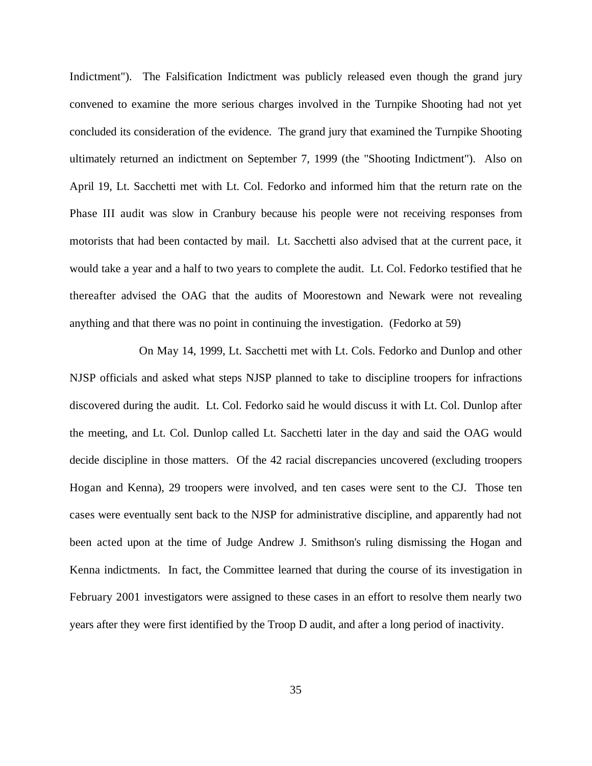Indictment"). The Falsification Indictment was publicly released even though the grand jury convened to examine the more serious charges involved in the Turnpike Shooting had not yet concluded its consideration of the evidence. The grand jury that examined the Turnpike Shooting ultimately returned an indictment on September 7, 1999 (the "Shooting Indictment"). Also on April 19, Lt. Sacchetti met with Lt. Col. Fedorko and informed him that the return rate on the Phase III audit was slow in Cranbury because his people were not receiving responses from motorists that had been contacted by mail. Lt. Sacchetti also advised that at the current pace, it would take a year and a half to two years to complete the audit. Lt. Col. Fedorko testified that he thereafter advised the OAG that the audits of Moorestown and Newark were not revealing anything and that there was no point in continuing the investigation. (Fedorko at 59)

On May 14, 1999, Lt. Sacchetti met with Lt. Cols. Fedorko and Dunlop and other NJSP officials and asked what steps NJSP planned to take to discipline troopers for infractions discovered during the audit. Lt. Col. Fedorko said he would discuss it with Lt. Col. Dunlop after the meeting, and Lt. Col. Dunlop called Lt. Sacchetti later in the day and said the OAG would decide discipline in those matters. Of the 42 racial discrepancies uncovered (excluding troopers Hogan and Kenna), 29 troopers were involved, and ten cases were sent to the CJ. Those ten cases were eventually sent back to the NJSP for administrative discipline, and apparently had not been acted upon at the time of Judge Andrew J. Smithson's ruling dismissing the Hogan and Kenna indictments. In fact, the Committee learned that during the course of its investigation in February 2001 investigators were assigned to these cases in an effort to resolve them nearly two years after they were first identified by the Troop D audit, and after a long period of inactivity.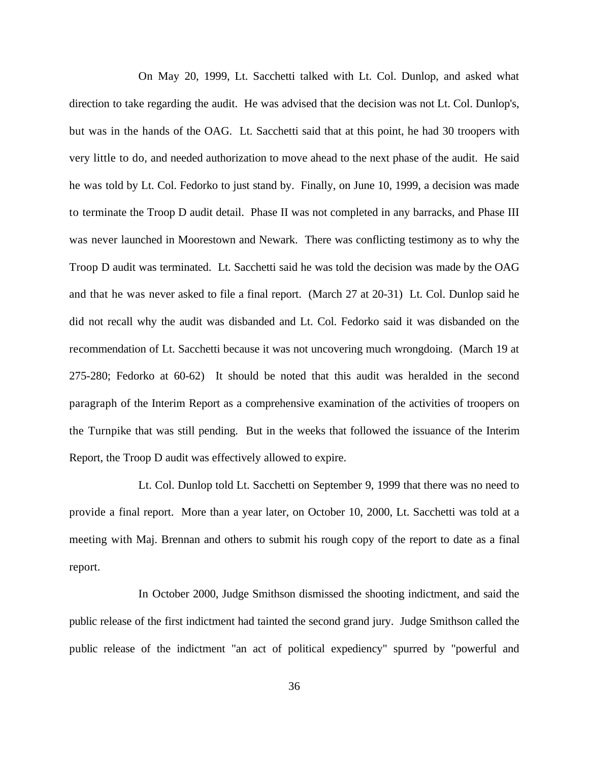On May 20, 1999, Lt. Sacchetti talked with Lt. Col. Dunlop, and asked what direction to take regarding the audit. He was advised that the decision was not Lt. Col. Dunlop's, but was in the hands of the OAG. Lt. Sacchetti said that at this point, he had 30 troopers with very little to do, and needed authorization to move ahead to the next phase of the audit. He said he was told by Lt. Col. Fedorko to just stand by. Finally, on June 10, 1999, a decision was made to terminate the Troop D audit detail. Phase II was not completed in any barracks, and Phase III was never launched in Moorestown and Newark. There was conflicting testimony as to why the Troop D audit was terminated. Lt. Sacchetti said he was told the decision was made by the OAG and that he was never asked to file a final report. (March 27 at 20-31) Lt. Col. Dunlop said he did not recall why the audit was disbanded and Lt. Col. Fedorko said it was disbanded on the recommendation of Lt. Sacchetti because it was not uncovering much wrongdoing. (March 19 at 275-280; Fedorko at 60-62) It should be noted that this audit was heralded in the second paragraph of the Interim Report as a comprehensive examination of the activities of troopers on the Turnpike that was still pending. But in the weeks that followed the issuance of the Interim Report, the Troop D audit was effectively allowed to expire.

Lt. Col. Dunlop told Lt. Sacchetti on September 9, 1999 that there was no need to provide a final report. More than a year later, on October 10, 2000, Lt. Sacchetti was told at a meeting with Maj. Brennan and others to submit his rough copy of the report to date as a final report.

In October 2000, Judge Smithson dismissed the shooting indictment, and said the public release of the first indictment had tainted the second grand jury. Judge Smithson called the public release of the indictment "an act of political expediency" spurred by "powerful and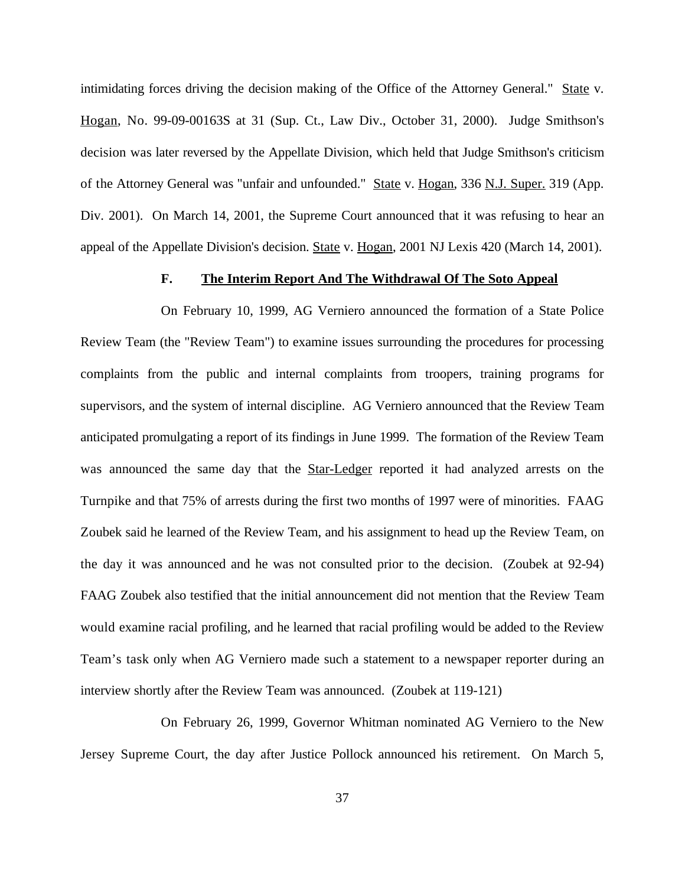intimidating forces driving the decision making of the Office of the Attorney General." State v. Hogan, No. 99-09-00163S at 31 (Sup. Ct., Law Div., October 31, 2000). Judge Smithson's decision was later reversed by the Appellate Division, which held that Judge Smithson's criticism of the Attorney General was "unfair and unfounded." State v. Hogan, 336 N.J. Super. 319 (App. Div. 2001). On March 14, 2001, the Supreme Court announced that it was refusing to hear an appeal of the Appellate Division's decision. State v. Hogan, 2001 NJ Lexis 420 (March 14, 2001).

### F. The Interim Report And The Withdrawal Of The Soto Appeal

On February 10, 1999, AG Verniero announced the formation of a State Police Review Team (the "Review Team") to examine issues surrounding the procedures for processing complaints from the public and internal complaints from troopers, training programs for supervisors, and the system of internal discipline. AG Verniero announced that the Review Team anticipated promulgating a report of its findings in June 1999. The formation of the Review Team was announced the same day that the Star-Ledger reported it had analyzed arrests on the Turnpike and that 75% of arrests during the first two months of 1997 were of minorities. FAAG Zoubek said he learned of the Review Team, and his assignment to head up the Review Team, on the day it was announced and he was not consulted prior to the decision. (Zoubek at 92-94) FAAG Zoubek also testified that the initial announcement did not mention that the Review Team would examine racial profiling, and he learned that racial profiling would be added to the Review Team's task only when AG Verniero made such a statement to a newspaper reporter during an interview shortly after the Review Team was announced. (Zoubek at 119-121)

On February 26, 1999, Governor Whitman nominated AG Verniero to the New Jersey Supreme Court, the day after Justice Pollock announced his retirement. On March 5,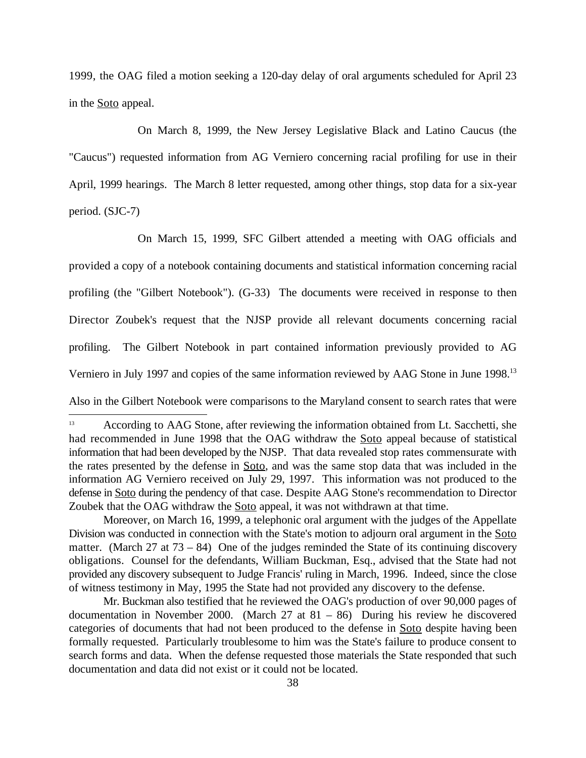1999, the OAG filed a motion seeking a 120-day delay of oral arguments scheduled for April 23 in the Soto appeal.

On March 8, 1999, the New Jersey Legislative Black and Latino Caucus (the "Caucus") requested information from AG Verniero concerning racial profiling for use in their April, 1999 hearings. The March 8 letter requested, among other things, stop data for a six-year period. (SJC-7)

On March 15, 1999, SFC Gilbert attended a meeting with OAG officials and provided a copy of a notebook containing documents and statistical information concerning racial profiling (the "Gilbert Notebook"). (G-33) The documents were received in response to then Director Zoubek's request that the NJSP provide all relevant documents concerning racial profiling. The Gilbert Notebook in part contained information previously provided to AG Verniero in July 1997 and copies of the same information reviewed by AAG Stone in June 1998.[13] Also in the Gilbert Notebook were comparisons to the Maryland consent to search rates that were

---

[13] According to AAG Stone, after reviewing the information obtained from Lt. Sacchetti, she had recommended in June 1998 that the OAG withdraw the Soto appeal because of statistical information that had been developed by the NJSP. That data revealed stop rates commensurate with the rates presented by the defense in Soto, and was the same stop data that was included in the information AG Verniero received on July 29, 1997. This information was not produced to the defense in Soto during the pendency of that case. Despite AAG Stone's recommendation to Director Zoubek that the OAG withdraw the Soto appeal, it was not withdrawn at that time.

Moreover, on March 16, 1999, a telephonic oral argument with the judges of the Appellate Division was conducted in connection with the State's motion to adjourn oral argument in the Soto matter. (March 27 at 73 – 84) One of the judges reminded the State of its continuing discovery obligations. Counsel for the defendants, William Buckman, Esq., advised that the State had not provided any discovery subsequent to Judge Francis' ruling in March, 1996. Indeed, since the close of witness testimony in May, 1995 the State had not provided any discovery to the defense.

Mr. Buckman also testified that he reviewed the OAG's production of over 90,000 pages of documentation in November 2000. (March 27 at 81 – 86) During his review he discovered categories of documents that had not been produced to the defense in Soto despite having been formally requested. Particularly troublesome to him was the State's failure to produce consent to search forms and data. When the defense requested those materials the State responded that such documentation and data did not exist or it could not be located.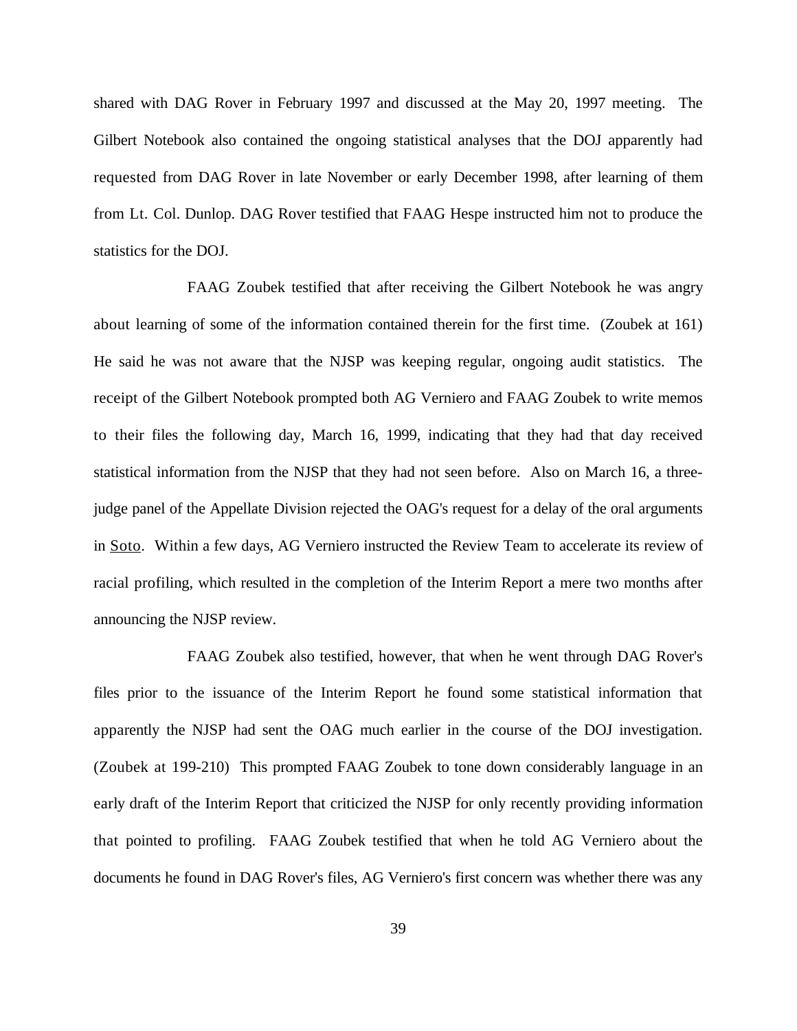shared with DAG Rover in February 1997 and discussed at the May 20, 1997 meeting. The Gilbert Notebook also contained the ongoing statistical analyses that the DOJ apparently had requested from DAG Rover in late November or early December 1998, after learning of them from Lt. Col. Dunlop. DAG Rover testified that FAAG Hespe instructed him not to produce the statistics for the DOJ.

FAAG Zoubek testified that after receiving the Gilbert Notebook he was angry about learning of some of the information contained therein for the first time. (Zoubek at 161) He said he was not aware that the NJSP was keeping regular, ongoing audit statistics. The receipt of the Gilbert Notebook prompted both AG Verniero and FAAG Zoubek to write memos to their files the following day, March 16, 1999, indicating that they had that day received statistical information from the NJSP that they had not seen before. Also on March 16, a three-judge panel of the Appellate Division rejected the OAG's request for a delay of the oral arguments in Soto. Within a few days, AG Verniero instructed the Review Team to accelerate its review of racial profiling, which resulted in the completion of the Interim Report a mere two months after announcing the NJSP review.

FAAG Zoubek also testified, however, that when he went through DAG Rover's files prior to the issuance of the Interim Report he found some statistical information that apparently the NJSP had sent the OAG much earlier in the course of the DOJ investigation. (Zoubek at 199-210) This prompted FAAG Zoubek to tone down considerably language in an early draft of the Interim Report that criticized the NJSP for only recently providing information that pointed to profiling. FAAG Zoubek testified that when he told AG Verniero about the documents he found in DAG Rover's files, AG Verniero's first concern was whether there was any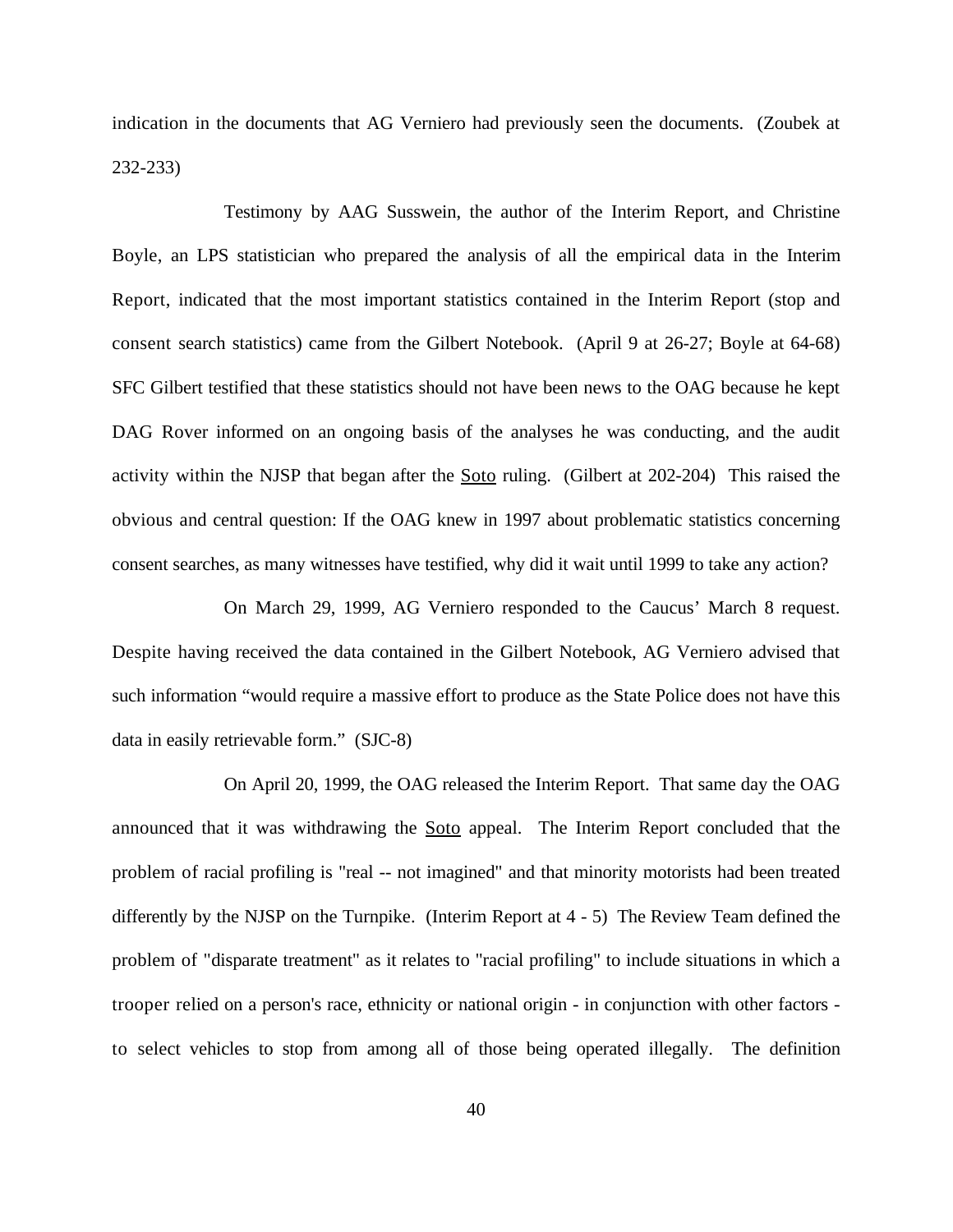indication in the documents that AG Verniero had previously seen the documents. (Zoubek at 232-233)

Testimony by AAG Susswein, the author of the Interim Report, and Christine Boyle, an LPS statistician who prepared the analysis of all the empirical data in the Interim Report, indicated that the most important statistics contained in the Interim Report (stop and consent search statistics) came from the Gilbert Notebook. (April 9 at 26-27; Boyle at 64-68) SFC Gilbert testified that these statistics should not have been news to the OAG because he kept DAG Rover informed on an ongoing basis of the analyses he was conducting, and the audit activity within the NJSP that began after the Soto ruling. (Gilbert at 202-204) This raised the obvious and central question: If the OAG knew in 1997 about problematic statistics concerning consent searches, as many witnesses have testified, why did it wait until 1999 to take any action?

On March 29, 1999, AG Verniero responded to the Caucus' March 8 request. Despite having received the data contained in the Gilbert Notebook, AG Verniero advised that such information "would require a massive effort to produce as the State Police does not have this data in easily retrievable form." (SJC-8)

On April 20, 1999, the OAG released the Interim Report. That same day the OAG announced that it was withdrawing the Soto appeal. The Interim Report concluded that the problem of racial profiling is "real -- not imagined" and that minority motorists had been treated differently by the NJSP on the Turnpike. (Interim Report at 4 - 5) The Review Team defined the problem of "disparate treatment" as it relates to "racial profiling" to include situations in which a trooper relied on a person's race, ethnicity or national origin - in conjunction with other factors - to select vehicles to stop from among all of those being operated illegally. The definition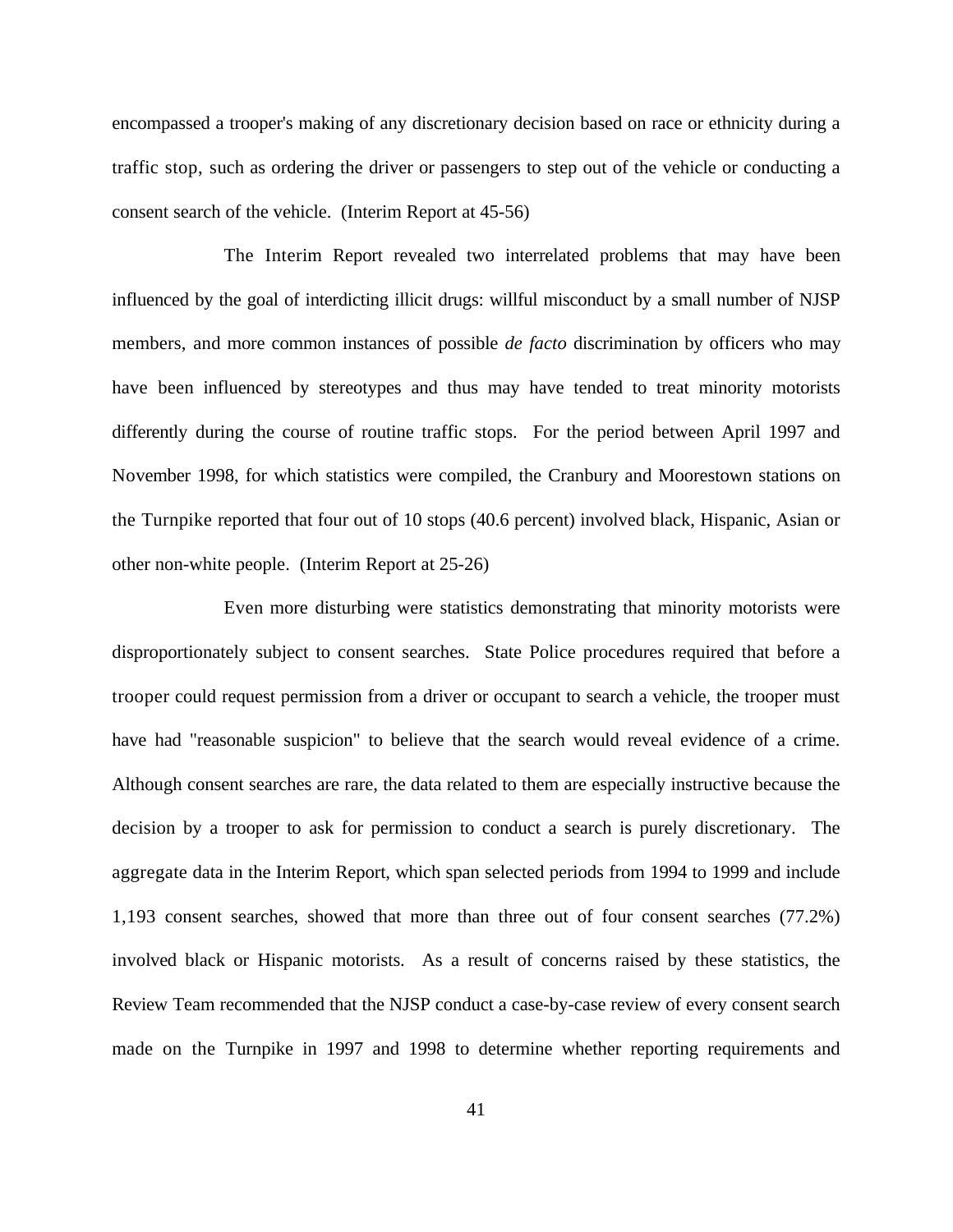encompassed a trooper's making of any discretionary decision based on race or ethnicity during a traffic stop, such as ordering the driver or passengers to step out of the vehicle or conducting a consent search of the vehicle. (Interim Report at 45-56)

The Interim Report revealed two interrelated problems that may have been influenced by the goal of interdicting illicit drugs: willful misconduct by a small number of NJSP members, and more common instances of possible *de facto* discrimination by officers who may have been influenced by stereotypes and thus may have tended to treat minority motorists differently during the course of routine traffic stops. For the period between April 1997 and November 1998, for which statistics were compiled, the Cranbury and Moorestown stations on the Turnpike reported that four out of 10 stops (40.6 percent) involved black, Hispanic, Asian or other non-white people. (Interim Report at 25-26)

Even more disturbing were statistics demonstrating that minority motorists were disproportionately subject to consent searches. State Police procedures required that before a trooper could request permission from a driver or occupant to search a vehicle, the trooper must have had "reasonable suspicion" to believe that the search would reveal evidence of a crime. Although consent searches are rare, the data related to them are especially instructive because the decision by a trooper to ask for permission to conduct a search is purely discretionary. The aggregate data in the Interim Report, which span selected periods from 1994 to 1999 and include 1,193 consent searches, showed that more than three out of four consent searches (77.2%) involved black or Hispanic motorists. As a result of concerns raised by these statistics, the Review Team recommended that the NJSP conduct a case-by-case review of every consent search made on the Turnpike in 1997 and 1998 to determine whether reporting requirements and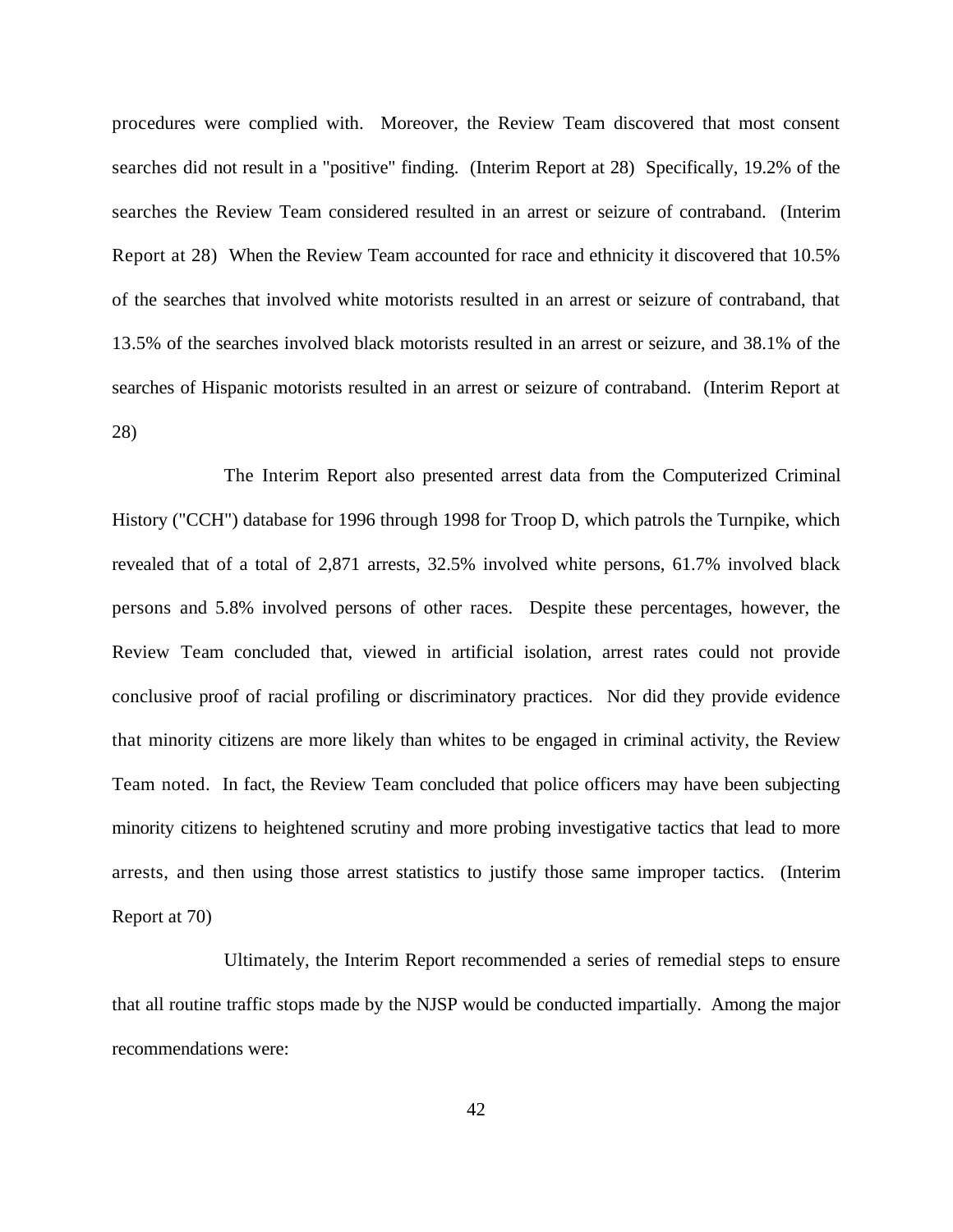procedures were complied with. Moreover, the Review Team discovered that most consent searches did not result in a "positive" finding. (Interim Report at 28) Specifically, 19.2% of the searches the Review Team considered resulted in an arrest or seizure of contraband. (Interim Report at 28) When the Review Team accounted for race and ethnicity it discovered that 10.5% of the searches that involved white motorists resulted in an arrest or seizure of contraband, that 13.5% of the searches involved black motorists resulted in an arrest or seizure, and 38.1% of the searches of Hispanic motorists resulted in an arrest or seizure of contraband. (Interim Report at 28)

The Interim Report also presented arrest data from the Computerized Criminal History ("CCH") database for 1996 through 1998 for Troop D, which patrols the Turnpike, which revealed that of a total of 2,871 arrests, 32.5% involved white persons, 61.7% involved black persons and 5.8% involved persons of other races. Despite these percentages, however, the Review Team concluded that, viewed in artificial isolation, arrest rates could not provide conclusive proof of racial profiling or discriminatory practices. Nor did they provide evidence that minority citizens are more likely than whites to be engaged in criminal activity, the Review Team noted. In fact, the Review Team concluded that police officers may have been subjecting minority citizens to heightened scrutiny and more probing investigative tactics that lead to more arrests, and then using those arrest statistics to justify those same improper tactics. (Interim Report at 70)

Ultimately, the Interim Report recommended a series of remedial steps to ensure that all routine traffic stops made by the NJSP would be conducted impartially. Among the major recommendations were: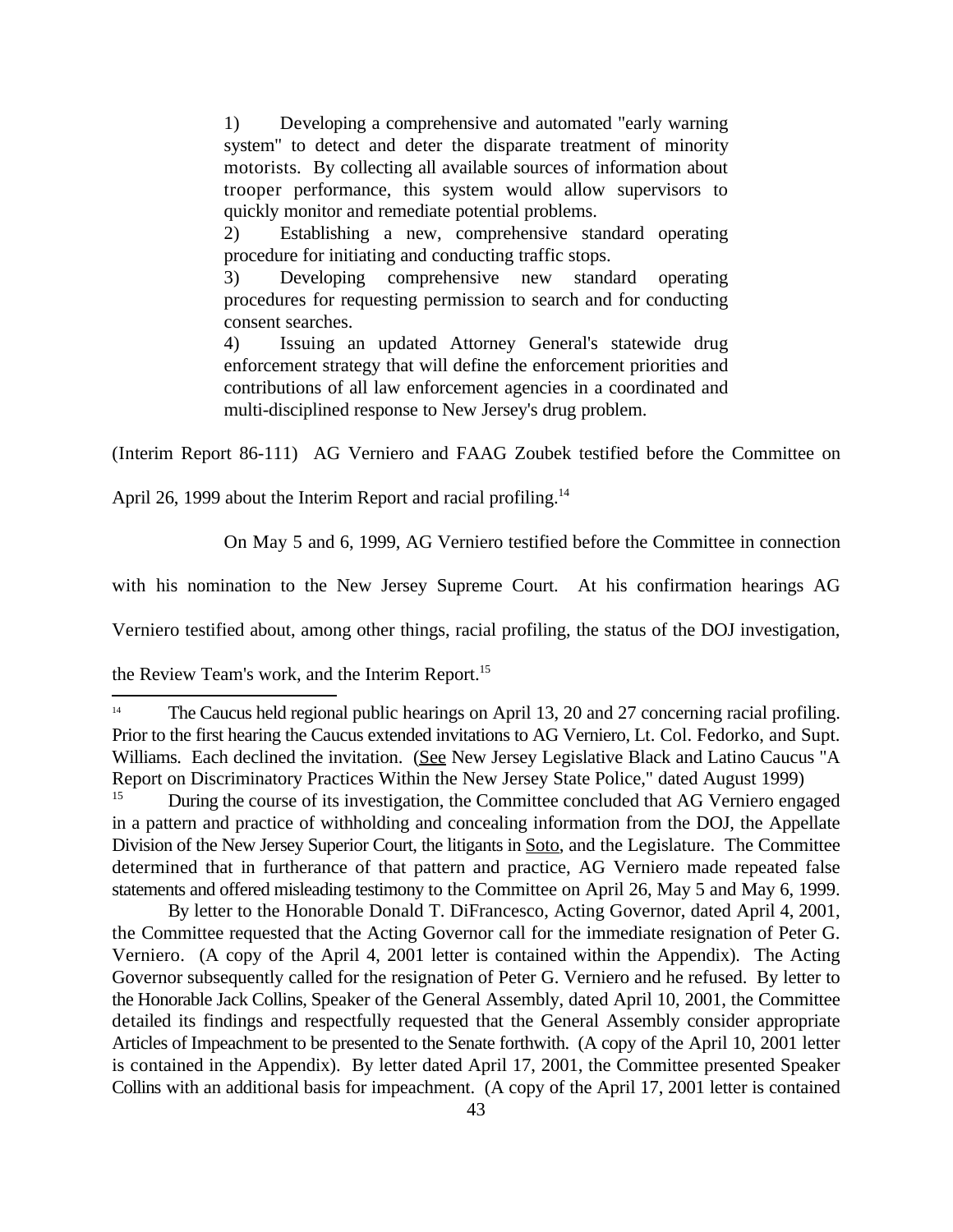> 1) Developing a comprehensive and automated "early warning system" to detect and deter the disparate treatment of minority motorists. By collecting all available sources of information about trooper performance, this system would allow supervisors to quickly monitor and remediate potential problems.
>
> 2) Establishing a new, comprehensive standard operating procedure for initiating and conducting traffic stops.
>
> 3) Developing comprehensive new standard operating procedures for requesting permission to search and for conducting consent searches.
>
> 4) Issuing an updated Attorney General's statewide drug enforcement strategy that will define the enforcement priorities and contributions of all law enforcement agencies in a coordinated and multi-disciplined response to New Jersey's drug problem.

(Interim Report 86-111) AG Verniero and FAAG Zoubek testified before the Committee on April 26, 1999 about the Interim Report and racial profiling.[14]

On May 5 and 6, 1999, AG Verniero testified before the Committee in connection with his nomination to the New Jersey Supreme Court. At his confirmation hearings AG Verniero testified about, among other things, racial profiling, the status of the DOJ investigation, the Review Team's work, and the Interim Report.[15]

---

[14] The Caucus held regional public hearings on April 13, 20 and 27 concerning racial profiling. Prior to the first hearing the Caucus extended invitations to AG Verniero, Lt. Col. Fedorko, and Supt. Williams. Each declined the invitation. (See New Jersey Legislative Black and Latino Caucus "A Report on Discriminatory Practices Within the New Jersey State Police," dated August 1999)

[15] During the course of its investigation, the Committee concluded that AG Verniero engaged in a pattern and practice of withholding and concealing information from the DOJ, the Appellate Division of the New Jersey Superior Court, the litigants in Soto, and the Legislature. The Committee determined that in furtherance of that pattern and practice, AG Verniero made repeated false statements and offered misleading testimony to the Committee on April 26, May 5 and May 6, 1999.

By letter to the Honorable Donald T. DiFrancesco, Acting Governor, dated April 4, 2001, the Committee requested that the Acting Governor call for the immediate resignation of Peter G. Verniero. (A copy of the April 4, 2001 letter is contained within the Appendix). The Acting Governor subsequently called for the resignation of Peter G. Verniero and he refused. By letter to the Honorable Jack Collins, Speaker of the General Assembly, dated April 10, 2001, the Committee detailed its findings and respectfully requested that the General Assembly consider appropriate Articles of Impeachment to be presented to the Senate forthwith. (A copy of the April 10, 2001 letter is contained in the Appendix). By letter dated April 17, 2001, the Committee presented Speaker Collins with an additional basis for impeachment. (A copy of the April 17, 2001 letter is contained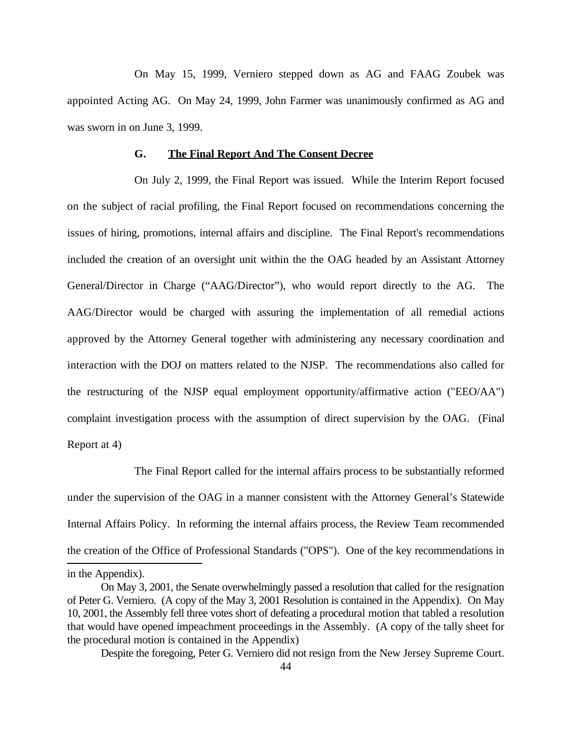On May 15, 1999, Verniero stepped down as AG and FAAG Zoubek was appointed Acting AG. On May 24, 1999, John Farmer was unanimously confirmed as AG and was sworn in on June 3, 1999.

### G. The Final Report And The Consent Decree

On July 2, 1999, the Final Report was issued. While the Interim Report focused on the subject of racial profiling, the Final Report focused on recommendations concerning the issues of hiring, promotions, internal affairs and discipline. The Final Report's recommendations included the creation of an oversight unit within the the OAG headed by an Assistant Attorney General/Director in Charge ("AAG/Director"), who would report directly to the AG. The AAG/Director would be charged with assuring the implementation of all remedial actions approved by the Attorney General together with administering any necessary coordination and interaction with the DOJ on matters related to the NJSP. The recommendations also called for the restructuring of the NJSP equal employment opportunity/affirmative action ("EEO/AA") complaint investigation process with the assumption of direct supervision by the OAG. (Final Report at 4)

The Final Report called for the internal affairs process to be substantially reformed under the supervision of the OAG in a manner consistent with the Attorney General's Statewide Internal Affairs Policy. In reforming the internal affairs process, the Review Team recommended the creation of the Office of Professional Standards ("OPS"). One of the key recommendations in

---

in the Appendix).

On May 3, 2001, the Senate overwhelmingly passed a resolution that called for the resignation of Peter G. Verniero. (A copy of the May 3, 2001 Resolution is contained in the Appendix). On May 10, 2001, the Assembly fell three votes short of defeating a procedural motion that tabled a resolution that would have opened impeachment proceedings in the Assembly. (A copy of the tally sheet for the procedural motion is contained in the Appendix)

Despite the foregoing, Peter G. Verniero did not resign from the New Jersey Supreme Court.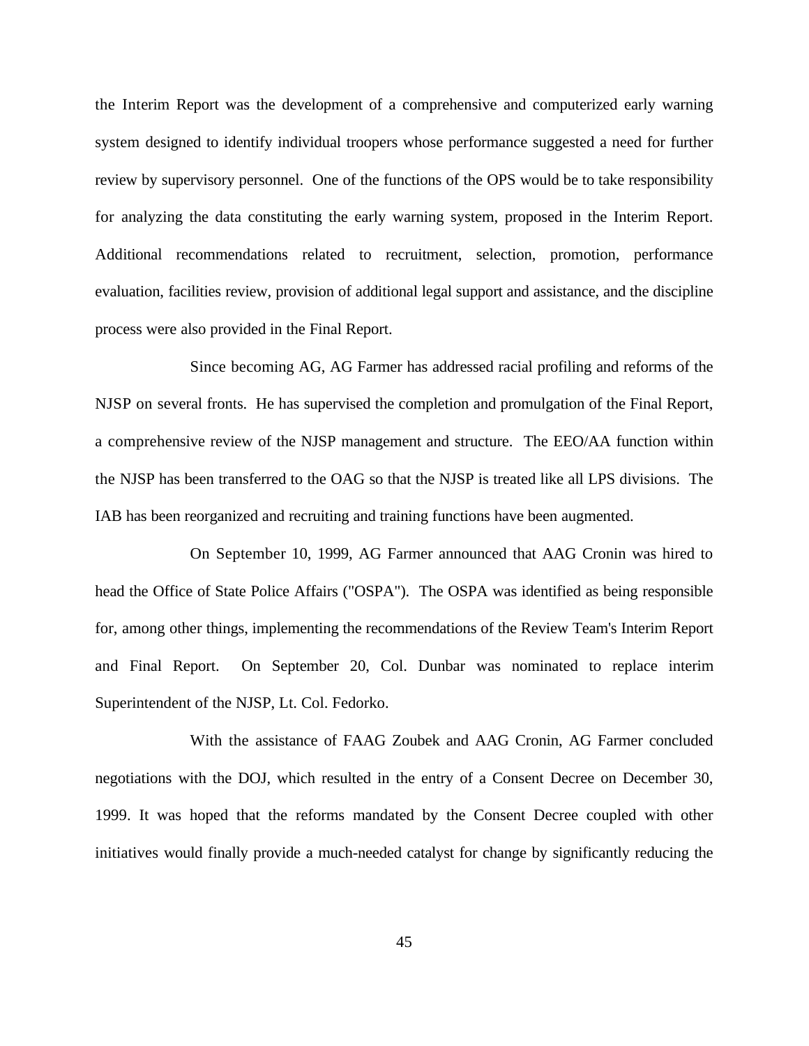the Interim Report was the development of a comprehensive and computerized early warning system designed to identify individual troopers whose performance suggested a need for further review by supervisory personnel. One of the functions of the OPS would be to take responsibility for analyzing the data constituting the early warning system, proposed in the Interim Report. Additional recommendations related to recruitment, selection, promotion, performance evaluation, facilities review, provision of additional legal support and assistance, and the discipline process were also provided in the Final Report.

Since becoming AG, AG Farmer has addressed racial profiling and reforms of the NJSP on several fronts. He has supervised the completion and promulgation of the Final Report, a comprehensive review of the NJSP management and structure. The EEO/AA function within the NJSP has been transferred to the OAG so that the NJSP is treated like all LPS divisions. The IAB has been reorganized and recruiting and training functions have been augmented.

On September 10, 1999, AG Farmer announced that AAG Cronin was hired to head the Office of State Police Affairs ("OSPA"). The OSPA was identified as being responsible for, among other things, implementing the recommendations of the Review Team's Interim Report and Final Report. On September 20, Col. Dunbar was nominated to replace interim Superintendent of the NJSP, Lt. Col. Fedorko.

With the assistance of FAAG Zoubek and AAG Cronin, AG Farmer concluded negotiations with the DOJ, which resulted in the entry of a Consent Decree on December 30, 1999. It was hoped that the reforms mandated by the Consent Decree coupled with other initiatives would finally provide a much-needed catalyst for change by significantly reducing the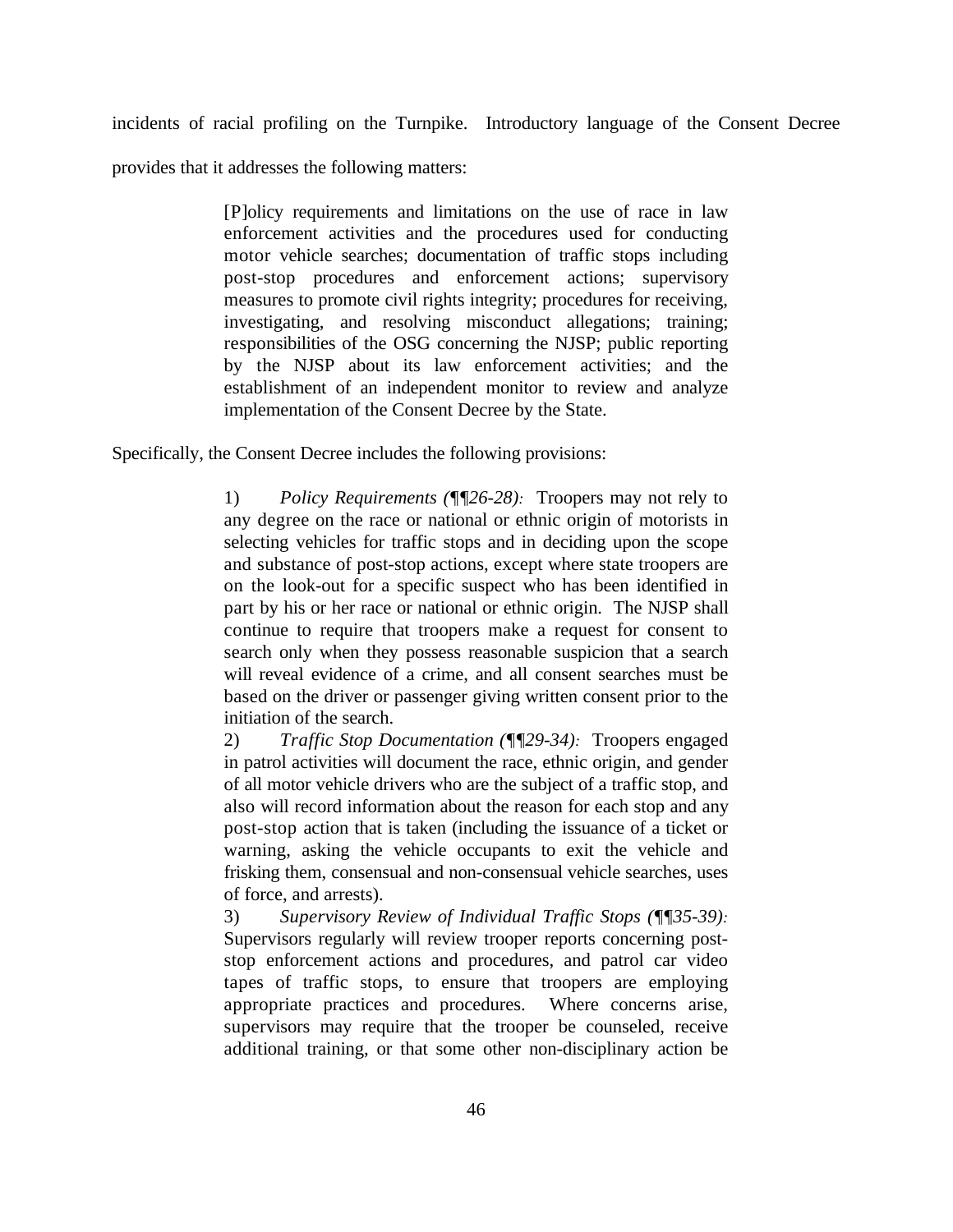incidents of racial profiling on the Turnpike. Introductory language of the Consent Decree provides that it addresses the following matters:

> [P]olicy requirements and limitations on the use of race in law enforcement activities and the procedures used for conducting motor vehicle searches; documentation of traffic stops including post-stop procedures and enforcement actions; supervisory measures to promote civil rights integrity; procedures for receiving, investigating, and resolving misconduct allegations; training; responsibilities of the OSG concerning the NJSP; public reporting by the NJSP about its law enforcement activities; and the establishment of an independent monitor to review and analyze implementation of the Consent Decree by the State.

Specifically, the Consent Decree includes the following provisions:

> 1) *Policy Requirements (¶¶26-28):* Troopers may not rely to any degree on the race or national or ethnic origin of motorists in selecting vehicles for traffic stops and in deciding upon the scope and substance of post-stop actions, except where state troopers are on the look-out for a specific suspect who has been identified in part by his or her race or national or ethnic origin. The NJSP shall continue to require that troopers make a request for consent to search only when they possess reasonable suspicion that a search will reveal evidence of a crime, and all consent searches must be based on the driver or passenger giving written consent prior to the initiation of the search.
>
> 2) *Traffic Stop Documentation (¶¶29-34):* Troopers engaged in patrol activities will document the race, ethnic origin, and gender of all motor vehicle drivers who are the subject of a traffic stop, and also will record information about the reason for each stop and any post-stop action that is taken (including the issuance of a ticket or warning, asking the vehicle occupants to exit the vehicle and frisking them, consensual and non-consensual vehicle searches, uses of force, and arrests).
>
> 3) *Supervisory Review of Individual Traffic Stops (¶¶35-39):* Supervisors regularly will review trooper reports concerning post-stop enforcement actions and procedures, and patrol car video tapes of traffic stops, to ensure that troopers are employing appropriate practices and procedures. Where concerns arise, supervisors may require that the trooper be counseled, receive additional training, or that some other non-disciplinary action be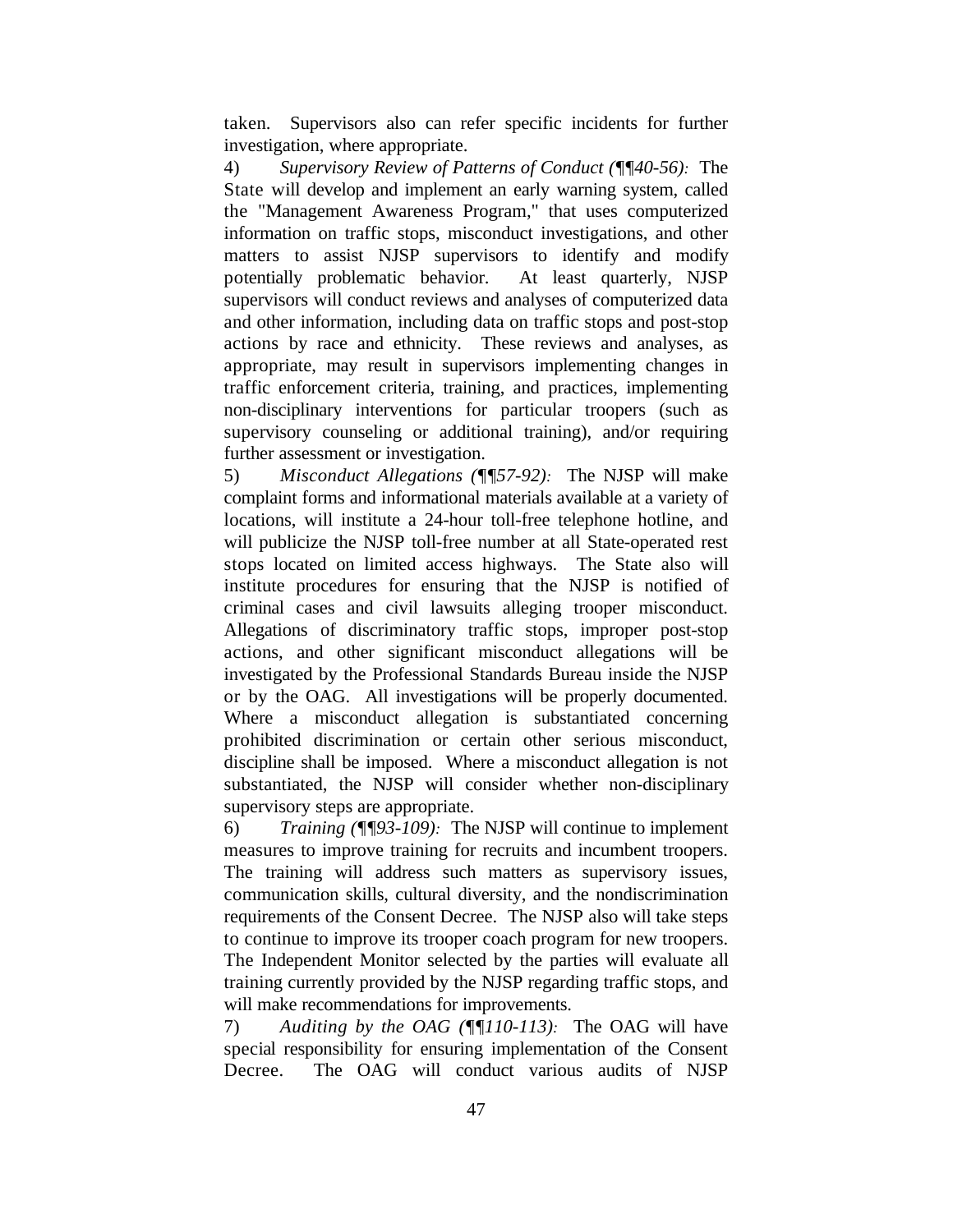taken. Supervisors also can refer specific incidents for further investigation, where appropriate.

4) *Supervisory Review of Patterns of Conduct (¶¶40-56):* The State will develop and implement an early warning system, called the "Management Awareness Program," that uses computerized information on traffic stops, misconduct investigations, and other matters to assist NJSP supervisors to identify and modify potentially problematic behavior. At least quarterly, NJSP supervisors will conduct reviews and analyses of computerized data and other information, including data on traffic stops and post-stop actions by race and ethnicity. These reviews and analyses, as appropriate, may result in supervisors implementing changes in traffic enforcement criteria, training, and practices, implementing non-disciplinary interventions for particular troopers (such as supervisory counseling or additional training), and/or requiring further assessment or investigation.

5) *Misconduct Allegations (¶¶57-92):* The NJSP will make complaint forms and informational materials available at a variety of locations, will institute a 24-hour toll-free telephone hotline, and will publicize the NJSP toll-free number at all State-operated rest stops located on limited access highways. The State also will institute procedures for ensuring that the NJSP is notified of criminal cases and civil lawsuits alleging trooper misconduct. Allegations of discriminatory traffic stops, improper post-stop actions, and other significant misconduct allegations will be investigated by the Professional Standards Bureau inside the NJSP or by the OAG. All investigations will be properly documented. Where a misconduct allegation is substantiated concerning prohibited discrimination or certain other serious misconduct, discipline shall be imposed. Where a misconduct allegation is not substantiated, the NJSP will consider whether non-disciplinary supervisory steps are appropriate.

6) *Training (¶¶93-109):* The NJSP will continue to implement measures to improve training for recruits and incumbent troopers. The training will address such matters as supervisory issues, communication skills, cultural diversity, and the nondiscrimination requirements of the Consent Decree. The NJSP also will take steps to continue to improve its trooper coach program for new troopers. The Independent Monitor selected by the parties will evaluate all training currently provided by the NJSP regarding traffic stops, and will make recommendations for improvements.

7) *Auditing by the OAG (¶¶110-113):* The OAG will have special responsibility for ensuring implementation of the Consent Decree. The OAG will conduct various audits of NJSP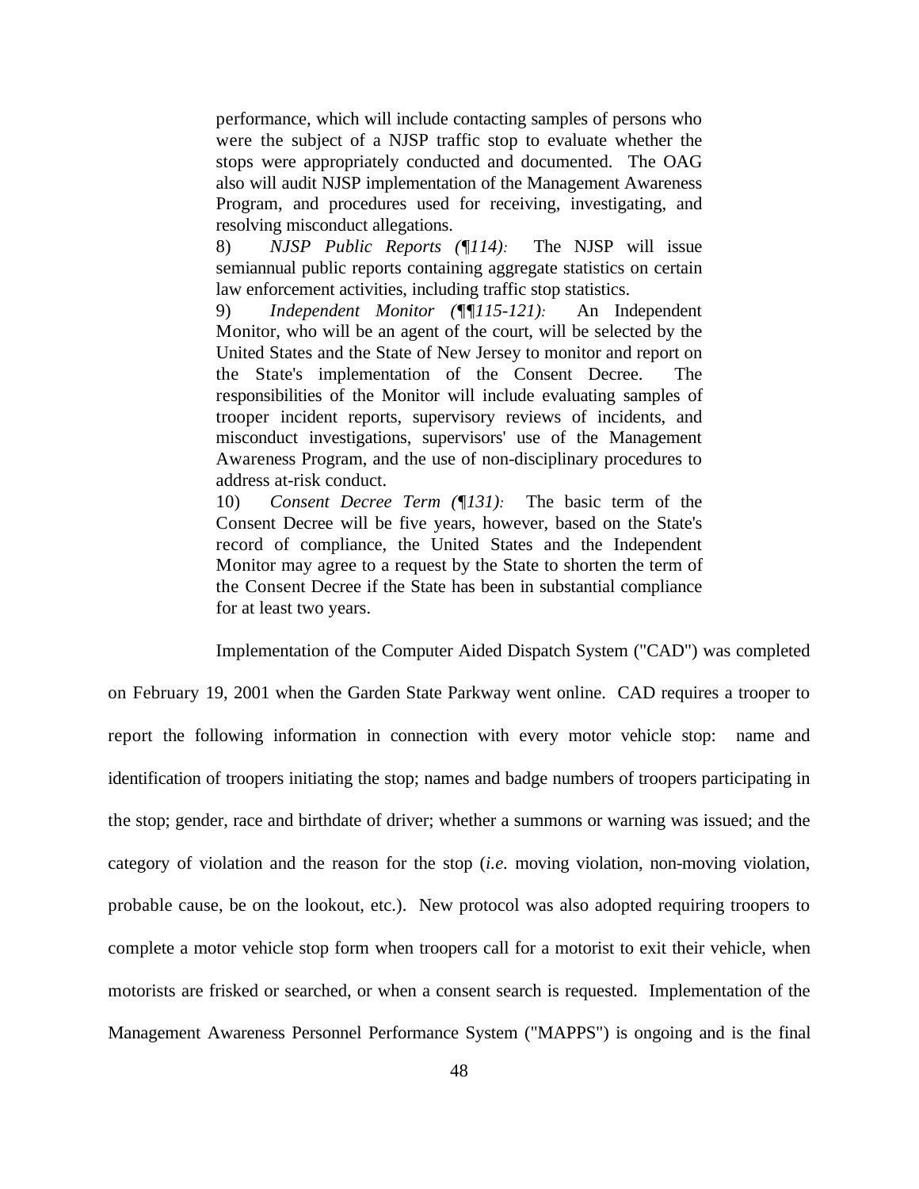performance, which will include contacting samples of persons who were the subject of a NJSP traffic stop to evaluate whether the stops were appropriately conducted and documented. The OAG also will audit NJSP implementation of the Management Awareness Program, and procedures used for receiving, investigating, and resolving misconduct allegations.

8) *NJSP Public Reports (¶114):* The NJSP will issue semiannual public reports containing aggregate statistics on certain law enforcement activities, including traffic stop statistics.

9) *Independent Monitor (¶¶115-121):* An Independent Monitor, who will be an agent of the court, will be selected by the United States and the State of New Jersey to monitor and report on the State's implementation of the Consent Decree. The responsibilities of the Monitor will include evaluating samples of trooper incident reports, supervisory reviews of incidents, and misconduct investigations, supervisors' use of the Management Awareness Program, and the use of non-disciplinary procedures to address at-risk conduct.

10) *Consent Decree Term (¶131):* The basic term of the Consent Decree will be five years, however, based on the State's record of compliance, the United States and the Independent Monitor may agree to a request by the State to shorten the term of the Consent Decree if the State has been in substantial compliance for at least two years.

Implementation of the Computer Aided Dispatch System ("CAD") was completed on February 19, 2001 when the Garden State Parkway went online. CAD requires a trooper to report the following information in connection with every motor vehicle stop: name and identification of troopers initiating the stop; names and badge numbers of troopers participating in the stop; gender, race and birthdate of driver; whether a summons or warning was issued; and the category of violation and the reason for the stop (*i.e.* moving violation, non-moving violation, probable cause, be on the lookout, etc.). New protocol was also adopted requiring troopers to complete a motor vehicle stop form when troopers call for a motorist to exit their vehicle, when motorists are frisked or searched, or when a consent search is requested. Implementation of the Management Awareness Personnel Performance System ("MAPPS") is ongoing and is the final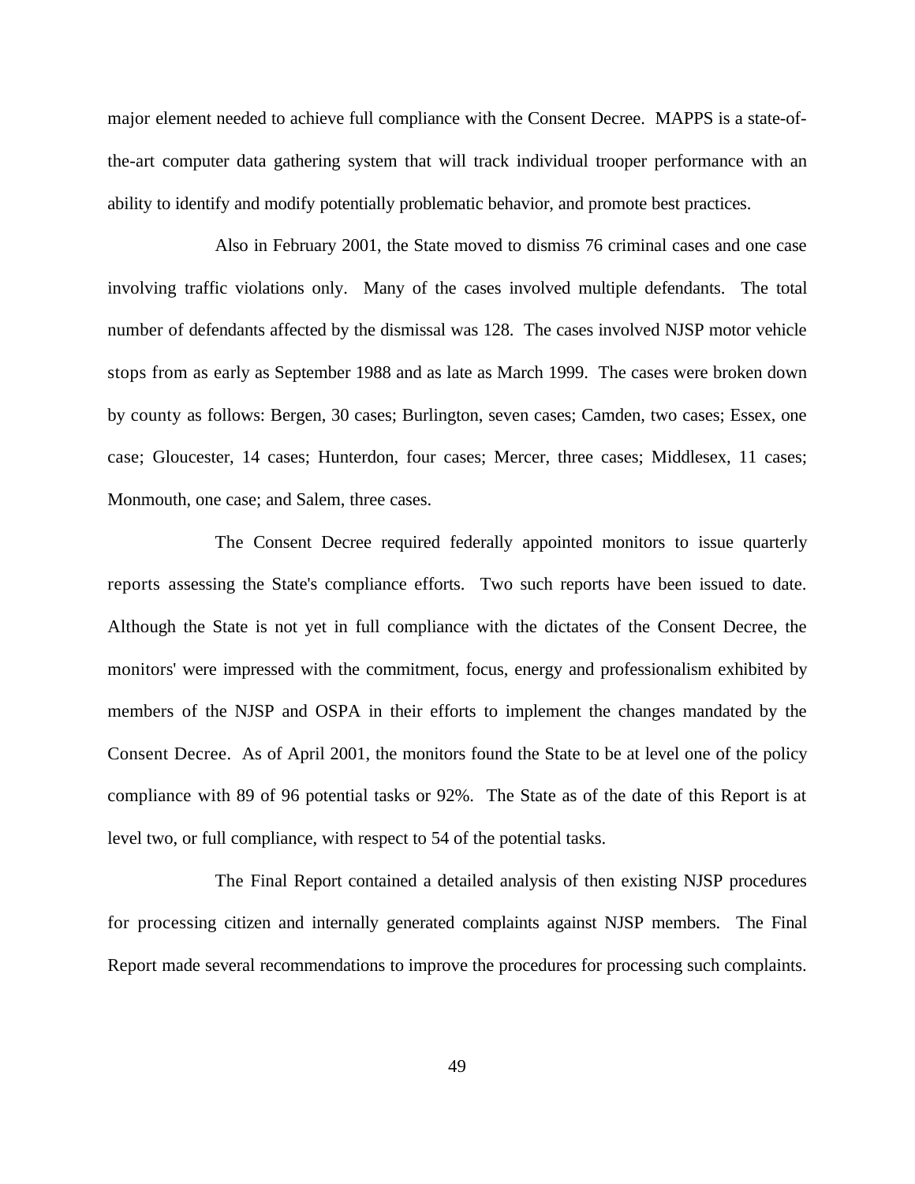major element needed to achieve full compliance with the Consent Decree. MAPPS is a state-of-the-art computer data gathering system that will track individual trooper performance with an ability to identify and modify potentially problematic behavior, and promote best practices.

Also in February 2001, the State moved to dismiss 76 criminal cases and one case involving traffic violations only. Many of the cases involved multiple defendants. The total number of defendants affected by the dismissal was 128. The cases involved NJSP motor vehicle stops from as early as September 1988 and as late as March 1999. The cases were broken down by county as follows: Bergen, 30 cases; Burlington, seven cases; Camden, two cases; Essex, one case; Gloucester, 14 cases; Hunterdon, four cases; Mercer, three cases; Middlesex, 11 cases; Monmouth, one case; and Salem, three cases.

The Consent Decree required federally appointed monitors to issue quarterly reports assessing the State's compliance efforts. Two such reports have been issued to date. Although the State is not yet in full compliance with the dictates of the Consent Decree, the monitors' were impressed with the commitment, focus, energy and professionalism exhibited by members of the NJSP and OSPA in their efforts to implement the changes mandated by the Consent Decree. As of April 2001, the monitors found the State to be at level one of the policy compliance with 89 of 96 potential tasks or 92%. The State as of the date of this Report is at level two, or full compliance, with respect to 54 of the potential tasks.

The Final Report contained a detailed analysis of then existing NJSP procedures for processing citizen and internally generated complaints against NJSP members. The Final Report made several recommendations to improve the procedures for processing such complaints.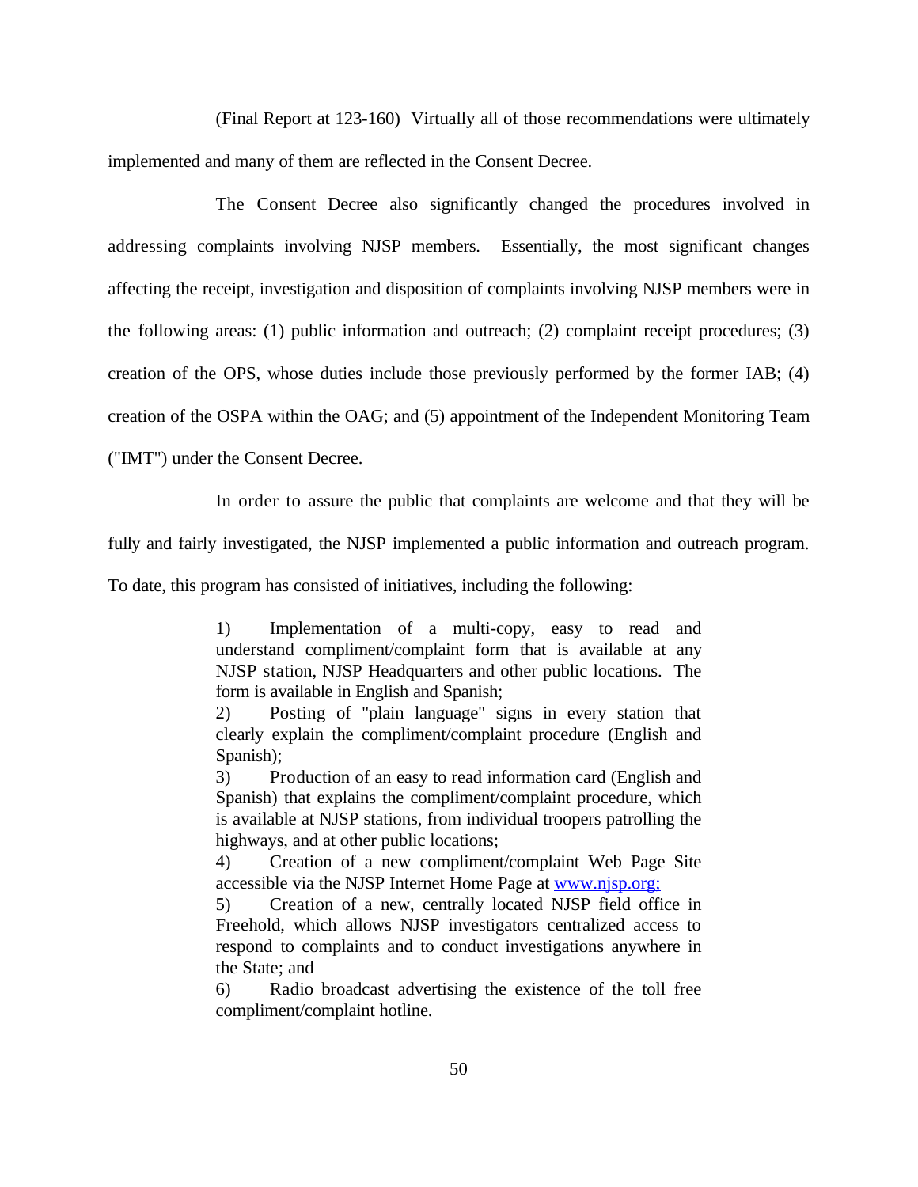(Final Report at 123-160) Virtually all of those recommendations were ultimately implemented and many of them are reflected in the Consent Decree.

The Consent Decree also significantly changed the procedures involved in addressing complaints involving NJSP members. Essentially, the most significant changes affecting the receipt, investigation and disposition of complaints involving NJSP members were in the following areas: (1) public information and outreach; (2) complaint receipt procedures; (3) creation of the OPS, whose duties include those previously performed by the former IAB; (4) creation of the OSPA within the OAG; and (5) appointment of the Independent Monitoring Team ("IMT") under the Consent Decree.

In order to assure the public that complaints are welcome and that they will be fully and fairly investigated, the NJSP implemented a public information and outreach program. To date, this program has consisted of initiatives, including the following:

> 1) Implementation of a multi-copy, easy to read and understand compliment/complaint form that is available at any NJSP station, NJSP Headquarters and other public locations. The form is available in English and Spanish;
>
> 2) Posting of "plain language" signs in every station that clearly explain the compliment/complaint procedure (English and Spanish);
>
> 3) Production of an easy to read information card (English and Spanish) that explains the compliment/complaint procedure, which is available at NJSP stations, from individual troopers patrolling the highways, and at other public locations;
>
> 4) Creation of a new compliment/complaint Web Page Site accessible via the NJSP Internet Home Page at www.njsp.org;
>
> 5) Creation of a new, centrally located NJSP field office in Freehold, which allows NJSP investigators centralized access to respond to complaints and to conduct investigations anywhere in the State; and
>
> 6) Radio broadcast advertising the existence of the toll free compliment/complaint hotline.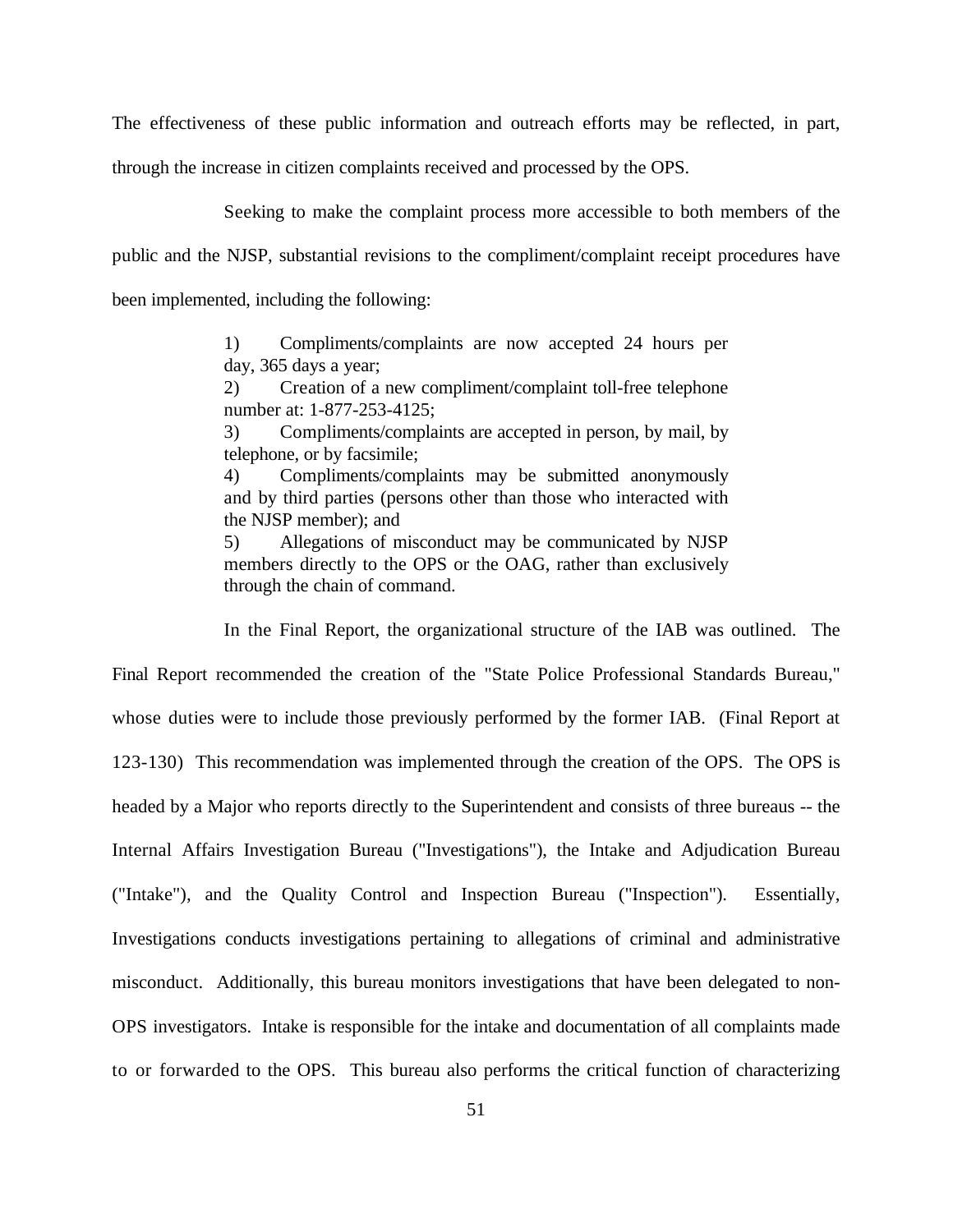The effectiveness of these public information and outreach efforts may be reflected, in part, through the increase in citizen complaints received and processed by the OPS.

Seeking to make the complaint process more accessible to both members of the public and the NJSP, substantial revisions to the compliment/complaint receipt procedures have been implemented, including the following:

> 1) Compliments/complaints are now accepted 24 hours per day, 365 days a year;
> 2) Creation of a new compliment/complaint toll-free telephone number at: 1-877-253-4125;
> 3) Compliments/complaints are accepted in person, by mail, by telephone, or by facsimile;
> 4) Compliments/complaints may be submitted anonymously and by third parties (persons other than those who interacted with the NJSP member); and
> 5) Allegations of misconduct may be communicated by NJSP members directly to the OPS or the OAG, rather than exclusively through the chain of command.

In the Final Report, the organizational structure of the IAB was outlined. The Final Report recommended the creation of the "State Police Professional Standards Bureau," whose duties were to include those previously performed by the former IAB. (Final Report at 123-130) This recommendation was implemented through the creation of the OPS. The OPS is headed by a Major who reports directly to the Superintendent and consists of three bureaus -- the Internal Affairs Investigation Bureau ("Investigations"), the Intake and Adjudication Bureau ("Intake"), and the Quality Control and Inspection Bureau ("Inspection"). Essentially, Investigations conducts investigations pertaining to allegations of criminal and administrative misconduct. Additionally, this bureau monitors investigations that have been delegated to non-OPS investigators. Intake is responsible for the intake and documentation of all complaints made to or forwarded to the OPS. This bureau also performs the critical function of characterizing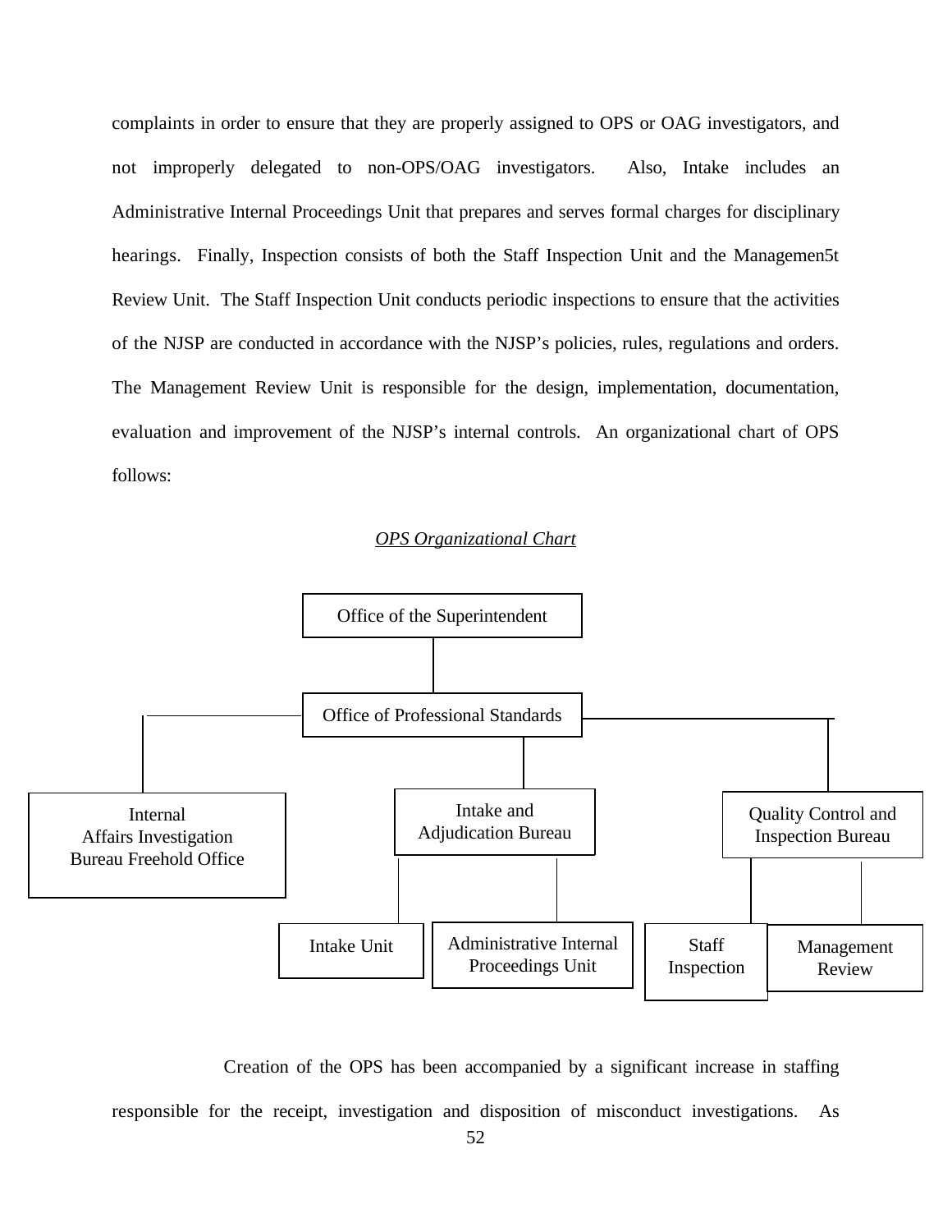complaints in order to ensure that they are properly assigned to OPS or OAG investigators, and not improperly delegated to non-OPS/OAG investigators. Also, Intake includes an Administrative Internal Proceedings Unit that prepares and serves formal charges for disciplinary hearings. Finally, Inspection consists of both the Staff Inspection Unit and the Managemen5t Review Unit. The Staff Inspection Unit conducts periodic inspections to ensure that the activities of the NJSP are conducted in accordance with the NJSP's policies, rules, regulations and orders. The Management Review Unit is responsible for the design, implementation, documentation, evaluation and improvement of the NJSP's internal controls. An organizational chart of OPS follows:

*OPS Organizational Chart*

- Office of the Superintendent
  - Office of Professional Standards
    - Internal Affairs Investigation Bureau Freehold Office
    - Intake and Adjudication Bureau
      - Intake Unit
      - Administrative Internal Proceedings Unit
    - Quality Control and Inspection Bureau
      - Staff Inspection
      - Management Review

Creation of the OPS has been accompanied by a significant increase in staffing responsible for the receipt, investigation and disposition of misconduct investigations. As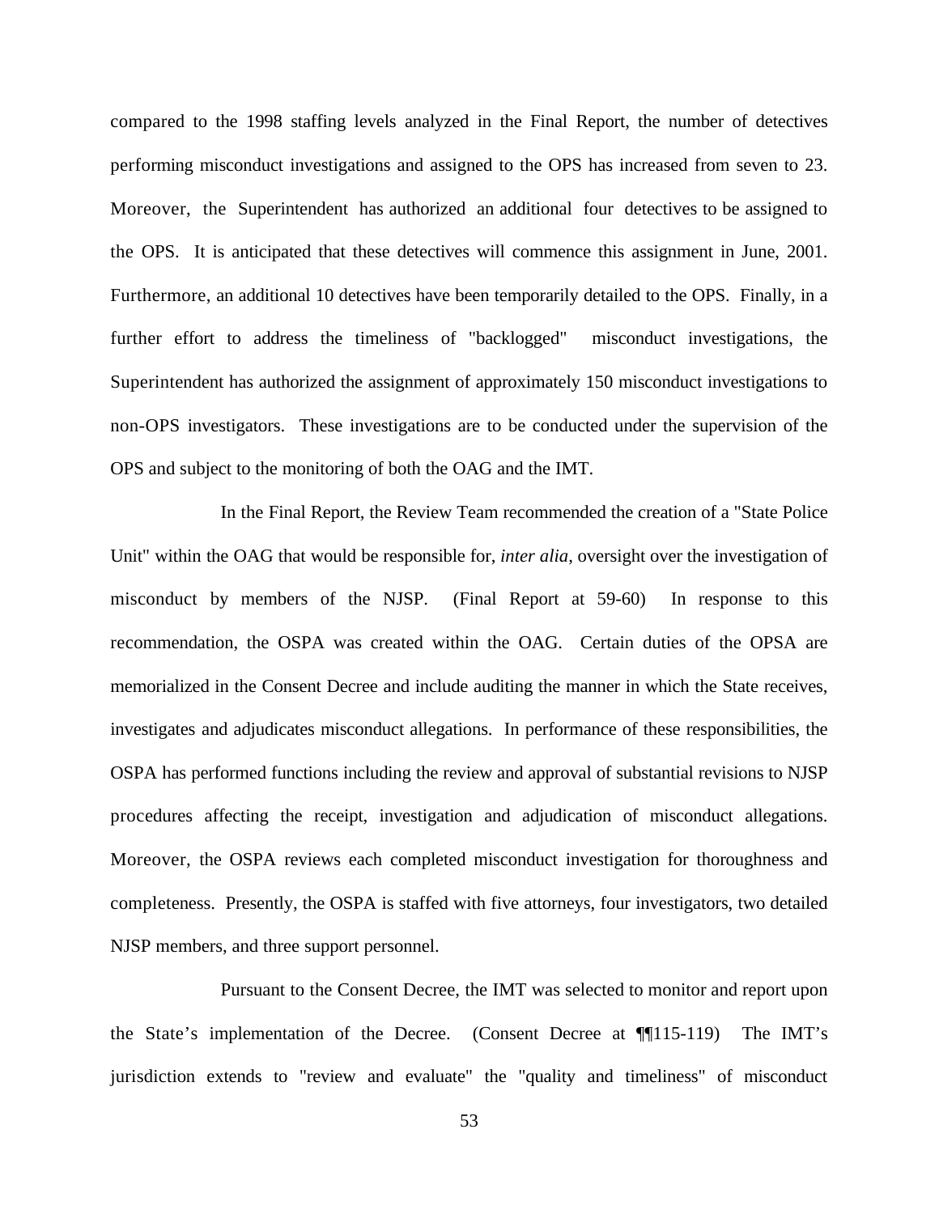compared to the 1998 staffing levels analyzed in the Final Report, the number of detectives performing misconduct investigations and assigned to the OPS has increased from seven to 23. Moreover, the Superintendent has authorized an additional four detectives to be assigned to the OPS. It is anticipated that these detectives will commence this assignment in June, 2001. Furthermore, an additional 10 detectives have been temporarily detailed to the OPS. Finally, in a further effort to address the timeliness of "backlogged" misconduct investigations, the Superintendent has authorized the assignment of approximately 150 misconduct investigations to non-OPS investigators. These investigations are to be conducted under the supervision of the OPS and subject to the monitoring of both the OAG and the IMT.

In the Final Report, the Review Team recommended the creation of a "State Police Unit" within the OAG that would be responsible for, *inter alia*, oversight over the investigation of misconduct by members of the NJSP. (Final Report at 59-60) In response to this recommendation, the OSPA was created within the OAG. Certain duties of the OPSA are memorialized in the Consent Decree and include auditing the manner in which the State receives, investigates and adjudicates misconduct allegations. In performance of these responsibilities, the OSPA has performed functions including the review and approval of substantial revisions to NJSP procedures affecting the receipt, investigation and adjudication of misconduct allegations. Moreover, the OSPA reviews each completed misconduct investigation for thoroughness and completeness. Presently, the OSPA is staffed with five attorneys, four investigators, two detailed NJSP members, and three support personnel.

Pursuant to the Consent Decree, the IMT was selected to monitor and report upon the State's implementation of the Decree. (Consent Decree at ¶¶115-119) The IMT's jurisdiction extends to "review and evaluate" the "quality and timeliness" of misconduct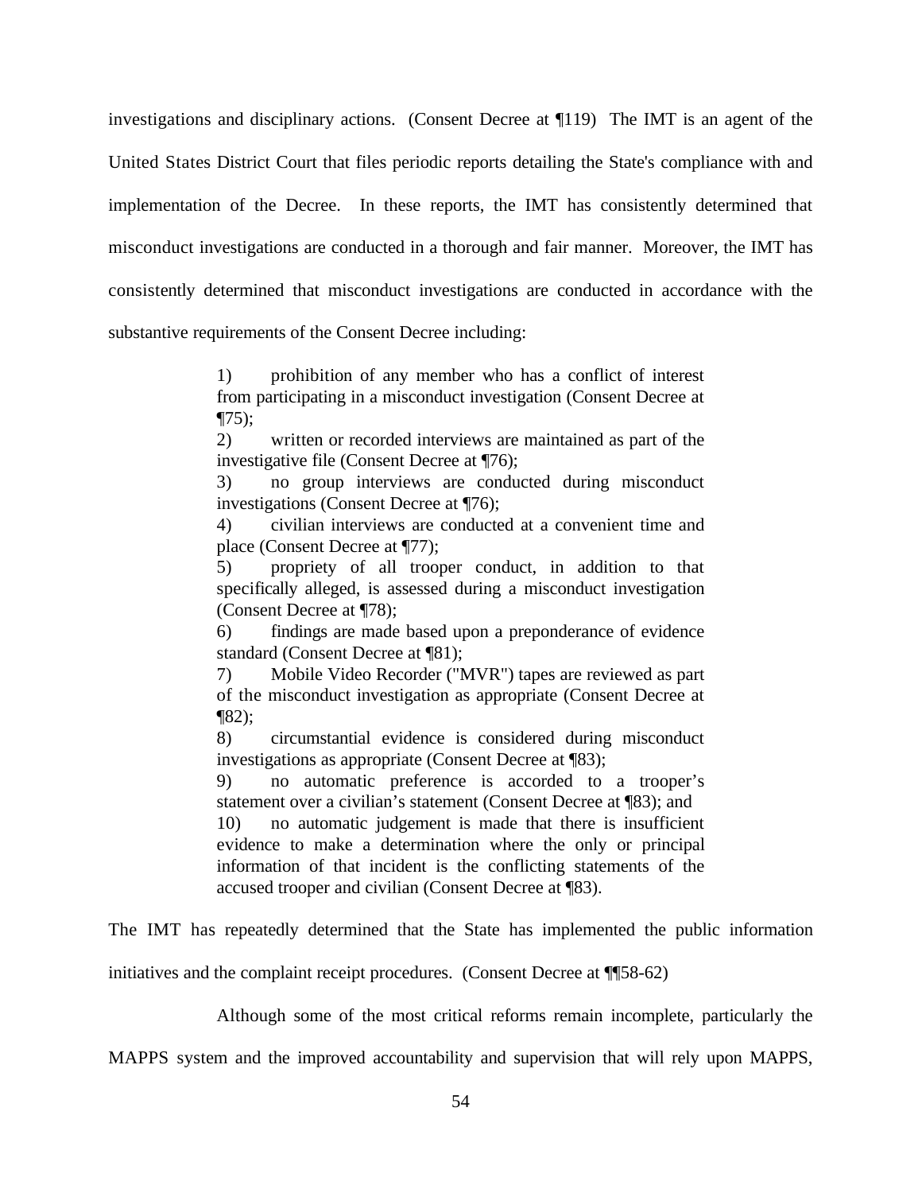investigations and disciplinary actions. (Consent Decree at ¶119) The IMT is an agent of the United States District Court that files periodic reports detailing the State's compliance with and implementation of the Decree. In these reports, the IMT has consistently determined that misconduct investigations are conducted in a thorough and fair manner. Moreover, the IMT has consistently determined that misconduct investigations are conducted in accordance with the substantive requirements of the Consent Decree including:

> 1) prohibition of any member who has a conflict of interest from participating in a misconduct investigation (Consent Decree at ¶75);
>
> 2) written or recorded interviews are maintained as part of the investigative file (Consent Decree at ¶76);
>
> 3) no group interviews are conducted during misconduct investigations (Consent Decree at ¶76);
>
> 4) civilian interviews are conducted at a convenient time and place (Consent Decree at ¶77);
>
> 5) propriety of all trooper conduct, in addition to that specifically alleged, is assessed during a misconduct investigation (Consent Decree at ¶78);
>
> 6) findings are made based upon a preponderance of evidence standard (Consent Decree at ¶81);
>
> 7) Mobile Video Recorder ("MVR") tapes are reviewed as part of the misconduct investigation as appropriate (Consent Decree at ¶82);
>
> 8) circumstantial evidence is considered during misconduct investigations as appropriate (Consent Decree at ¶83);
>
> 9) no automatic preference is accorded to a trooper's statement over a civilian's statement (Consent Decree at ¶83); and
>
> 10) no automatic judgement is made that there is insufficient evidence to make a determination where the only or principal information of that incident is the conflicting statements of the accused trooper and civilian (Consent Decree at ¶83).

The IMT has repeatedly determined that the State has implemented the public information initiatives and the complaint receipt procedures. (Consent Decree at ¶¶58-62)

Although some of the most critical reforms remain incomplete, particularly the MAPPS system and the improved accountability and supervision that will rely upon MAPPS,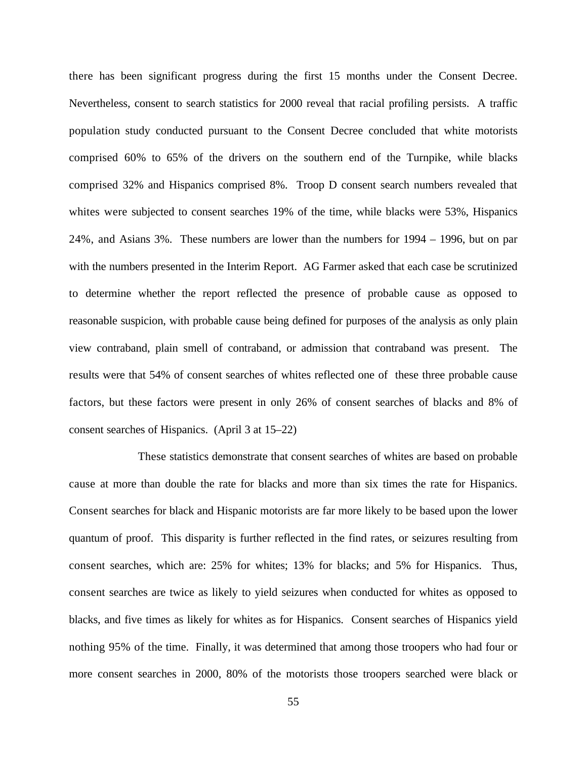there has been significant progress during the first 15 months under the Consent Decree. Nevertheless, consent to search statistics for 2000 reveal that racial profiling persists. A traffic population study conducted pursuant to the Consent Decree concluded that white motorists comprised 60% to 65% of the drivers on the southern end of the Turnpike, while blacks comprised 32% and Hispanics comprised 8%. Troop D consent search numbers revealed that whites were subjected to consent searches 19% of the time, while blacks were 53%, Hispanics 24%, and Asians 3%. These numbers are lower than the numbers for 1994 – 1996, but on par with the numbers presented in the Interim Report. AG Farmer asked that each case be scrutinized to determine whether the report reflected the presence of probable cause as opposed to reasonable suspicion, with probable cause being defined for purposes of the analysis as only plain view contraband, plain smell of contraband, or admission that contraband was present. The results were that 54% of consent searches of whites reflected one of these three probable cause factors, but these factors were present in only 26% of consent searches of blacks and 8% of consent searches of Hispanics. (April 3 at 15–22)

These statistics demonstrate that consent searches of whites are based on probable cause at more than double the rate for blacks and more than six times the rate for Hispanics. Consent searches for black and Hispanic motorists are far more likely to be based upon the lower quantum of proof. This disparity is further reflected in the find rates, or seizures resulting from consent searches, which are: 25% for whites; 13% for blacks; and 5% for Hispanics. Thus, consent searches are twice as likely to yield seizures when conducted for whites as opposed to blacks, and five times as likely for whites as for Hispanics. Consent searches of Hispanics yield nothing 95% of the time. Finally, it was determined that among those troopers who had four or more consent searches in 2000, 80% of the motorists those troopers searched were black or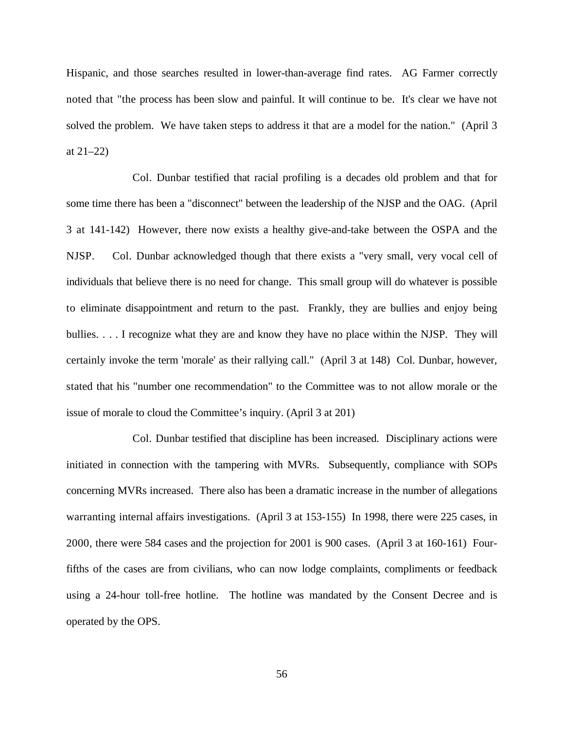Hispanic, and those searches resulted in lower-than-average find rates. AG Farmer correctly noted that "the process has been slow and painful. It will continue to be. It's clear we have not solved the problem. We have taken steps to address it that are a model for the nation." (April 3 at 21–22)

Col. Dunbar testified that racial profiling is a decades old problem and that for some time there has been a "disconnect" between the leadership of the NJSP and the OAG. (April 3 at 141-142) However, there now exists a healthy give-and-take between the OSPA and the NJSP. Col. Dunbar acknowledged though that there exists a "very small, very vocal cell of individuals that believe there is no need for change. This small group will do whatever is possible to eliminate disappointment and return to the past. Frankly, they are bullies and enjoy being bullies. . . . I recognize what they are and know they have no place within the NJSP. They will certainly invoke the term 'morale' as their rallying call." (April 3 at 148) Col. Dunbar, however, stated that his "number one recommendation" to the Committee was to not allow morale or the issue of morale to cloud the Committee's inquiry. (April 3 at 201)

Col. Dunbar testified that discipline has been increased. Disciplinary actions were initiated in connection with the tampering with MVRs. Subsequently, compliance with SOPs concerning MVRs increased. There also has been a dramatic increase in the number of allegations warranting internal affairs investigations. (April 3 at 153-155) In 1998, there were 225 cases, in 2000, there were 584 cases and the projection for 2001 is 900 cases. (April 3 at 160-161) Four-fifths of the cases are from civilians, who can now lodge complaints, compliments or feedback using a 24-hour toll-free hotline. The hotline was mandated by the Consent Decree and is operated by the OPS.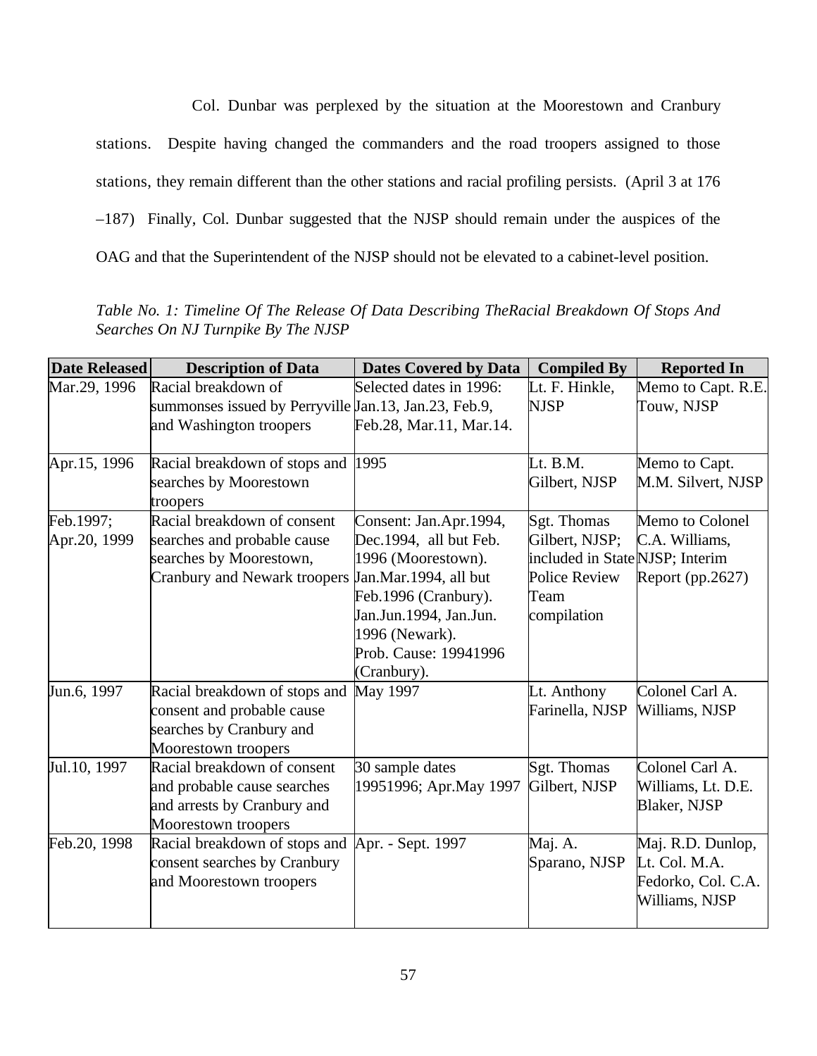Col. Dunbar was perplexed by the situation at the Moorestown and Cranbury stations. Despite having changed the commanders and the road troopers assigned to those stations, they remain different than the other stations and racial profiling persists. (April 3 at 176 –187) Finally, Col. Dunbar suggested that the NJSP should remain under the auspices of the OAG and that the Superintendent of the NJSP should not be elevated to a cabinet-level position.

*Table No. 1: Timeline Of The Release Of Data Describing TheRacial Breakdown Of Stops And Searches On NJ Turnpike By The NJSP*

| Date Released | Description of Data | Dates Covered by Data | Compiled By | Reported In |
|---|---|---|---|---|
| Mar.29, 1996 | Racial breakdown of summonses issued by Perryville and Washington troopers | Selected dates in 1996: Jan.13, Jan.23, Feb.9, Feb.28, Mar.11, Mar.14. | Lt. F. Hinkle, NJSP | Memo to Capt. R.E. Touw, NJSP |
| Apr.15, 1996 | Racial breakdown of stops and searches by Moorestown troopers | 1995 | Lt. B.M. Gilbert, NJSP | Memo to Capt. M.M. Silvert, NJSP |
| Feb.1997; Apr.20, 1999 | Racial breakdown of consent searches and probable cause searches by Moorestown, Cranbury and Newark troopers | Consent: Jan.Apr.1994, Dec.1994, all but Feb. 1996 (Moorestown). Jan.Mar.1994, all but Feb.1996 (Cranbury). Jan.Jun.1994, Jan.Jun. 1996 (Newark). Prob. Cause: 19941996 (Cranbury). | Sgt. Thomas Gilbert, NJSP; included in State Police Review Team compilation | Memo to Colonel C.A. Williams, NJSP; Interim Report (pp.2627) |
| Jun.6, 1997 | Racial breakdown of stops and consent and probable cause searches by Cranbury and Moorestown troopers | May 1997 | Lt. Anthony Farinella, NJSP | Colonel Carl A. Williams, NJSP |
| Jul.10, 1997 | Racial breakdown of consent and probable cause searches and arrests by Cranbury and Moorestown troopers | 30 sample dates 19951996; Apr.May 1997 | Sgt. Thomas Gilbert, NJSP | Colonel Carl A. Williams, Lt. D.E. Blaker, NJSP |
| Feb.20, 1998 | Racial breakdown of stops and consent searches by Cranbury and Moorestown troopers | Apr. - Sept. 1997 | Maj. A. Sparano, NJSP | Maj. R.D. Dunlop, Lt. Col. M.A. Fedorko, Col. C.A. Williams, NJSP |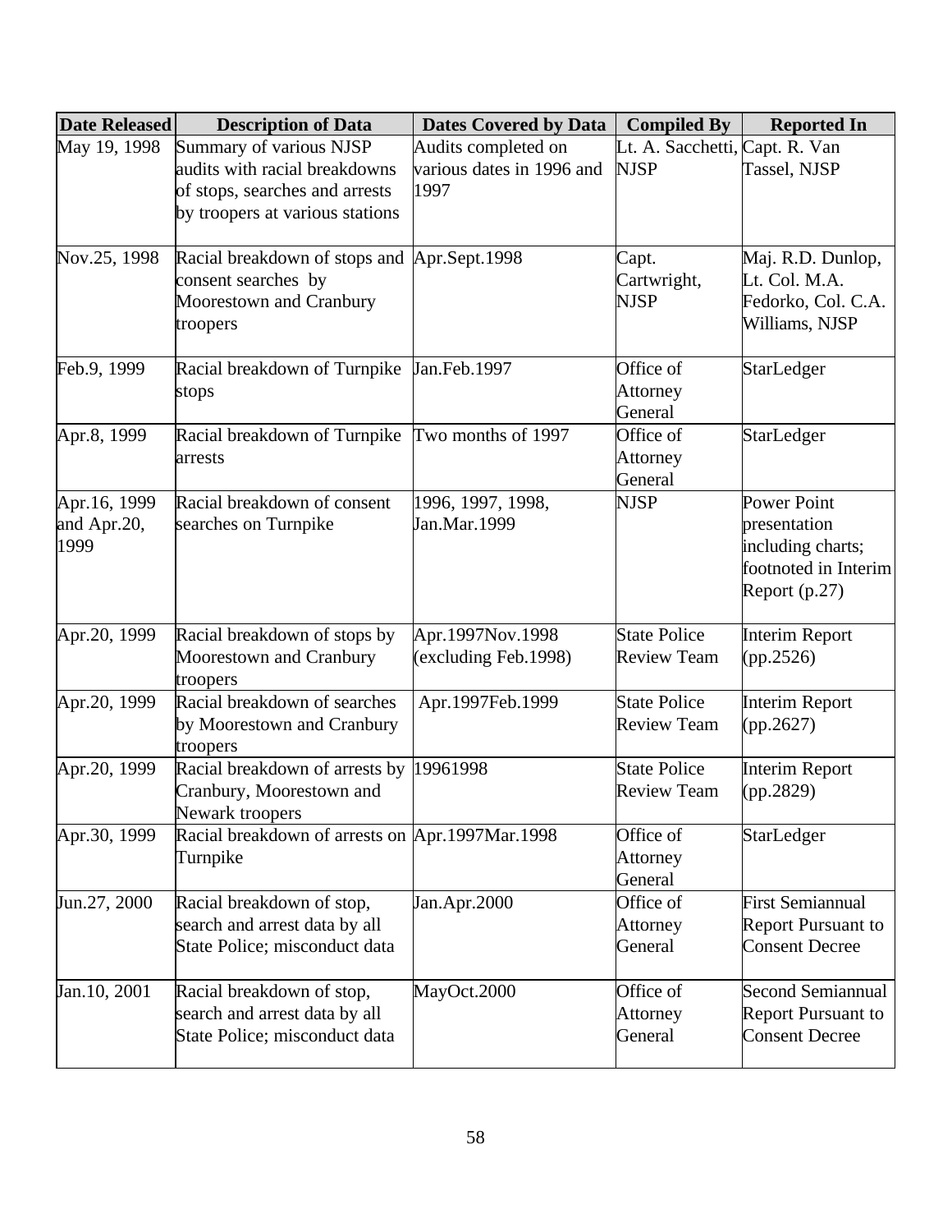| Date Released | Description of Data | Dates Covered by Data | Compiled By | Reported In |
|---|---|---|---|---|
| May 19, 1998 | Summary of various NJSP audits with racial breakdowns of stops, searches and arrests by troopers at various stations | Audits completed on various dates in 1996 and 1997 | Lt. A. Sacchetti, NJSP | Capt. R. Van Tassel, NJSP |
| Nov.25, 1998 | Racial breakdown of stops and consent searches by Moorestown and Cranbury troopers | Apr.Sept.1998 | Capt. Cartwright, NJSP | Maj. R.D. Dunlop, Lt. Col. M.A. Fedorko, Col. C.A. Williams, NJSP |
| Feb.9, 1999 | Racial breakdown of Turnpike stops | Jan.Feb.1997 | Office of Attorney General | StarLedger |
| Apr.8, 1999 | Racial breakdown of Turnpike arrests | Two months of 1997 | Office of Attorney General | StarLedger |
| Apr.16, 1999 and Apr.20, 1999 | Racial breakdown of consent searches on Turnpike | 1996, 1997, 1998, Jan.Mar.1999 | NJSP | Power Point presentation including charts; footnoted in Interim Report (p.27) |
| Apr.20, 1999 | Racial breakdown of stops by Moorestown and Cranbury troopers | Apr.1997Nov.1998 (excluding Feb.1998) | State Police Review Team | Interim Report (pp.2526) |
| Apr.20, 1999 | Racial breakdown of searches by Moorestown and Cranbury troopers | Apr.1997Feb.1999 | State Police Review Team | Interim Report (pp.2627) |
| Apr.20, 1999 | Racial breakdown of arrests by Cranbury, Moorestown and Newark troopers | 19961998 | State Police Review Team | Interim Report (pp.2829) |
| Apr.30, 1999 | Racial breakdown of arrests on Turnpike | Apr.1997Mar.1998 | Office of Attorney General | StarLedger |
| Jun.27, 2000 | Racial breakdown of stop, search and arrest data by all State Police; misconduct data | Jan.Apr.2000 | Office of Attorney General | First Semiannual Report Pursuant to Consent Decree |
| Jan.10, 2001 | Racial breakdown of stop, search and arrest data by all State Police; misconduct data | MayOct.2000 | Office of Attorney General | Second Semiannual Report Pursuant to Consent Decree |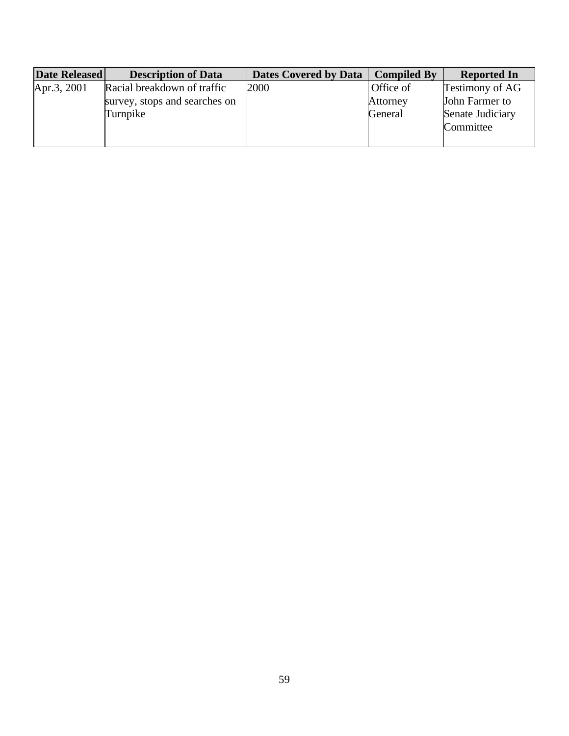| Date Released | Description of Data | Dates Covered by Data | Compiled By | Reported In |
|---|---|---|---|---|
| Apr.3, 2001 | Racial breakdown of traffic survey, stops and searches on Turnpike | 2000 | Office of Attorney General | Testimony of AG John Farmer to Senate Judiciary Committee |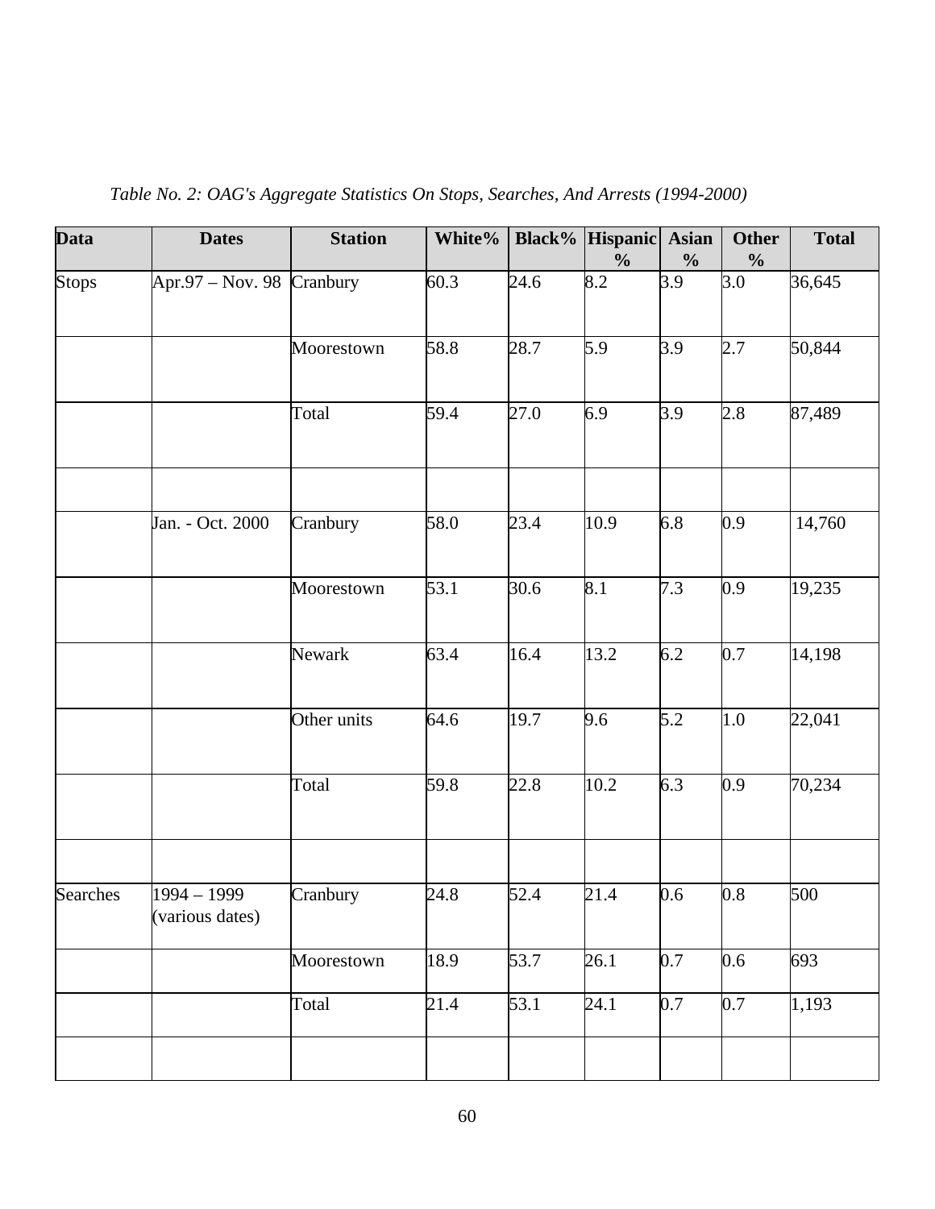*Table No. 2: OAG's Aggregate Statistics On Stops, Searches, And Arrests (1994-2000)*

| Data | Dates | Station | White% | Black% | Hispanic % | Asian % | Other % | Total |
|---|---|---|---|---|---|---|---|---|
| Stops | Apr.97 – Nov. 98 | Cranbury | 60.3 | 24.6 | 8.2 | 3.9 | 3.0 | 36,645 |
| | | Moorestown | 58.8 | 28.7 | 5.9 | 3.9 | 2.7 | 50,844 |
| | | Total | 59.4 | 27.0 | 6.9 | 3.9 | 2.8 | 87,489 |
| | | | | | | | | |
| | Jan. - Oct. 2000 | Cranbury | 58.0 | 23.4 | 10.9 | 6.8 | 0.9 | 14,760 |
| | | Moorestown | 53.1 | 30.6 | 8.1 | 7.3 | 0.9 | 19,235 |
| | | Newark | 63.4 | 16.4 | 13.2 | 6.2 | 0.7 | 14,198 |
| | | Other units | 64.6 | 19.7 | 9.6 | 5.2 | 1.0 | 22,041 |
| | | Total | 59.8 | 22.8 | 10.2 | 6.3 | 0.9 | 70,234 |
| | | | | | | | | |
| Searches | 1994 – 1999 (various dates) | Cranbury | 24.8 | 52.4 | 21.4 | 0.6 | 0.8 | 500 |
| | | Moorestown | 18.9 | 53.7 | 26.1 | 0.7 | 0.6 | 693 |
| | | Total | 21.4 | 53.1 | 24.1 | 0.7 | 0.7 | 1,193 |
| | | | | | | | | |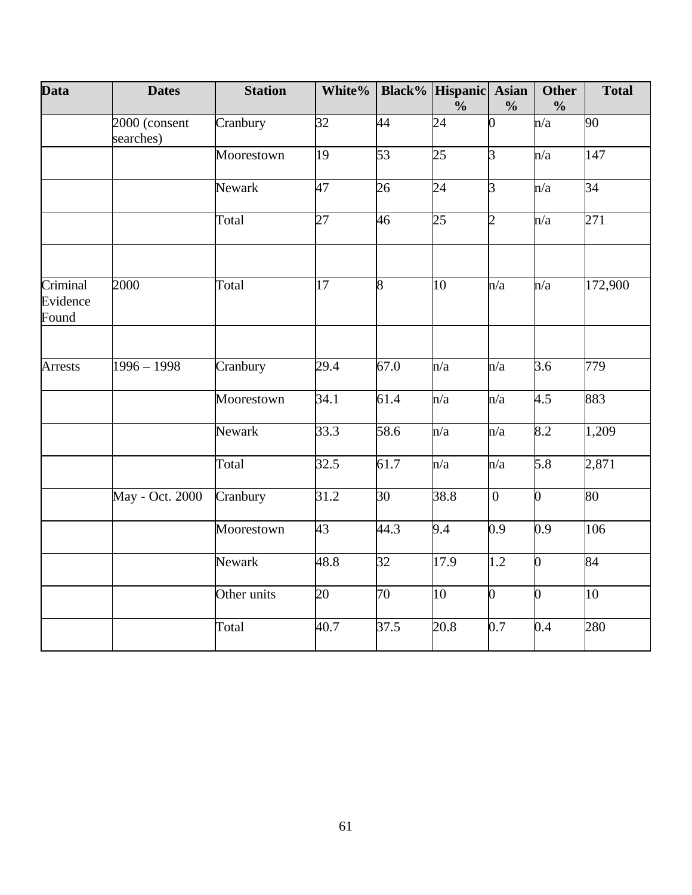| Data | Dates | Station | White% | Black% | Hispanic % | Asian % | Other % | Total |
|---|---|---|---|---|---|---|---|---|
| | 2000 (consent searches) | Cranbury | 32 | 44 | 24 | 0 | n/a | 90 |
| | | Moorestown | 19 | 53 | 25 | 3 | n/a | 147 |
| | | Newark | 47 | 26 | 24 | 3 | n/a | 34 |
| | | Total | 27 | 46 | 25 | 2 | n/a | 271 |
| | | | | | | | | |
| Criminal Evidence Found | 2000 | Total | 17 | 8 | 10 | n/a | n/a | 172,900 |
| | | | | | | | | |
| Arrests | 1996 – 1998 | Cranbury | 29.4 | 67.0 | n/a | n/a | 3.6 | 779 |
| | | Moorestown | 34.1 | 61.4 | n/a | n/a | 4.5 | 883 |
| | | Newark | 33.3 | 58.6 | n/a | n/a | 8.2 | 1,209 |
| | | Total | 32.5 | 61.7 | n/a | n/a | 5.8 | 2,871 |
| | May - Oct. 2000 | Cranbury | 31.2 | 30 | 38.8 | 0 | 0 | 80 |
| | | Moorestown | 43 | 44.3 | 9.4 | 0.9 | 0.9 | 106 |
| | | Newark | 48.8 | 32 | 17.9 | 1.2 | 0 | 84 |
| | | Other units | 20 | 70 | 10 | 0 | 0 | 10 |
| | | Total | 40.7 | 37.5 | 20.8 | 0.7 | 0.4 | 280 |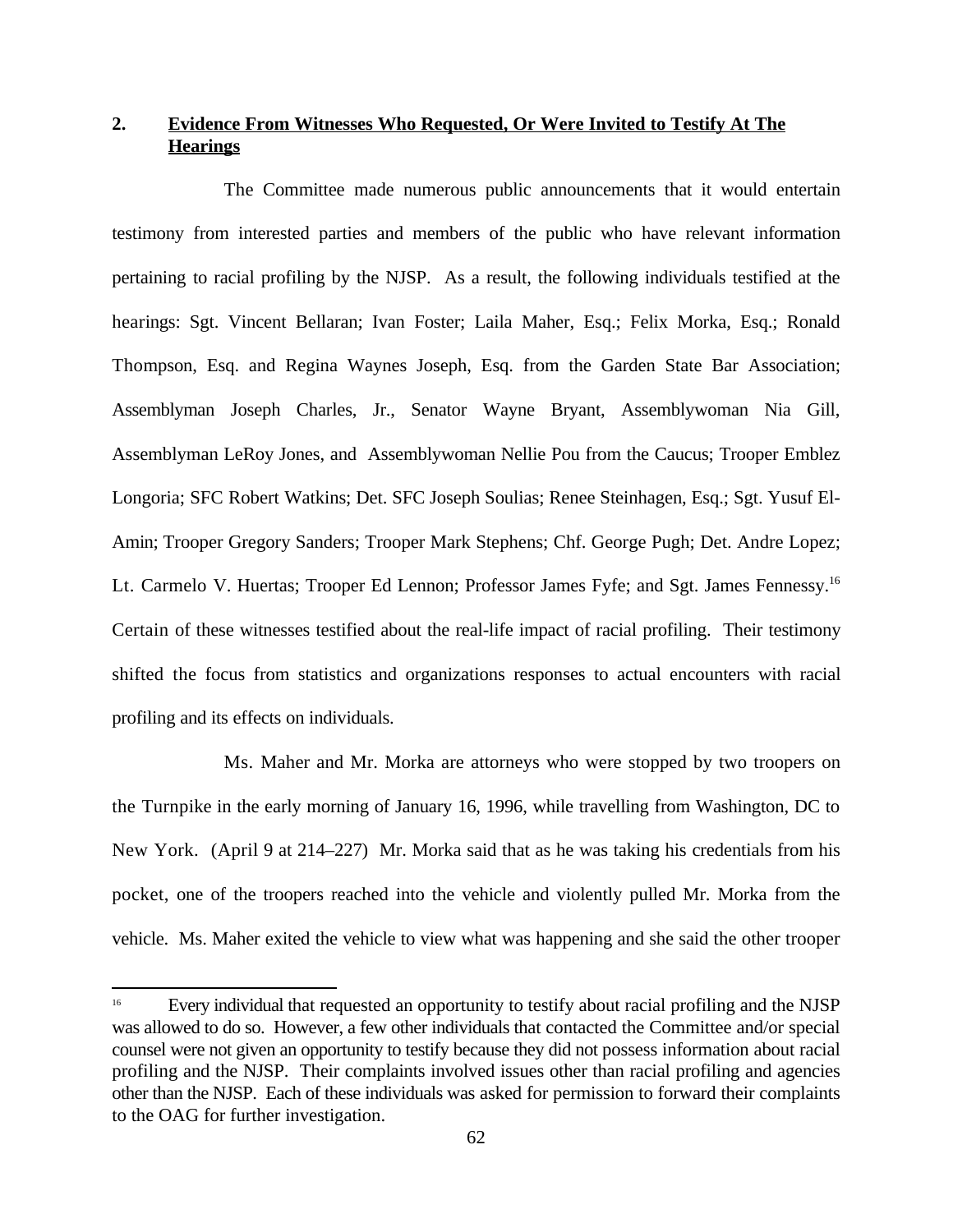## 2. Evidence From Witnesses Who Requested, Or Were Invited to Testify At The Hearings

The Committee made numerous public announcements that it would entertain testimony from interested parties and members of the public who have relevant information pertaining to racial profiling by the NJSP. As a result, the following individuals testified at the hearings: Sgt. Vincent Bellaran; Ivan Foster; Laila Maher, Esq.; Felix Morka, Esq.; Ronald Thompson, Esq. and Regina Waynes Joseph, Esq. from the Garden State Bar Association; Assemblyman Joseph Charles, Jr., Senator Wayne Bryant, Assemblywoman Nia Gill, Assemblyman LeRoy Jones, and Assemblywoman Nellie Pou from the Caucus; Trooper Emblez Longoria; SFC Robert Watkins; Det. SFC Joseph Soulias; Renee Steinhagen, Esq.; Sgt. Yusuf El-Amin; Trooper Gregory Sanders; Trooper Mark Stephens; Chf. George Pugh; Det. Andre Lopez; Lt. Carmelo V. Huertas; Trooper Ed Lennon; Professor James Fyfe; and Sgt. James Fennessy.[16] Certain of these witnesses testified about the real-life impact of racial profiling. Their testimony shifted the focus from statistics and organizations responses to actual encounters with racial profiling and its effects on individuals.

Ms. Maher and Mr. Morka are attorneys who were stopped by two troopers on the Turnpike in the early morning of January 16, 1996, while travelling from Washington, DC to New York. (April 9 at 214–227) Mr. Morka said that as he was taking his credentials from his pocket, one of the troopers reached into the vehicle and violently pulled Mr. Morka from the vehicle. Ms. Maher exited the vehicle to view what was happening and she said the other trooper

---

[16] Every individual that requested an opportunity to testify about racial profiling and the NJSP was allowed to do so. However, a few other individuals that contacted the Committee and/or special counsel were not given an opportunity to testify because they did not possess information about racial profiling and the NJSP. Their complaints involved issues other than racial profiling and agencies other than the NJSP. Each of these individuals was asked for permission to forward their complaints to the OAG for further investigation.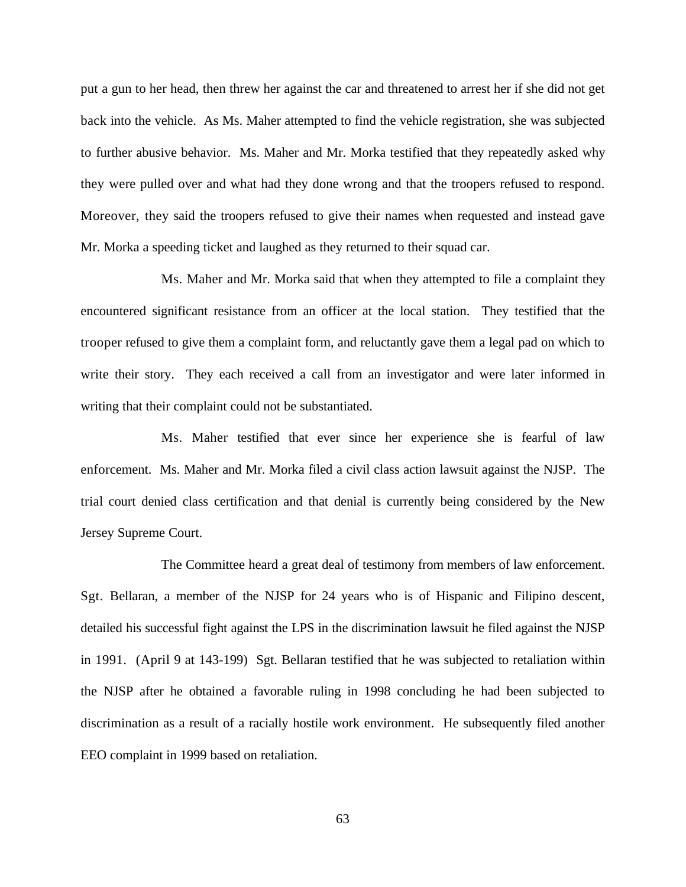put a gun to her head, then threw her against the car and threatened to arrest her if she did not get back into the vehicle. As Ms. Maher attempted to find the vehicle registration, she was subjected to further abusive behavior. Ms. Maher and Mr. Morka testified that they repeatedly asked why they were pulled over and what had they done wrong and that the troopers refused to respond. Moreover, they said the troopers refused to give their names when requested and instead gave Mr. Morka a speeding ticket and laughed as they returned to their squad car.

Ms. Maher and Mr. Morka said that when they attempted to file a complaint they encountered significant resistance from an officer at the local station. They testified that the trooper refused to give them a complaint form, and reluctantly gave them a legal pad on which to write their story. They each received a call from an investigator and were later informed in writing that their complaint could not be substantiated.

Ms. Maher testified that ever since her experience she is fearful of law enforcement. Ms. Maher and Mr. Morka filed a civil class action lawsuit against the NJSP. The trial court denied class certification and that denial is currently being considered by the New Jersey Supreme Court.

The Committee heard a great deal of testimony from members of law enforcement. Sgt. Bellaran, a member of the NJSP for 24 years who is of Hispanic and Filipino descent, detailed his successful fight against the LPS in the discrimination lawsuit he filed against the NJSP in 1991. (April 9 at 143-199) Sgt. Bellaran testified that he was subjected to retaliation within the NJSP after he obtained a favorable ruling in 1998 concluding he had been subjected to discrimination as a result of a racially hostile work environment. He subsequently filed another EEO complaint in 1999 based on retaliation.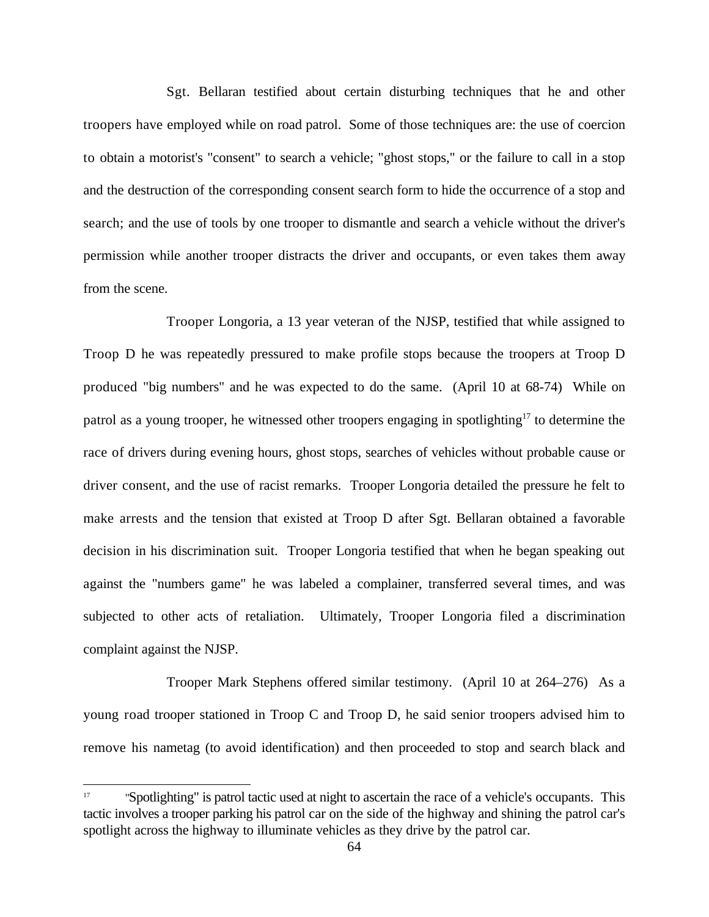Sgt. Bellaran testified about certain disturbing techniques that he and other troopers have employed while on road patrol. Some of those techniques are: the use of coercion to obtain a motorist's "consent" to search a vehicle; "ghost stops," or the failure to call in a stop and the destruction of the corresponding consent search form to hide the occurrence of a stop and search; and the use of tools by one trooper to dismantle and search a vehicle without the driver's permission while another trooper distracts the driver and occupants, or even takes them away from the scene.

Trooper Longoria, a 13 year veteran of the NJSP, testified that while assigned to Troop D he was repeatedly pressured to make profile stops because the troopers at Troop D produced "big numbers" and he was expected to do the same. (April 10 at 68-74) While on patrol as a young trooper, he witnessed other troopers engaging in spotlighting[17] to determine the race of drivers during evening hours, ghost stops, searches of vehicles without probable cause or driver consent, and the use of racist remarks. Trooper Longoria detailed the pressure he felt to make arrests and the tension that existed at Troop D after Sgt. Bellaran obtained a favorable decision in his discrimination suit. Trooper Longoria testified that when he began speaking out against the "numbers game" he was labeled a complainer, transferred several times, and was subjected to other acts of retaliation. Ultimately, Trooper Longoria filed a discrimination complaint against the NJSP.

Trooper Mark Stephens offered similar testimony. (April 10 at 264–276) As a young road trooper stationed in Troop C and Troop D, he said senior troopers advised him to remove his nametag (to avoid identification) and then proceeded to stop and search black and

---

[17] "Spotlighting" is patrol tactic used at night to ascertain the race of a vehicle's occupants. This tactic involves a trooper parking his patrol car on the side of the highway and shining the patrol car's spotlight across the highway to illuminate vehicles as they drive by the patrol car.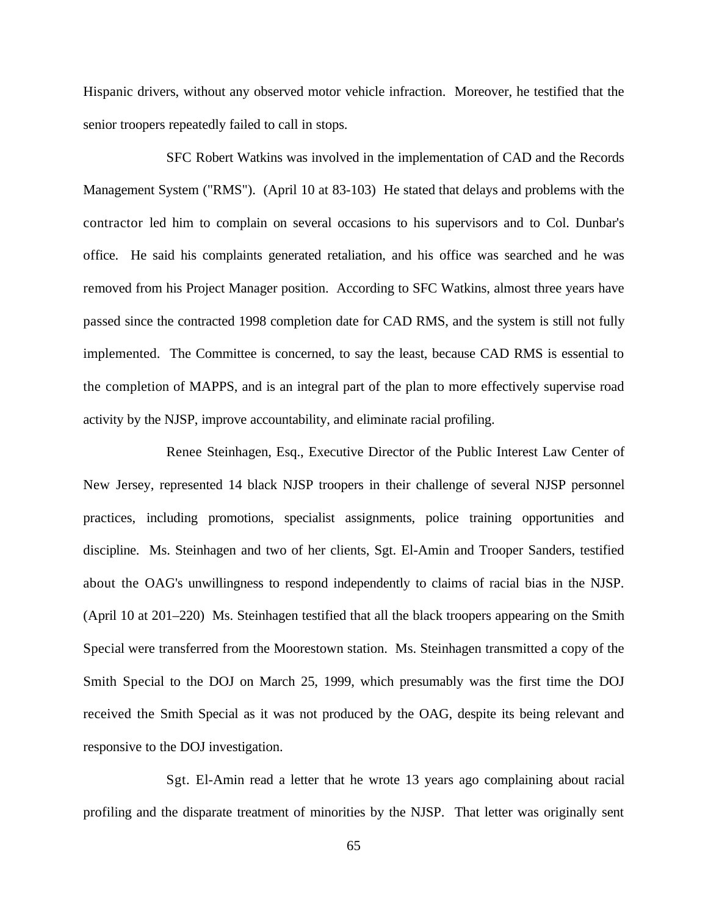Hispanic drivers, without any observed motor vehicle infraction. Moreover, he testified that the senior troopers repeatedly failed to call in stops.

SFC Robert Watkins was involved in the implementation of CAD and the Records Management System ("RMS"). (April 10 at 83-103) He stated that delays and problems with the contractor led him to complain on several occasions to his supervisors and to Col. Dunbar's office. He said his complaints generated retaliation, and his office was searched and he was removed from his Project Manager position. According to SFC Watkins, almost three years have passed since the contracted 1998 completion date for CAD RMS, and the system is still not fully implemented. The Committee is concerned, to say the least, because CAD RMS is essential to the completion of MAPPS, and is an integral part of the plan to more effectively supervise road activity by the NJSP, improve accountability, and eliminate racial profiling.

Renee Steinhagen, Esq., Executive Director of the Public Interest Law Center of New Jersey, represented 14 black NJSP troopers in their challenge of several NJSP personnel practices, including promotions, specialist assignments, police training opportunities and discipline. Ms. Steinhagen and two of her clients, Sgt. El-Amin and Trooper Sanders, testified about the OAG's unwillingness to respond independently to claims of racial bias in the NJSP. (April 10 at 201–220) Ms. Steinhagen testified that all the black troopers appearing on the Smith Special were transferred from the Moorestown station. Ms. Steinhagen transmitted a copy of the Smith Special to the DOJ on March 25, 1999, which presumably was the first time the DOJ received the Smith Special as it was not produced by the OAG, despite its being relevant and responsive to the DOJ investigation.

Sgt. El-Amin read a letter that he wrote 13 years ago complaining about racial profiling and the disparate treatment of minorities by the NJSP. That letter was originally sent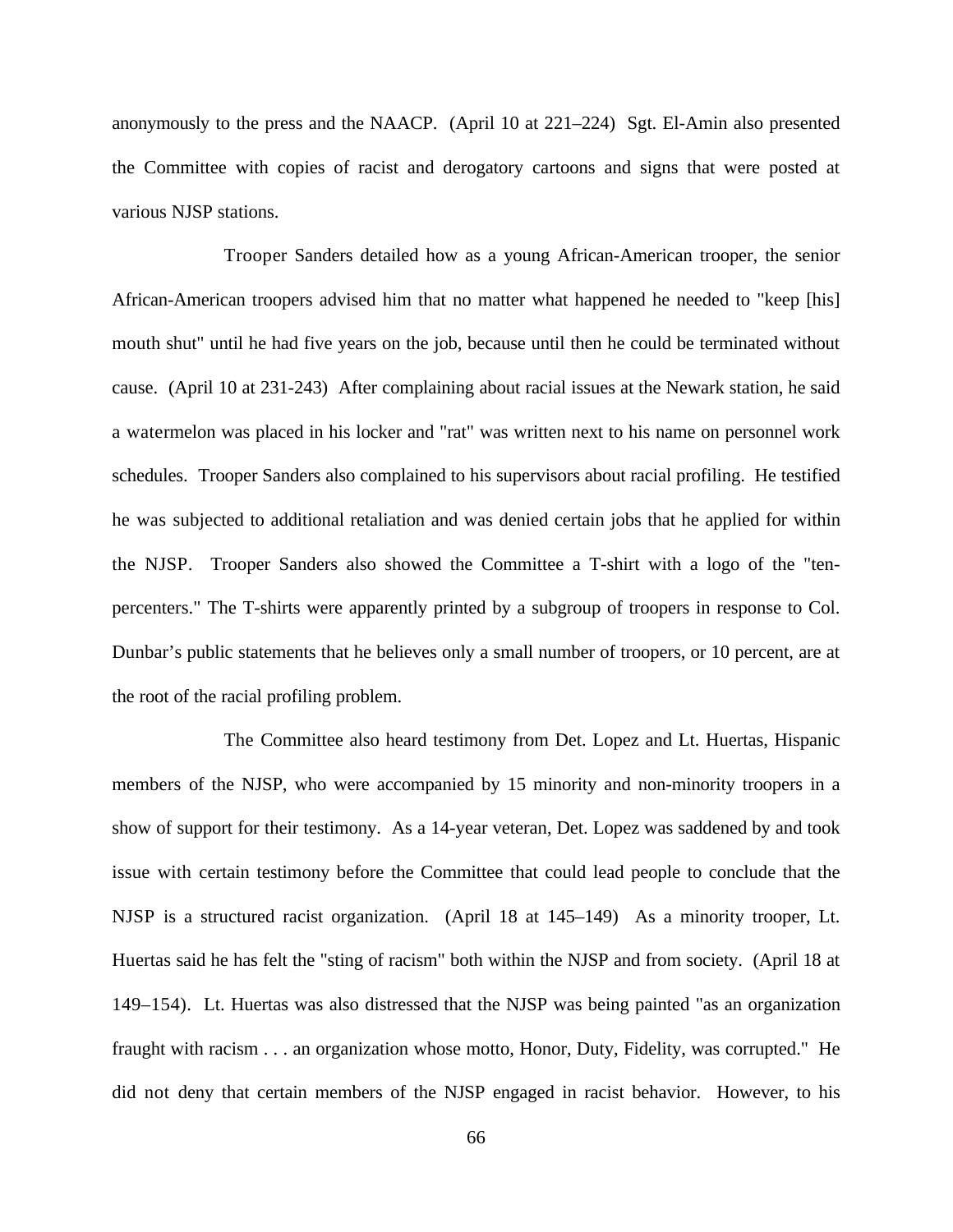anonymously to the press and the NAACP. (April 10 at 221–224) Sgt. El-Amin also presented the Committee with copies of racist and derogatory cartoons and signs that were posted at various NJSP stations.

Trooper Sanders detailed how as a young African-American trooper, the senior African-American troopers advised him that no matter what happened he needed to "keep [his] mouth shut" until he had five years on the job, because until then he could be terminated without cause. (April 10 at 231-243) After complaining about racial issues at the Newark station, he said a watermelon was placed in his locker and "rat" was written next to his name on personnel work schedules. Trooper Sanders also complained to his supervisors about racial profiling. He testified he was subjected to additional retaliation and was denied certain jobs that he applied for within the NJSP. Trooper Sanders also showed the Committee a T-shirt with a logo of the "ten-percenters." The T-shirts were apparently printed by a subgroup of troopers in response to Col. Dunbar's public statements that he believes only a small number of troopers, or 10 percent, are at the root of the racial profiling problem.

The Committee also heard testimony from Det. Lopez and Lt. Huertas, Hispanic members of the NJSP, who were accompanied by 15 minority and non-minority troopers in a show of support for their testimony. As a 14-year veteran, Det. Lopez was saddened by and took issue with certain testimony before the Committee that could lead people to conclude that the NJSP is a structured racist organization. (April 18 at 145–149) As a minority trooper, Lt. Huertas said he has felt the "sting of racism" both within the NJSP and from society. (April 18 at 149–154). Lt. Huertas was also distressed that the NJSP was being painted "as an organization fraught with racism . . . an organization whose motto, Honor, Duty, Fidelity, was corrupted." He did not deny that certain members of the NJSP engaged in racist behavior. However, to his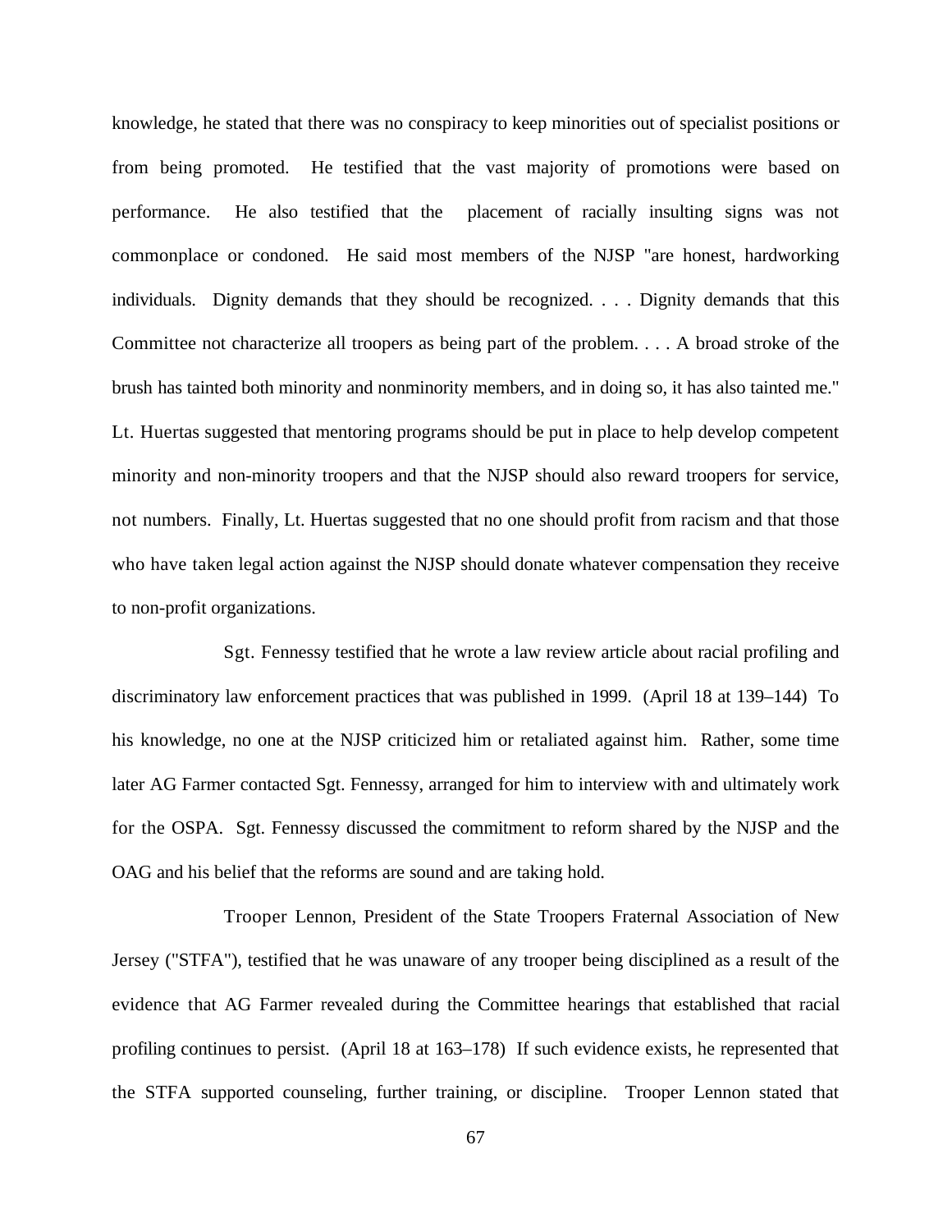knowledge, he stated that there was no conspiracy to keep minorities out of specialist positions or from being promoted. He testified that the vast majority of promotions were based on performance. He also testified that the placement of racially insulting signs was not commonplace or condoned. He said most members of the NJSP "are honest, hardworking individuals. Dignity demands that they should be recognized. . . . Dignity demands that this Committee not characterize all troopers as being part of the problem. . . . A broad stroke of the brush has tainted both minority and nonminority members, and in doing so, it has also tainted me." Lt. Huertas suggested that mentoring programs should be put in place to help develop competent minority and non-minority troopers and that the NJSP should also reward troopers for service, not numbers. Finally, Lt. Huertas suggested that no one should profit from racism and that those who have taken legal action against the NJSP should donate whatever compensation they receive to non-profit organizations.

Sgt. Fennessy testified that he wrote a law review article about racial profiling and discriminatory law enforcement practices that was published in 1999. (April 18 at 139–144) To his knowledge, no one at the NJSP criticized him or retaliated against him. Rather, some time later AG Farmer contacted Sgt. Fennessy, arranged for him to interview with and ultimately work for the OSPA. Sgt. Fennessy discussed the commitment to reform shared by the NJSP and the OAG and his belief that the reforms are sound and are taking hold.

Trooper Lennon, President of the State Troopers Fraternal Association of New Jersey ("STFA"), testified that he was unaware of any trooper being disciplined as a result of the evidence that AG Farmer revealed during the Committee hearings that established that racial profiling continues to persist. (April 18 at 163–178) If such evidence exists, he represented that the STFA supported counseling, further training, or discipline. Trooper Lennon stated that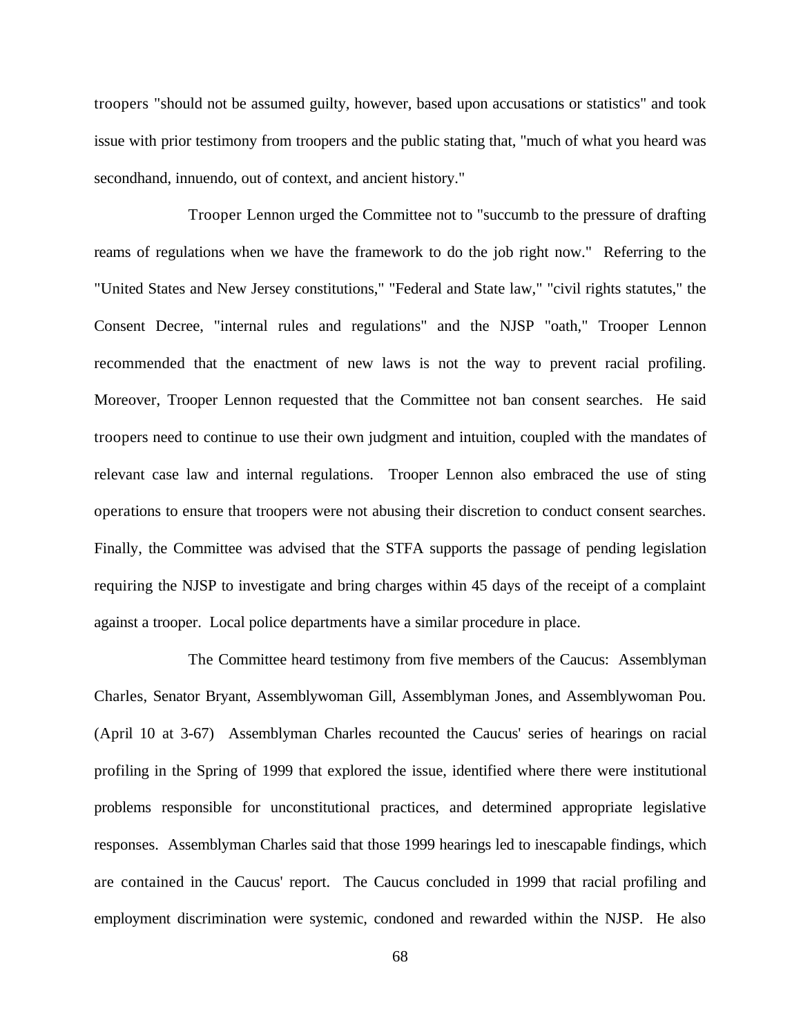troopers "should not be assumed guilty, however, based upon accusations or statistics" and took issue with prior testimony from troopers and the public stating that, "much of what you heard was secondhand, innuendo, out of context, and ancient history."

Trooper Lennon urged the Committee not to "succumb to the pressure of drafting reams of regulations when we have the framework to do the job right now." Referring to the "United States and New Jersey constitutions," "Federal and State law," "civil rights statutes," the Consent Decree, "internal rules and regulations" and the NJSP "oath," Trooper Lennon recommended that the enactment of new laws is not the way to prevent racial profiling. Moreover, Trooper Lennon requested that the Committee not ban consent searches. He said troopers need to continue to use their own judgment and intuition, coupled with the mandates of relevant case law and internal regulations. Trooper Lennon also embraced the use of sting operations to ensure that troopers were not abusing their discretion to conduct consent searches. Finally, the Committee was advised that the STFA supports the passage of pending legislation requiring the NJSP to investigate and bring charges within 45 days of the receipt of a complaint against a trooper. Local police departments have a similar procedure in place.

The Committee heard testimony from five members of the Caucus: Assemblyman Charles, Senator Bryant, Assemblywoman Gill, Assemblyman Jones, and Assemblywoman Pou. (April 10 at 3-67) Assemblyman Charles recounted the Caucus' series of hearings on racial profiling in the Spring of 1999 that explored the issue, identified where there were institutional problems responsible for unconstitutional practices, and determined appropriate legislative responses. Assemblyman Charles said that those 1999 hearings led to inescapable findings, which are contained in the Caucus' report. The Caucus concluded in 1999 that racial profiling and employment discrimination were systemic, condoned and rewarded within the NJSP. He also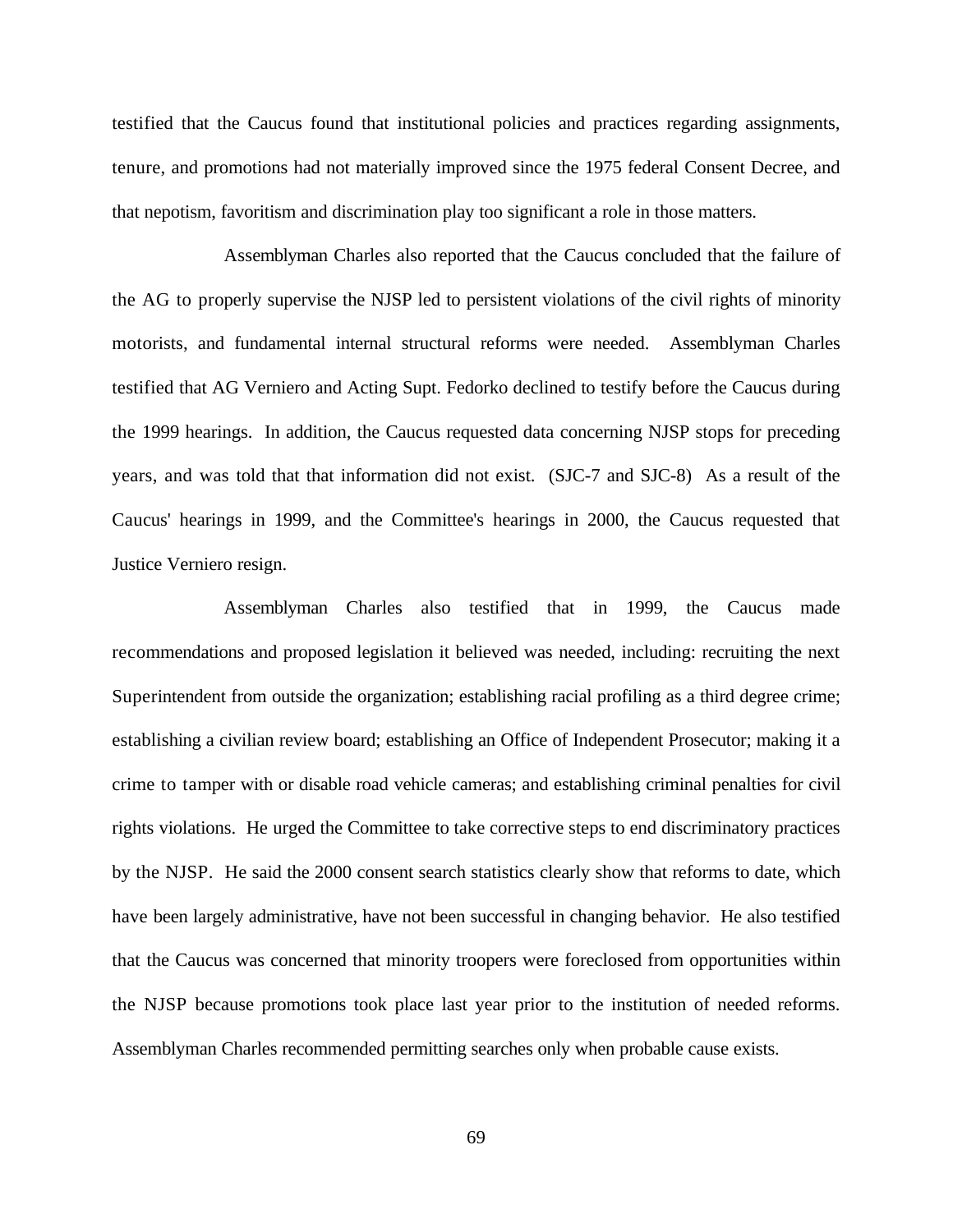testified that the Caucus found that institutional policies and practices regarding assignments, tenure, and promotions had not materially improved since the 1975 federal Consent Decree, and that nepotism, favoritism and discrimination play too significant a role in those matters.

Assemblyman Charles also reported that the Caucus concluded that the failure of the AG to properly supervise the NJSP led to persistent violations of the civil rights of minority motorists, and fundamental internal structural reforms were needed. Assemblyman Charles testified that AG Verniero and Acting Supt. Fedorko declined to testify before the Caucus during the 1999 hearings. In addition, the Caucus requested data concerning NJSP stops for preceding years, and was told that that information did not exist. (SJC-7 and SJC-8) As a result of the Caucus' hearings in 1999, and the Committee's hearings in 2000, the Caucus requested that Justice Verniero resign.

Assemblyman Charles also testified that in 1999, the Caucus made recommendations and proposed legislation it believed was needed, including: recruiting the next Superintendent from outside the organization; establishing racial profiling as a third degree crime; establishing a civilian review board; establishing an Office of Independent Prosecutor; making it a crime to tamper with or disable road vehicle cameras; and establishing criminal penalties for civil rights violations. He urged the Committee to take corrective steps to end discriminatory practices by the NJSP. He said the 2000 consent search statistics clearly show that reforms to date, which have been largely administrative, have not been successful in changing behavior. He also testified that the Caucus was concerned that minority troopers were foreclosed from opportunities within the NJSP because promotions took place last year prior to the institution of needed reforms. Assemblyman Charles recommended permitting searches only when probable cause exists.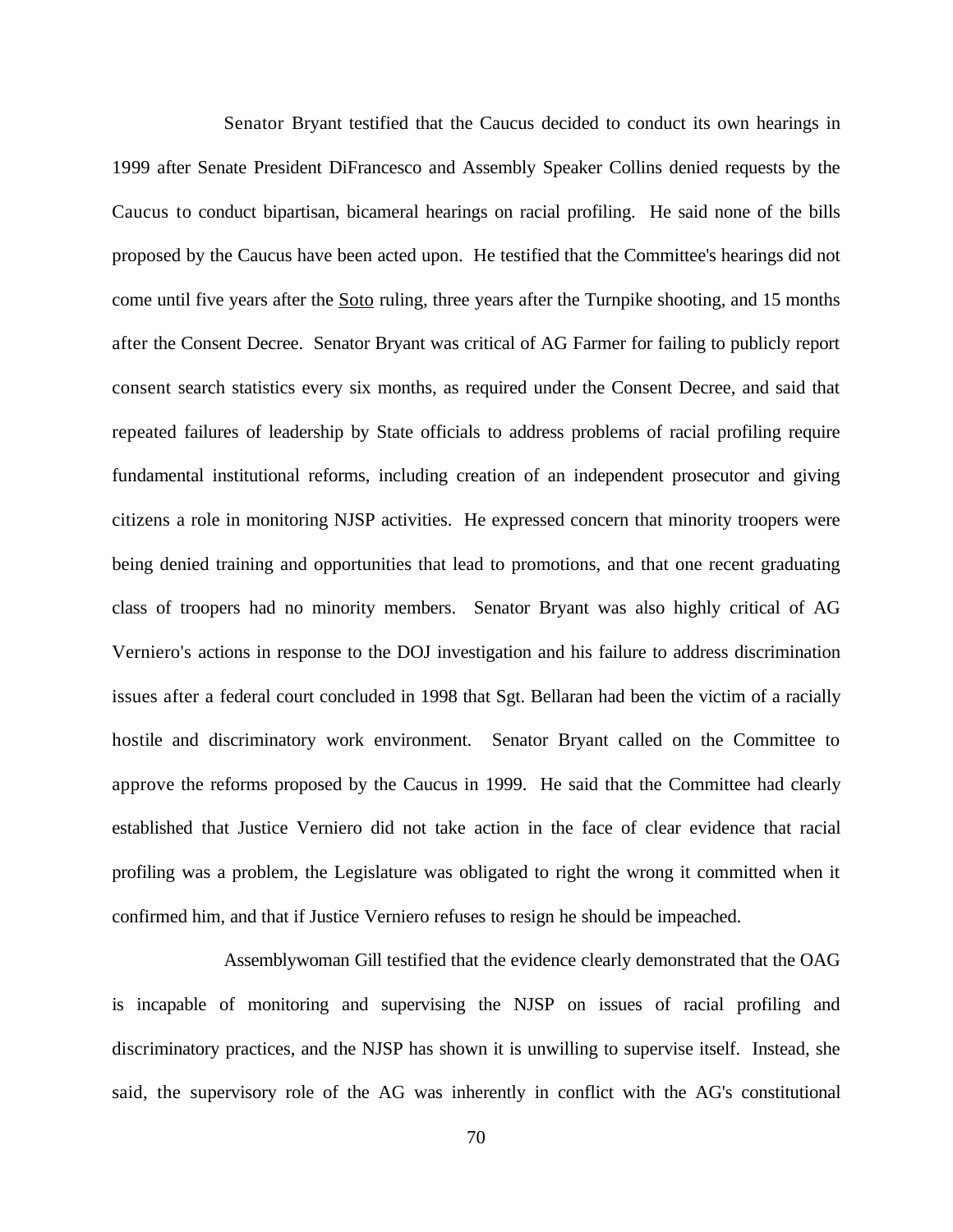Senator Bryant testified that the Caucus decided to conduct its own hearings in 1999 after Senate President DiFrancesco and Assembly Speaker Collins denied requests by the Caucus to conduct bipartisan, bicameral hearings on racial profiling. He said none of the bills proposed by the Caucus have been acted upon. He testified that the Committee's hearings did not come until five years after the Soto ruling, three years after the Turnpike shooting, and 15 months after the Consent Decree. Senator Bryant was critical of AG Farmer for failing to publicly report consent search statistics every six months, as required under the Consent Decree, and said that repeated failures of leadership by State officials to address problems of racial profiling require fundamental institutional reforms, including creation of an independent prosecutor and giving citizens a role in monitoring NJSP activities. He expressed concern that minority troopers were being denied training and opportunities that lead to promotions, and that one recent graduating class of troopers had no minority members. Senator Bryant was also highly critical of AG Verniero's actions in response to the DOJ investigation and his failure to address discrimination issues after a federal court concluded in 1998 that Sgt. Bellaran had been the victim of a racially hostile and discriminatory work environment. Senator Bryant called on the Committee to approve the reforms proposed by the Caucus in 1999. He said that the Committee had clearly established that Justice Verniero did not take action in the face of clear evidence that racial profiling was a problem, the Legislature was obligated to right the wrong it committed when it confirmed him, and that if Justice Verniero refuses to resign he should be impeached.

Assemblywoman Gill testified that the evidence clearly demonstrated that the OAG is incapable of monitoring and supervising the NJSP on issues of racial profiling and discriminatory practices, and the NJSP has shown it is unwilling to supervise itself. Instead, she said, the supervisory role of the AG was inherently in conflict with the AG's constitutional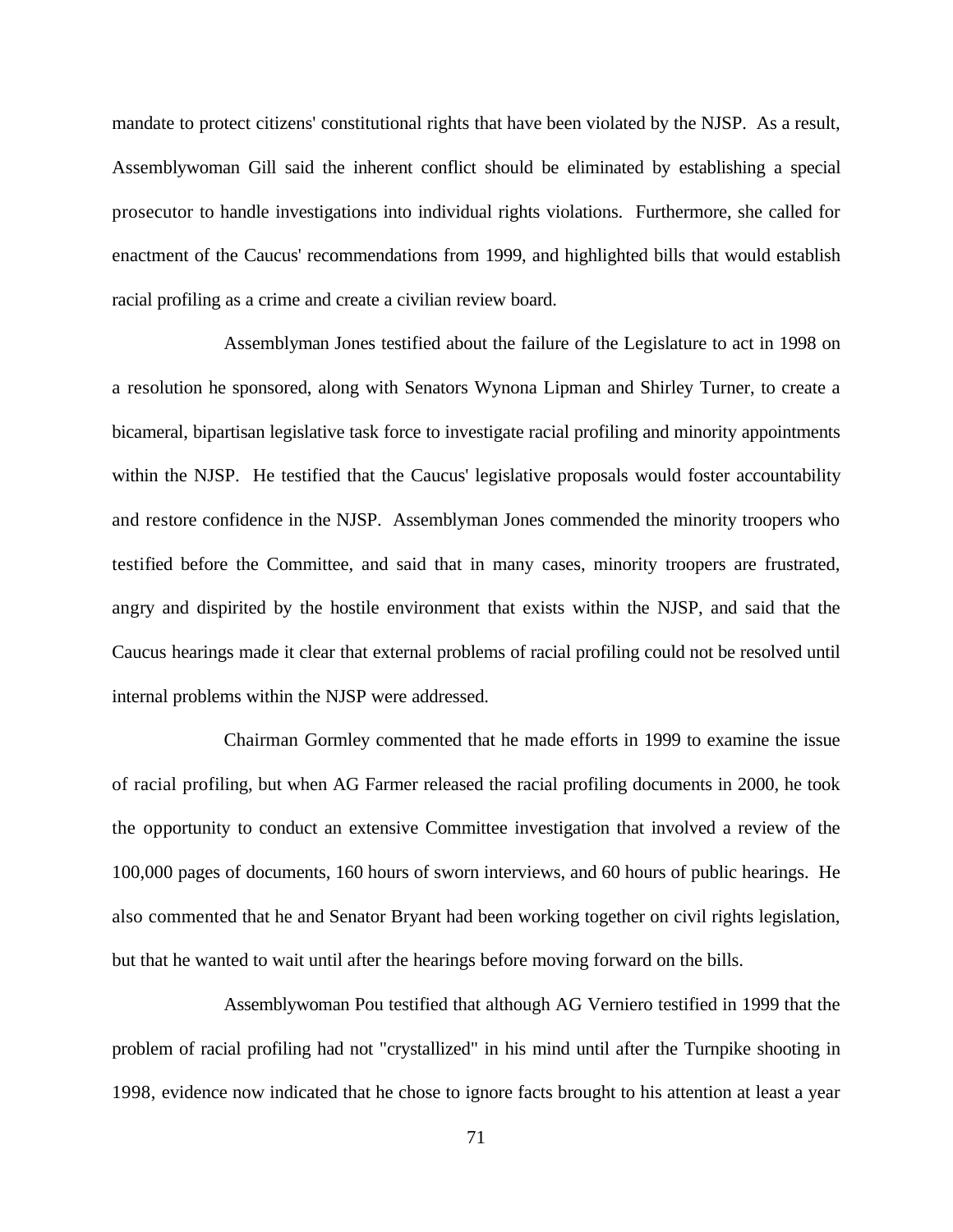mandate to protect citizens' constitutional rights that have been violated by the NJSP. As a result, Assemblywoman Gill said the inherent conflict should be eliminated by establishing a special prosecutor to handle investigations into individual rights violations. Furthermore, she called for enactment of the Caucus' recommendations from 1999, and highlighted bills that would establish racial profiling as a crime and create a civilian review board.

Assemblyman Jones testified about the failure of the Legislature to act in 1998 on a resolution he sponsored, along with Senators Wynona Lipman and Shirley Turner, to create a bicameral, bipartisan legislative task force to investigate racial profiling and minority appointments within the NJSP. He testified that the Caucus' legislative proposals would foster accountability and restore confidence in the NJSP. Assemblyman Jones commended the minority troopers who testified before the Committee, and said that in many cases, minority troopers are frustrated, angry and dispirited by the hostile environment that exists within the NJSP, and said that the Caucus hearings made it clear that external problems of racial profiling could not be resolved until internal problems within the NJSP were addressed.

Chairman Gormley commented that he made efforts in 1999 to examine the issue of racial profiling, but when AG Farmer released the racial profiling documents in 2000, he took the opportunity to conduct an extensive Committee investigation that involved a review of the 100,000 pages of documents, 160 hours of sworn interviews, and 60 hours of public hearings. He also commented that he and Senator Bryant had been working together on civil rights legislation, but that he wanted to wait until after the hearings before moving forward on the bills.

Assemblywoman Pou testified that although AG Verniero testified in 1999 that the problem of racial profiling had not "crystallized" in his mind until after the Turnpike shooting in 1998, evidence now indicated that he chose to ignore facts brought to his attention at least a year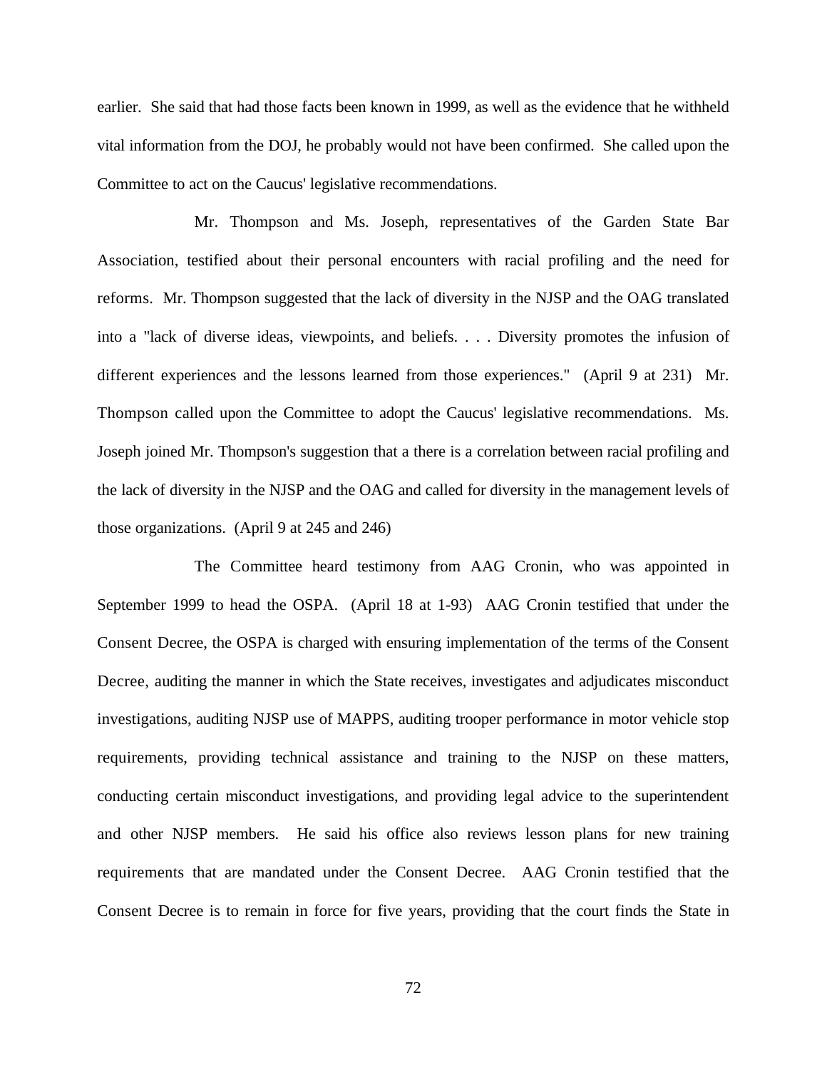earlier. She said that had those facts been known in 1999, as well as the evidence that he withheld vital information from the DOJ, he probably would not have been confirmed. She called upon the Committee to act on the Caucus' legislative recommendations.

Mr. Thompson and Ms. Joseph, representatives of the Garden State Bar Association, testified about their personal encounters with racial profiling and the need for reforms. Mr. Thompson suggested that the lack of diversity in the NJSP and the OAG translated into a "lack of diverse ideas, viewpoints, and beliefs. . . . Diversity promotes the infusion of different experiences and the lessons learned from those experiences." (April 9 at 231) Mr. Thompson called upon the Committee to adopt the Caucus' legislative recommendations. Ms. Joseph joined Mr. Thompson's suggestion that a there is a correlation between racial profiling and the lack of diversity in the NJSP and the OAG and called for diversity in the management levels of those organizations. (April 9 at 245 and 246)

The Committee heard testimony from AAG Cronin, who was appointed in September 1999 to head the OSPA. (April 18 at 1-93) AAG Cronin testified that under the Consent Decree, the OSPA is charged with ensuring implementation of the terms of the Consent Decree, auditing the manner in which the State receives, investigates and adjudicates misconduct investigations, auditing NJSP use of MAPPS, auditing trooper performance in motor vehicle stop requirements, providing technical assistance and training to the NJSP on these matters, conducting certain misconduct investigations, and providing legal advice to the superintendent and other NJSP members. He said his office also reviews lesson plans for new training requirements that are mandated under the Consent Decree. AAG Cronin testified that the Consent Decree is to remain in force for five years, providing that the court finds the State in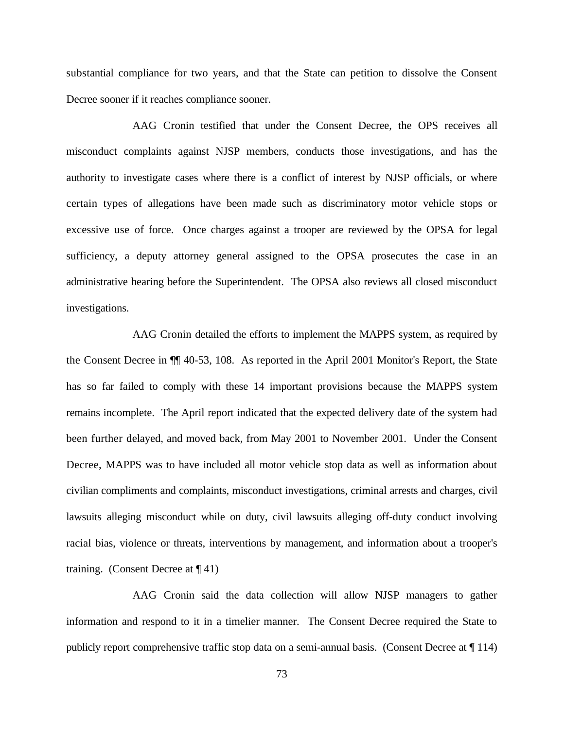substantial compliance for two years, and that the State can petition to dissolve the Consent Decree sooner if it reaches compliance sooner.

AAG Cronin testified that under the Consent Decree, the OPS receives all misconduct complaints against NJSP members, conducts those investigations, and has the authority to investigate cases where there is a conflict of interest by NJSP officials, or where certain types of allegations have been made such as discriminatory motor vehicle stops or excessive use of force. Once charges against a trooper are reviewed by the OPSA for legal sufficiency, a deputy attorney general assigned to the OPSA prosecutes the case in an administrative hearing before the Superintendent. The OPSA also reviews all closed misconduct investigations.

AAG Cronin detailed the efforts to implement the MAPPS system, as required by the Consent Decree in ¶¶ 40-53, 108. As reported in the April 2001 Monitor's Report, the State has so far failed to comply with these 14 important provisions because the MAPPS system remains incomplete. The April report indicated that the expected delivery date of the system had been further delayed, and moved back, from May 2001 to November 2001. Under the Consent Decree, MAPPS was to have included all motor vehicle stop data as well as information about civilian compliments and complaints, misconduct investigations, criminal arrests and charges, civil lawsuits alleging misconduct while on duty, civil lawsuits alleging off-duty conduct involving racial bias, violence or threats, interventions by management, and information about a trooper's training. (Consent Decree at ¶ 41)

AAG Cronin said the data collection will allow NJSP managers to gather information and respond to it in a timelier manner. The Consent Decree required the State to publicly report comprehensive traffic stop data on a semi-annual basis. (Consent Decree at ¶ 114)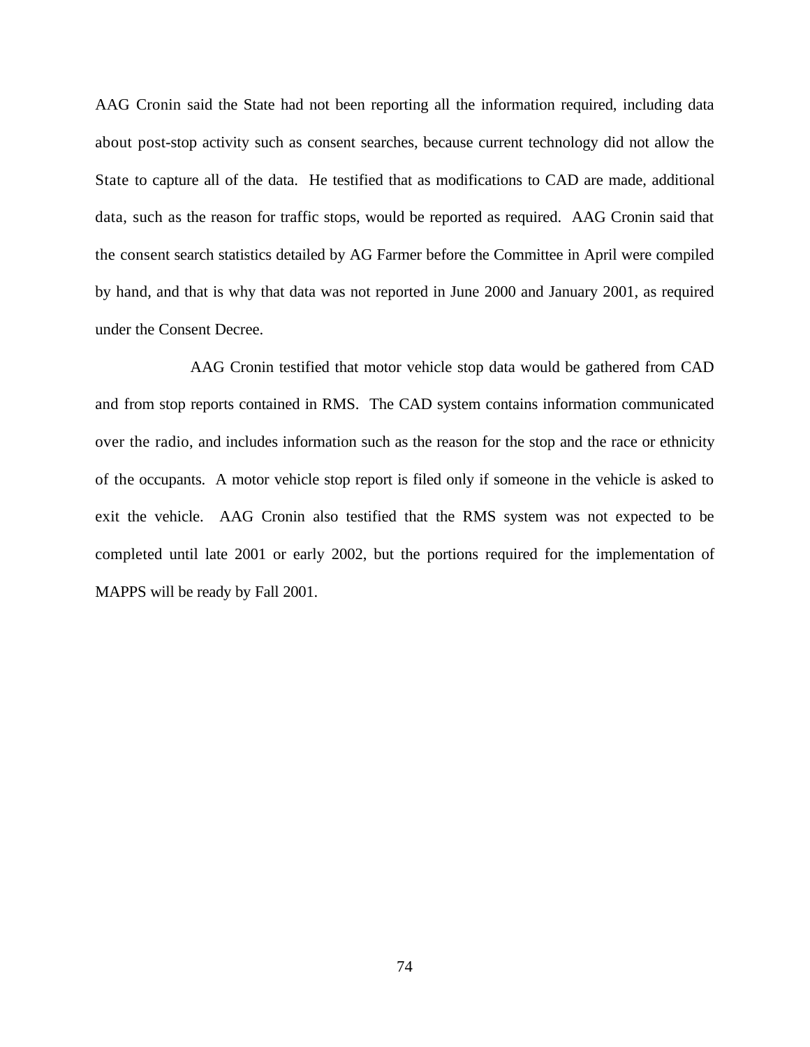AAG Cronin said the State had not been reporting all the information required, including data about post-stop activity such as consent searches, because current technology did not allow the State to capture all of the data. He testified that as modifications to CAD are made, additional data, such as the reason for traffic stops, would be reported as required. AAG Cronin said that the consent search statistics detailed by AG Farmer before the Committee in April were compiled by hand, and that is why that data was not reported in June 2000 and January 2001, as required under the Consent Decree.

AAG Cronin testified that motor vehicle stop data would be gathered from CAD and from stop reports contained in RMS. The CAD system contains information communicated over the radio, and includes information such as the reason for the stop and the race or ethnicity of the occupants. A motor vehicle stop report is filed only if someone in the vehicle is asked to exit the vehicle. AAG Cronin also testified that the RMS system was not expected to be completed until late 2001 or early 2002, but the portions required for the implementation of MAPPS will be ready by Fall 2001.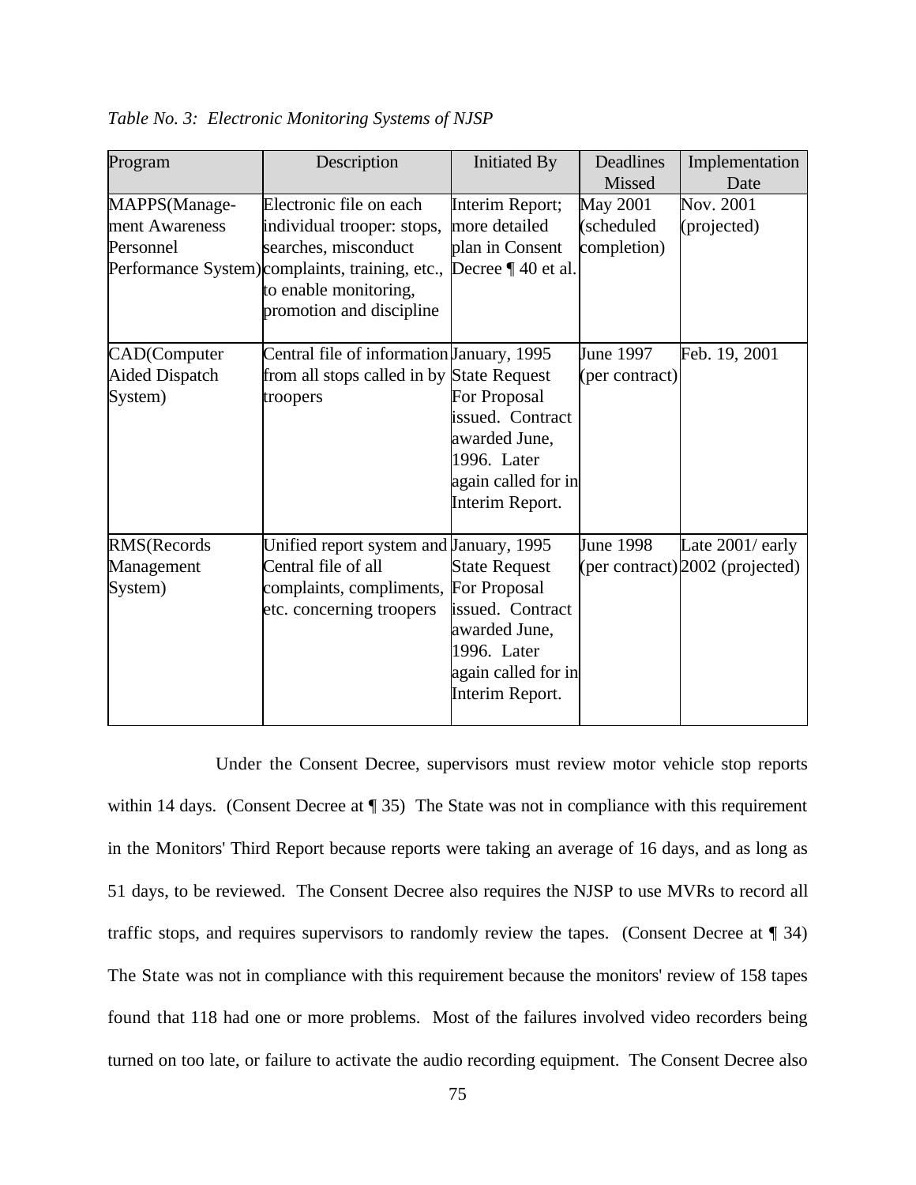*Table No. 3: Electronic Monitoring Systems of NJSP*

| Program | Description | Initiated By | Deadlines Missed | Implementation Date |
| --- | --- | --- | --- | --- |
| MAPPS(Management Awareness Personnel Performance System) | Electronic file on each individual trooper: stops, searches, misconduct complaints, training, etc., to enable monitoring, promotion and discipline | Interim Report; more detailed plan in Consent Decree ¶ 40 et al. | May 2001 (scheduled completion) | Nov. 2001 (projected) |
| CAD(Computer Aided Dispatch System) | Central file of information from all stops called in by troopers | January, 1995 State Request For Proposal issued. Contract awarded June, 1996. Later again called for in Interim Report. | June 1997 (per contract) | Feb. 19, 2001 |
| RMS(Records Management System) | Unified report system and Central file of all complaints, compliments, etc. concerning troopers | January, 1995 State Request For Proposal issued. Contract awarded June, 1996. Later again called for in Interim Report. | June 1998 (per contract) | Late 2001/ early 2002 (projected) |

Under the Consent Decree, supervisors must review motor vehicle stop reports within 14 days. (Consent Decree at ¶ 35) The State was not in compliance with this requirement in the Monitors' Third Report because reports were taking an average of 16 days, and as long as 51 days, to be reviewed. The Consent Decree also requires the NJSP to use MVRs to record all traffic stops, and requires supervisors to randomly review the tapes. (Consent Decree at ¶ 34) The State was not in compliance with this requirement because the monitors' review of 158 tapes found that 118 had one or more problems. Most of the failures involved video recorders being turned on too late, or failure to activate the audio recording equipment. The Consent Decree also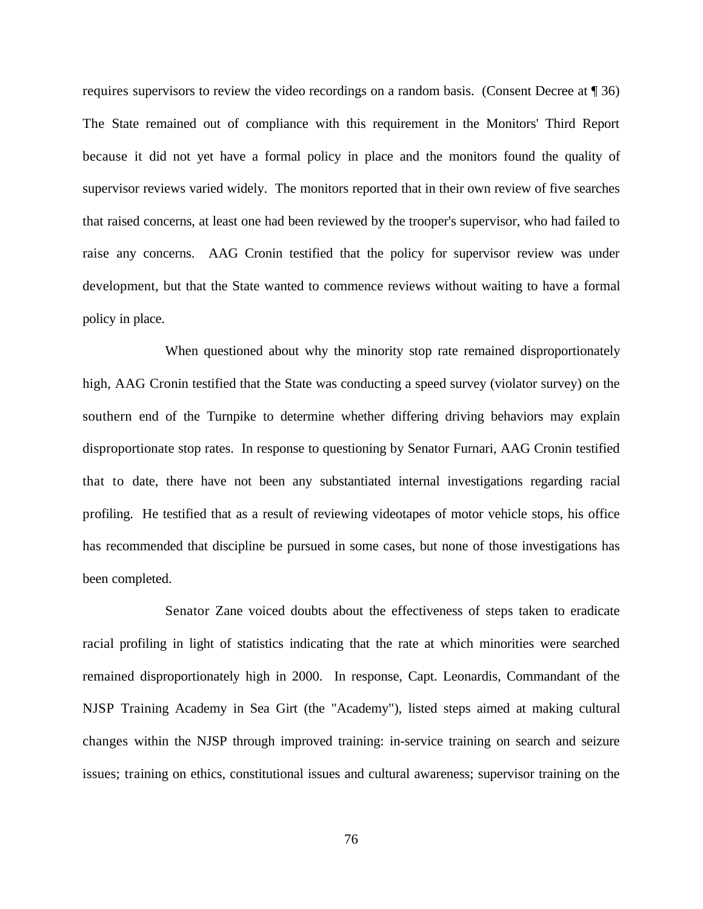requires supervisors to review the video recordings on a random basis. (Consent Decree at ¶ 36) The State remained out of compliance with this requirement in the Monitors' Third Report because it did not yet have a formal policy in place and the monitors found the quality of supervisor reviews varied widely. The monitors reported that in their own review of five searches that raised concerns, at least one had been reviewed by the trooper's supervisor, who had failed to raise any concerns. AAG Cronin testified that the policy for supervisor review was under development, but that the State wanted to commence reviews without waiting to have a formal policy in place.

When questioned about why the minority stop rate remained disproportionately high, AAG Cronin testified that the State was conducting a speed survey (violator survey) on the southern end of the Turnpike to determine whether differing driving behaviors may explain disproportionate stop rates. In response to questioning by Senator Furnari, AAG Cronin testified that to date, there have not been any substantiated internal investigations regarding racial profiling. He testified that as a result of reviewing videotapes of motor vehicle stops, his office has recommended that discipline be pursued in some cases, but none of those investigations has been completed.

Senator Zane voiced doubts about the effectiveness of steps taken to eradicate racial profiling in light of statistics indicating that the rate at which minorities were searched remained disproportionately high in 2000. In response, Capt. Leonardis, Commandant of the NJSP Training Academy in Sea Girt (the "Academy"), listed steps aimed at making cultural changes within the NJSP through improved training: in-service training on search and seizure issues; training on ethics, constitutional issues and cultural awareness; supervisor training on the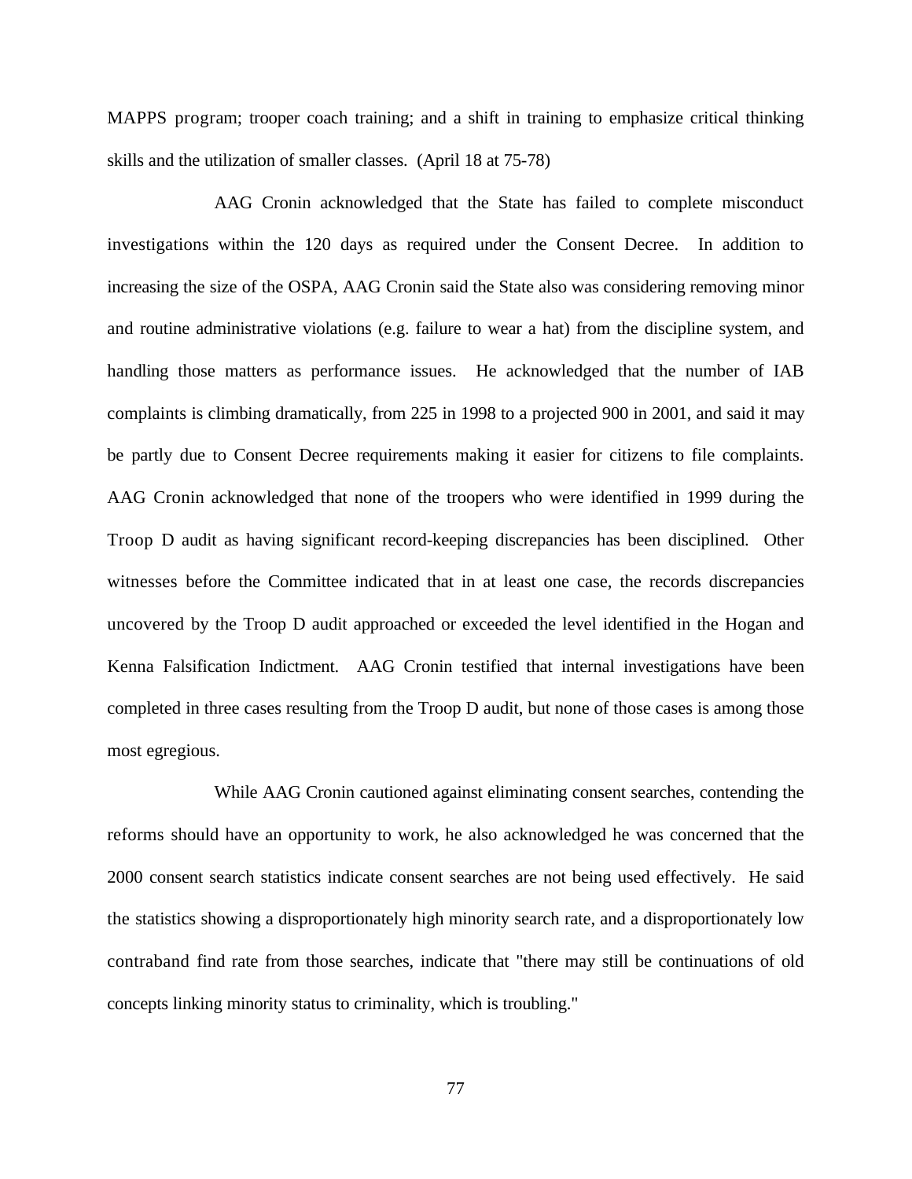MAPPS program; trooper coach training; and a shift in training to emphasize critical thinking skills and the utilization of smaller classes. (April 18 at 75-78)

AAG Cronin acknowledged that the State has failed to complete misconduct investigations within the 120 days as required under the Consent Decree. In addition to increasing the size of the OSPA, AAG Cronin said the State also was considering removing minor and routine administrative violations (e.g. failure to wear a hat) from the discipline system, and handling those matters as performance issues. He acknowledged that the number of IAB complaints is climbing dramatically, from 225 in 1998 to a projected 900 in 2001, and said it may be partly due to Consent Decree requirements making it easier for citizens to file complaints. AAG Cronin acknowledged that none of the troopers who were identified in 1999 during the Troop D audit as having significant record-keeping discrepancies has been disciplined. Other witnesses before the Committee indicated that in at least one case, the records discrepancies uncovered by the Troop D audit approached or exceeded the level identified in the Hogan and Kenna Falsification Indictment. AAG Cronin testified that internal investigations have been completed in three cases resulting from the Troop D audit, but none of those cases is among those most egregious.

While AAG Cronin cautioned against eliminating consent searches, contending the reforms should have an opportunity to work, he also acknowledged he was concerned that the 2000 consent search statistics indicate consent searches are not being used effectively. He said the statistics showing a disproportionately high minority search rate, and a disproportionately low contraband find rate from those searches, indicate that "there may still be continuations of old concepts linking minority status to criminality, which is troubling."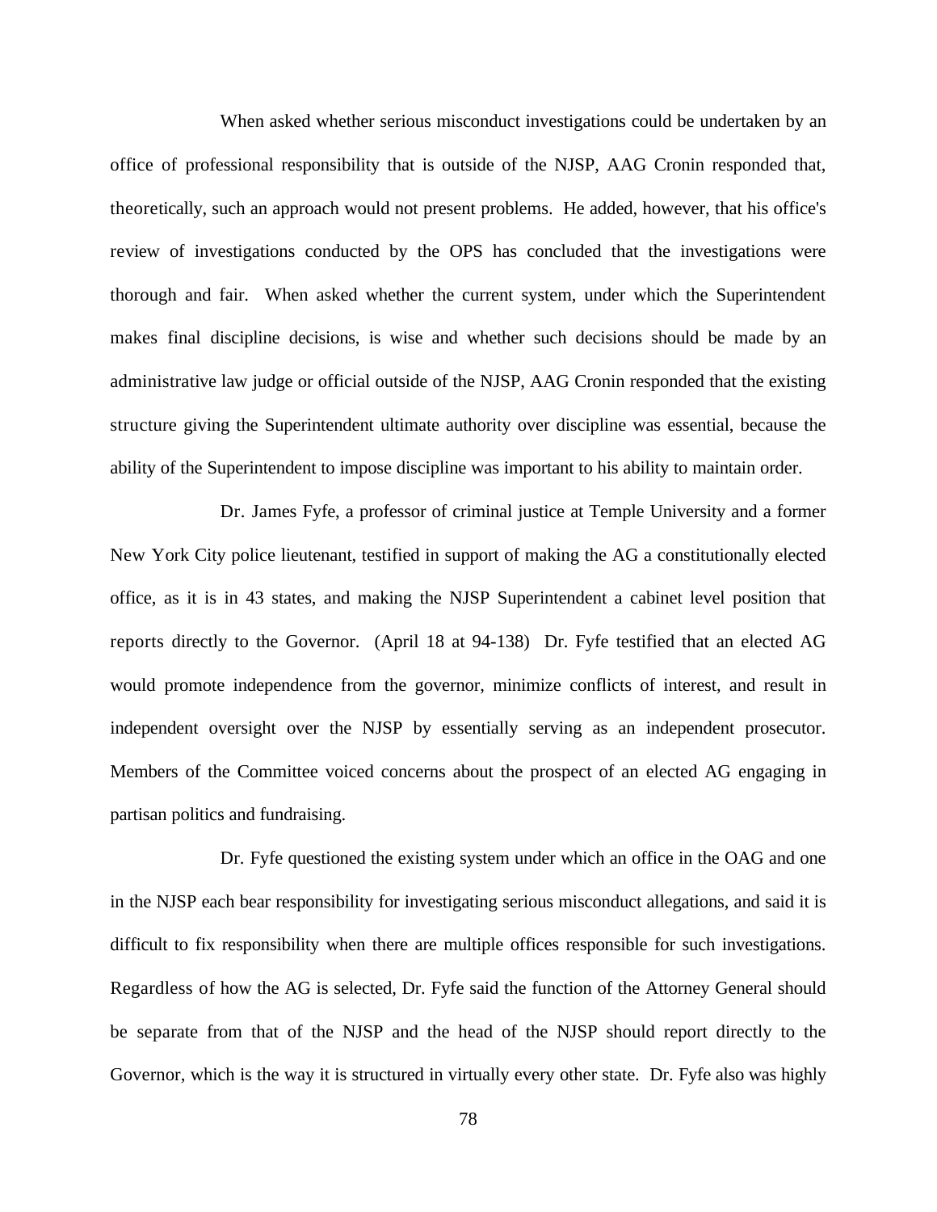When asked whether serious misconduct investigations could be undertaken by an office of professional responsibility that is outside of the NJSP, AAG Cronin responded that, theoretically, such an approach would not present problems. He added, however, that his office's review of investigations conducted by the OPS has concluded that the investigations were thorough and fair. When asked whether the current system, under which the Superintendent makes final discipline decisions, is wise and whether such decisions should be made by an administrative law judge or official outside of the NJSP, AAG Cronin responded that the existing structure giving the Superintendent ultimate authority over discipline was essential, because the ability of the Superintendent to impose discipline was important to his ability to maintain order.

Dr. James Fyfe, a professor of criminal justice at Temple University and a former New York City police lieutenant, testified in support of making the AG a constitutionally elected office, as it is in 43 states, and making the NJSP Superintendent a cabinet level position that reports directly to the Governor. (April 18 at 94-138) Dr. Fyfe testified that an elected AG would promote independence from the governor, minimize conflicts of interest, and result in independent oversight over the NJSP by essentially serving as an independent prosecutor. Members of the Committee voiced concerns about the prospect of an elected AG engaging in partisan politics and fundraising.

Dr. Fyfe questioned the existing system under which an office in the OAG and one in the NJSP each bear responsibility for investigating serious misconduct allegations, and said it is difficult to fix responsibility when there are multiple offices responsible for such investigations. Regardless of how the AG is selected, Dr. Fyfe said the function of the Attorney General should be separate from that of the NJSP and the head of the NJSP should report directly to the Governor, which is the way it is structured in virtually every other state. Dr. Fyfe also was highly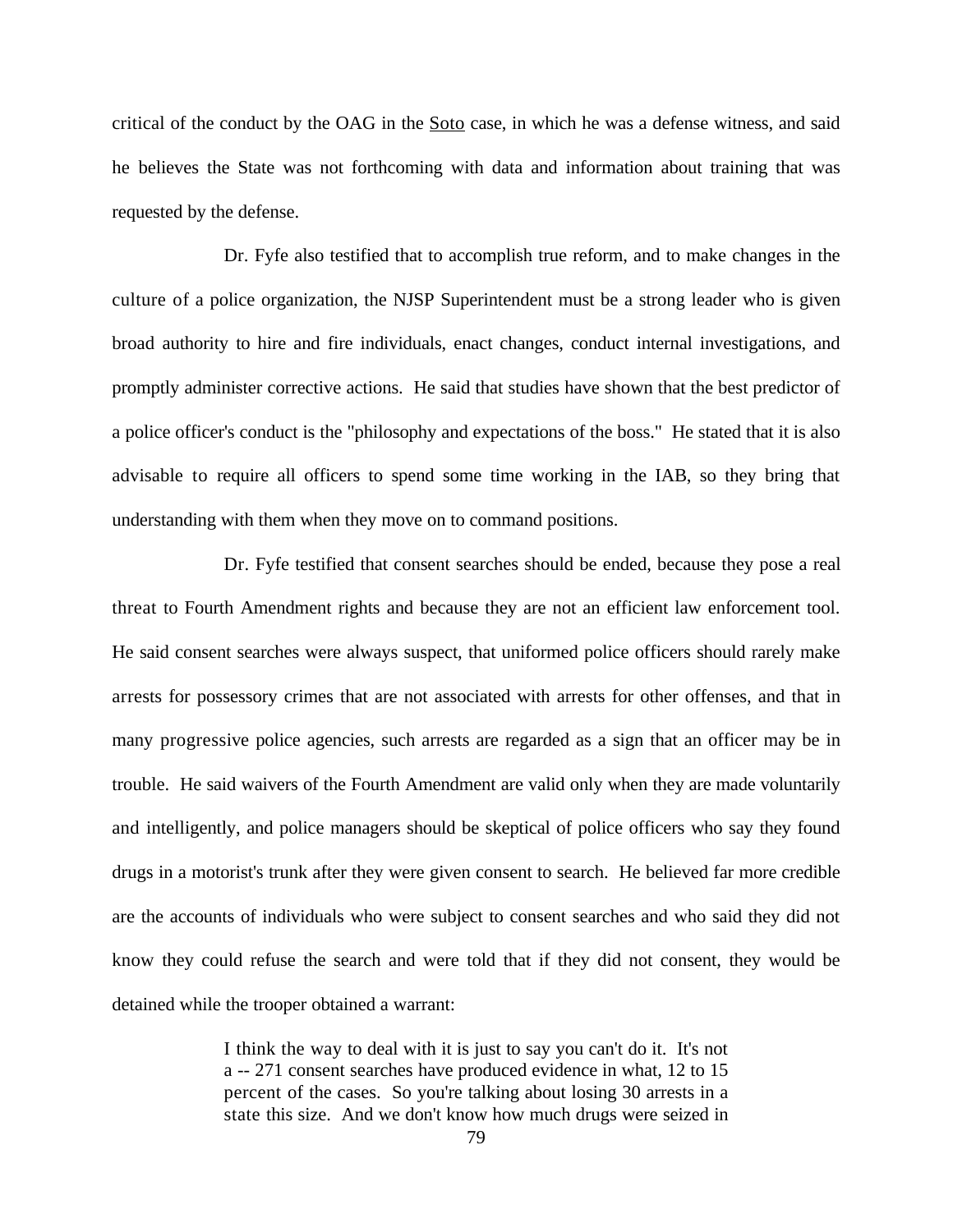critical of the conduct by the OAG in the Soto case, in which he was a defense witness, and said he believes the State was not forthcoming with data and information about training that was requested by the defense.

Dr. Fyfe also testified that to accomplish true reform, and to make changes in the culture of a police organization, the NJSP Superintendent must be a strong leader who is given broad authority to hire and fire individuals, enact changes, conduct internal investigations, and promptly administer corrective actions. He said that studies have shown that the best predictor of a police officer's conduct is the "philosophy and expectations of the boss." He stated that it is also advisable to require all officers to spend some time working in the IAB, so they bring that understanding with them when they move on to command positions.

Dr. Fyfe testified that consent searches should be ended, because they pose a real threat to Fourth Amendment rights and because they are not an efficient law enforcement tool. He said consent searches were always suspect, that uniformed police officers should rarely make arrests for possessory crimes that are not associated with arrests for other offenses, and that in many progressive police agencies, such arrests are regarded as a sign that an officer may be in trouble. He said waivers of the Fourth Amendment are valid only when they are made voluntarily and intelligently, and police managers should be skeptical of police officers who say they found drugs in a motorist's trunk after they were given consent to search. He believed far more credible are the accounts of individuals who were subject to consent searches and who said they did not know they could refuse the search and were told that if they did not consent, they would be detained while the trooper obtained a warrant:

> I think the way to deal with it is just to say you can't do it. It's not a -- 271 consent searches have produced evidence in what, 12 to 15 percent of the cases. So you're talking about losing 30 arrests in a state this size. And we don't know how much drugs were seized in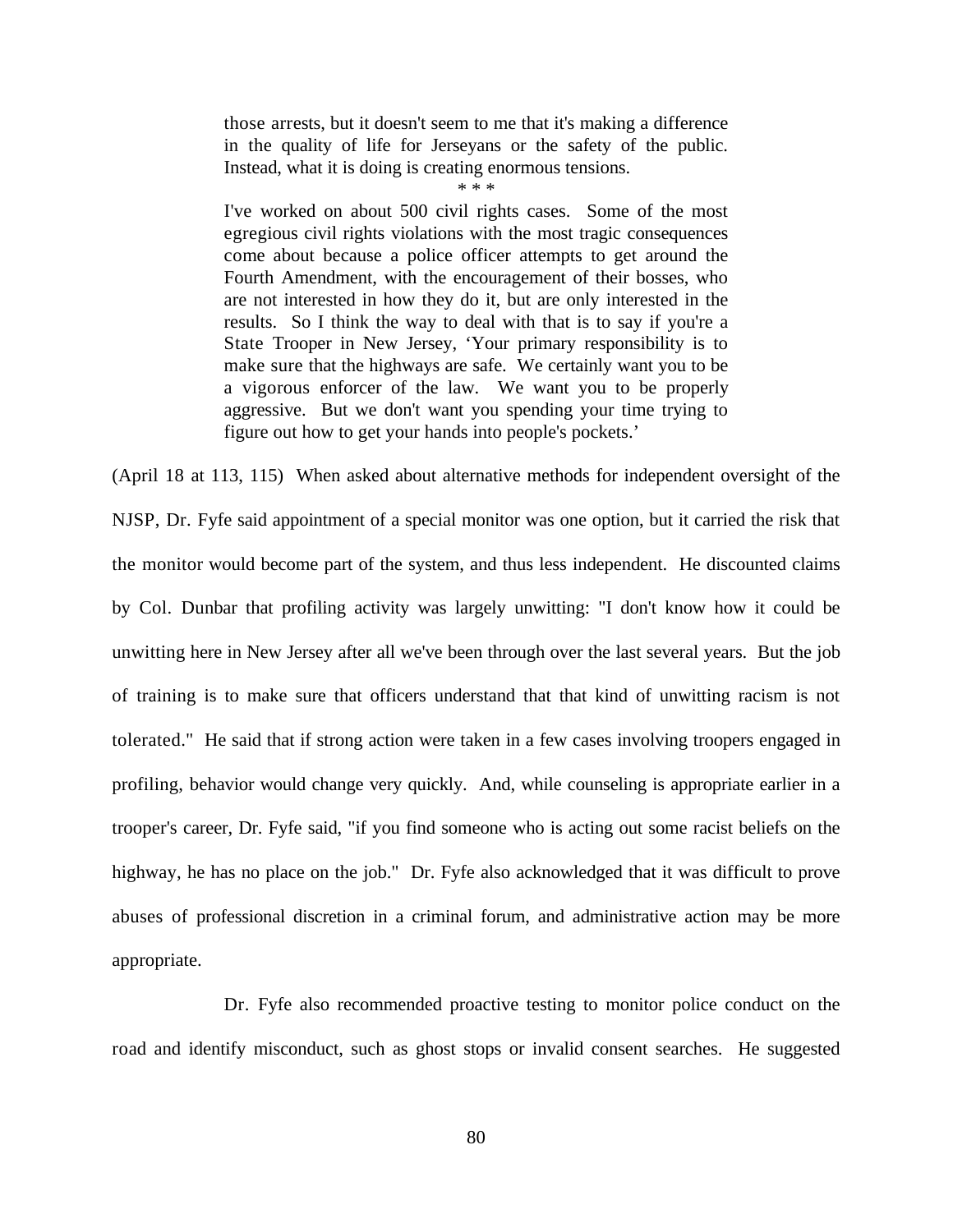> those arrests, but it doesn't seem to me that it's making a difference in the quality of life for Jerseyans or the safety of the public. Instead, what it is doing is creating enormous tensions.
>
> \* \* \*
>
> I've worked on about 500 civil rights cases. Some of the most egregious civil rights violations with the most tragic consequences come about because a police officer attempts to get around the Fourth Amendment, with the encouragement of their bosses, who are not interested in how they do it, but are only interested in the results. So I think the way to deal with that is to say if you're a State Trooper in New Jersey, 'Your primary responsibility is to make sure that the highways are safe. We certainly want you to be a vigorous enforcer of the law. We want you to be properly aggressive. But we don't want you spending your time trying to figure out how to get your hands into people's pockets.'

(April 18 at 113, 115) When asked about alternative methods for independent oversight of the NJSP, Dr. Fyfe said appointment of a special monitor was one option, but it carried the risk that the monitor would become part of the system, and thus less independent. He discounted claims by Col. Dunbar that profiling activity was largely unwitting: "I don't know how it could be unwitting here in New Jersey after all we've been through over the last several years. But the job of training is to make sure that officers understand that that kind of unwitting racism is not tolerated." He said that if strong action were taken in a few cases involving troopers engaged in profiling, behavior would change very quickly. And, while counseling is appropriate earlier in a trooper's career, Dr. Fyfe said, "if you find someone who is acting out some racist beliefs on the highway, he has no place on the job." Dr. Fyfe also acknowledged that it was difficult to prove abuses of professional discretion in a criminal forum, and administrative action may be more appropriate.

Dr. Fyfe also recommended proactive testing to monitor police conduct on the road and identify misconduct, such as ghost stops or invalid consent searches. He suggested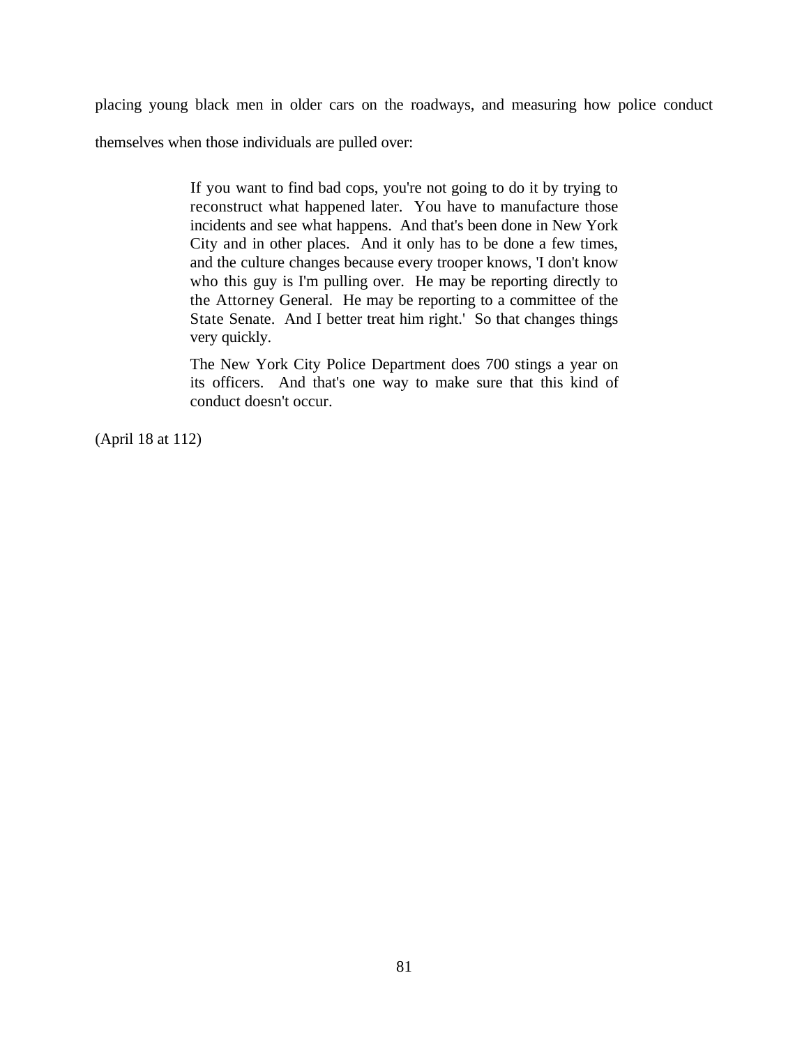placing young black men in older cars on the roadways, and measuring how police conduct themselves when those individuals are pulled over:

> If you want to find bad cops, you're not going to do it by trying to reconstruct what happened later. You have to manufacture those incidents and see what happens. And that's been done in New York City and in other places. And it only has to be done a few times, and the culture changes because every trooper knows, 'I don't know who this guy is I'm pulling over. He may be reporting directly to the Attorney General. He may be reporting to a committee of the State Senate. And I better treat him right.' So that changes things very quickly.
>
> The New York City Police Department does 700 stings a year on its officers. And that's one way to make sure that this kind of conduct doesn't occur.

(April 18 at 112)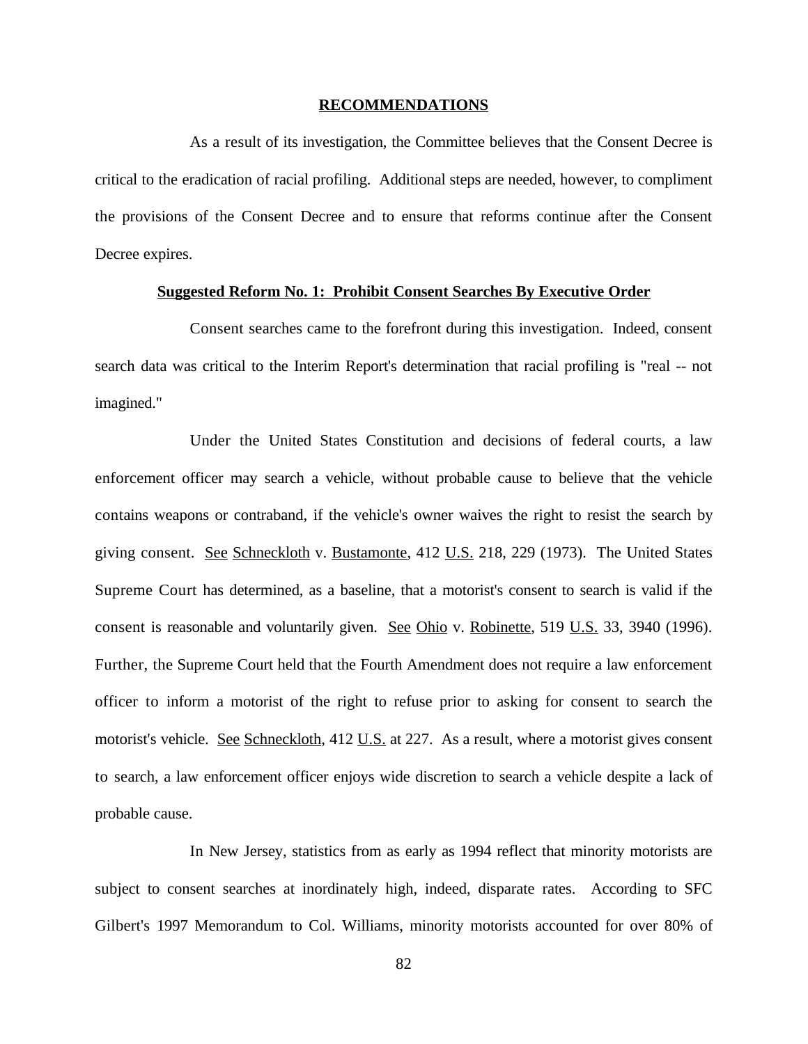## RECOMMENDATIONS

As a result of its investigation, the Committee believes that the Consent Decree is critical to the eradication of racial profiling. Additional steps are needed, however, to compliment the provisions of the Consent Decree and to ensure that reforms continue after the Consent Decree expires.

### Suggested Reform No. 1: Prohibit Consent Searches By Executive Order

Consent searches came to the forefront during this investigation. Indeed, consent search data was critical to the Interim Report's determination that racial profiling is "real -- not imagined."

Under the United States Constitution and decisions of federal courts, a law enforcement officer may search a vehicle, without probable cause to believe that the vehicle contains weapons or contraband, if the vehicle's owner waives the right to resist the search by giving consent. See Schneckloth v. Bustamonte, 412 U.S. 218, 229 (1973). The United States Supreme Court has determined, as a baseline, that a motorist's consent to search is valid if the consent is reasonable and voluntarily given. See Ohio v. Robinette, 519 U.S. 33, 3940 (1996). Further, the Supreme Court held that the Fourth Amendment does not require a law enforcement officer to inform a motorist of the right to refuse prior to asking for consent to search the motorist's vehicle. See Schneckloth, 412 U.S. at 227. As a result, where a motorist gives consent to search, a law enforcement officer enjoys wide discretion to search a vehicle despite a lack of probable cause.

In New Jersey, statistics from as early as 1994 reflect that minority motorists are subject to consent searches at inordinately high, indeed, disparate rates. According to SFC Gilbert's 1997 Memorandum to Col. Williams, minority motorists accounted for over 80% of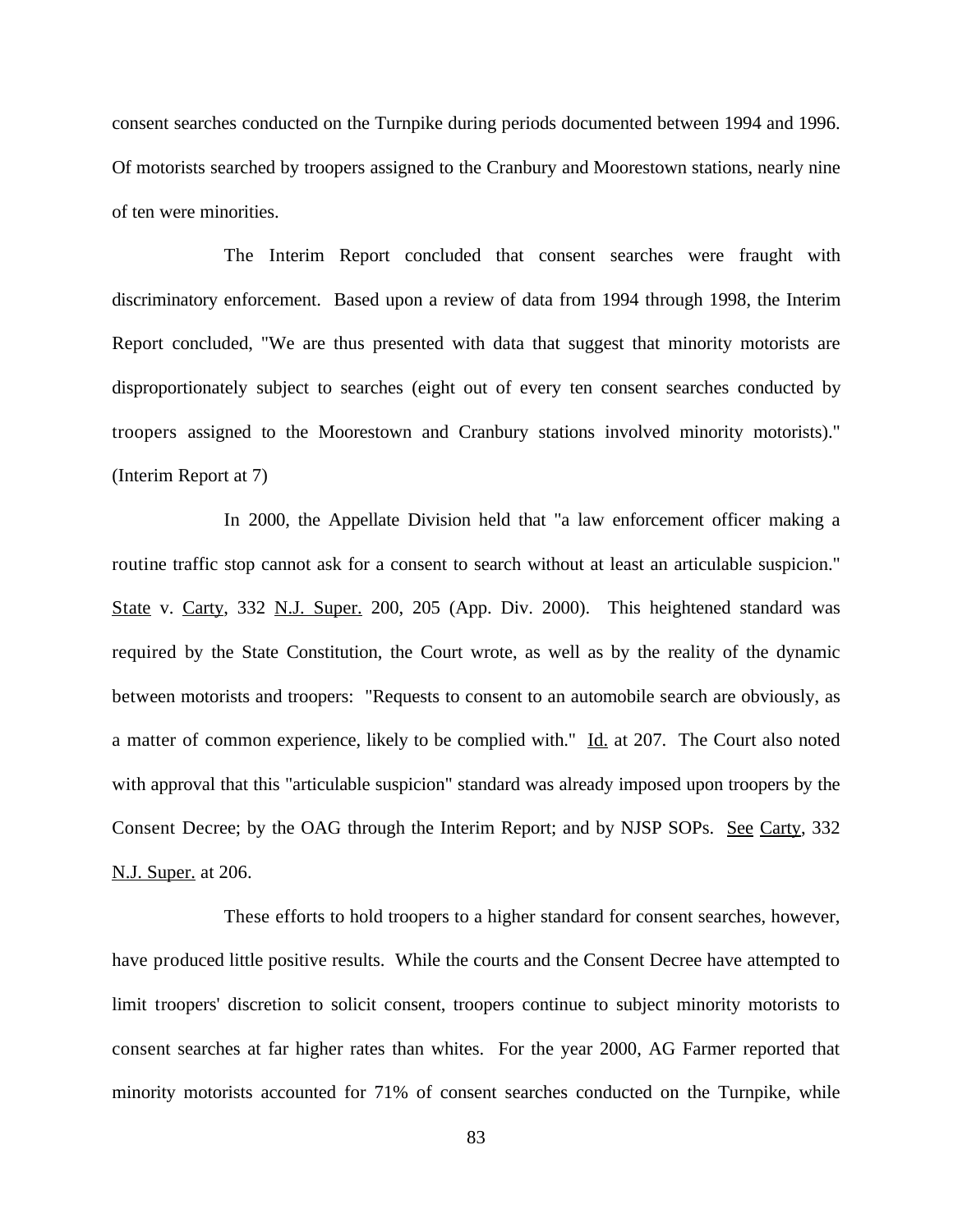consent searches conducted on the Turnpike during periods documented between 1994 and 1996. Of motorists searched by troopers assigned to the Cranbury and Moorestown stations, nearly nine of ten were minorities.

The Interim Report concluded that consent searches were fraught with discriminatory enforcement. Based upon a review of data from 1994 through 1998, the Interim Report concluded, "We are thus presented with data that suggest that minority motorists are disproportionately subject to searches (eight out of every ten consent searches conducted by troopers assigned to the Moorestown and Cranbury stations involved minority motorists)." (Interim Report at 7)

In 2000, the Appellate Division held that "a law enforcement officer making a routine traffic stop cannot ask for a consent to search without at least an articulable suspicion." State v. Carty, 332 N.J. Super. 200, 205 (App. Div. 2000). This heightened standard was required by the State Constitution, the Court wrote, as well as by the reality of the dynamic between motorists and troopers: "Requests to consent to an automobile search are obviously, as a matter of common experience, likely to be complied with." Id. at 207. The Court also noted with approval that this "articulable suspicion" standard was already imposed upon troopers by the Consent Decree; by the OAG through the Interim Report; and by NJSP SOPs. See Carty, 332 N.J. Super. at 206.

These efforts to hold troopers to a higher standard for consent searches, however, have produced little positive results. While the courts and the Consent Decree have attempted to limit troopers' discretion to solicit consent, troopers continue to subject minority motorists to consent searches at far higher rates than whites. For the year 2000, AG Farmer reported that minority motorists accounted for 71% of consent searches conducted on the Turnpike, while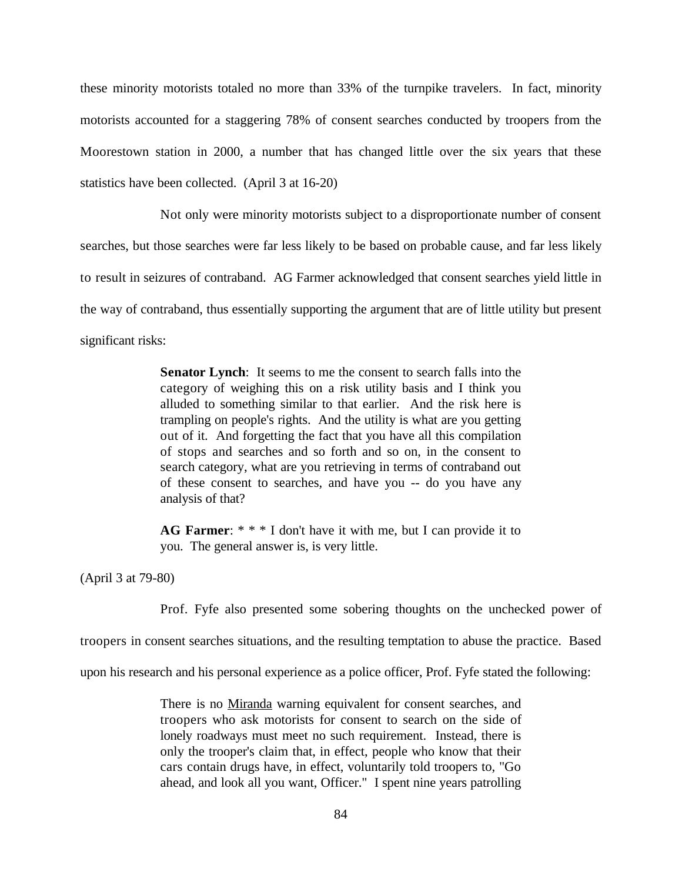these minority motorists totaled no more than 33% of the turnpike travelers. In fact, minority motorists accounted for a staggering 78% of consent searches conducted by troopers from the Moorestown station in 2000, a number that has changed little over the six years that these statistics have been collected. (April 3 at 16-20)

Not only were minority motorists subject to a disproportionate number of consent searches, but those searches were far less likely to be based on probable cause, and far less likely to result in seizures of contraband. AG Farmer acknowledged that consent searches yield little in the way of contraband, thus essentially supporting the argument that are of little utility but present significant risks:

> **Senator Lynch**: It seems to me the consent to search falls into the category of weighing this on a risk utility basis and I think you alluded to something similar to that earlier. And the risk here is trampling on people's rights. And the utility is what are you getting out of it. And forgetting the fact that you have all this compilation of stops and searches and so forth and so on, in the consent to search category, what are you retrieving in terms of contraband out of these consent to searches, and have you -- do you have any analysis of that?
>
> **AG Farmer**: * * * I don't have it with me, but I can provide it to you. The general answer is, is very little.

(April 3 at 79-80)

Prof. Fyfe also presented some sobering thoughts on the unchecked power of troopers in consent searches situations, and the resulting temptation to abuse the practice. Based upon his research and his personal experience as a police officer, Prof. Fyfe stated the following:

> There is no Miranda warning equivalent for consent searches, and troopers who ask motorists for consent to search on the side of lonely roadways must meet no such requirement. Instead, there is only the trooper's claim that, in effect, people who know that their cars contain drugs have, in effect, voluntarily told troopers to, "Go ahead, and look all you want, Officer." I spent nine years patrolling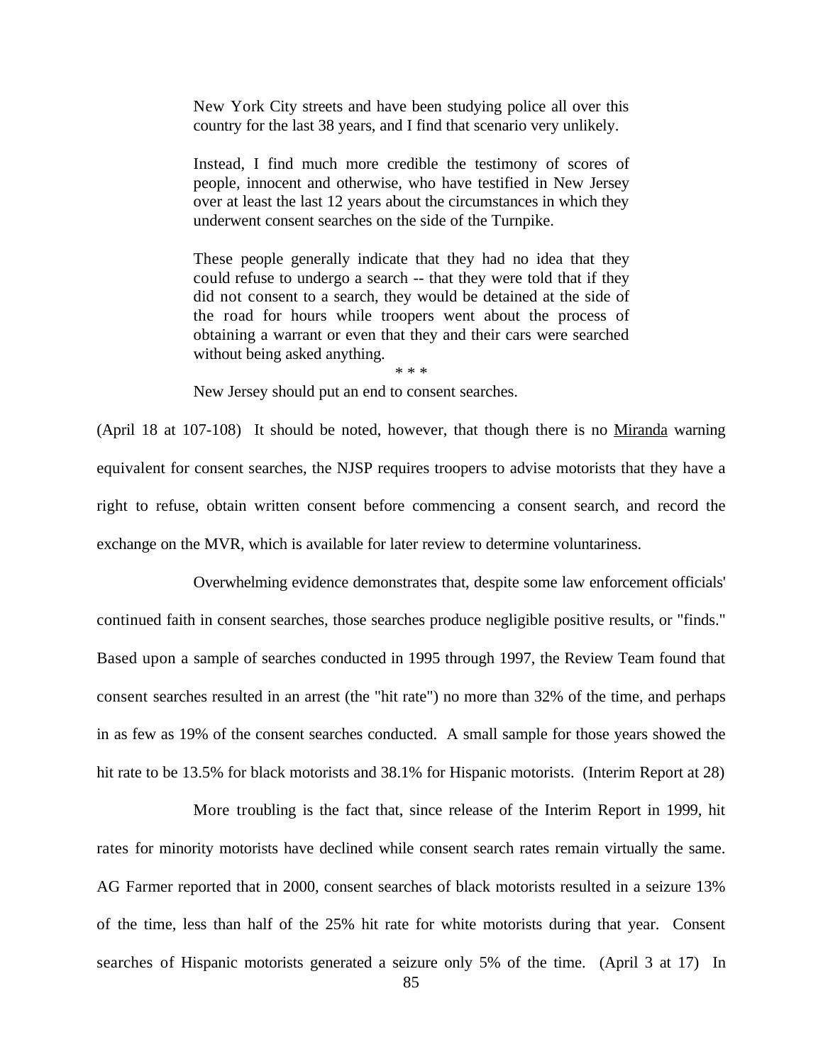> New York City streets and have been studying police all over this country for the last 38 years, and I find that scenario very unlikely.
>
> Instead, I find much more credible the testimony of scores of people, innocent and otherwise, who have testified in New Jersey over at least the last 12 years about the circumstances in which they underwent consent searches on the side of the Turnpike.
>
> These people generally indicate that they had no idea that they could refuse to undergo a search -- that they were told that if they did not consent to a search, they would be detained at the side of the road for hours while troopers went about the process of obtaining a warrant or even that they and their cars were searched without being asked anything.
>
> \* \* \*
>
> New Jersey should put an end to consent searches.

(April 18 at 107-108) It should be noted, however, that though there is no Miranda warning equivalent for consent searches, the NJSP requires troopers to advise motorists that they have a right to refuse, obtain written consent before commencing a consent search, and record the exchange on the MVR, which is available for later review to determine voluntariness.

Overwhelming evidence demonstrates that, despite some law enforcement officials' continued faith in consent searches, those searches produce negligible positive results, or "finds." Based upon a sample of searches conducted in 1995 through 1997, the Review Team found that consent searches resulted in an arrest (the "hit rate") no more than 32% of the time, and perhaps in as few as 19% of the consent searches conducted. A small sample for those years showed the hit rate to be 13.5% for black motorists and 38.1% for Hispanic motorists. (Interim Report at 28)

More troubling is the fact that, since release of the Interim Report in 1999, hit rates for minority motorists have declined while consent search rates remain virtually the same. AG Farmer reported that in 2000, consent searches of black motorists resulted in a seizure 13% of the time, less than half of the 25% hit rate for white motorists during that year. Consent searches of Hispanic motorists generated a seizure only 5% of the time. (April 3 at 17) In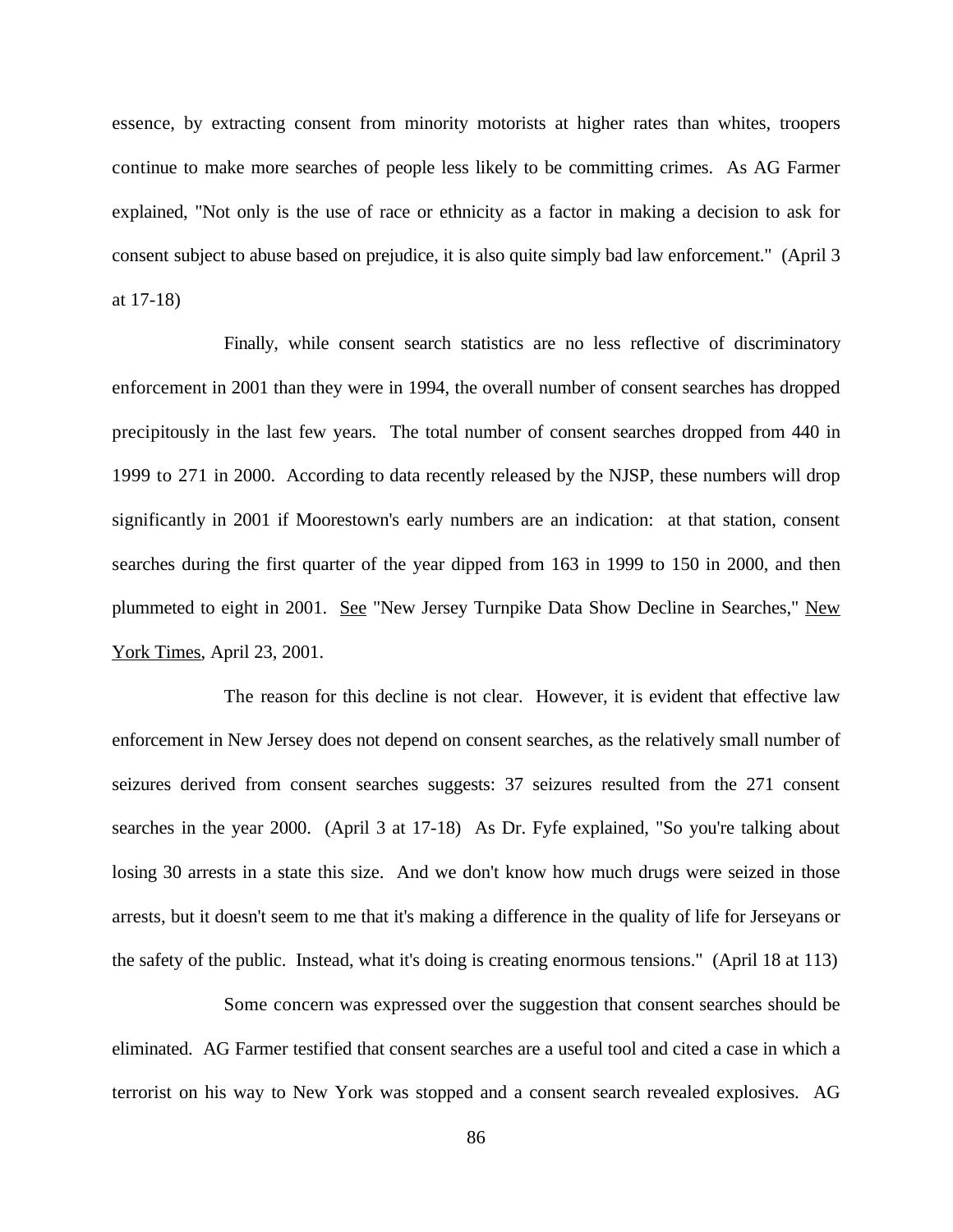essence, by extracting consent from minority motorists at higher rates than whites, troopers continue to make more searches of people less likely to be committing crimes. As AG Farmer explained, "Not only is the use of race or ethnicity as a factor in making a decision to ask for consent subject to abuse based on prejudice, it is also quite simply bad law enforcement." (April 3 at 17-18)

Finally, while consent search statistics are no less reflective of discriminatory enforcement in 2001 than they were in 1994, the overall number of consent searches has dropped precipitously in the last few years. The total number of consent searches dropped from 440 in 1999 to 271 in 2000. According to data recently released by the NJSP, these numbers will drop significantly in 2001 if Moorestown's early numbers are an indication: at that station, consent searches during the first quarter of the year dipped from 163 in 1999 to 150 in 2000, and then plummeted to eight in 2001. See "New Jersey Turnpike Data Show Decline in Searches," New York Times, April 23, 2001.

The reason for this decline is not clear. However, it is evident that effective law enforcement in New Jersey does not depend on consent searches, as the relatively small number of seizures derived from consent searches suggests: 37 seizures resulted from the 271 consent searches in the year 2000. (April 3 at 17-18) As Dr. Fyfe explained, "So you're talking about losing 30 arrests in a state this size. And we don't know how much drugs were seized in those arrests, but it doesn't seem to me that it's making a difference in the quality of life for Jerseyans or the safety of the public. Instead, what it's doing is creating enormous tensions." (April 18 at 113)

Some concern was expressed over the suggestion that consent searches should be eliminated. AG Farmer testified that consent searches are a useful tool and cited a case in which a terrorist on his way to New York was stopped and a consent search revealed explosives. AG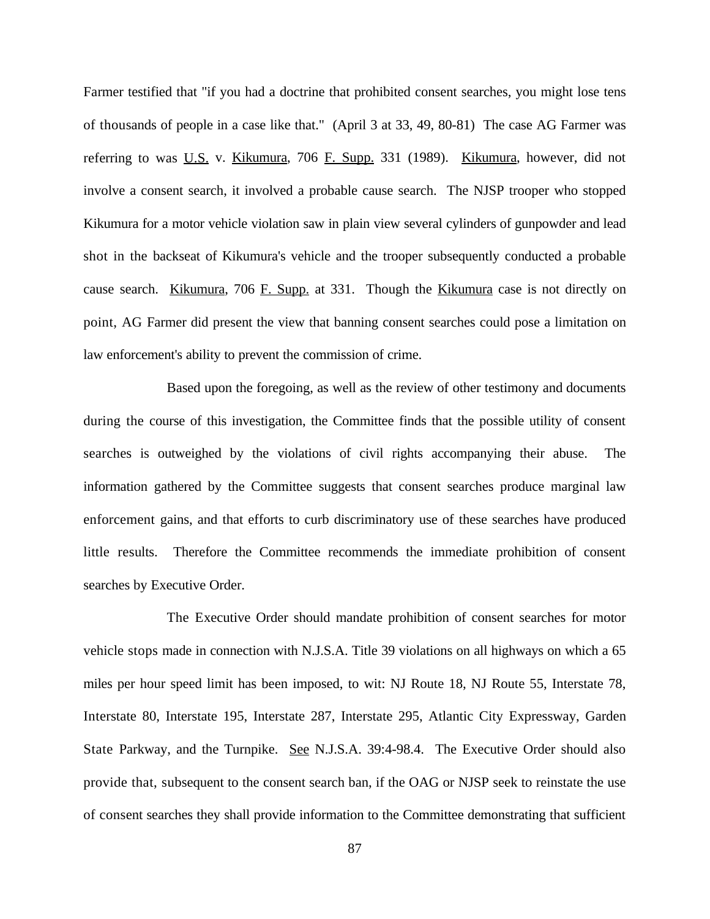Farmer testified that "if you had a doctrine that prohibited consent searches, you might lose tens of thousands of people in a case like that." (April 3 at 33, 49, 80-81) The case AG Farmer was referring to was U.S. v. Kikumura, 706 F. Supp. 331 (1989). Kikumura, however, did not involve a consent search, it involved a probable cause search. The NJSP trooper who stopped Kikumura for a motor vehicle violation saw in plain view several cylinders of gunpowder and lead shot in the backseat of Kikumura's vehicle and the trooper subsequently conducted a probable cause search. Kikumura, 706 F. Supp. at 331. Though the Kikumura case is not directly on point, AG Farmer did present the view that banning consent searches could pose a limitation on law enforcement's ability to prevent the commission of crime.

Based upon the foregoing, as well as the review of other testimony and documents during the course of this investigation, the Committee finds that the possible utility of consent searches is outweighed by the violations of civil rights accompanying their abuse. The information gathered by the Committee suggests that consent searches produce marginal law enforcement gains, and that efforts to curb discriminatory use of these searches have produced little results. Therefore the Committee recommends the immediate prohibition of consent searches by Executive Order.

The Executive Order should mandate prohibition of consent searches for motor vehicle stops made in connection with N.J.S.A. Title 39 violations on all highways on which a 65 miles per hour speed limit has been imposed, to wit: NJ Route 18, NJ Route 55, Interstate 78, Interstate 80, Interstate 195, Interstate 287, Interstate 295, Atlantic City Expressway, Garden State Parkway, and the Turnpike. See N.J.S.A. 39:4-98.4. The Executive Order should also provide that, subsequent to the consent search ban, if the OAG or NJSP seek to reinstate the use of consent searches they shall provide information to the Committee demonstrating that sufficient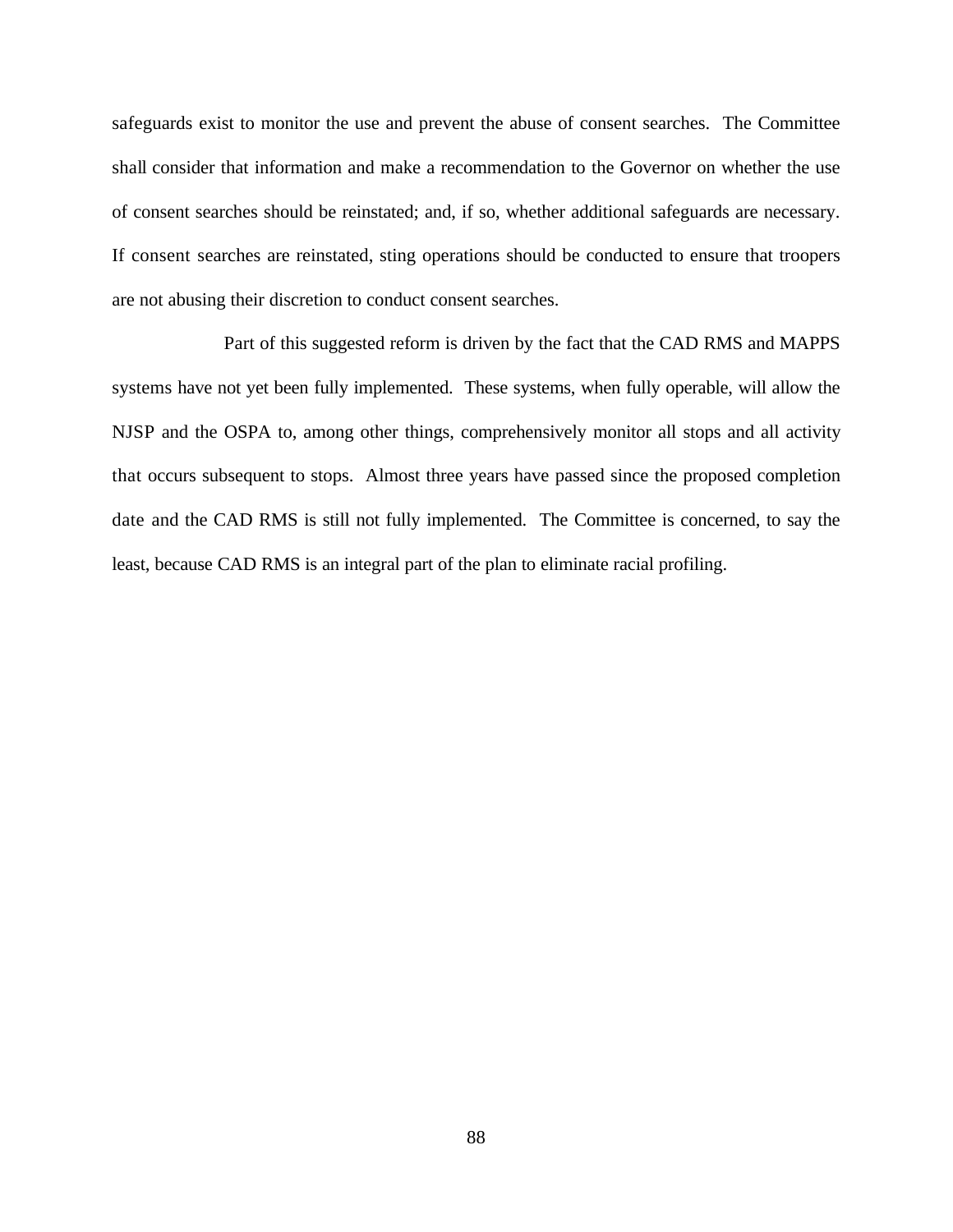safeguards exist to monitor the use and prevent the abuse of consent searches. The Committee shall consider that information and make a recommendation to the Governor on whether the use of consent searches should be reinstated; and, if so, whether additional safeguards are necessary. If consent searches are reinstated, sting operations should be conducted to ensure that troopers are not abusing their discretion to conduct consent searches.

Part of this suggested reform is driven by the fact that the CAD RMS and MAPPS systems have not yet been fully implemented. These systems, when fully operable, will allow the NJSP and the OSPA to, among other things, comprehensively monitor all stops and all activity that occurs subsequent to stops. Almost three years have passed since the proposed completion date and the CAD RMS is still not fully implemented. The Committee is concerned, to say the least, because CAD RMS is an integral part of the plan to eliminate racial profiling.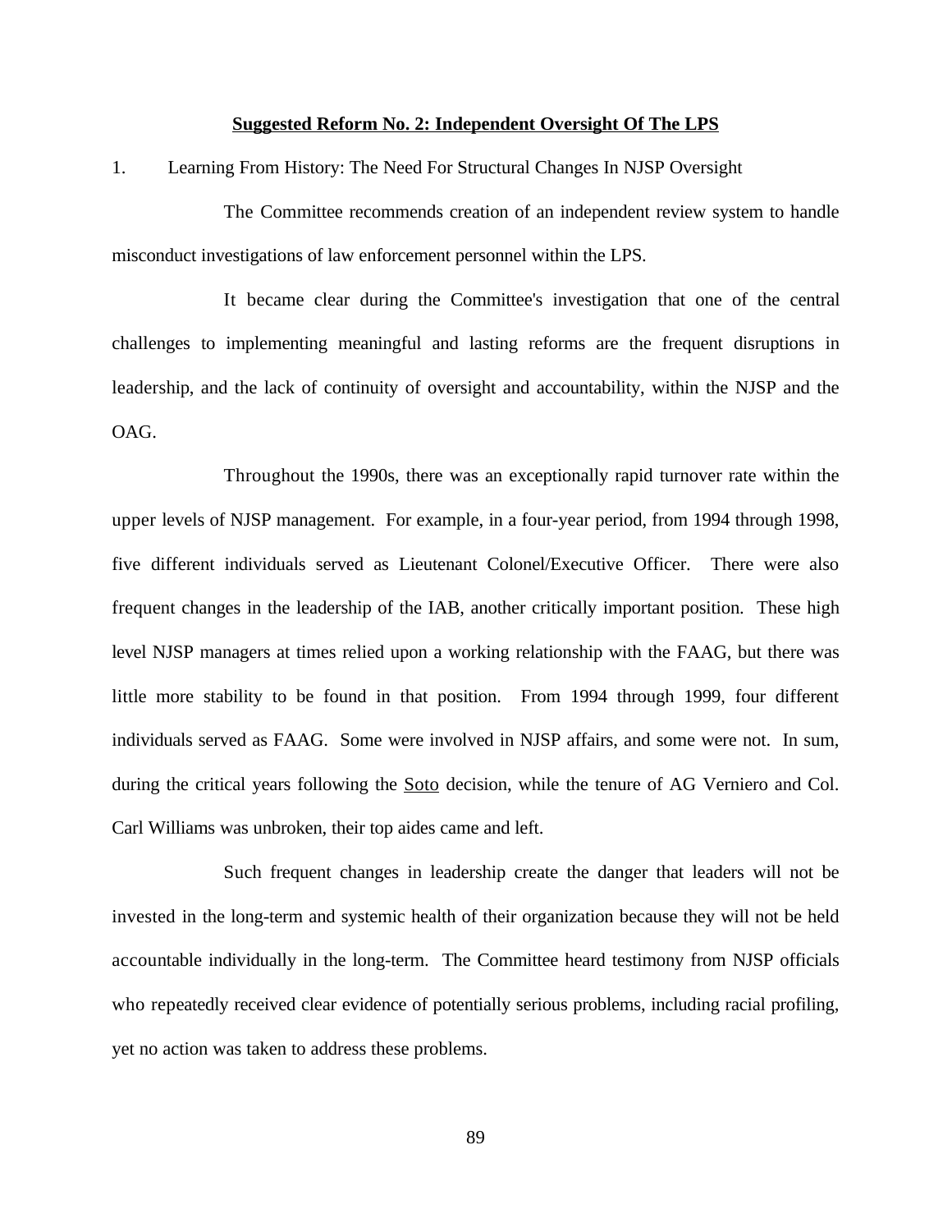## **Suggested Reform No. 2: Independent Oversight Of The LPS**

1. Learning From History: The Need For Structural Changes In NJSP Oversight

The Committee recommends creation of an independent review system to handle misconduct investigations of law enforcement personnel within the LPS.

It became clear during the Committee's investigation that one of the central challenges to implementing meaningful and lasting reforms are the frequent disruptions in leadership, and the lack of continuity of oversight and accountability, within the NJSP and the OAG.

Throughout the 1990s, there was an exceptionally rapid turnover rate within the upper levels of NJSP management. For example, in a four-year period, from 1994 through 1998, five different individuals served as Lieutenant Colonel/Executive Officer. There were also frequent changes in the leadership of the IAB, another critically important position. These high level NJSP managers at times relied upon a working relationship with the FAAG, but there was little more stability to be found in that position. From 1994 through 1999, four different individuals served as FAAG. Some were involved in NJSP affairs, and some were not. In sum, during the critical years following the Soto decision, while the tenure of AG Verniero and Col. Carl Williams was unbroken, their top aides came and left.

Such frequent changes in leadership create the danger that leaders will not be invested in the long-term and systemic health of their organization because they will not be held accountable individually in the long-term. The Committee heard testimony from NJSP officials who repeatedly received clear evidence of potentially serious problems, including racial profiling, yet no action was taken to address these problems.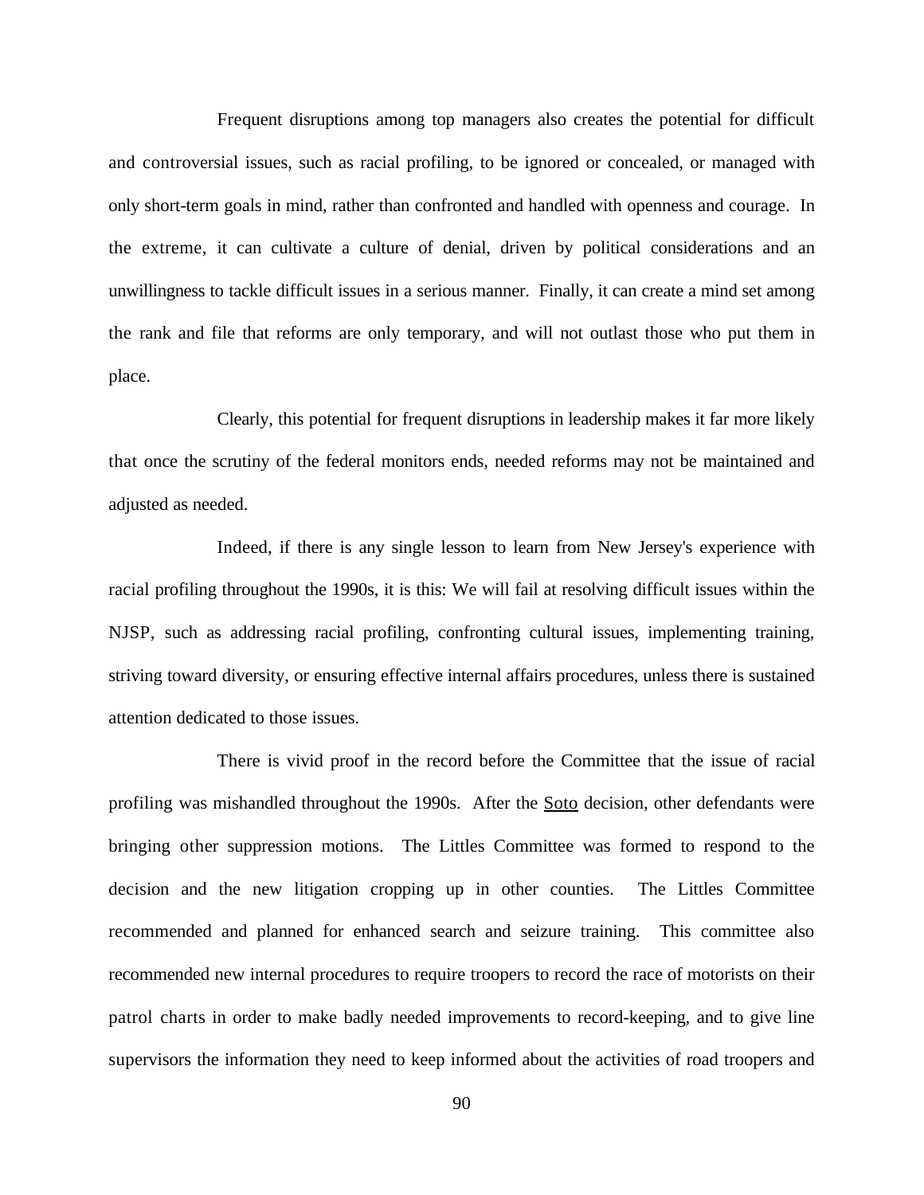Frequent disruptions among top managers also creates the potential for difficult and controversial issues, such as racial profiling, to be ignored or concealed, or managed with only short-term goals in mind, rather than confronted and handled with openness and courage. In the extreme, it can cultivate a culture of denial, driven by political considerations and an unwillingness to tackle difficult issues in a serious manner. Finally, it can create a mind set among the rank and file that reforms are only temporary, and will not outlast those who put them in place.

Clearly, this potential for frequent disruptions in leadership makes it far more likely that once the scrutiny of the federal monitors ends, needed reforms may not be maintained and adjusted as needed.

Indeed, if there is any single lesson to learn from New Jersey's experience with racial profiling throughout the 1990s, it is this: We will fail at resolving difficult issues within the NJSP, such as addressing racial profiling, confronting cultural issues, implementing training, striving toward diversity, or ensuring effective internal affairs procedures, unless there is sustained attention dedicated to those issues.

There is vivid proof in the record before the Committee that the issue of racial profiling was mishandled throughout the 1990s. After the Soto decision, other defendants were bringing other suppression motions. The Littles Committee was formed to respond to the decision and the new litigation cropping up in other counties. The Littles Committee recommended and planned for enhanced search and seizure training. This committee also recommended new internal procedures to require troopers to record the race of motorists on their patrol charts in order to make badly needed improvements to record-keeping, and to give line supervisors the information they need to keep informed about the activities of road troopers and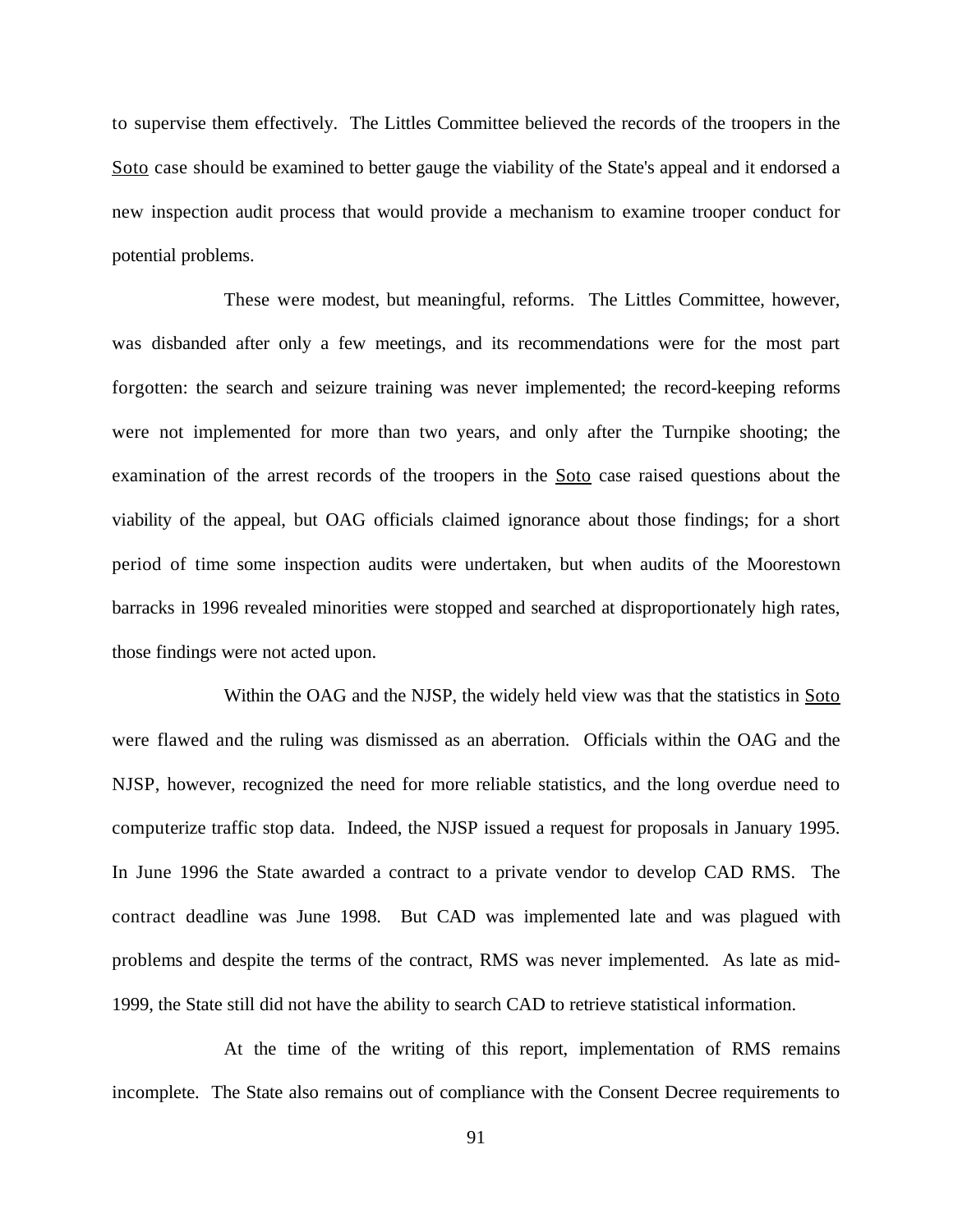to supervise them effectively. The Littles Committee believed the records of the troopers in the Soto case should be examined to better gauge the viability of the State's appeal and it endorsed a new inspection audit process that would provide a mechanism to examine trooper conduct for potential problems.

These were modest, but meaningful, reforms. The Littles Committee, however, was disbanded after only a few meetings, and its recommendations were for the most part forgotten: the search and seizure training was never implemented; the record-keeping reforms were not implemented for more than two years, and only after the Turnpike shooting; the examination of the arrest records of the troopers in the Soto case raised questions about the viability of the appeal, but OAG officials claimed ignorance about those findings; for a short period of time some inspection audits were undertaken, but when audits of the Moorestown barracks in 1996 revealed minorities were stopped and searched at disproportionately high rates, those findings were not acted upon.

Within the OAG and the NJSP, the widely held view was that the statistics in Soto were flawed and the ruling was dismissed as an aberration. Officials within the OAG and the NJSP, however, recognized the need for more reliable statistics, and the long overdue need to computerize traffic stop data. Indeed, the NJSP issued a request for proposals in January 1995. In June 1996 the State awarded a contract to a private vendor to develop CAD RMS. The contract deadline was June 1998. But CAD was implemented late and was plagued with problems and despite the terms of the contract, RMS was never implemented. As late as mid-1999, the State still did not have the ability to search CAD to retrieve statistical information.

At the time of the writing of this report, implementation of RMS remains incomplete. The State also remains out of compliance with the Consent Decree requirements to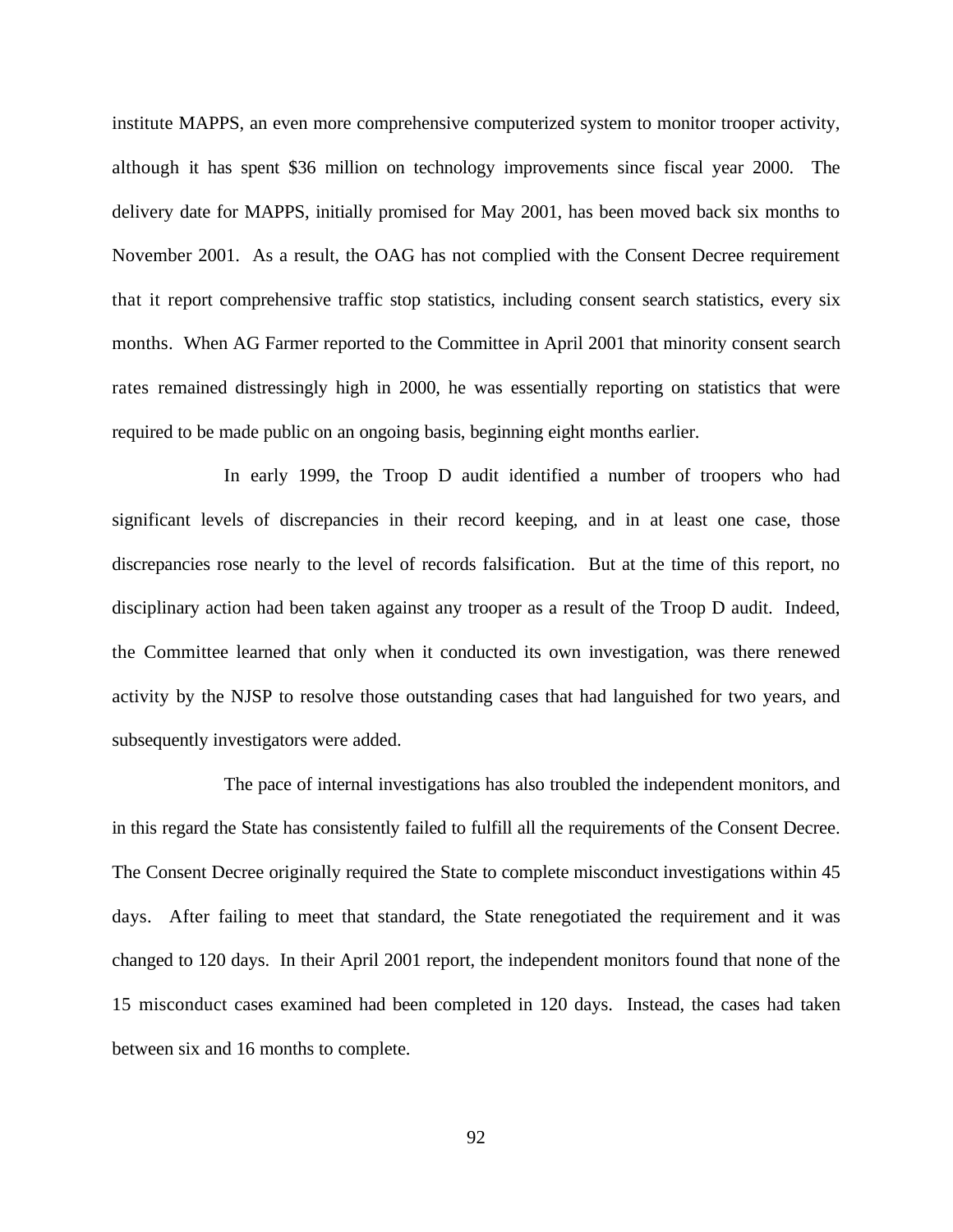institute MAPPS, an even more comprehensive computerized system to monitor trooper activity, although it has spent $36 million on technology improvements since fiscal year 2000. The delivery date for MAPPS, initially promised for May 2001, has been moved back six months to November 2001. As a result, the OAG has not complied with the Consent Decree requirement that it report comprehensive traffic stop statistics, including consent search statistics, every six months. When AG Farmer reported to the Committee in April 2001 that minority consent search rates remained distressingly high in 2000, he was essentially reporting on statistics that were required to be made public on an ongoing basis, beginning eight months earlier.

In early 1999, the Troop D audit identified a number of troopers who had significant levels of discrepancies in their record keeping, and in at least one case, those discrepancies rose nearly to the level of records falsification. But at the time of this report, no disciplinary action had been taken against any trooper as a result of the Troop D audit. Indeed, the Committee learned that only when it conducted its own investigation, was there renewed activity by the NJSP to resolve those outstanding cases that had languished for two years, and subsequently investigators were added.

The pace of internal investigations has also troubled the independent monitors, and in this regard the State has consistently failed to fulfill all the requirements of the Consent Decree. The Consent Decree originally required the State to complete misconduct investigations within 45 days. After failing to meet that standard, the State renegotiated the requirement and it was changed to 120 days. In their April 2001 report, the independent monitors found that none of the 15 misconduct cases examined had been completed in 120 days. Instead, the cases had taken between six and 16 months to complete.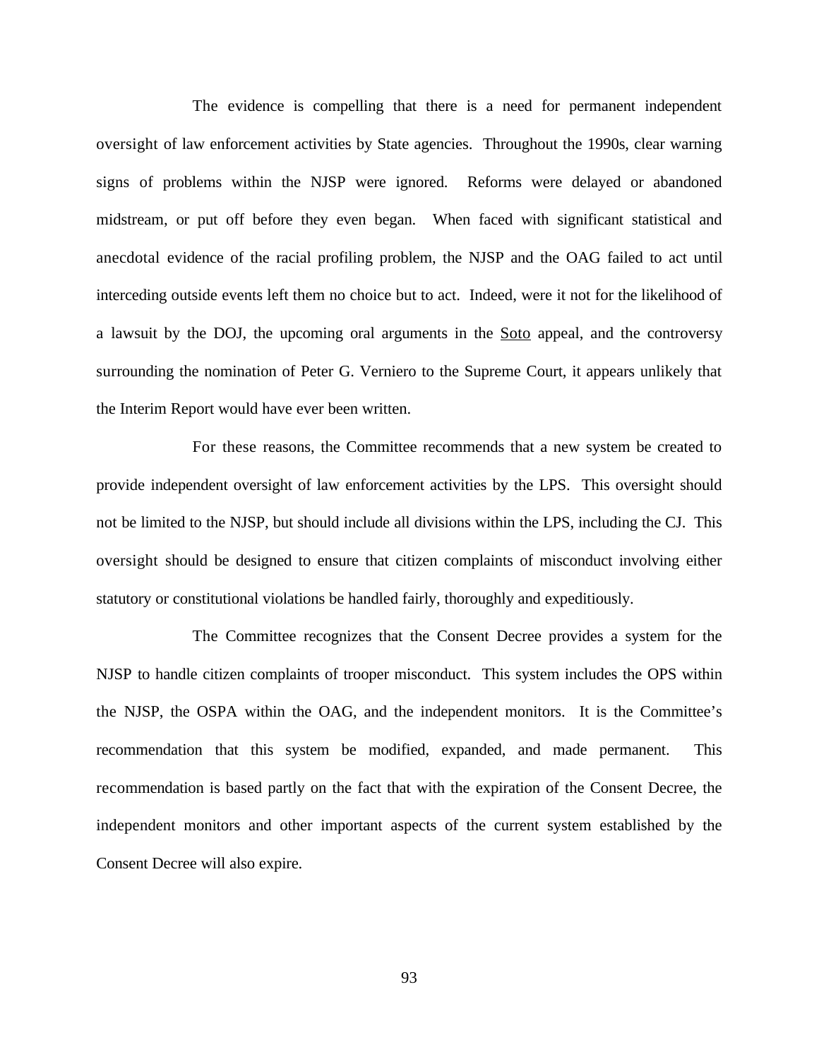The evidence is compelling that there is a need for permanent independent oversight of law enforcement activities by State agencies. Throughout the 1990s, clear warning signs of problems within the NJSP were ignored. Reforms were delayed or abandoned midstream, or put off before they even began. When faced with significant statistical and anecdotal evidence of the racial profiling problem, the NJSP and the OAG failed to act until interceding outside events left them no choice but to act. Indeed, were it not for the likelihood of a lawsuit by the DOJ, the upcoming oral arguments in the Soto appeal, and the controversy surrounding the nomination of Peter G. Verniero to the Supreme Court, it appears unlikely that the Interim Report would have ever been written.

For these reasons, the Committee recommends that a new system be created to provide independent oversight of law enforcement activities by the LPS. This oversight should not be limited to the NJSP, but should include all divisions within the LPS, including the CJ. This oversight should be designed to ensure that citizen complaints of misconduct involving either statutory or constitutional violations be handled fairly, thoroughly and expeditiously.

The Committee recognizes that the Consent Decree provides a system for the NJSP to handle citizen complaints of trooper misconduct. This system includes the OPS within the NJSP, the OSPA within the OAG, and the independent monitors. It is the Committee's recommendation that this system be modified, expanded, and made permanent. This recommendation is based partly on the fact that with the expiration of the Consent Decree, the independent monitors and other important aspects of the current system established by the Consent Decree will also expire.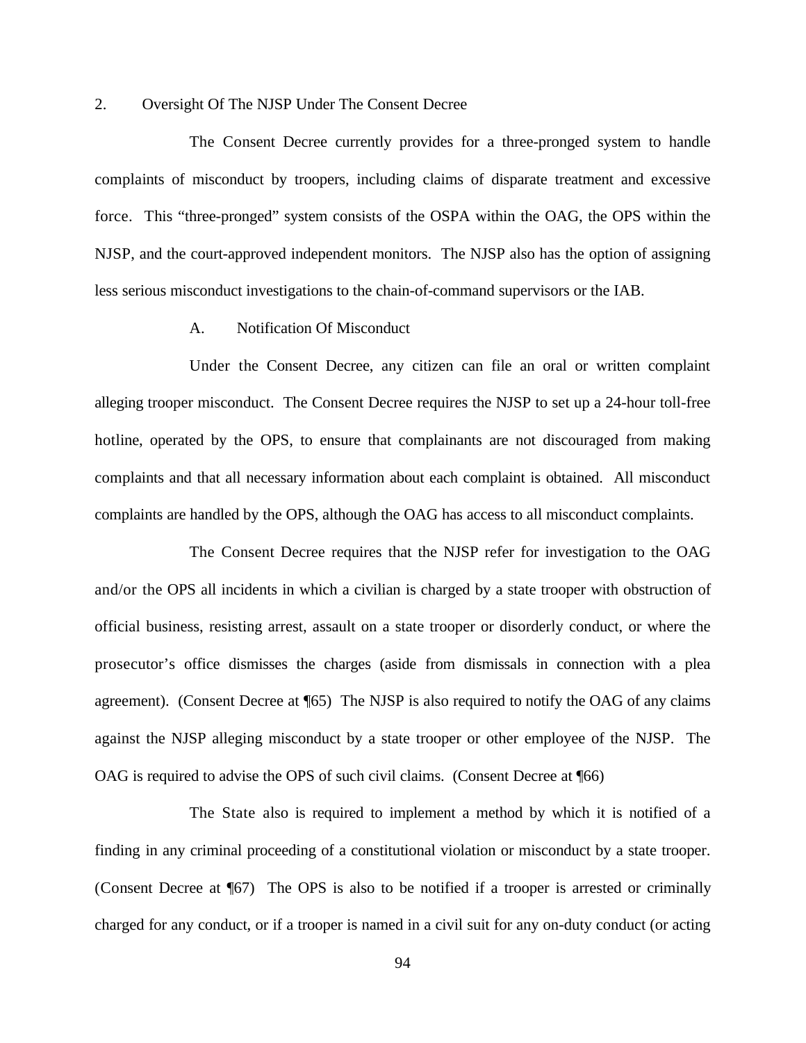## 2. Oversight Of The NJSP Under The Consent Decree

The Consent Decree currently provides for a three-pronged system to handle complaints of misconduct by troopers, including claims of disparate treatment and excessive force. This "three-pronged" system consists of the OSPA within the OAG, the OPS within the NJSP, and the court-approved independent monitors. The NJSP also has the option of assigning less serious misconduct investigations to the chain-of-command supervisors or the IAB.

### A. Notification Of Misconduct

Under the Consent Decree, any citizen can file an oral or written complaint alleging trooper misconduct. The Consent Decree requires the NJSP to set up a 24-hour toll-free hotline, operated by the OPS, to ensure that complainants are not discouraged from making complaints and that all necessary information about each complaint is obtained. All misconduct complaints are handled by the OPS, although the OAG has access to all misconduct complaints.

The Consent Decree requires that the NJSP refer for investigation to the OAG and/or the OPS all incidents in which a civilian is charged by a state trooper with obstruction of official business, resisting arrest, assault on a state trooper or disorderly conduct, or where the prosecutor's office dismisses the charges (aside from dismissals in connection with a plea agreement). (Consent Decree at ¶65) The NJSP is also required to notify the OAG of any claims against the NJSP alleging misconduct by a state trooper or other employee of the NJSP. The OAG is required to advise the OPS of such civil claims. (Consent Decree at ¶66)

The State also is required to implement a method by which it is notified of a finding in any criminal proceeding of a constitutional violation or misconduct by a state trooper. (Consent Decree at ¶67) The OPS is also to be notified if a trooper is arrested or criminally charged for any conduct, or if a trooper is named in a civil suit for any on-duty conduct (or acting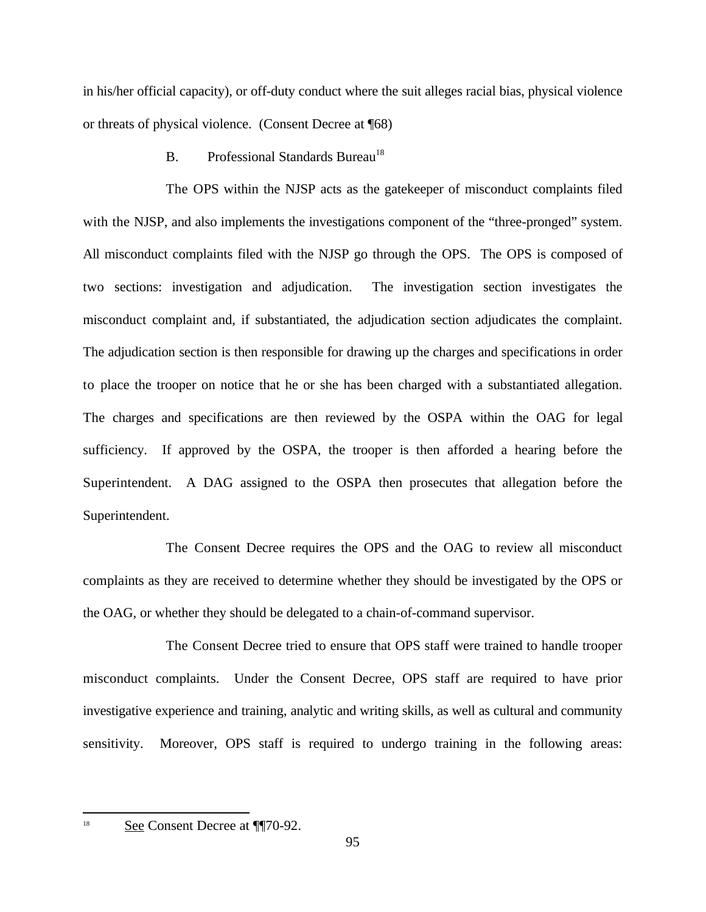in his/her official capacity), or off-duty conduct where the suit alleges racial bias, physical violence or threats of physical violence. (Consent Decree at ¶68)

### B. Professional Standards Bureau[18]

The OPS within the NJSP acts as the gatekeeper of misconduct complaints filed with the NJSP, and also implements the investigations component of the "three-pronged" system. All misconduct complaints filed with the NJSP go through the OPS. The OPS is composed of two sections: investigation and adjudication. The investigation section investigates the misconduct complaint and, if substantiated, the adjudication section adjudicates the complaint. The adjudication section is then responsible for drawing up the charges and specifications in order to place the trooper on notice that he or she has been charged with a substantiated allegation. The charges and specifications are then reviewed by the OSPA within the OAG for legal sufficiency. If approved by the OSPA, the trooper is then afforded a hearing before the Superintendent. A DAG assigned to the OSPA then prosecutes that allegation before the Superintendent.

The Consent Decree requires the OPS and the OAG to review all misconduct complaints as they are received to determine whether they should be investigated by the OPS or the OAG, or whether they should be delegated to a chain-of-command supervisor.

The Consent Decree tried to ensure that OPS staff were trained to handle trooper misconduct complaints. Under the Consent Decree, OPS staff are required to have prior investigative experience and training, analytic and writing skills, as well as cultural and community sensitivity. Moreover, OPS staff is required to undergo training in the following areas:

---

[18] See Consent Decree at ¶¶70-92.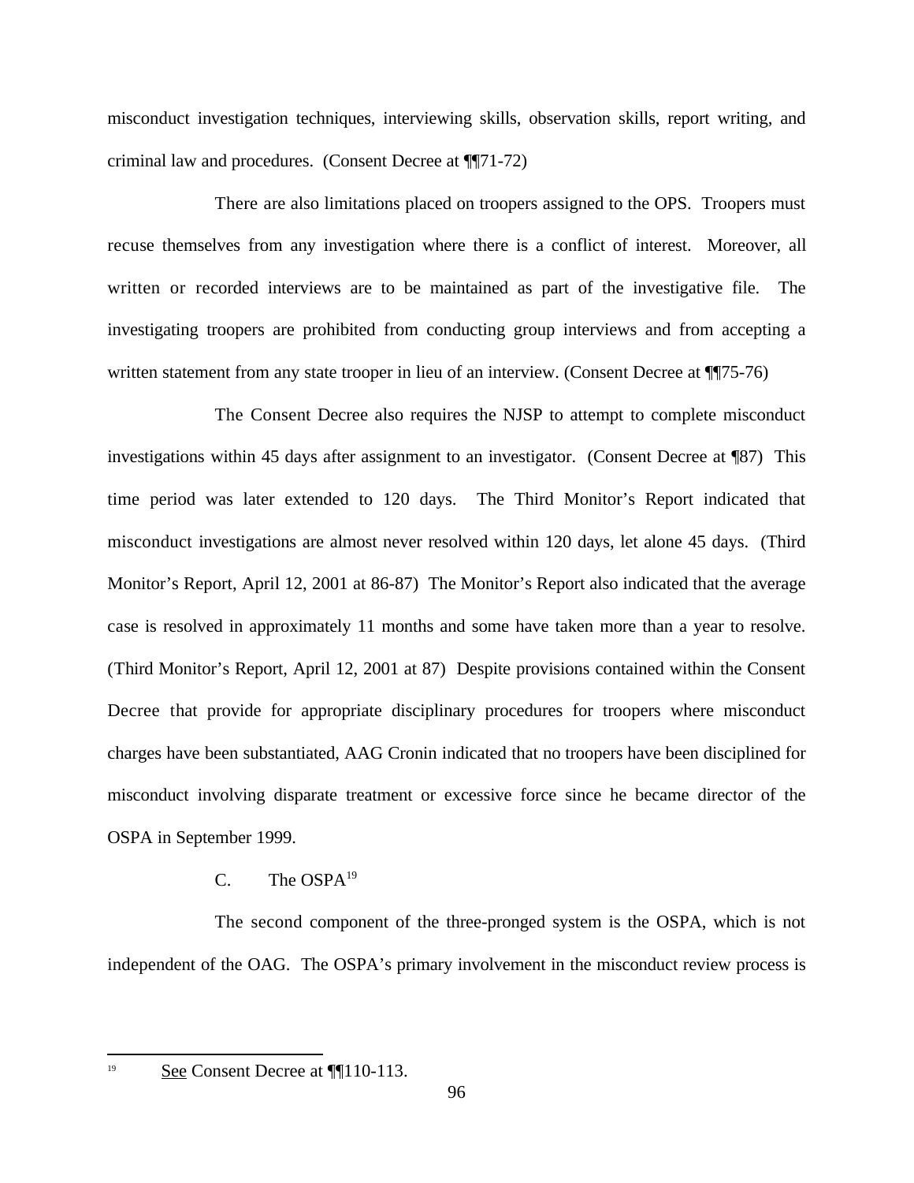misconduct investigation techniques, interviewing skills, observation skills, report writing, and criminal law and procedures. (Consent Decree at ¶¶71-72)

There are also limitations placed on troopers assigned to the OPS. Troopers must recuse themselves from any investigation where there is a conflict of interest. Moreover, all written or recorded interviews are to be maintained as part of the investigative file. The investigating troopers are prohibited from conducting group interviews and from accepting a written statement from any state trooper in lieu of an interview. (Consent Decree at ¶¶75-76)

The Consent Decree also requires the NJSP to attempt to complete misconduct investigations within 45 days after assignment to an investigator. (Consent Decree at ¶87) This time period was later extended to 120 days. The Third Monitor's Report indicated that misconduct investigations are almost never resolved within 120 days, let alone 45 days. (Third Monitor's Report, April 12, 2001 at 86-87) The Monitor's Report also indicated that the average case is resolved in approximately 11 months and some have taken more than a year to resolve. (Third Monitor's Report, April 12, 2001 at 87) Despite provisions contained within the Consent Decree that provide for appropriate disciplinary procedures for troopers where misconduct charges have been substantiated, AAG Cronin indicated that no troopers have been disciplined for misconduct involving disparate treatment or excessive force since he became director of the OSPA in September 1999.

### C. The OSPA[19]

The second component of the three-pronged system is the OSPA, which is not independent of the OAG. The OSPA's primary involvement in the misconduct review process is

---

[19] See Consent Decree at ¶¶110-113.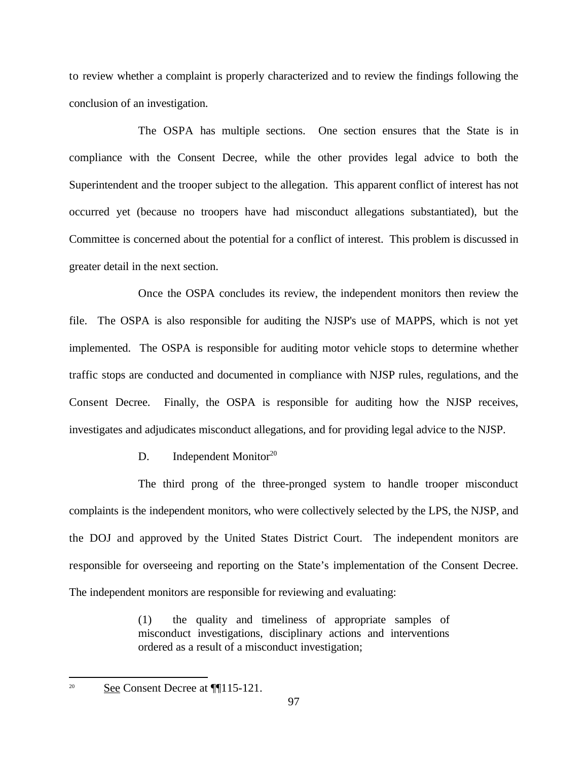to review whether a complaint is properly characterized and to review the findings following the conclusion of an investigation.

The OSPA has multiple sections. One section ensures that the State is in compliance with the Consent Decree, while the other provides legal advice to both the Superintendent and the trooper subject to the allegation. This apparent conflict of interest has not occurred yet (because no troopers have had misconduct allegations substantiated), but the Committee is concerned about the potential for a conflict of interest. This problem is discussed in greater detail in the next section.

Once the OSPA concludes its review, the independent monitors then review the file. The OSPA is also responsible for auditing the NJSP's use of MAPPS, which is not yet implemented. The OSPA is responsible for auditing motor vehicle stops to determine whether traffic stops are conducted and documented in compliance with NJSP rules, regulations, and the Consent Decree. Finally, the OSPA is responsible for auditing how the NJSP receives, investigates and adjudicates misconduct allegations, and for providing legal advice to the NJSP.

### D. Independent Monitor[20]

The third prong of the three-pronged system to handle trooper misconduct complaints is the independent monitors, who were collectively selected by the LPS, the NJSP, and the DOJ and approved by the United States District Court. The independent monitors are responsible for overseeing and reporting on the State’s implementation of the Consent Decree. The independent monitors are responsible for reviewing and evaluating:

> (1) the quality and timeliness of appropriate samples of misconduct investigations, disciplinary actions and interventions ordered as a result of a misconduct investigation;

---

[20] See Consent Decree at ¶¶115-121.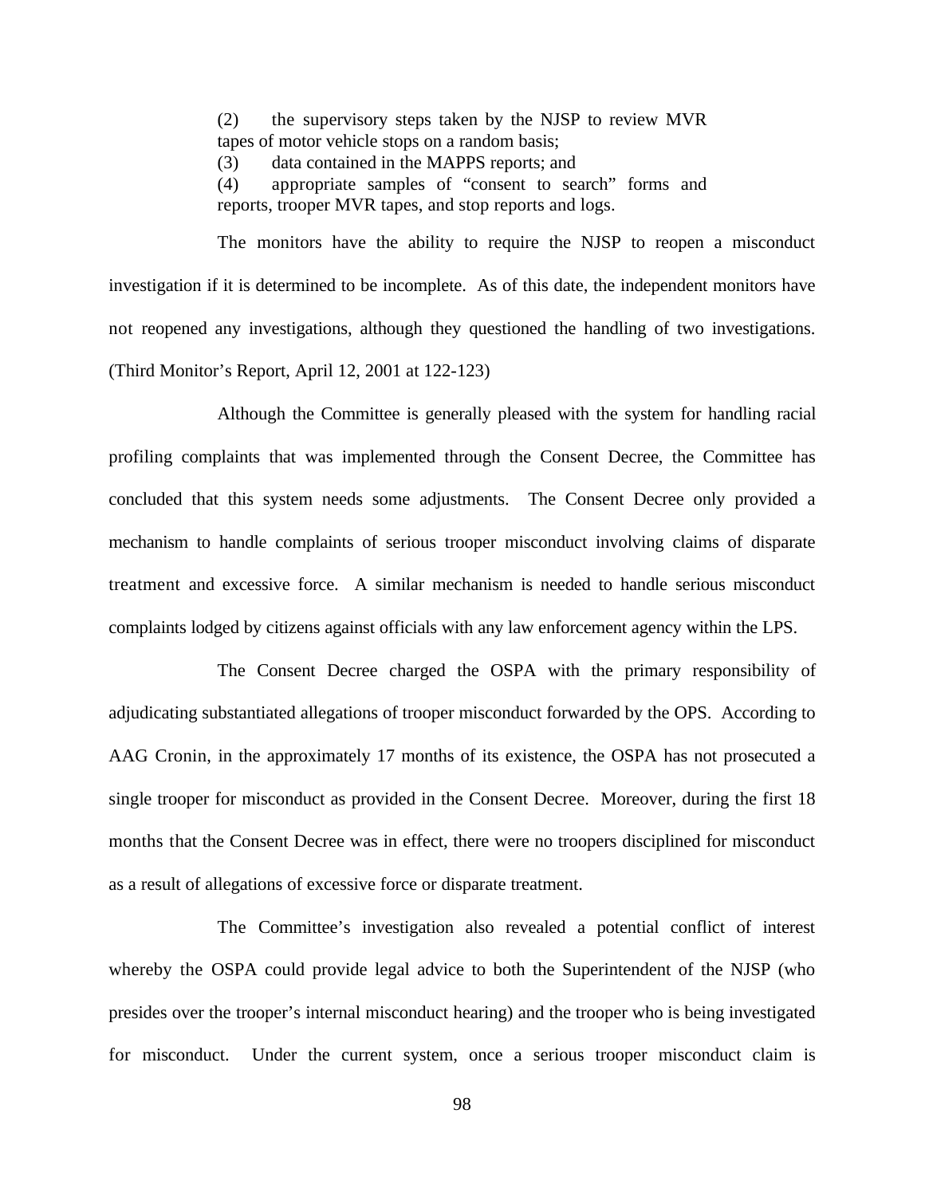(2) the supervisory steps taken by the NJSP to review MVR tapes of motor vehicle stops on a random basis;

(3) data contained in the MAPPS reports; and

(4) appropriate samples of "consent to search" forms and reports, trooper MVR tapes, and stop reports and logs.

The monitors have the ability to require the NJSP to reopen a misconduct investigation if it is determined to be incomplete. As of this date, the independent monitors have not reopened any investigations, although they questioned the handling of two investigations. (Third Monitor's Report, April 12, 2001 at 122-123)

Although the Committee is generally pleased with the system for handling racial profiling complaints that was implemented through the Consent Decree, the Committee has concluded that this system needs some adjustments. The Consent Decree only provided a mechanism to handle complaints of serious trooper misconduct involving claims of disparate treatment and excessive force. A similar mechanism is needed to handle serious misconduct complaints lodged by citizens against officials with any law enforcement agency within the LPS.

The Consent Decree charged the OSPA with the primary responsibility of adjudicating substantiated allegations of trooper misconduct forwarded by the OPS. According to AAG Cronin, in the approximately 17 months of its existence, the OSPA has not prosecuted a single trooper for misconduct as provided in the Consent Decree. Moreover, during the first 18 months that the Consent Decree was in effect, there were no troopers disciplined for misconduct as a result of allegations of excessive force or disparate treatment.

The Committee's investigation also revealed a potential conflict of interest whereby the OSPA could provide legal advice to both the Superintendent of the NJSP (who presides over the trooper's internal misconduct hearing) and the trooper who is being investigated for misconduct. Under the current system, once a serious trooper misconduct claim is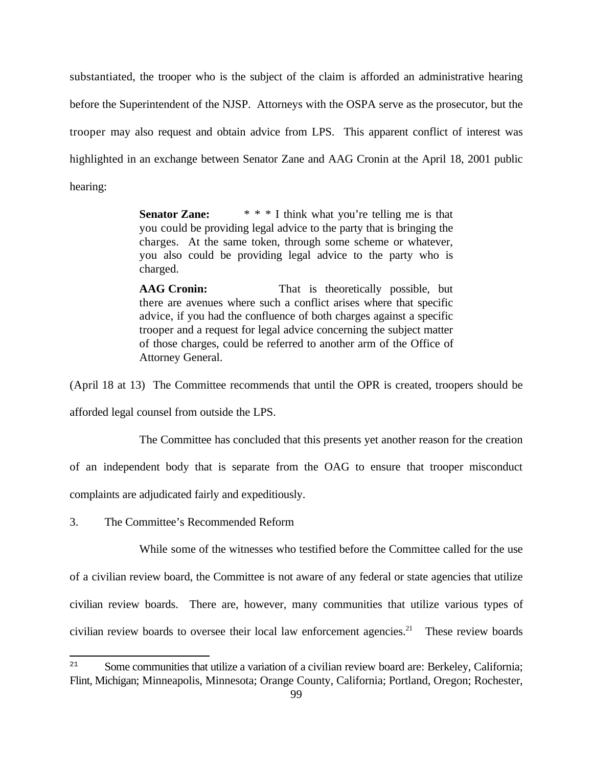substantiated, the trooper who is the subject of the claim is afforded an administrative hearing before the Superintendent of the NJSP. Attorneys with the OSPA serve as the prosecutor, but the trooper may also request and obtain advice from LPS. This apparent conflict of interest was highlighted in an exchange between Senator Zane and AAG Cronin at the April 18, 2001 public hearing:

> **Senator Zane:** * * * I think what you're telling me is that you could be providing legal advice to the party that is bringing the charges. At the same token, through some scheme or whatever, you also could be providing legal advice to the party who is charged.
>
> **AAG Cronin:** That is theoretically possible, but there are avenues where such a conflict arises where that specific advice, if you had the confluence of both charges against a specific trooper and a request for legal advice concerning the subject matter of those charges, could be referred to another arm of the Office of Attorney General.

(April 18 at 13) The Committee recommends that until the OPR is created, troopers should be afforded legal counsel from outside the LPS.

The Committee has concluded that this presents yet another reason for the creation of an independent body that is separate from the OAG to ensure that trooper misconduct complaints are adjudicated fairly and expeditiously.

3. The Committee's Recommended Reform

While some of the witnesses who testified before the Committee called for the use of a civilian review board, the Committee is not aware of any federal or state agencies that utilize civilian review boards. There are, however, many communities that utilize various types of civilian review boards to oversee their local law enforcement agencies.[21] These review boards

[21] Some communities that utilize a variation of a civilian review board are: Berkeley, California; Flint, Michigan; Minneapolis, Minnesota; Orange County, California; Portland, Oregon; Rochester,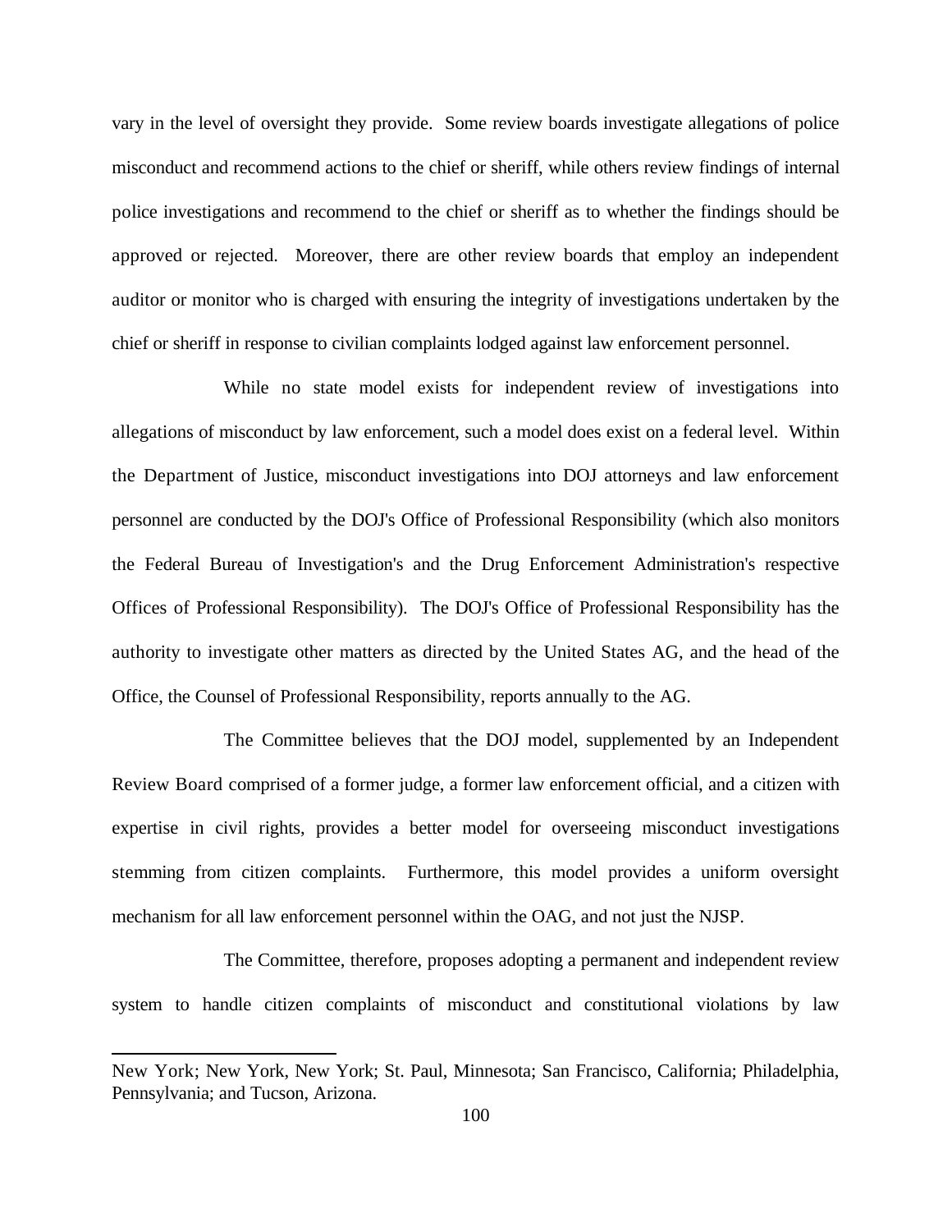vary in the level of oversight they provide. Some review boards investigate allegations of police misconduct and recommend actions to the chief or sheriff, while others review findings of internal police investigations and recommend to the chief or sheriff as to whether the findings should be approved or rejected. Moreover, there are other review boards that employ an independent auditor or monitor who is charged with ensuring the integrity of investigations undertaken by the chief or sheriff in response to civilian complaints lodged against law enforcement personnel.

While no state model exists for independent review of investigations into allegations of misconduct by law enforcement, such a model does exist on a federal level. Within the Department of Justice, misconduct investigations into DOJ attorneys and law enforcement personnel are conducted by the DOJ's Office of Professional Responsibility (which also monitors the Federal Bureau of Investigation's and the Drug Enforcement Administration's respective Offices of Professional Responsibility). The DOJ's Office of Professional Responsibility has the authority to investigate other matters as directed by the United States AG, and the head of the Office, the Counsel of Professional Responsibility, reports annually to the AG.

The Committee believes that the DOJ model, supplemented by an Independent Review Board comprised of a former judge, a former law enforcement official, and a citizen with expertise in civil rights, provides a better model for overseeing misconduct investigations stemming from citizen complaints. Furthermore, this model provides a uniform oversight mechanism for all law enforcement personnel within the OAG, and not just the NJSP.

The Committee, therefore, proposes adopting a permanent and independent review system to handle citizen complaints of misconduct and constitutional violations by law

---

New York; New York, New York; St. Paul, Minnesota; San Francisco, California; Philadelphia, Pennsylvania; and Tucson, Arizona.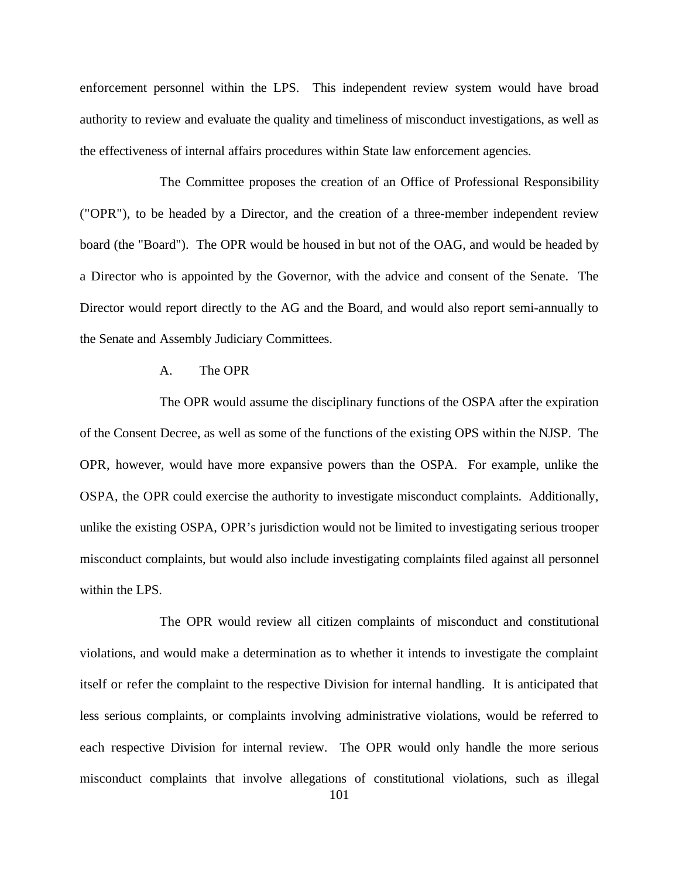enforcement personnel within the LPS. This independent review system would have broad authority to review and evaluate the quality and timeliness of misconduct investigations, as well as the effectiveness of internal affairs procedures within State law enforcement agencies.

The Committee proposes the creation of an Office of Professional Responsibility ("OPR"), to be headed by a Director, and the creation of a three-member independent review board (the "Board"). The OPR would be housed in but not of the OAG, and would be headed by a Director who is appointed by the Governor, with the advice and consent of the Senate. The Director would report directly to the AG and the Board, and would also report semi-annually to the Senate and Assembly Judiciary Committees.

### A. The OPR

The OPR would assume the disciplinary functions of the OSPA after the expiration of the Consent Decree, as well as some of the functions of the existing OPS within the NJSP. The OPR, however, would have more expansive powers than the OSPA. For example, unlike the OSPA, the OPR could exercise the authority to investigate misconduct complaints. Additionally, unlike the existing OSPA, OPR's jurisdiction would not be limited to investigating serious trooper misconduct complaints, but would also include investigating complaints filed against all personnel within the LPS.

The OPR would review all citizen complaints of misconduct and constitutional violations, and would make a determination as to whether it intends to investigate the complaint itself or refer the complaint to the respective Division for internal handling. It is anticipated that less serious complaints, or complaints involving administrative violations, would be referred to each respective Division for internal review. The OPR would only handle the more serious misconduct complaints that involve allegations of constitutional violations, such as illegal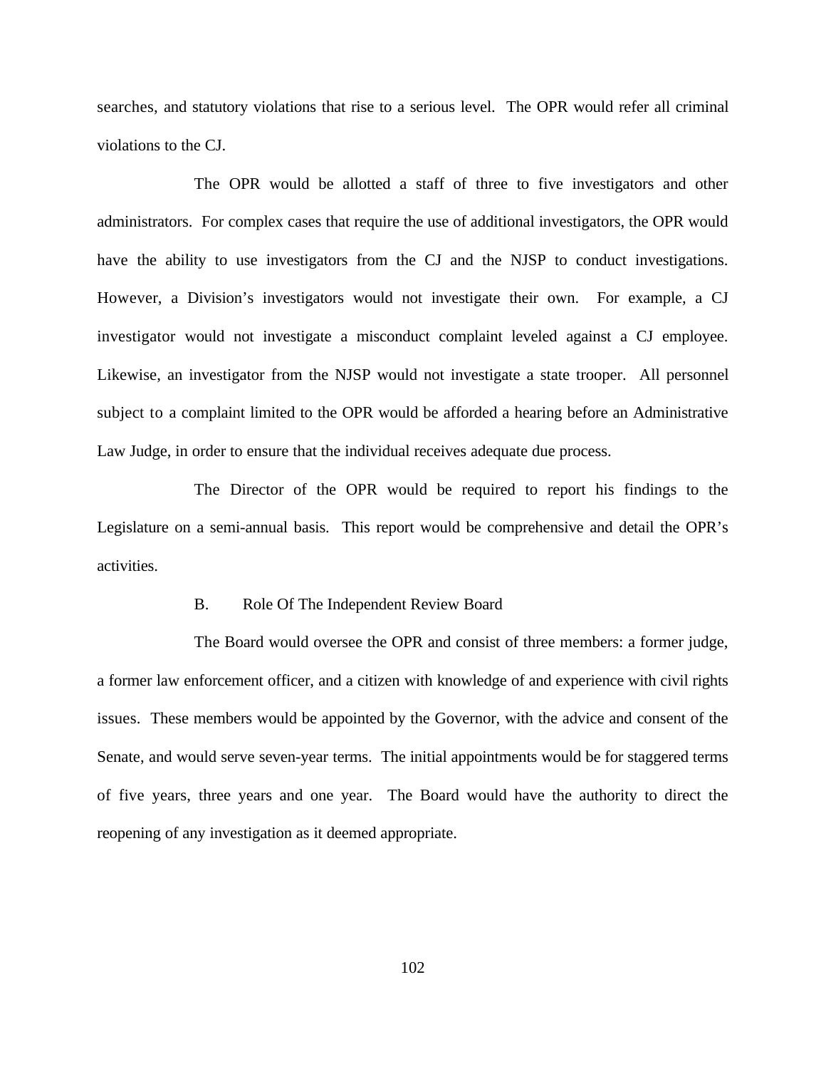searches, and statutory violations that rise to a serious level. The OPR would refer all criminal violations to the CJ.

The OPR would be allotted a staff of three to five investigators and other administrators. For complex cases that require the use of additional investigators, the OPR would have the ability to use investigators from the CJ and the NJSP to conduct investigations. However, a Division's investigators would not investigate their own. For example, a CJ investigator would not investigate a misconduct complaint leveled against a CJ employee. Likewise, an investigator from the NJSP would not investigate a state trooper. All personnel subject to a complaint limited to the OPR would be afforded a hearing before an Administrative Law Judge, in order to ensure that the individual receives adequate due process.

The Director of the OPR would be required to report his findings to the Legislature on a semi-annual basis. This report would be comprehensive and detail the OPR's activities.

### B. Role Of The Independent Review Board

The Board would oversee the OPR and consist of three members: a former judge, a former law enforcement officer, and a citizen with knowledge of and experience with civil rights issues. These members would be appointed by the Governor, with the advice and consent of the Senate, and would serve seven-year terms. The initial appointments would be for staggered terms of five years, three years and one year. The Board would have the authority to direct the reopening of any investigation as it deemed appropriate.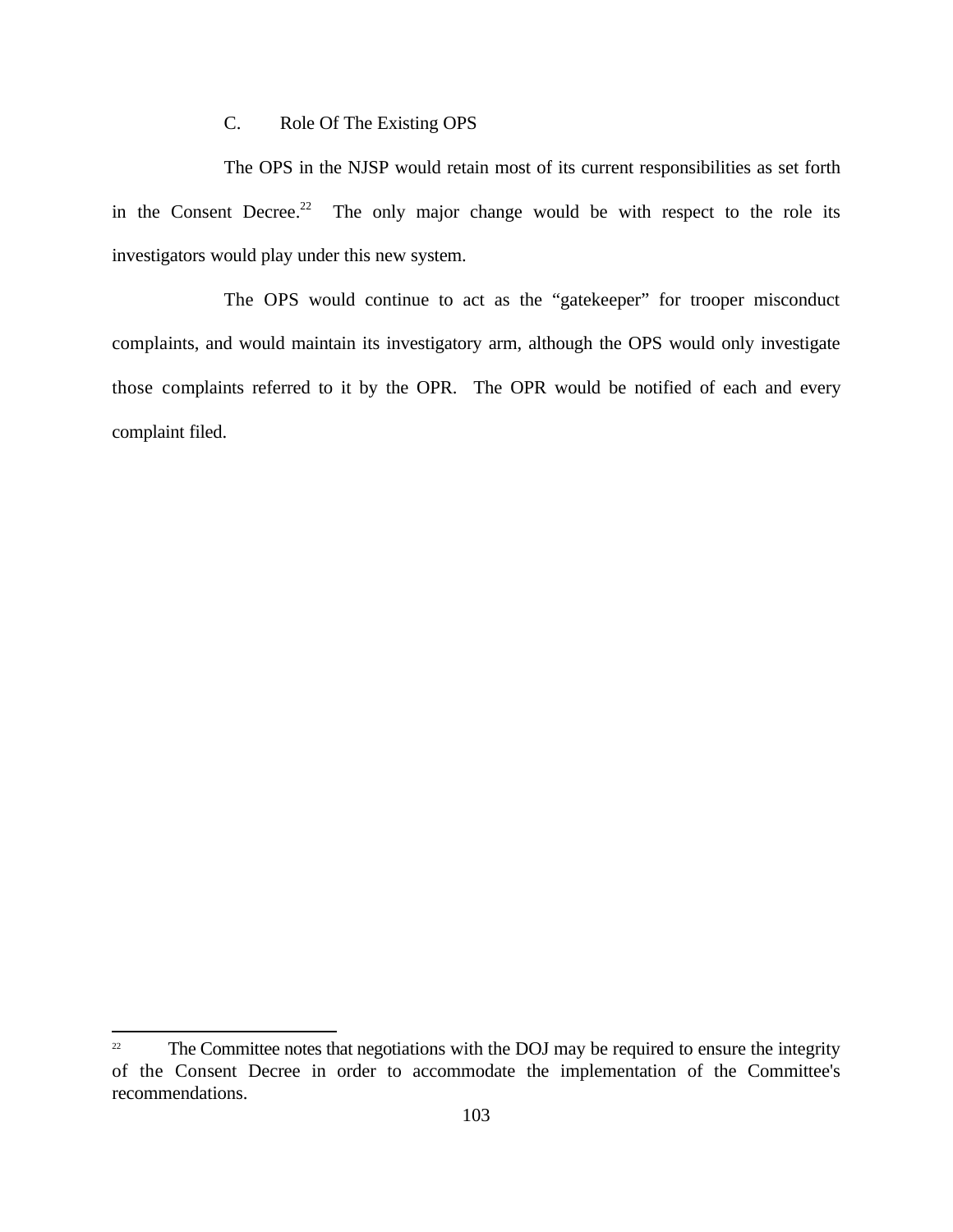### C. Role Of The Existing OPS

The OPS in the NJSP would retain most of its current responsibilities as set forth in the Consent Decree.[22] The only major change would be with respect to the role its investigators would play under this new system.

The OPS would continue to act as the "gatekeeper" for trooper misconduct complaints, and would maintain its investigatory arm, although the OPS would only investigate those complaints referred to it by the OPR. The OPR would be notified of each and every complaint filed.

---

[22] The Committee notes that negotiations with the DOJ may be required to ensure the integrity of the Consent Decree in order to accommodate the implementation of the Committee's recommendations.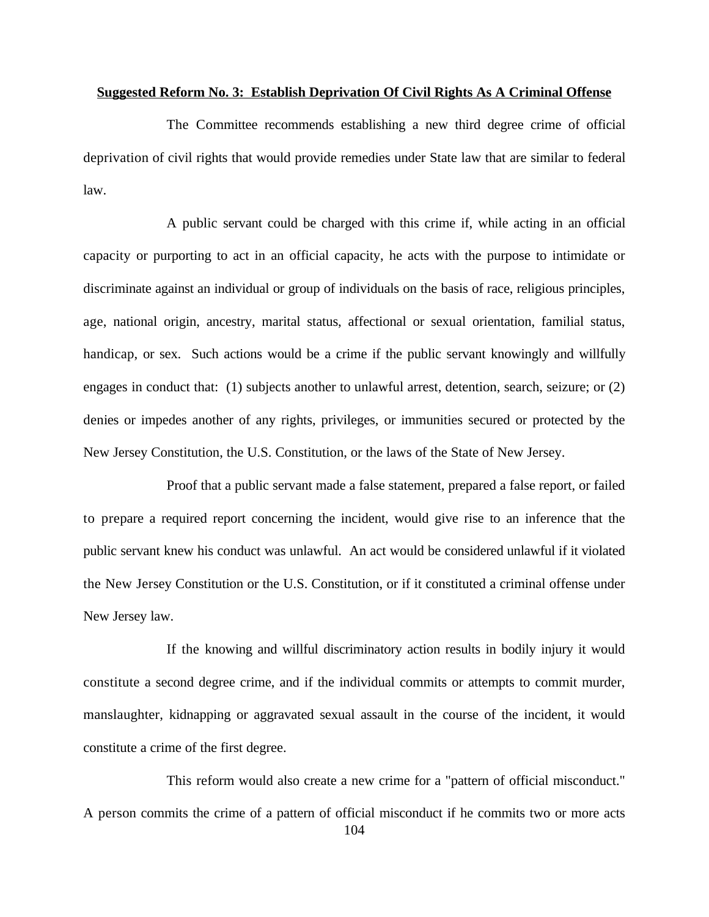**Suggested Reform No. 3: Establish Deprivation Of Civil Rights As A Criminal Offense**

The Committee recommends establishing a new third degree crime of official deprivation of civil rights that would provide remedies under State law that are similar to federal law.

A public servant could be charged with this crime if, while acting in an official capacity or purporting to act in an official capacity, he acts with the purpose to intimidate or discriminate against an individual or group of individuals on the basis of race, religious principles, age, national origin, ancestry, marital status, affectional or sexual orientation, familial status, handicap, or sex. Such actions would be a crime if the public servant knowingly and willfully engages in conduct that: (1) subjects another to unlawful arrest, detention, search, seizure; or (2) denies or impedes another of any rights, privileges, or immunities secured or protected by the New Jersey Constitution, the U.S. Constitution, or the laws of the State of New Jersey.

Proof that a public servant made a false statement, prepared a false report, or failed to prepare a required report concerning the incident, would give rise to an inference that the public servant knew his conduct was unlawful. An act would be considered unlawful if it violated the New Jersey Constitution or the U.S. Constitution, or if it constituted a criminal offense under New Jersey law.

If the knowing and willful discriminatory action results in bodily injury it would constitute a second degree crime, and if the individual commits or attempts to commit murder, manslaughter, kidnapping or aggravated sexual assault in the course of the incident, it would constitute a crime of the first degree.

This reform would also create a new crime for a "pattern of official misconduct." A person commits the crime of a pattern of official misconduct if he commits two or more acts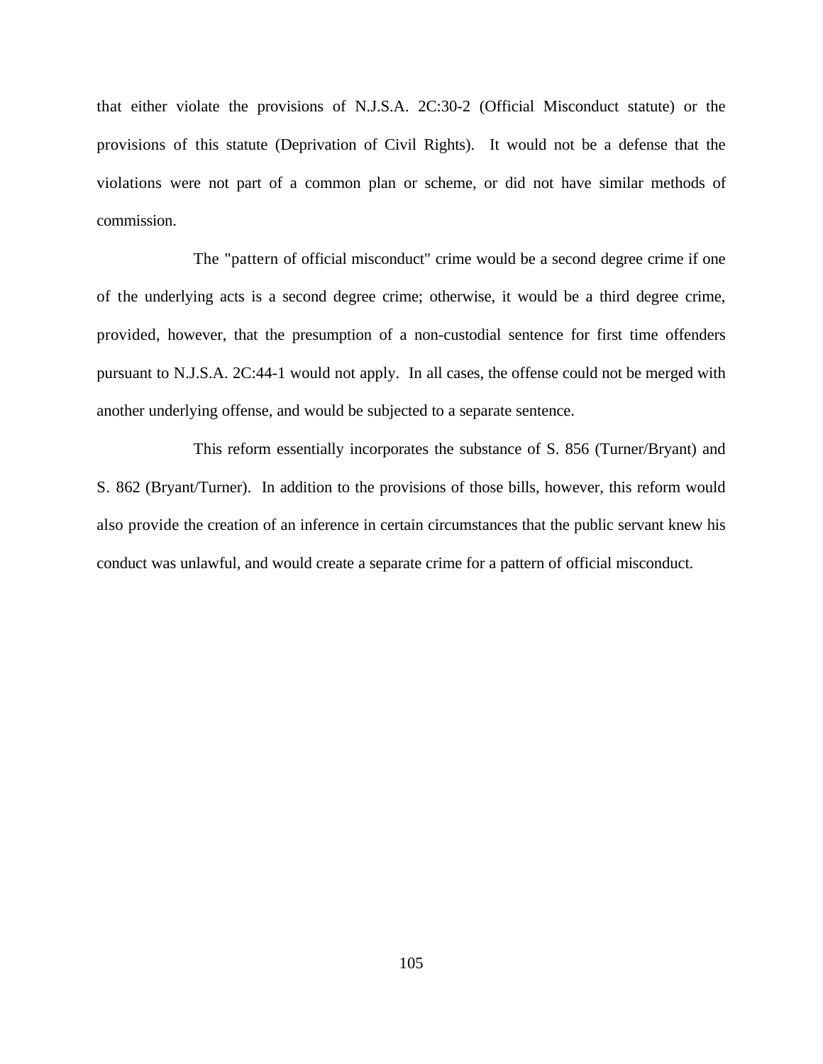that either violate the provisions of N.J.S.A. 2C:30-2 (Official Misconduct statute) or the provisions of this statute (Deprivation of Civil Rights). It would not be a defense that the violations were not part of a common plan or scheme, or did not have similar methods of commission.

The "pattern of official misconduct" crime would be a second degree crime if one of the underlying acts is a second degree crime; otherwise, it would be a third degree crime, provided, however, that the presumption of a non-custodial sentence for first time offenders pursuant to N.J.S.A. 2C:44-1 would not apply. In all cases, the offense could not be merged with another underlying offense, and would be subjected to a separate sentence.

This reform essentially incorporates the substance of S. 856 (Turner/Bryant) and S. 862 (Bryant/Turner). In addition to the provisions of those bills, however, this reform would also provide the creation of an inference in certain circumstances that the public servant knew his conduct was unlawful, and would create a separate crime for a pattern of official misconduct.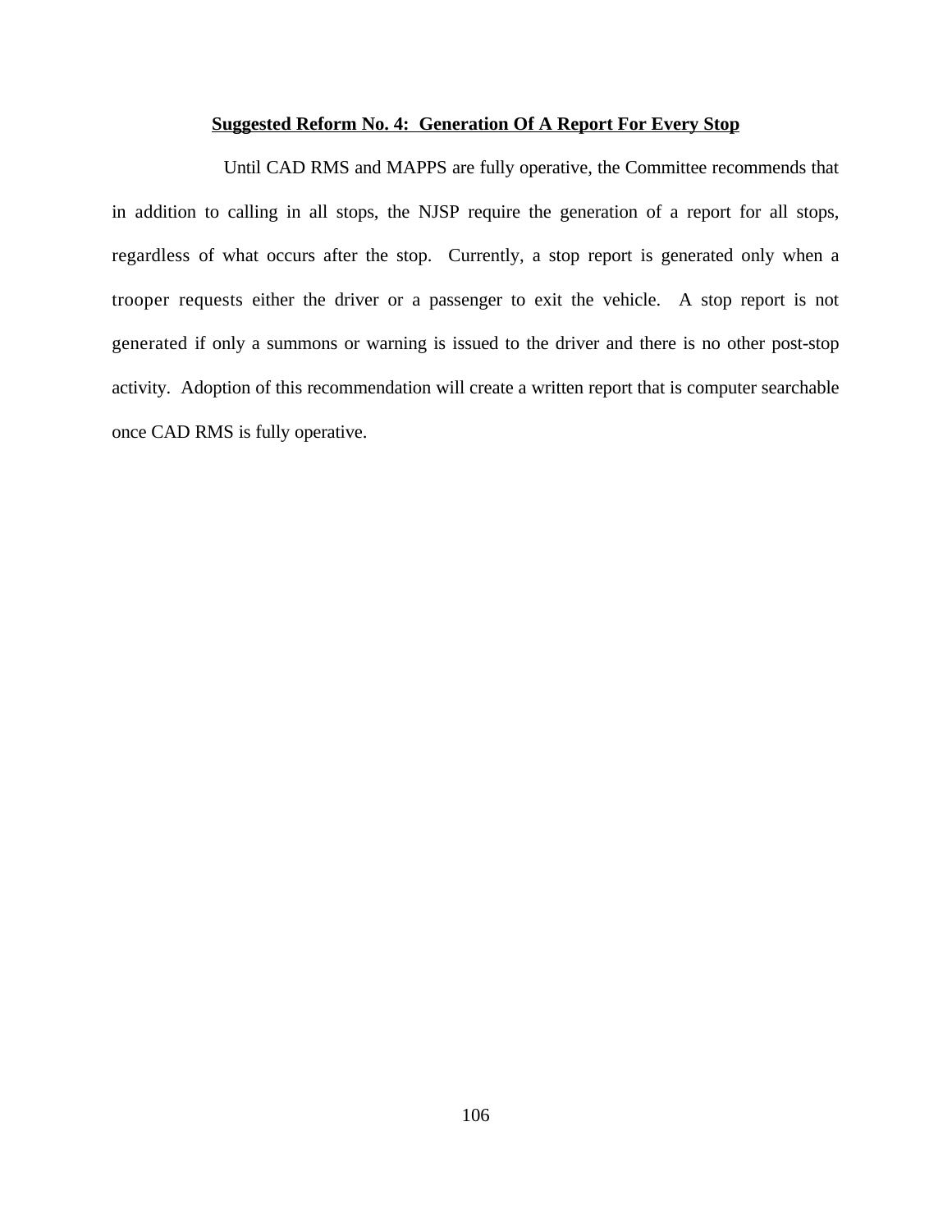## Suggested Reform No. 4: Generation Of A Report For Every Stop

Until CAD RMS and MAPPS are fully operative, the Committee recommends that in addition to calling in all stops, the NJSP require the generation of a report for all stops, regardless of what occurs after the stop. Currently, a stop report is generated only when a trooper requests either the driver or a passenger to exit the vehicle. A stop report is not generated if only a summons or warning is issued to the driver and there is no other post-stop activity. Adoption of this recommendation will create a written report that is computer searchable once CAD RMS is fully operative.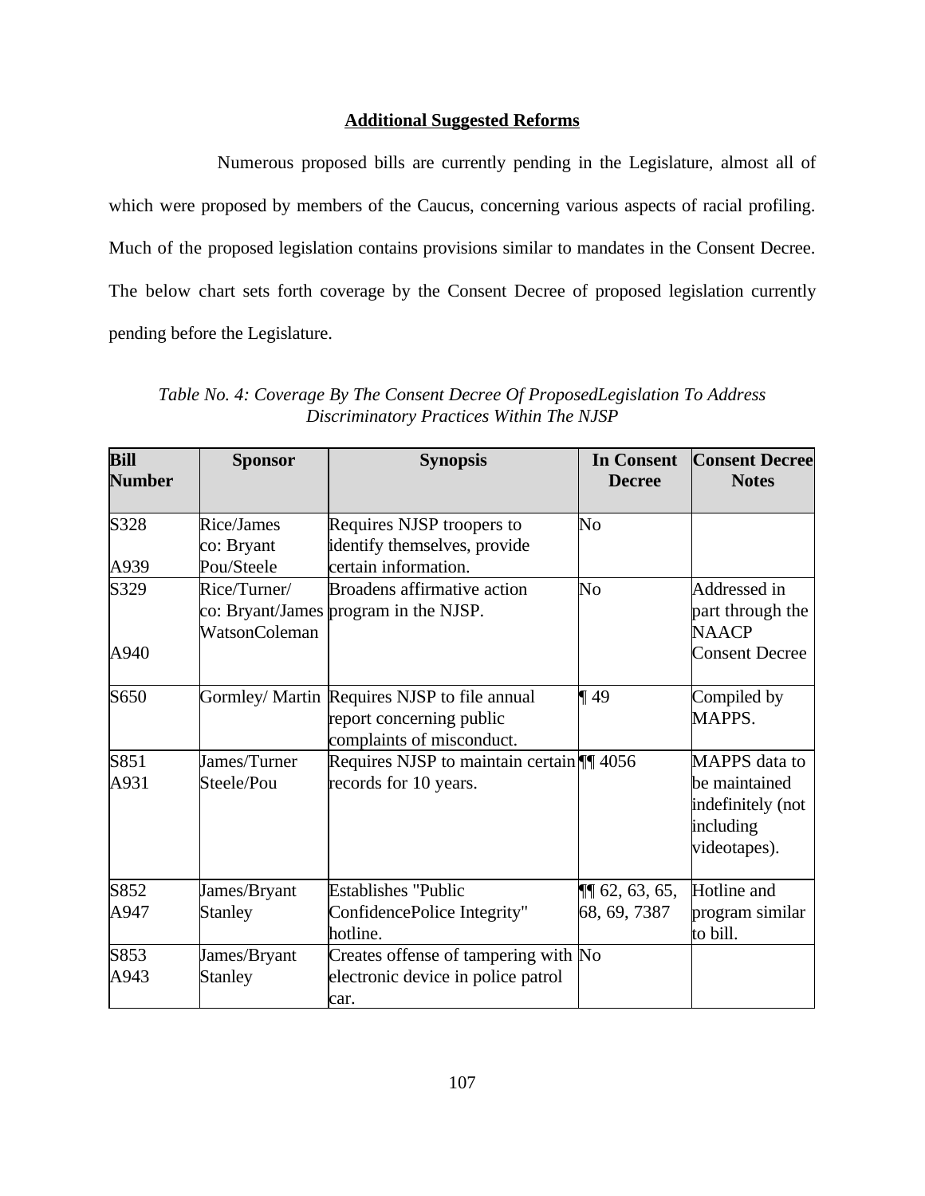**Additional Suggested Reforms**

Numerous proposed bills are currently pending in the Legislature, almost all of which were proposed by members of the Caucus, concerning various aspects of racial profiling. Much of the proposed legislation contains provisions similar to mandates in the Consent Decree. The below chart sets forth coverage by the Consent Decree of proposed legislation currently pending before the Legislature.

*Table No. 4: Coverage By The Consent Decree Of ProposedLegislation To Address Discriminatory Practices Within The NJSP*

| Bill Number | Sponsor | Synopsis | In Consent Decree | Consent Decree Notes |
|---|---|---|---|---|
| S328<br><br>A939 | Rice/James<br>co: Bryant<br>Pou/Steele | Requires NJSP troopers to identify themselves, provide certain information. | No | |
| S329<br><br><br>A940 | Rice/Turner/<br>co: Bryant/James<br>WatsonColeman | Broadens affirmative action program in the NJSP. | No | Addressed in part through the NAACP Consent Decree |
| S650 | Gormley/ Martin | Requires NJSP to file annual report concerning public complaints of misconduct. | ¶ 49 | Compiled by MAPPS. |
| S851<br>A931 | James/Turner<br>Steele/Pou | Requires NJSP to maintain certain records for 10 years. | ¶¶ 4056 | MAPPS data to be maintained indefinitely (not including videotapes). |
| S852<br>A947 | James/Bryant<br>Stanley | Establishes "Public ConfidencePolice Integrity" hotline. | ¶¶ 62, 63, 65, 68, 69, 7387 | Hotline and program similar to bill. |
| S853<br>A943 | James/Bryant<br>Stanley | Creates offense of tampering with electronic device in police patrol car. | No | |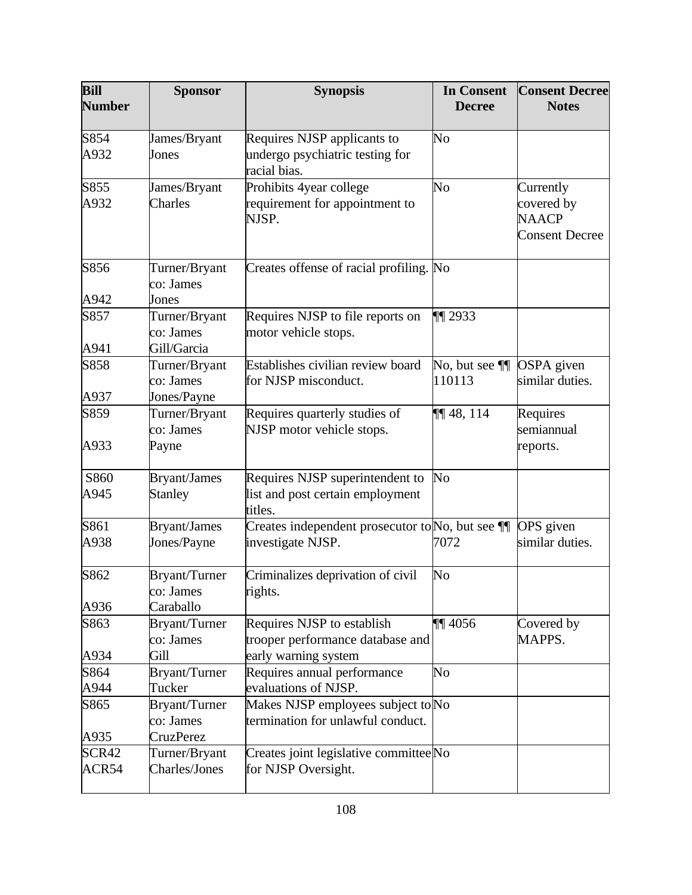| Bill Number | Sponsor | Synopsis | In Consent Decree | Consent Decree Notes |
|---|---|---|---|---|
| S854 A932 | James/Bryant Jones | Requires NJSP applicants to undergo psychiatric testing for racial bias. | No | |
| S855 A932 | James/Bryant Charles | Prohibits 4year college requirement for appointment to NJSP. | No | Currently covered by NAACP Consent Decree |
| S856 A942 | Turner/Bryant co: James Jones | Creates offense of racial profiling. | No | |
| S857 A941 | Turner/Bryant co: James Gill/Garcia | Requires NJSP to file reports on motor vehicle stops. | ¶¶ 2933 | |
| S858 A937 | Turner/Bryant co: James Jones/Payne | Establishes civilian review board for NJSP misconduct. | No, but see ¶¶ 110113 | OSPA given similar duties. |
| S859 A933 | Turner/Bryant co: James Payne | Requires quarterly studies of NJSP motor vehicle stops. | ¶¶ 48, 114 | Requires semiannual reports. |
| S860 A945 | Bryant/James Stanley | Requires NJSP superintendent to list and post certain employment titles. | No | |
| S861 A938 | Bryant/James Jones/Payne | Creates independent prosecutor to investigate NJSP. | No, but see ¶¶ 7072 | OPS given similar duties. |
| S862 A936 | Bryant/Turner co: James Caraballo | Criminalizes deprivation of civil rights. | No | |
| S863 A934 | Bryant/Turner co: James Gill | Requires NJSP to establish trooper performance database and early warning system | ¶¶ 4056 | Covered by MAPPS. |
| S864 A944 | Bryant/Turner Tucker | Requires annual performance evaluations of NJSP. | No | |
| S865 A935 | Bryant/Turner co: James CruzPerez | Makes NJSP employees subject to termination for unlawful conduct. | No | |
| SCR42 ACR54 | Turner/Bryant Charles/Jones | Creates joint legislative committee for NJSP Oversight. | No | |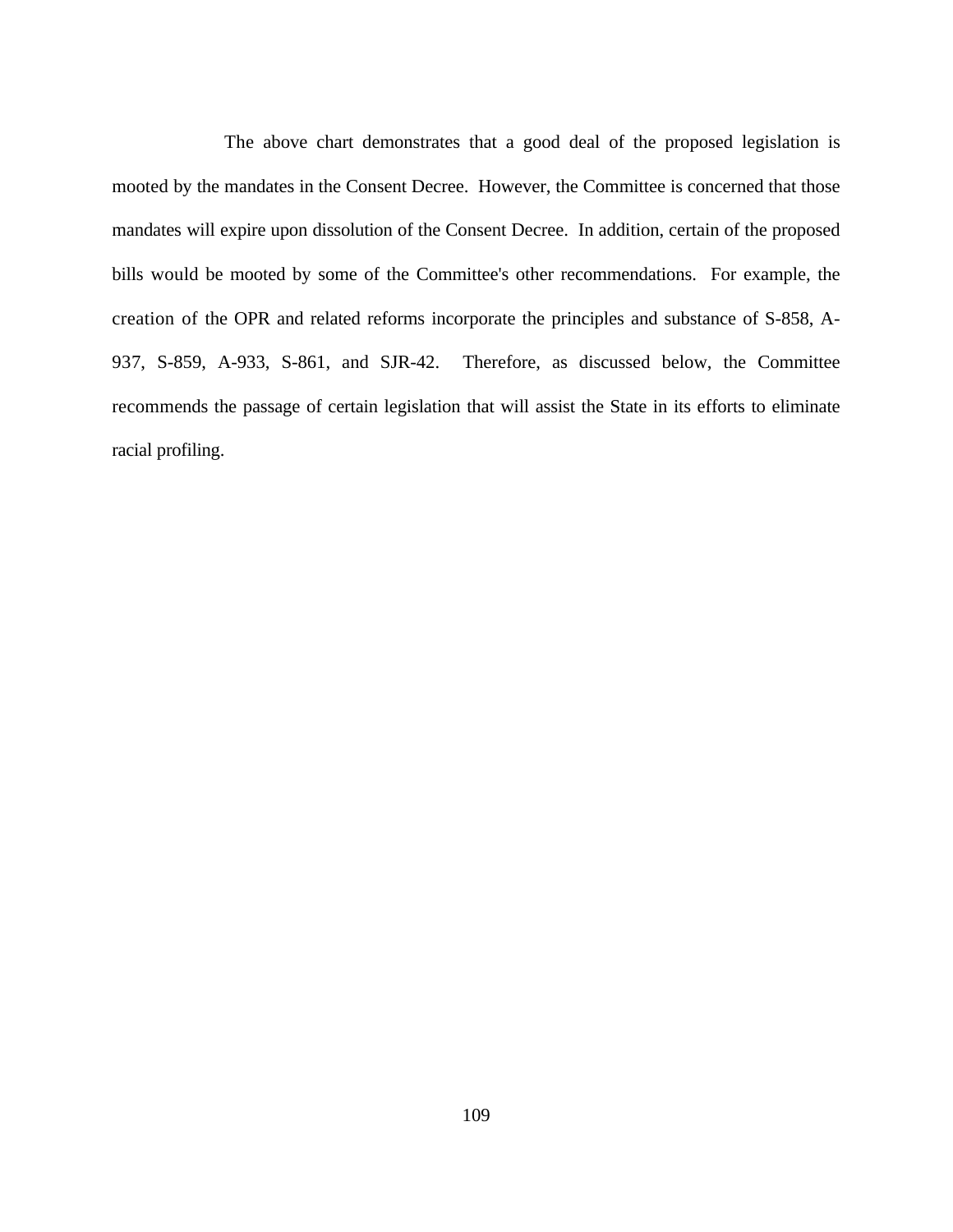The above chart demonstrates that a good deal of the proposed legislation is mooted by the mandates in the Consent Decree. However, the Committee is concerned that those mandates will expire upon dissolution of the Consent Decree. In addition, certain of the proposed bills would be mooted by some of the Committee's other recommendations. For example, the creation of the OPR and related reforms incorporate the principles and substance of S-858, A-937, S-859, A-933, S-861, and SJR-42. Therefore, as discussed below, the Committee recommends the passage of certain legislation that will assist the State in its efforts to eliminate racial profiling.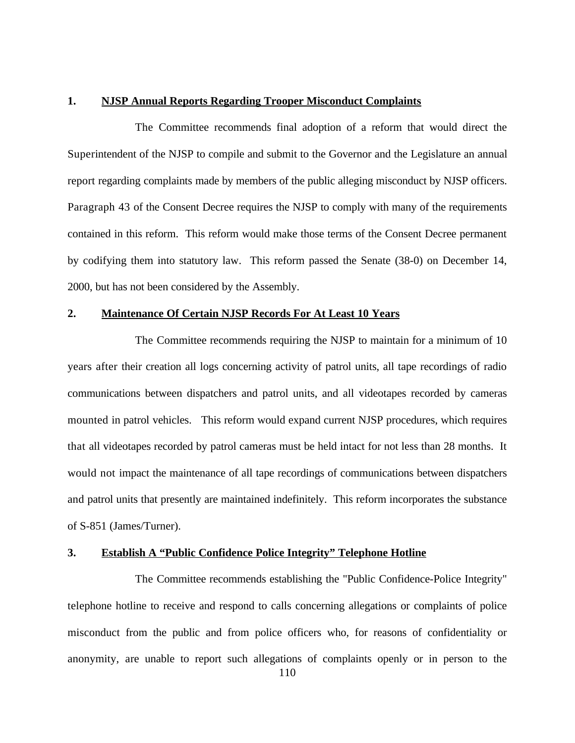**1. NJSP Annual Reports Regarding Trooper Misconduct Complaints**

The Committee recommends final adoption of a reform that would direct the Superintendent of the NJSP to compile and submit to the Governor and the Legislature an annual report regarding complaints made by members of the public alleging misconduct by NJSP officers. Paragraph 43 of the Consent Decree requires the NJSP to comply with many of the requirements contained in this reform. This reform would make those terms of the Consent Decree permanent by codifying them into statutory law. This reform passed the Senate (38-0) on December 14, 2000, but has not been considered by the Assembly.

**2. Maintenance Of Certain NJSP Records For At Least 10 Years**

The Committee recommends requiring the NJSP to maintain for a minimum of 10 years after their creation all logs concerning activity of patrol units, all tape recordings of radio communications between dispatchers and patrol units, and all videotapes recorded by cameras mounted in patrol vehicles. This reform would expand current NJSP procedures, which requires that all videotapes recorded by patrol cameras must be held intact for not less than 28 months. It would not impact the maintenance of all tape recordings of communications between dispatchers and patrol units that presently are maintained indefinitely. This reform incorporates the substance of S-851 (James/Turner).

**3. Establish A "Public Confidence Police Integrity" Telephone Hotline**

The Committee recommends establishing the "Public Confidence-Police Integrity" telephone hotline to receive and respond to calls concerning allegations or complaints of police misconduct from the public and from police officers who, for reasons of confidentiality or anonymity, are unable to report such allegations of complaints openly or in person to the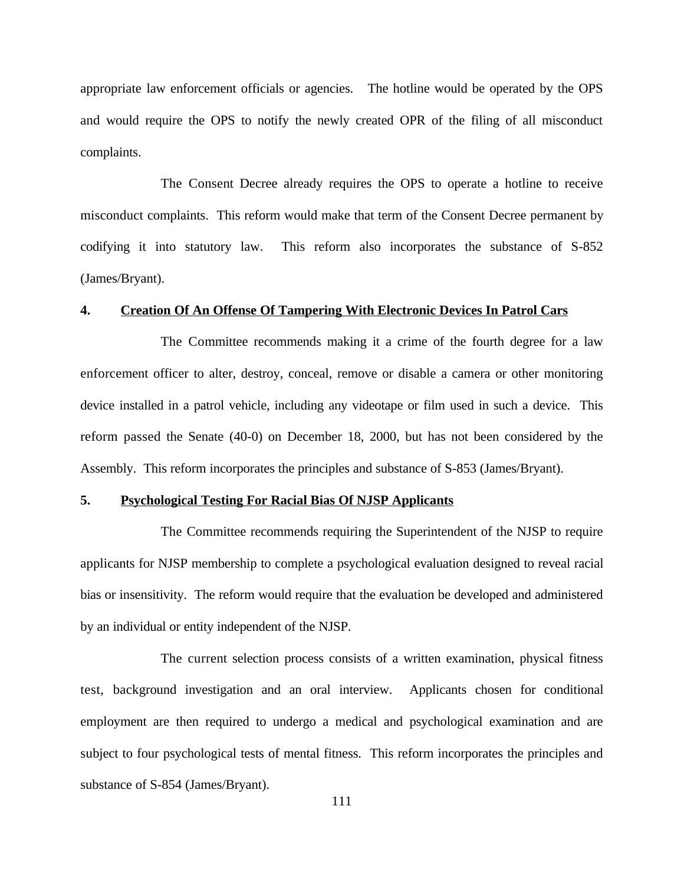appropriate law enforcement officials or agencies. The hotline would be operated by the OPS and would require the OPS to notify the newly created OPR of the filing of all misconduct complaints.

The Consent Decree already requires the OPS to operate a hotline to receive misconduct complaints. This reform would make that term of the Consent Decree permanent by codifying it into statutory law. This reform also incorporates the substance of S-852 (James/Bryant).

**4. Creation Of An Offense Of Tampering With Electronic Devices In Patrol Cars**

The Committee recommends making it a crime of the fourth degree for a law enforcement officer to alter, destroy, conceal, remove or disable a camera or other monitoring device installed in a patrol vehicle, including any videotape or film used in such a device. This reform passed the Senate (40-0) on December 18, 2000, but has not been considered by the Assembly. This reform incorporates the principles and substance of S-853 (James/Bryant).

**5. Psychological Testing For Racial Bias Of NJSP Applicants**

The Committee recommends requiring the Superintendent of the NJSP to require applicants for NJSP membership to complete a psychological evaluation designed to reveal racial bias or insensitivity. The reform would require that the evaluation be developed and administered by an individual or entity independent of the NJSP.

The current selection process consists of a written examination, physical fitness test, background investigation and an oral interview. Applicants chosen for conditional employment are then required to undergo a medical and psychological examination and are subject to four psychological tests of mental fitness. This reform incorporates the principles and substance of S-854 (James/Bryant).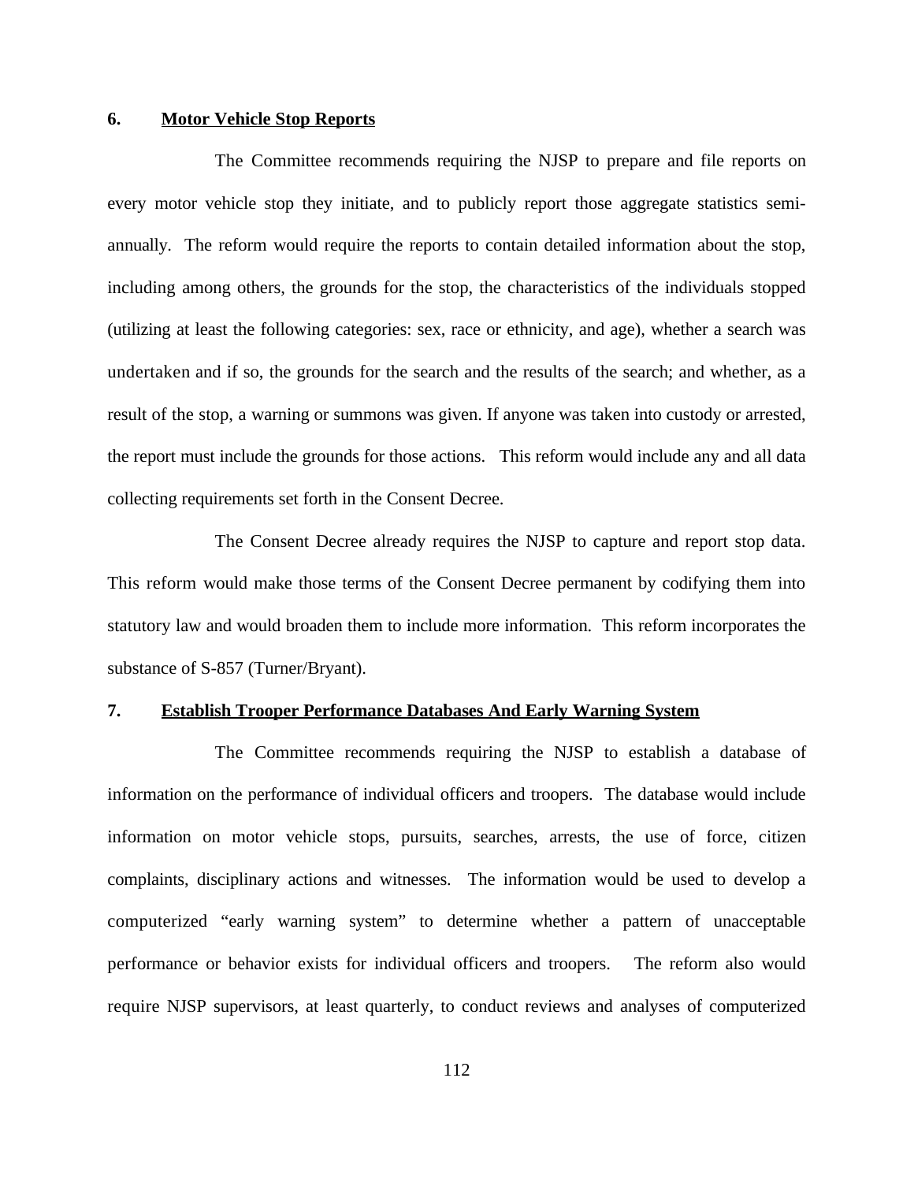### 6. **Motor Vehicle Stop Reports**

The Committee recommends requiring the NJSP to prepare and file reports on every motor vehicle stop they initiate, and to publicly report those aggregate statistics semi-annually. The reform would require the reports to contain detailed information about the stop, including among others, the grounds for the stop, the characteristics of the individuals stopped (utilizing at least the following categories: sex, race or ethnicity, and age), whether a search was undertaken and if so, the grounds for the search and the results of the search; and whether, as a result of the stop, a warning or summons was given. If anyone was taken into custody or arrested, the report must include the grounds for those actions. This reform would include any and all data collecting requirements set forth in the Consent Decree.

The Consent Decree already requires the NJSP to capture and report stop data. This reform would make those terms of the Consent Decree permanent by codifying them into statutory law and would broaden them to include more information. This reform incorporates the substance of S-857 (Turner/Bryant).

### 7. **Establish Trooper Performance Databases And Early Warning System**

The Committee recommends requiring the NJSP to establish a database of information on the performance of individual officers and troopers. The database would include information on motor vehicle stops, pursuits, searches, arrests, the use of force, citizen complaints, disciplinary actions and witnesses. The information would be used to develop a computerized "early warning system" to determine whether a pattern of unacceptable performance or behavior exists for individual officers and troopers. The reform also would require NJSP supervisors, at least quarterly, to conduct reviews and analyses of computerized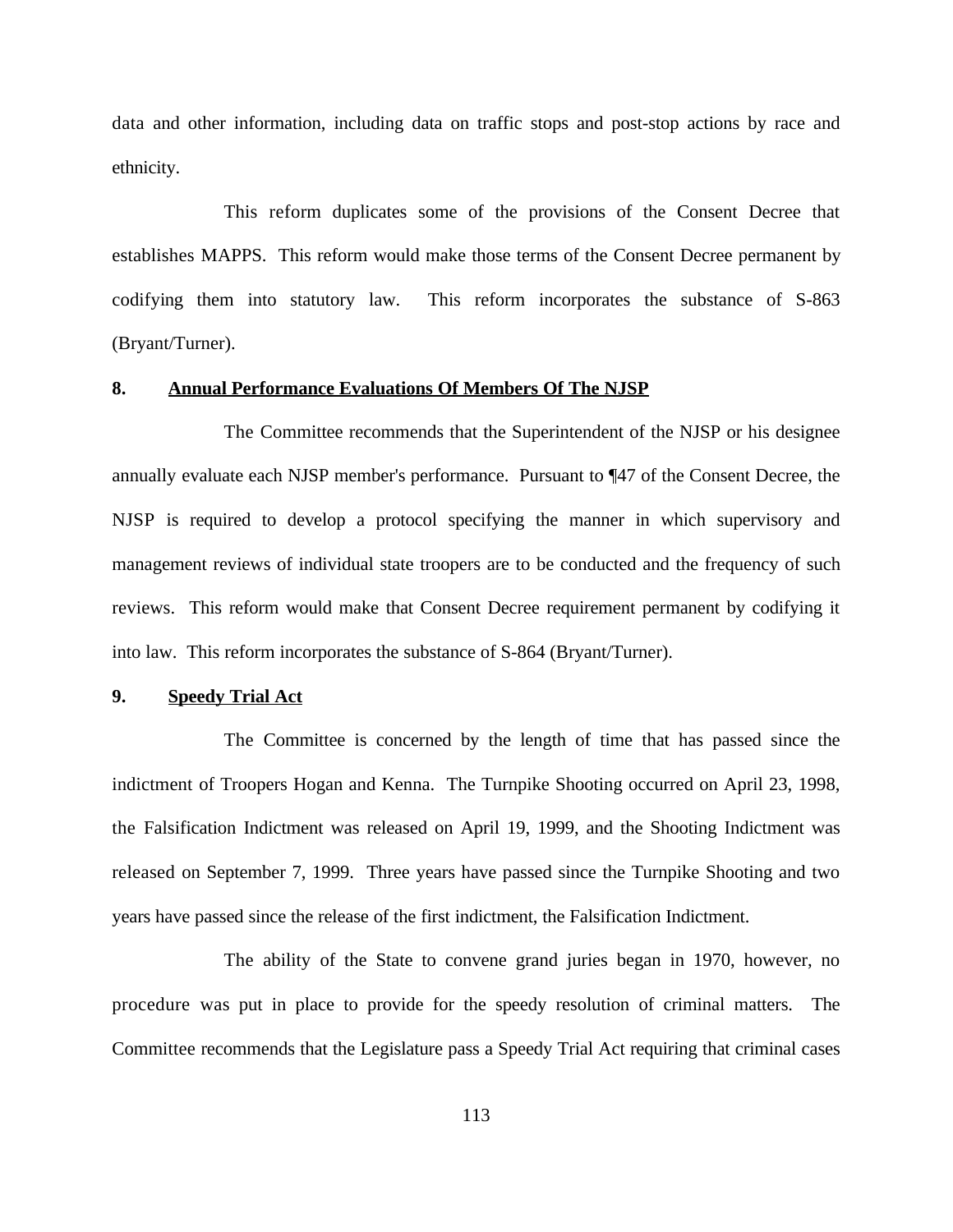data and other information, including data on traffic stops and post-stop actions by race and ethnicity.

This reform duplicates some of the provisions of the Consent Decree that establishes MAPPS. This reform would make those terms of the Consent Decree permanent by codifying them into statutory law. This reform incorporates the substance of S-863 (Bryant/Turner).

### 8. Annual Performance Evaluations Of Members Of The NJSP

The Committee recommends that the Superintendent of the NJSP or his designee annually evaluate each NJSP member's performance. Pursuant to ¶47 of the Consent Decree, the NJSP is required to develop a protocol specifying the manner in which supervisory and management reviews of individual state troopers are to be conducted and the frequency of such reviews. This reform would make that Consent Decree requirement permanent by codifying it into law. This reform incorporates the substance of S-864 (Bryant/Turner).

### 9. Speedy Trial Act

The Committee is concerned by the length of time that has passed since the indictment of Troopers Hogan and Kenna. The Turnpike Shooting occurred on April 23, 1998, the Falsification Indictment was released on April 19, 1999, and the Shooting Indictment was released on September 7, 1999. Three years have passed since the Turnpike Shooting and two years have passed since the release of the first indictment, the Falsification Indictment.

The ability of the State to convene grand juries began in 1970, however, no procedure was put in place to provide for the speedy resolution of criminal matters. The Committee recommends that the Legislature pass a Speedy Trial Act requiring that criminal cases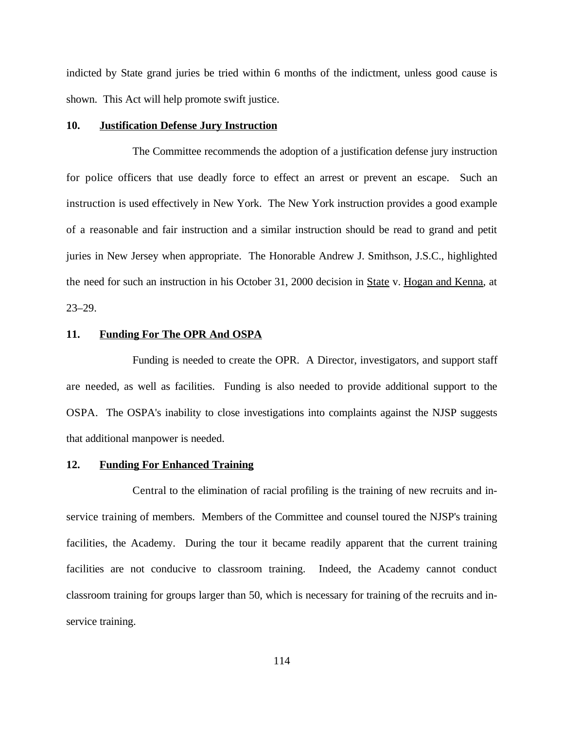indicted by State grand juries be tried within 6 months of the indictment, unless good cause is shown. This Act will help promote swift justice.

**10. Justification Defense Jury Instruction**

The Committee recommends the adoption of a justification defense jury instruction for police officers that use deadly force to effect an arrest or prevent an escape. Such an instruction is used effectively in New York. The New York instruction provides a good example of a reasonable and fair instruction and a similar instruction should be read to grand and petit juries in New Jersey when appropriate. The Honorable Andrew J. Smithson, J.S.C., highlighted the need for such an instruction in his October 31, 2000 decision in State v. Hogan and Kenna, at 23–29.

**11. Funding For The OPR And OSPA**

Funding is needed to create the OPR. A Director, investigators, and support staff are needed, as well as facilities. Funding is also needed to provide additional support to the OSPA. The OSPA's inability to close investigations into complaints against the NJSP suggests that additional manpower is needed.

**12. Funding For Enhanced Training**

Central to the elimination of racial profiling is the training of new recruits and in-service training of members. Members of the Committee and counsel toured the NJSP's training facilities, the Academy. During the tour it became readily apparent that the current training facilities are not conducive to classroom training. Indeed, the Academy cannot conduct classroom training for groups larger than 50, which is necessary for training of the recruits and in-service training.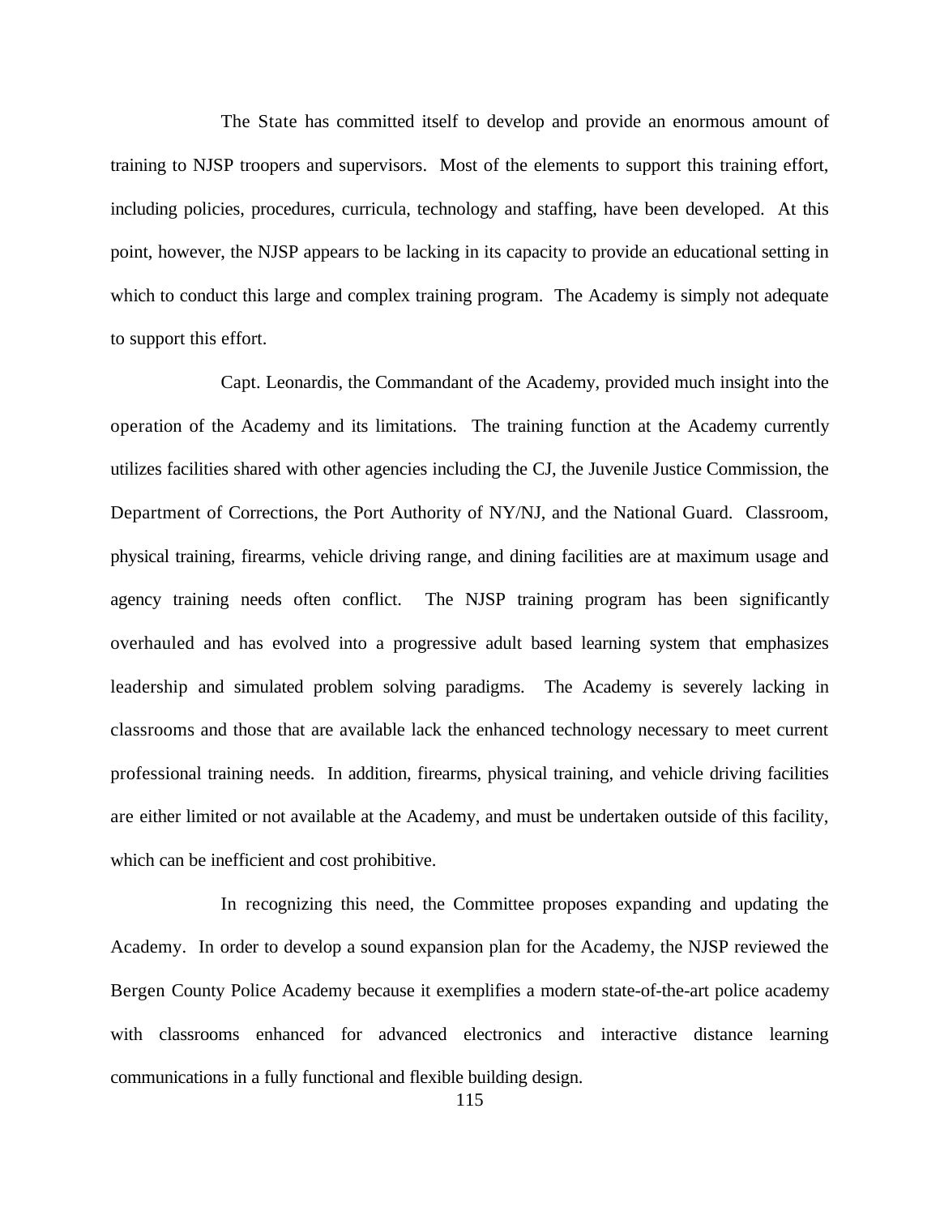The State has committed itself to develop and provide an enormous amount of training to NJSP troopers and supervisors. Most of the elements to support this training effort, including policies, procedures, curricula, technology and staffing, have been developed. At this point, however, the NJSP appears to be lacking in its capacity to provide an educational setting in which to conduct this large and complex training program. The Academy is simply not adequate to support this effort.

Capt. Leonardis, the Commandant of the Academy, provided much insight into the operation of the Academy and its limitations. The training function at the Academy currently utilizes facilities shared with other agencies including the CJ, the Juvenile Justice Commission, the Department of Corrections, the Port Authority of NY/NJ, and the National Guard. Classroom, physical training, firearms, vehicle driving range, and dining facilities are at maximum usage and agency training needs often conflict. The NJSP training program has been significantly overhauled and has evolved into a progressive adult based learning system that emphasizes leadership and simulated problem solving paradigms. The Academy is severely lacking in classrooms and those that are available lack the enhanced technology necessary to meet current professional training needs. In addition, firearms, physical training, and vehicle driving facilities are either limited or not available at the Academy, and must be undertaken outside of this facility, which can be inefficient and cost prohibitive.

In recognizing this need, the Committee proposes expanding and updating the Academy. In order to develop a sound expansion plan for the Academy, the NJSP reviewed the Bergen County Police Academy because it exemplifies a modern state-of-the-art police academy with classrooms enhanced for advanced electronics and interactive distance learning communications in a fully functional and flexible building design.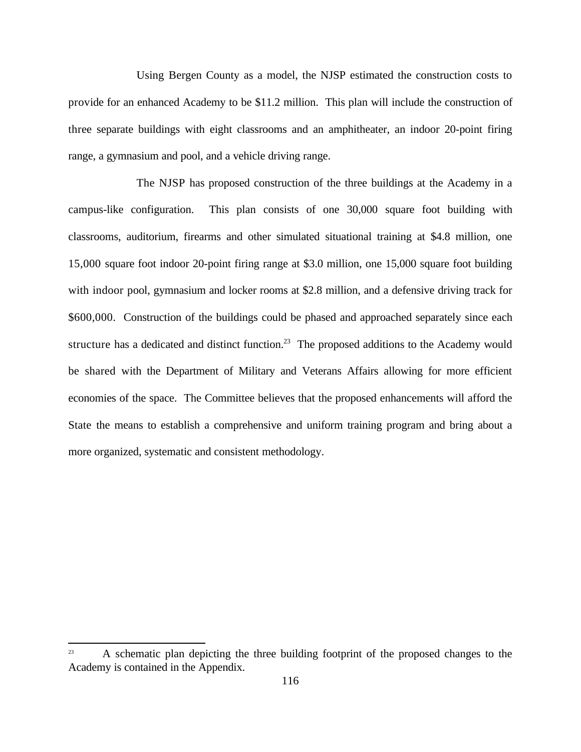Using Bergen County as a model, the NJSP estimated the construction costs to provide for an enhanced Academy to be $11.2 million. This plan will include the construction of three separate buildings with eight classrooms and an amphitheater, an indoor 20-point firing range, a gymnasium and pool, and a vehicle driving range.

The NJSP has proposed construction of the three buildings at the Academy in a campus-like configuration. This plan consists of one 30,000 square foot building with classrooms, auditorium, firearms and other simulated situational training at $4.8 million, one 15,000 square foot indoor 20-point firing range at $3.0 million, one 15,000 square foot building with indoor pool, gymnasium and locker rooms at $2.8 million, and a defensive driving track for $600,000. Construction of the buildings could be phased and approached separately since each structure has a dedicated and distinct function.[23] The proposed additions to the Academy would be shared with the Department of Military and Veterans Affairs allowing for more efficient economies of the space. The Committee believes that the proposed enhancements will afford the State the means to establish a comprehensive and uniform training program and bring about a more organized, systematic and consistent methodology.

---

[23] A schematic plan depicting the three building footprint of the proposed changes to the Academy is contained in the Appendix.